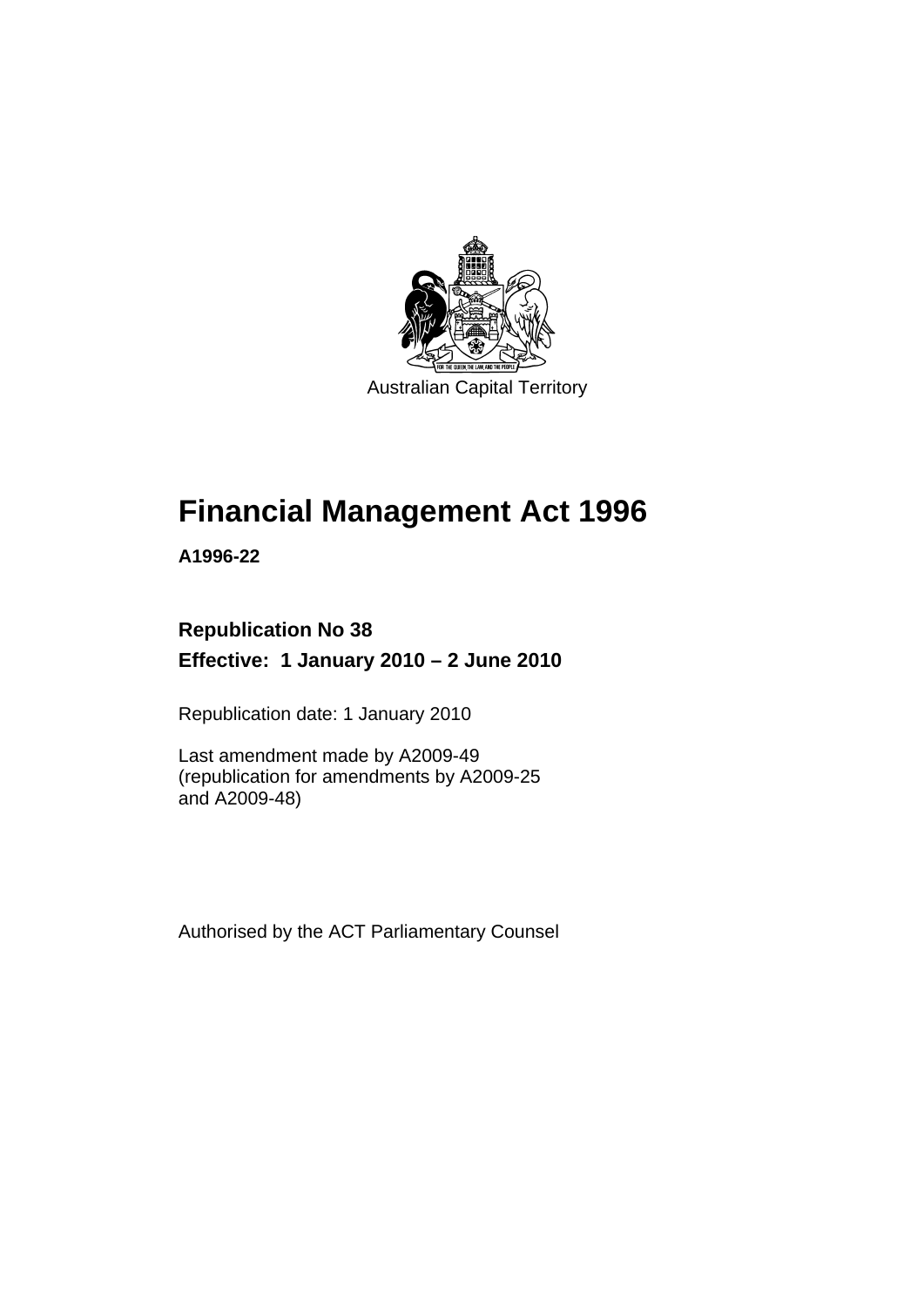Australian Capital Territory

# Financial Management Act 1996

**A1996-22**

**Republication No 38**

**Effective: 1 January 2010 – 2 June 2010**

Republication date: 1 January 2010

Last amendment made by A2009-49
(republication for amendments by A2009-25
and A2009-48)

Authorised by the ACT Parliamentary Counsel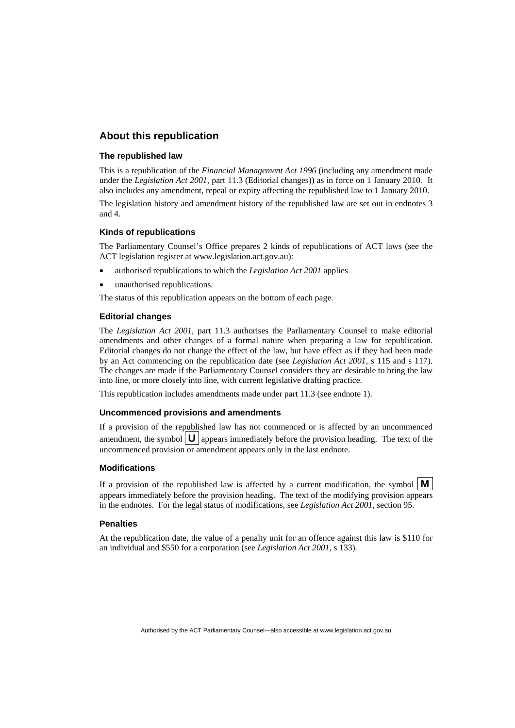## About this republication

### The republished law

This is a republication of the *Financial Management Act 1996* (including any amendment made under the *Legislation Act 2001*, part 11.3 (Editorial changes)) as in force on 1 January 2010. It also includes any amendment, repeal or expiry affecting the republished law to 1 January 2010.

The legislation history and amendment history of the republished law are set out in endnotes 3 and 4.

### Kinds of republications

The Parliamentary Counsel's Office prepares 2 kinds of republications of ACT laws (see the ACT legislation register at www.legislation.act.gov.au):

- authorised republications to which the *Legislation Act 2001* applies
- unauthorised republications.

The status of this republication appears on the bottom of each page.

### Editorial changes

The *Legislation Act 2001*, part 11.3 authorises the Parliamentary Counsel to make editorial amendments and other changes of a formal nature when preparing a law for republication. Editorial changes do not change the effect of the law, but have effect as if they had been made by an Act commencing on the republication date (see *Legislation Act 2001*, s 115 and s 117). The changes are made if the Parliamentary Counsel considers they are desirable to bring the law into line, or more closely into line, with current legislative drafting practice.

This republication includes amendments made under part 11.3 (see endnote 1).

### Uncommenced provisions and amendments

If a provision of the republished law has not commenced or is affected by an uncommenced amendment, the symbol **U** appears immediately before the provision heading. The text of the uncommenced provision or amendment appears only in the last endnote.

### Modifications

If a provision of the republished law is affected by a current modification, the symbol **M** appears immediately before the provision heading. The text of the modifying provision appears in the endnotes. For the legal status of modifications, see *Legislation Act 2001*, section 95.

### Penalties

At the republication date, the value of a penalty unit for an offence against this law is \$110 for an individual and \$550 for a corporation (see *Legislation Act 2001*, s 133).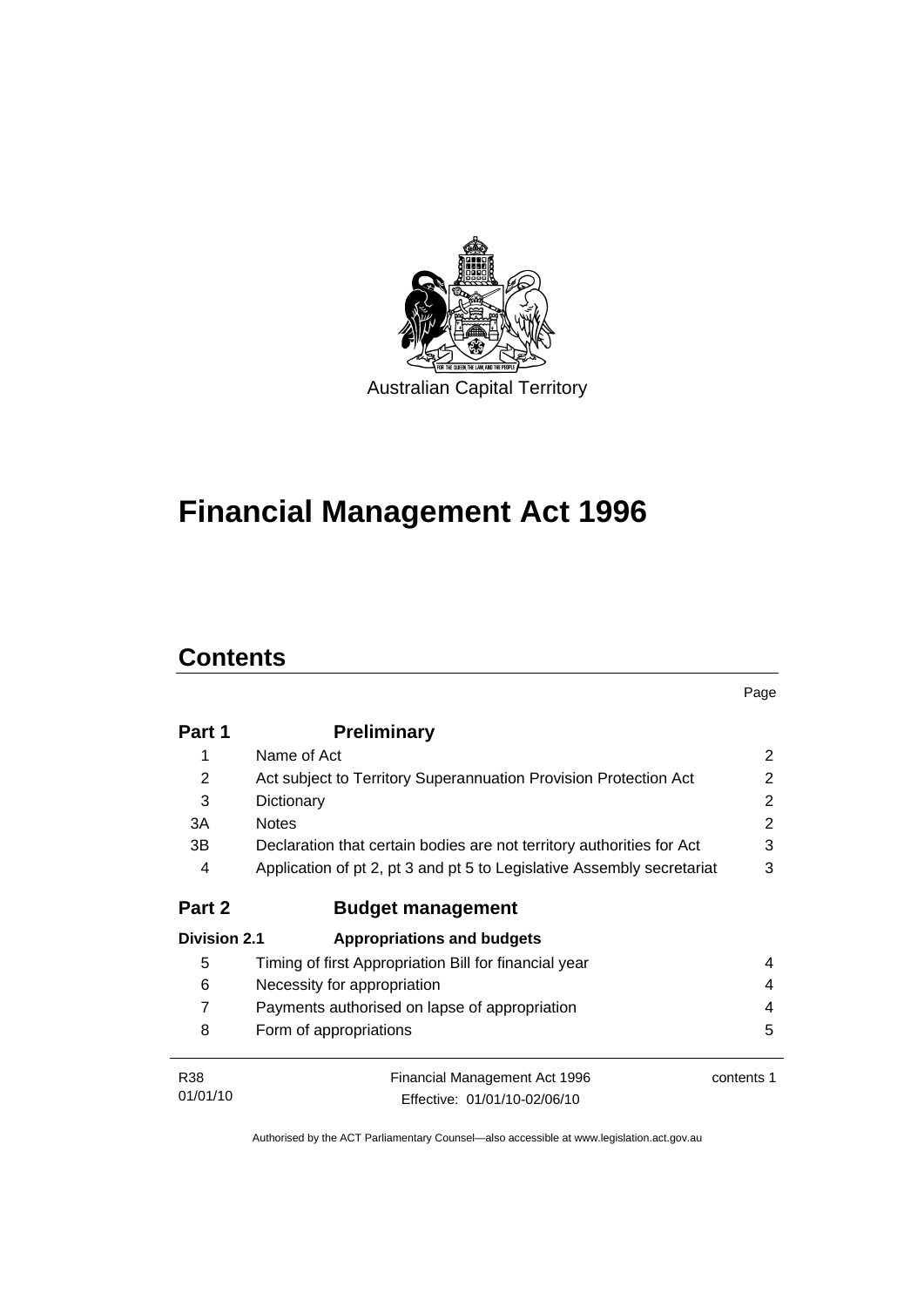Australian Capital Territory

# Financial Management Act 1996

## Contents

| | | Page |
|---|---|---|
| **Part 1** | **Preliminary** | |
| 1 | Name of Act | 2 |
| 2 | Act subject to Territory Superannuation Provision Protection Act | 2 |
| 3 | Dictionary | 2 |
| 3A | Notes | 2 |
| 3B | Declaration that certain bodies are not territory authorities for Act | 3 |
| 4 | Application of pt 2, pt 3 and pt 5 to Legislative Assembly secretariat | 3 |
| **Part 2** | **Budget management** | |
| **Division 2.1** | **Appropriations and budgets** | |
| 5 | Timing of first Appropriation Bill for financial year | 4 |
| 6 | Necessity for appropriation | 4 |
| 7 | Payments authorised on lapse of appropriation | 4 |
| 8 | Form of appropriations | 5 |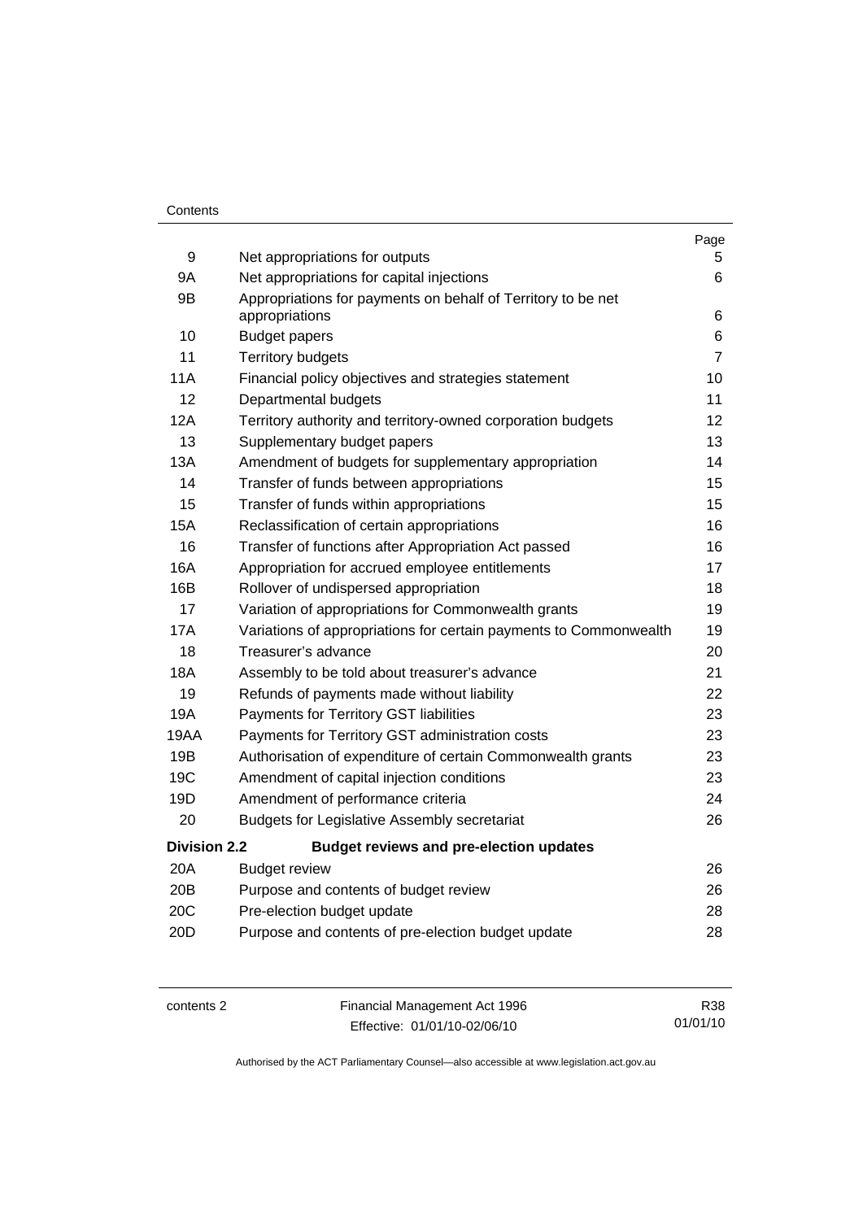| | | Page |
|---|---|---|
| 9 | Net appropriations for outputs | 5 |
| 9A | Net appropriations for capital injections | 6 |
| 9B | Appropriations for payments on behalf of Territory to be net appropriations | 6 |
| 10 | Budget papers | 6 |
| 11 | Territory budgets | 7 |
| 11A | Financial policy objectives and strategies statement | 10 |
| 12 | Departmental budgets | 11 |
| 12A | Territory authority and territory-owned corporation budgets | 12 |
| 13 | Supplementary budget papers | 13 |
| 13A | Amendment of budgets for supplementary appropriation | 14 |
| 14 | Transfer of funds between appropriations | 15 |
| 15 | Transfer of funds within appropriations | 15 |
| 15A | Reclassification of certain appropriations | 16 |
| 16 | Transfer of functions after Appropriation Act passed | 16 |
| 16A | Appropriation for accrued employee entitlements | 17 |
| 16B | Rollover of undispersed appropriation | 18 |
| 17 | Variation of appropriations for Commonwealth grants | 19 |
| 17A | Variations of appropriations for certain payments to Commonwealth | 19 |
| 18 | Treasurer's advance | 20 |
| 18A | Assembly to be told about treasurer's advance | 21 |
| 19 | Refunds of payments made without liability | 22 |
| 19A | Payments for Territory GST liabilities | 23 |
| 19AA | Payments for Territory GST administration costs | 23 |
| 19B | Authorisation of expenditure of certain Commonwealth grants | 23 |
| 19C | Amendment of capital injection conditions | 23 |
| 19D | Amendment of performance criteria | 24 |
| 20 | Budgets for Legislative Assembly secretariat | 26 |
| **Division 2.2** | **Budget reviews and pre-election updates** | |
| 20A | Budget review | 26 |
| 20B | Purpose and contents of budget review | 26 |
| 20C | Pre-election budget update | 28 |
| 20D | Purpose and contents of pre-election budget update | 28 |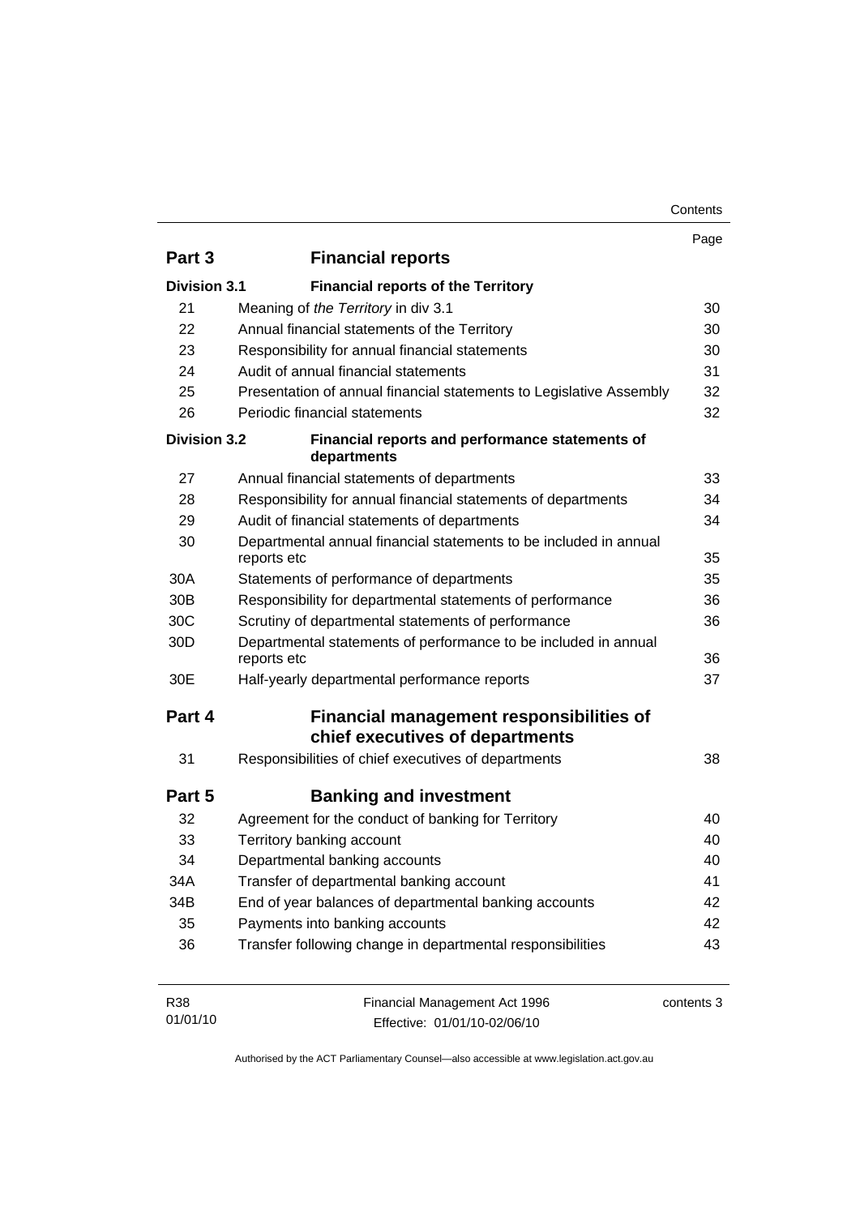| | | Page |
|---|---|---|
| **Part 3** | **Financial reports** | |
| **Division 3.1** | **Financial reports of the Territory** | |
| 21 | Meaning of *the Territory* in div 3.1 | 30 |
| 22 | Annual financial statements of the Territory | 30 |
| 23 | Responsibility for annual financial statements | 30 |
| 24 | Audit of annual financial statements | 31 |
| 25 | Presentation of annual financial statements to Legislative Assembly | 32 |
| 26 | Periodic financial statements | 32 |
| **Division 3.2** | **Financial reports and performance statements of departments** | |
| 27 | Annual financial statements of departments | 33 |
| 28 | Responsibility for annual financial statements of departments | 34 |
| 29 | Audit of financial statements of departments | 34 |
| 30 | Departmental annual financial statements to be included in annual reports etc | 35 |
| 30A | Statements of performance of departments | 35 |
| 30B | Responsibility for departmental statements of performance | 36 |
| 30C | Scrutiny of departmental statements of performance | 36 |
| 30D | Departmental statements of performance to be included in annual reports etc | 36 |
| 30E | Half-yearly departmental performance reports | 37 |
| **Part 4** | **Financial management responsibilities of chief executives of departments** | |
| 31 | Responsibilities of chief executives of departments | 38 |
| **Part 5** | **Banking and investment** | |
| 32 | Agreement for the conduct of banking for Territory | 40 |
| 33 | Territory banking account | 40 |
| 34 | Departmental banking accounts | 40 |
| 34A | Transfer of departmental banking account | 41 |
| 34B | End of year balances of departmental banking accounts | 42 |
| 35 | Payments into banking accounts | 42 |
| 36 | Transfer following change in departmental responsibilities | 43 |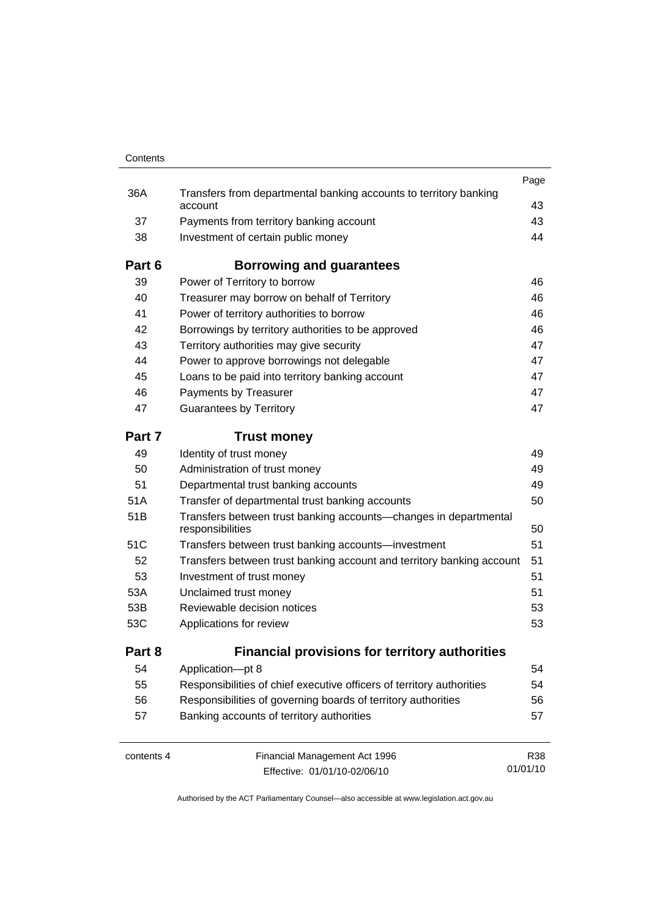| | | Page |
|---|---|---|
| 36A | Transfers from departmental banking accounts to territory banking account | 43 |
| 37 | Payments from territory banking account | 43 |
| 38 | Investment of certain public money | 44 |
| **Part 6** | **Borrowing and guarantees** | |
| 39 | Power of Territory to borrow | 46 |
| 40 | Treasurer may borrow on behalf of Territory | 46 |
| 41 | Power of territory authorities to borrow | 46 |
| 42 | Borrowings by territory authorities to be approved | 46 |
| 43 | Territory authorities may give security | 47 |
| 44 | Power to approve borrowings not delegable | 47 |
| 45 | Loans to be paid into territory banking account | 47 |
| 46 | Payments by Treasurer | 47 |
| 47 | Guarantees by Territory | 47 |
| **Part 7** | **Trust money** | |
| 49 | Identity of trust money | 49 |
| 50 | Administration of trust money | 49 |
| 51 | Departmental trust banking accounts | 49 |
| 51A | Transfer of departmental trust banking accounts | 50 |
| 51B | Transfers between trust banking accounts—changes in departmental responsibilities | 50 |
| 51C | Transfers between trust banking accounts—investment | 51 |
| 52 | Transfers between trust banking account and territory banking account | 51 |
| 53 | Investment of trust money | 51 |
| 53A | Unclaimed trust money | 51 |
| 53B | Reviewable decision notices | 53 |
| 53C | Applications for review | 53 |
| **Part 8** | **Financial provisions for territory authorities** | |
| 54 | Application—pt 8 | 54 |
| 55 | Responsibilities of chief executive officers of territory authorities | 54 |
| 56 | Responsibilities of governing boards of territory authorities | 56 |
| 57 | Banking accounts of territory authorities | 57 |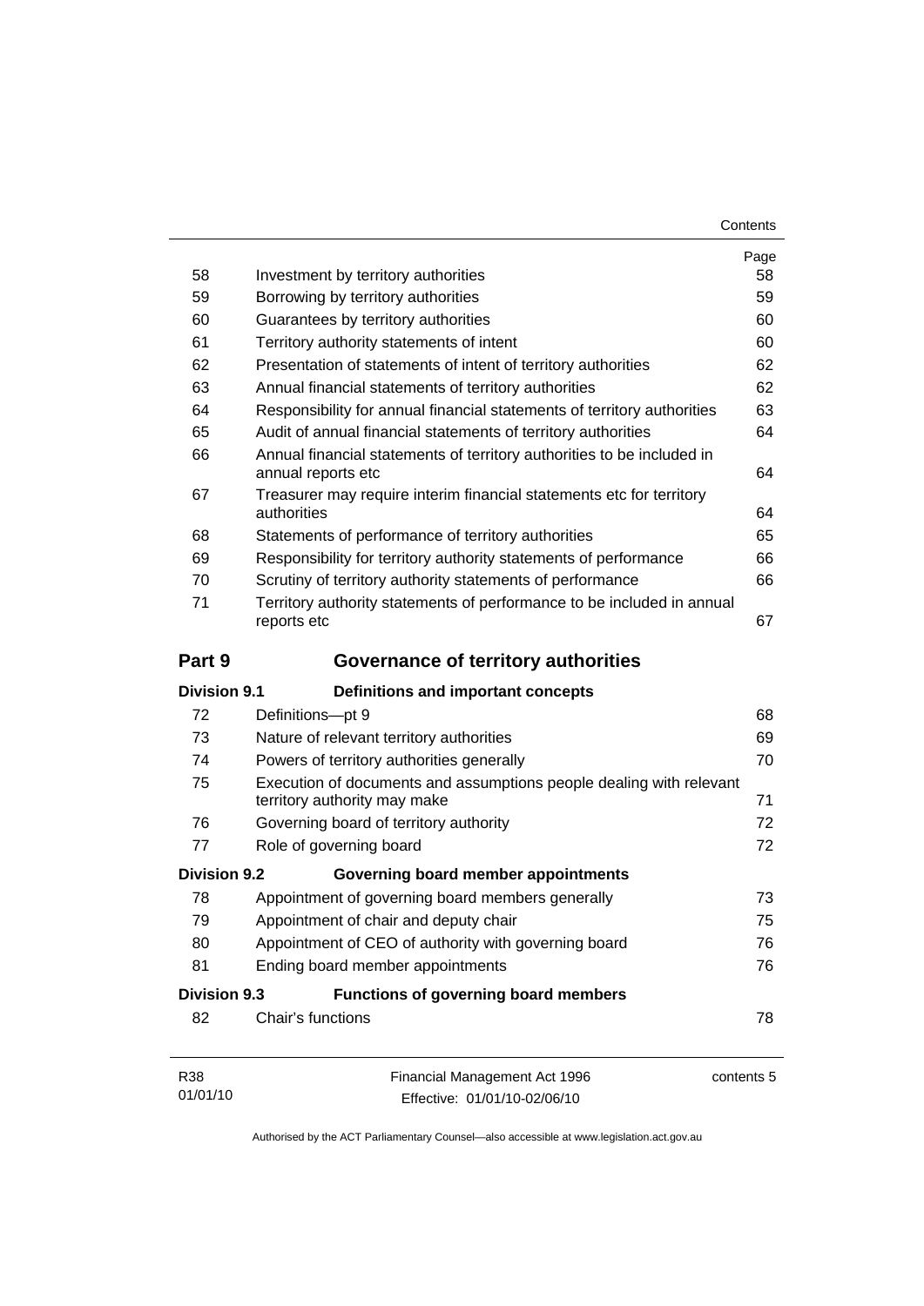| | | Page |
|---|---|---|
| 58 | Investment by territory authorities | 58 |
| 59 | Borrowing by territory authorities | 59 |
| 60 | Guarantees by territory authorities | 60 |
| 61 | Territory authority statements of intent | 60 |
| 62 | Presentation of statements of intent of territory authorities | 62 |
| 63 | Annual financial statements of territory authorities | 62 |
| 64 | Responsibility for annual financial statements of territory authorities | 63 |
| 65 | Audit of annual financial statements of territory authorities | 64 |
| 66 | Annual financial statements of territory authorities to be included in annual reports etc | 64 |
| 67 | Treasurer may require interim financial statements etc for territory authorities | 64 |
| 68 | Statements of performance of territory authorities | 65 |
| 69 | Responsibility for territory authority statements of performance | 66 |
| 70 | Scrutiny of territory authority statements of performance | 66 |
| 71 | Territory authority statements of performance to be included in annual reports etc | 67 |

## Part 9 Governance of territory authorities

### Division 9.1 Definitions and important concepts

| | | |
|---|---|---|
| 72 | Definitions—pt 9 | 68 |
| 73 | Nature of relevant territory authorities | 69 |
| 74 | Powers of territory authorities generally | 70 |
| 75 | Execution of documents and assumptions people dealing with relevant territory authority may make | 71 |
| 76 | Governing board of territory authority | 72 |
| 77 | Role of governing board | 72 |

### Division 9.2 Governing board member appointments

| | | |
|---|---|---|
| 78 | Appointment of governing board members generally | 73 |
| 79 | Appointment of chair and deputy chair | 75 |
| 80 | Appointment of CEO of authority with governing board | 76 |
| 81 | Ending board member appointments | 76 |

### Division 9.3 Functions of governing board members

| | | |
|---|---|---|
| 82 | Chair's functions | 78 |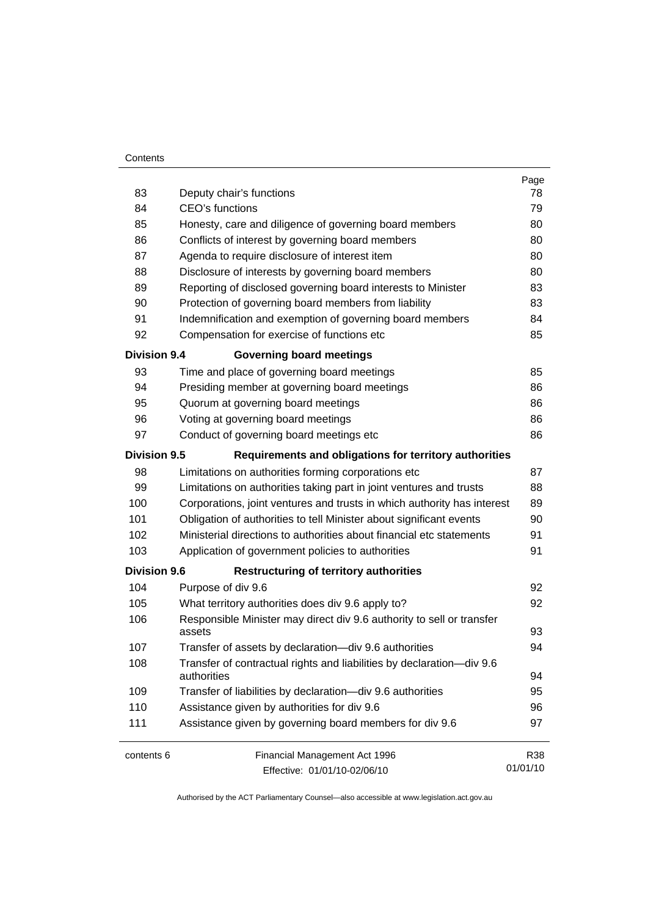| | | Page |
|---|---|---|
| 83 | Deputy chair's functions | 78 |
| 84 | CEO's functions | 79 |
| 85 | Honesty, care and diligence of governing board members | 80 |
| 86 | Conflicts of interest by governing board members | 80 |
| 87 | Agenda to require disclosure of interest item | 80 |
| 88 | Disclosure of interests by governing board members | 80 |
| 89 | Reporting of disclosed governing board interests to Minister | 83 |
| 90 | Protection of governing board members from liability | 83 |
| 91 | Indemnification and exemption of governing board members | 84 |
| 92 | Compensation for exercise of functions etc | 85 |
| **Division 9.4** | **Governing board meetings** | |
| 93 | Time and place of governing board meetings | 85 |
| 94 | Presiding member at governing board meetings | 86 |
| 95 | Quorum at governing board meetings | 86 |
| 96 | Voting at governing board meetings | 86 |
| 97 | Conduct of governing board meetings etc | 86 |
| **Division 9.5** | **Requirements and obligations for territory authorities** | |
| 98 | Limitations on authorities forming corporations etc | 87 |
| 99 | Limitations on authorities taking part in joint ventures and trusts | 88 |
| 100 | Corporations, joint ventures and trusts in which authority has interest | 89 |
| 101 | Obligation of authorities to tell Minister about significant events | 90 |
| 102 | Ministerial directions to authorities about financial etc statements | 91 |
| 103 | Application of government policies to authorities | 91 |
| **Division 9.6** | **Restructuring of territory authorities** | |
| 104 | Purpose of div 9.6 | 92 |
| 105 | What territory authorities does div 9.6 apply to? | 92 |
| 106 | Responsible Minister may direct div 9.6 authority to sell or transfer assets | 93 |
| 107 | Transfer of assets by declaration—div 9.6 authorities | 94 |
| 108 | Transfer of contractual rights and liabilities by declaration—div 9.6 authorities | 94 |
| 109 | Transfer of liabilities by declaration—div 9.6 authorities | 95 |
| 110 | Assistance given by authorities for div 9.6 | 96 |
| 111 | Assistance given by governing board members for div 9.6 | 97 |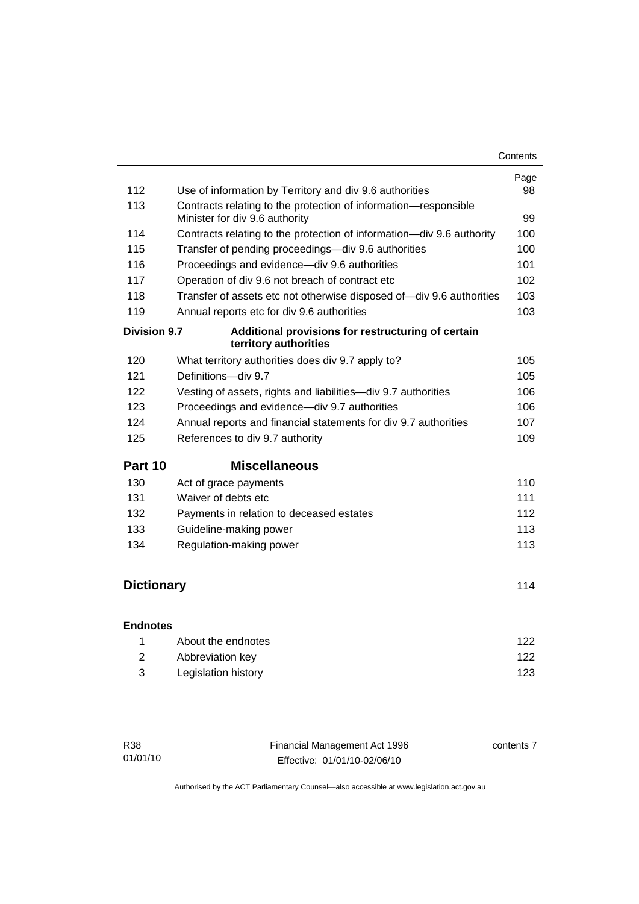| | | Page |
|---|---|---|
| 112 | Use of information by Territory and div 9.6 authorities | 98 |
| 113 | Contracts relating to the protection of information—responsible Minister for div 9.6 authority | 99 |
| 114 | Contracts relating to the protection of information—div 9.6 authority | 100 |
| 115 | Transfer of pending proceedings—div 9.6 authorities | 100 |
| 116 | Proceedings and evidence—div 9.6 authorities | 101 |
| 117 | Operation of div 9.6 not breach of contract etc | 102 |
| 118 | Transfer of assets etc not otherwise disposed of—div 9.6 authorities | 103 |
| 119 | Annual reports etc for div 9.6 authorities | 103 |
| **Division 9.7** | **Additional provisions for restructuring of certain territory authorities** | |
| 120 | What territory authorities does div 9.7 apply to? | 105 |
| 121 | Definitions—div 9.7 | 105 |
| 122 | Vesting of assets, rights and liabilities—div 9.7 authorities | 106 |
| 123 | Proceedings and evidence—div 9.7 authorities | 106 |
| 124 | Annual reports and financial statements for div 9.7 authorities | 107 |
| 125 | References to div 9.7 authority | 109 |
| **Part 10** | **Miscellaneous** | |
| 130 | Act of grace payments | 110 |
| 131 | Waiver of debts etc | 111 |
| 132 | Payments in relation to deceased estates | 112 |
| 133 | Guideline-making power | 113 |
| 134 | Regulation-making power | 113 |
| **Dictionary** | | 114 |
| **Endnotes** | | |
| 1 | About the endnotes | 122 |
| 2 | Abbreviation key | 122 |
| 3 | Legislation history | 123 |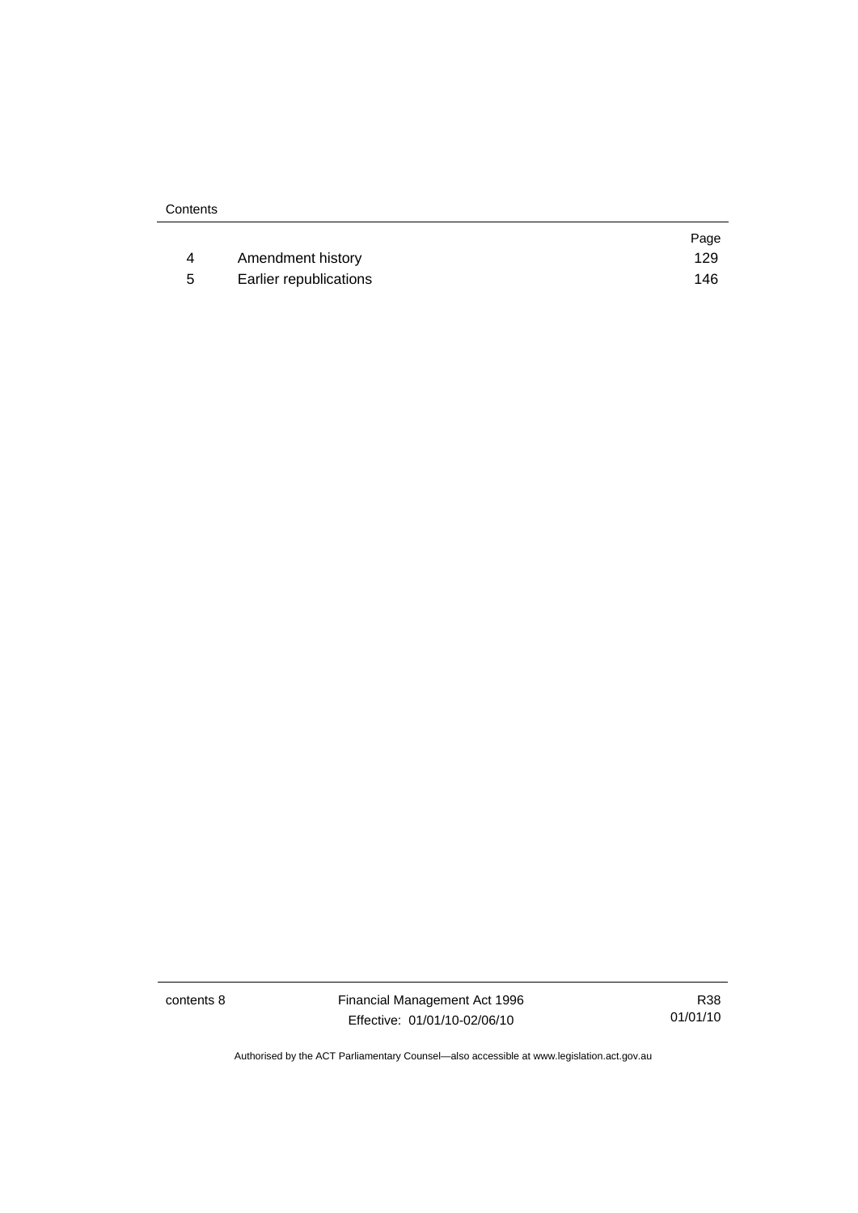| | | Page |
|---|---|---|
| 4 | Amendment history | 129 |
| 5 | Earlier republications | 146 |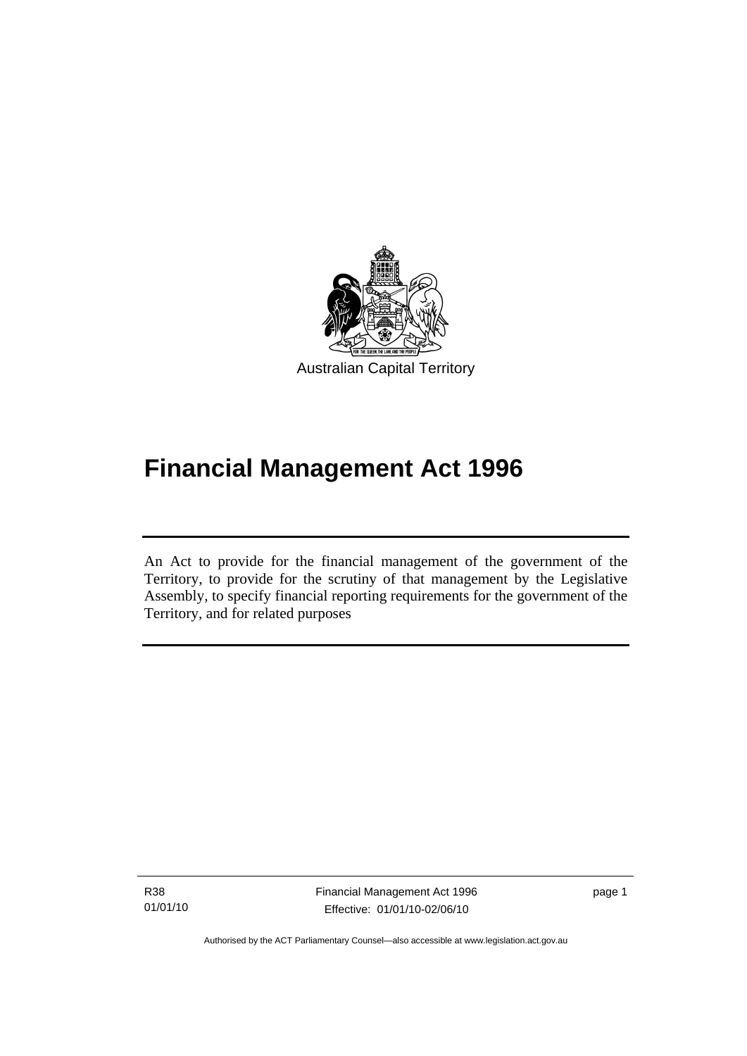Australian Capital Territory

# Financial Management Act 1996

An Act to provide for the financial management of the government of the Territory, to provide for the scrutiny of that management by the Legislative Assembly, to specify financial reporting requirements for the government of the Territory, and for related purposes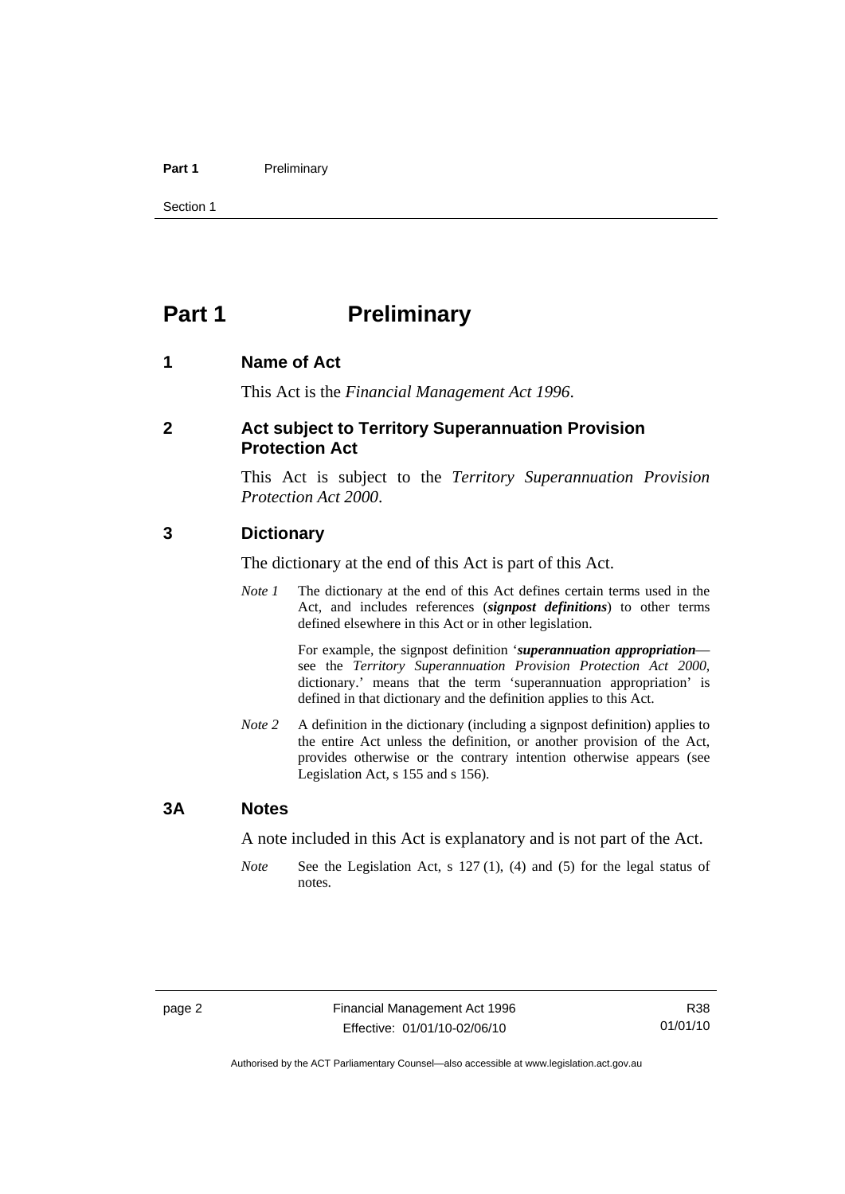# Part 1 Preliminary

## 1 Name of Act

This Act is the *Financial Management Act 1996*.

## 2 Act subject to Territory Superannuation Provision Protection Act

This Act is subject to the *Territory Superannuation Provision Protection Act 2000*.

## 3 Dictionary

The dictionary at the end of this Act is part of this Act.

*Note 1* The dictionary at the end of this Act defines certain terms used in the Act, and includes references (***signpost definitions***) to other terms defined elsewhere in this Act or in other legislation.

For example, the signpost definition '***superannuation appropriation***—see the *Territory Superannuation Provision Protection Act 2000*, dictionary.' means that the term 'superannuation appropriation' is defined in that dictionary and the definition applies to this Act.

*Note 2* A definition in the dictionary (including a signpost definition) applies to the entire Act unless the definition, or another provision of the Act, provides otherwise or the contrary intention otherwise appears (see Legislation Act, s 155 and s 156).

## 3A Notes

A note included in this Act is explanatory and is not part of the Act.

*Note* See the Legislation Act, s 127 (1), (4) and (5) for the legal status of notes.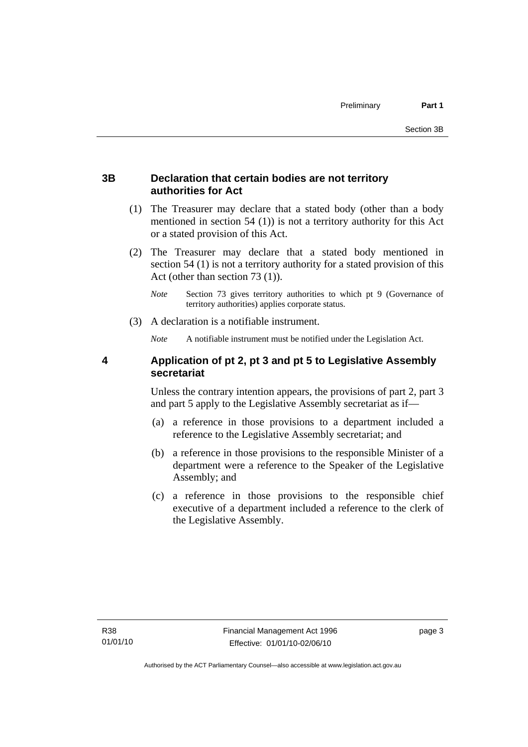### 3B Declaration that certain bodies are not territory authorities for Act

(1) The Treasurer may declare that a stated body (other than a body mentioned in section 54 (1)) is not a territory authority for this Act or a stated provision of this Act.

(2) The Treasurer may declare that a stated body mentioned in section 54 (1) is not a territory authority for a stated provision of this Act (other than section 73 (1)).

*Note* Section 73 gives territory authorities to which pt 9 (Governance of territory authorities) applies corporate status.

(3) A declaration is a notifiable instrument.

*Note* A notifiable instrument must be notified under the Legislation Act.

### 4 Application of pt 2, pt 3 and pt 5 to Legislative Assembly secretariat

Unless the contrary intention appears, the provisions of part 2, part 3 and part 5 apply to the Legislative Assembly secretariat as if—

(a) a reference in those provisions to a department included a reference to the Legislative Assembly secretariat; and

(b) a reference in those provisions to the responsible Minister of a department were a reference to the Speaker of the Legislative Assembly; and

(c) a reference in those provisions to the responsible chief executive of a department included a reference to the clerk of the Legislative Assembly.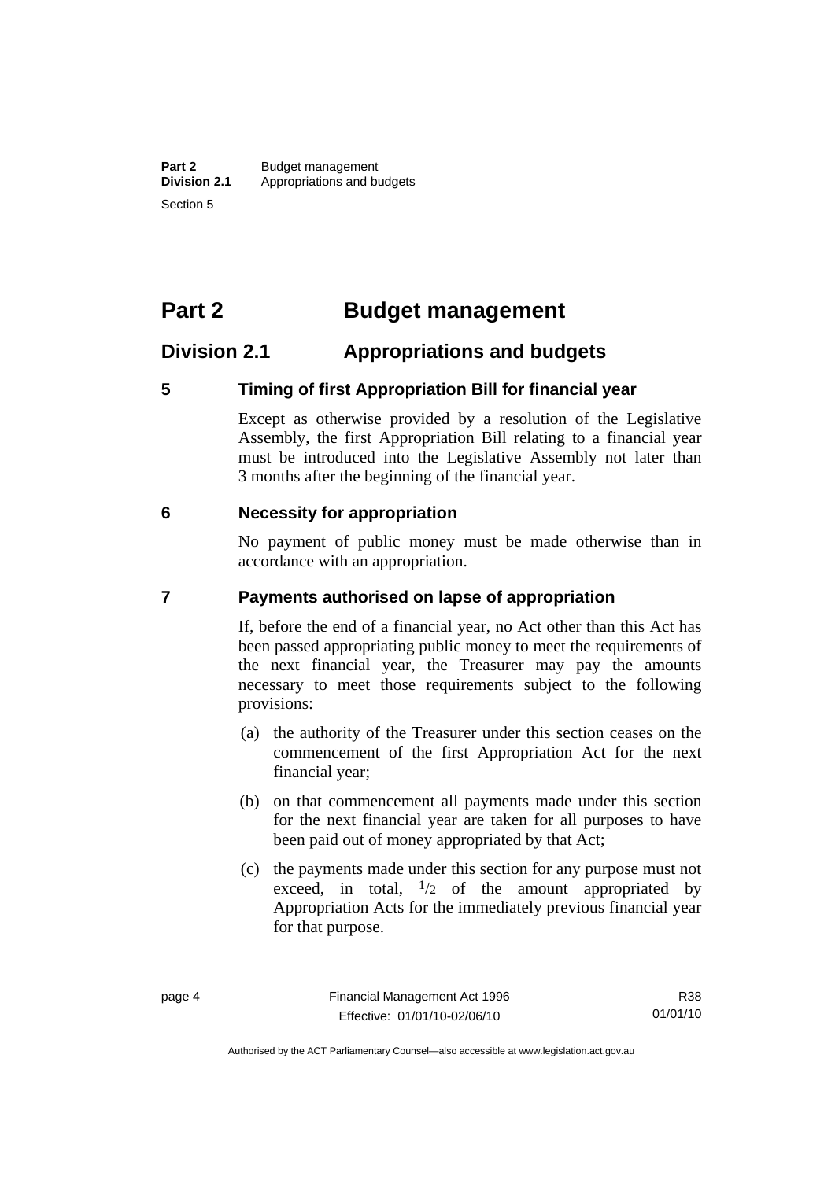# Part 2 Budget management

## Division 2.1 Appropriations and budgets

### 5 Timing of first Appropriation Bill for financial year

Except as otherwise provided by a resolution of the Legislative Assembly, the first Appropriation Bill relating to a financial year must be introduced into the Legislative Assembly not later than 3 months after the beginning of the financial year.

### 6 Necessity for appropriation

No payment of public money must be made otherwise than in accordance with an appropriation.

### 7 Payments authorised on lapse of appropriation

If, before the end of a financial year, no Act other than this Act has been passed appropriating public money to meet the requirements of the next financial year, the Treasurer may pay the amounts necessary to meet those requirements subject to the following provisions:

(a) the authority of the Treasurer under this section ceases on the commencement of the first Appropriation Act for the next financial year;

(b) on that commencement all payments made under this section for the next financial year are taken for all purposes to have been paid out of money appropriated by that Act;

(c) the payments made under this section for any purpose must not exceed, in total, $^{1}/_{2}$ of the amount appropriated by Appropriation Acts for the immediately previous financial year for that purpose.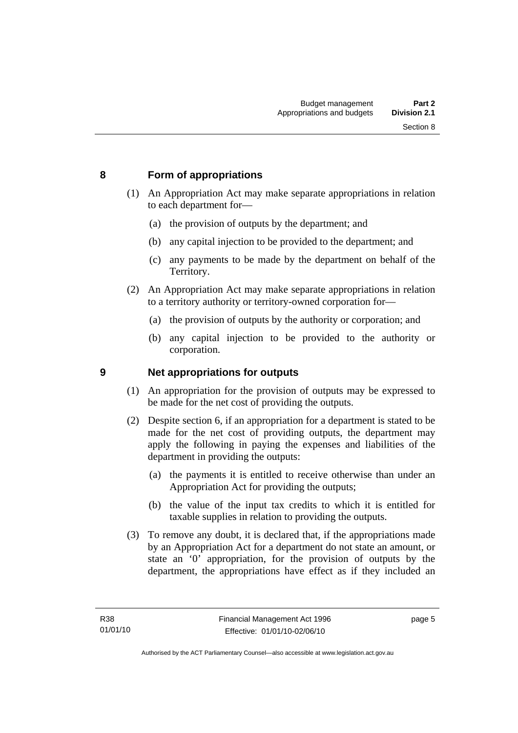## 8 Form of appropriations

(1) An Appropriation Act may make separate appropriations in relation to each department for—

(a) the provision of outputs by the department; and

(b) any capital injection to be provided to the department; and

(c) any payments to be made by the department on behalf of the Territory.

(2) An Appropriation Act may make separate appropriations in relation to a territory authority or territory-owned corporation for—

(a) the provision of outputs by the authority or corporation; and

(b) any capital injection to be provided to the authority or corporation.

## 9 Net appropriations for outputs

(1) An appropriation for the provision of outputs may be expressed to be made for the net cost of providing the outputs.

(2) Despite section 6, if an appropriation for a department is stated to be made for the net cost of providing outputs, the department may apply the following in paying the expenses and liabilities of the department in providing the outputs:

(a) the payments it is entitled to receive otherwise than under an Appropriation Act for providing the outputs;

(b) the value of the input tax credits to which it is entitled for taxable supplies in relation to providing the outputs.

(3) To remove any doubt, it is declared that, if the appropriations made by an Appropriation Act for a department do not state an amount, or state an '0' appropriation, for the provision of outputs by the department, the appropriations have effect as if they included an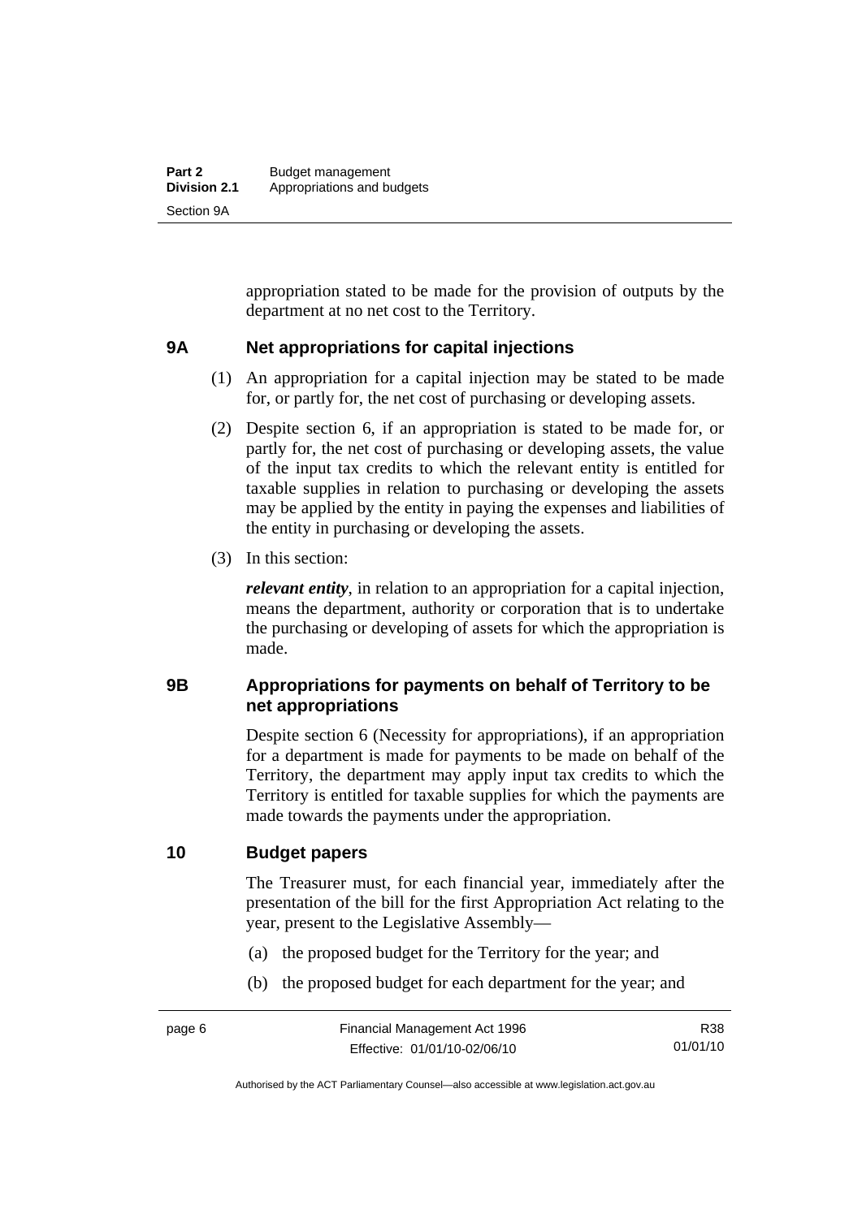appropriation stated to be made for the provision of outputs by the department at no net cost to the Territory.

### 9A Net appropriations for capital injections

(1) An appropriation for a capital injection may be stated to be made for, or partly for, the net cost of purchasing or developing assets.

(2) Despite section 6, if an appropriation is stated to be made for, or partly for, the net cost of purchasing or developing assets, the value of the input tax credits to which the relevant entity is entitled for taxable supplies in relation to purchasing or developing the assets may be applied by the entity in paying the expenses and liabilities of the entity in purchasing or developing the assets.

(3) In this section:

***relevant entity***, in relation to an appropriation for a capital injection, means the department, authority or corporation that is to undertake the purchasing or developing of assets for which the appropriation is made.

### 9B Appropriations for payments on behalf of Territory to be net appropriations

Despite section 6 (Necessity for appropriations), if an appropriation for a department is made for payments to be made on behalf of the Territory, the department may apply input tax credits to which the Territory is entitled for taxable supplies for which the payments are made towards the payments under the appropriation.

### 10 Budget papers

The Treasurer must, for each financial year, immediately after the presentation of the bill for the first Appropriation Act relating to the year, present to the Legislative Assembly—

(a) the proposed budget for the Territory for the year; and

(b) the proposed budget for each department for the year; and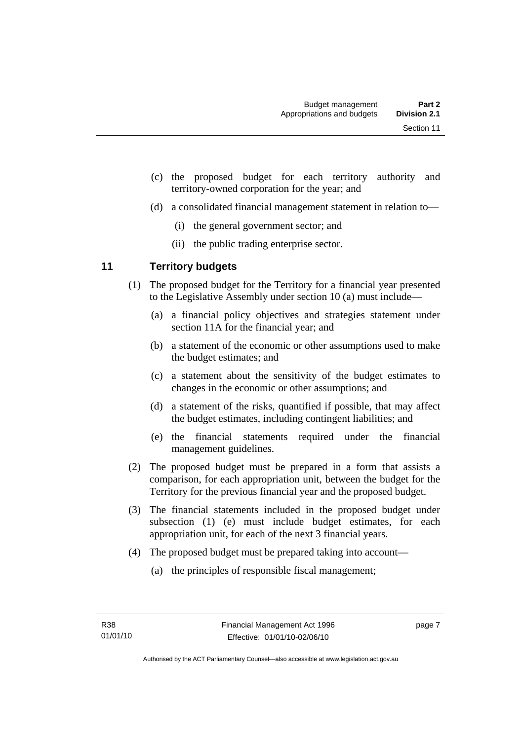(c) the proposed budget for each territory authority and territory-owned corporation for the year; and

(d) a consolidated financial management statement in relation to—

(i) the general government sector; and

(ii) the public trading enterprise sector.

## 11 Territory budgets

(1) The proposed budget for the Territory for a financial year presented to the Legislative Assembly under section 10 (a) must include—

(a) a financial policy objectives and strategies statement under section 11A for the financial year; and

(b) a statement of the economic or other assumptions used to make the budget estimates; and

(c) a statement about the sensitivity of the budget estimates to changes in the economic or other assumptions; and

(d) a statement of the risks, quantified if possible, that may affect the budget estimates, including contingent liabilities; and

(e) the financial statements required under the financial management guidelines.

(2) The proposed budget must be prepared in a form that assists a comparison, for each appropriation unit, between the budget for the Territory for the previous financial year and the proposed budget.

(3) The financial statements included in the proposed budget under subsection (1) (e) must include budget estimates, for each appropriation unit, for each of the next 3 financial years.

(4) The proposed budget must be prepared taking into account—

(a) the principles of responsible fiscal management;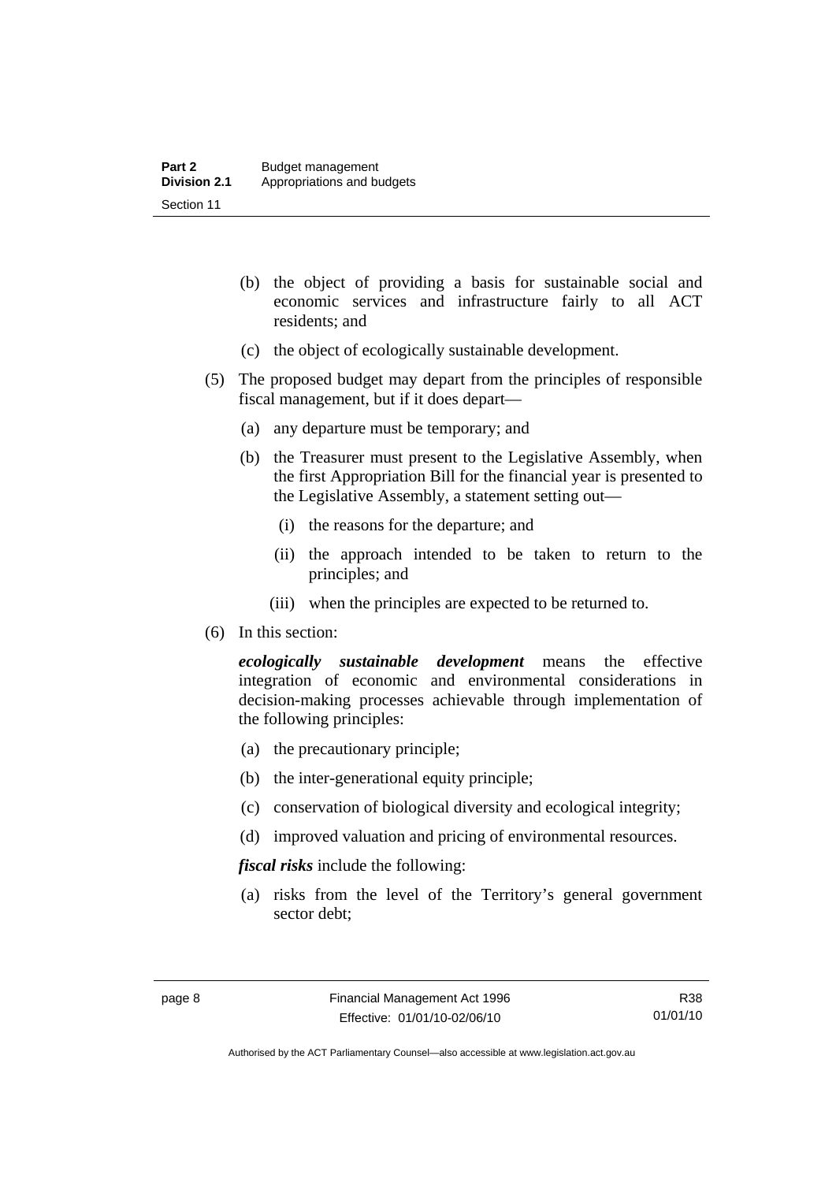(b) the object of providing a basis for sustainable social and economic services and infrastructure fairly to all ACT residents; and

(c) the object of ecologically sustainable development.

(5) The proposed budget may depart from the principles of responsible fiscal management, but if it does depart—

(a) any departure must be temporary; and

(b) the Treasurer must present to the Legislative Assembly, when the first Appropriation Bill for the financial year is presented to the Legislative Assembly, a statement setting out—

(i) the reasons for the departure; and

(ii) the approach intended to be taken to return to the principles; and

(iii) when the principles are expected to be returned to.

(6) In this section:

***ecologically sustainable development*** means the effective integration of economic and environmental considerations in decision-making processes achievable through implementation of the following principles:

(a) the precautionary principle;

(b) the inter-generational equity principle;

(c) conservation of biological diversity and ecological integrity;

(d) improved valuation and pricing of environmental resources.

***fiscal risks*** include the following:

(a) risks from the level of the Territory's general government sector debt;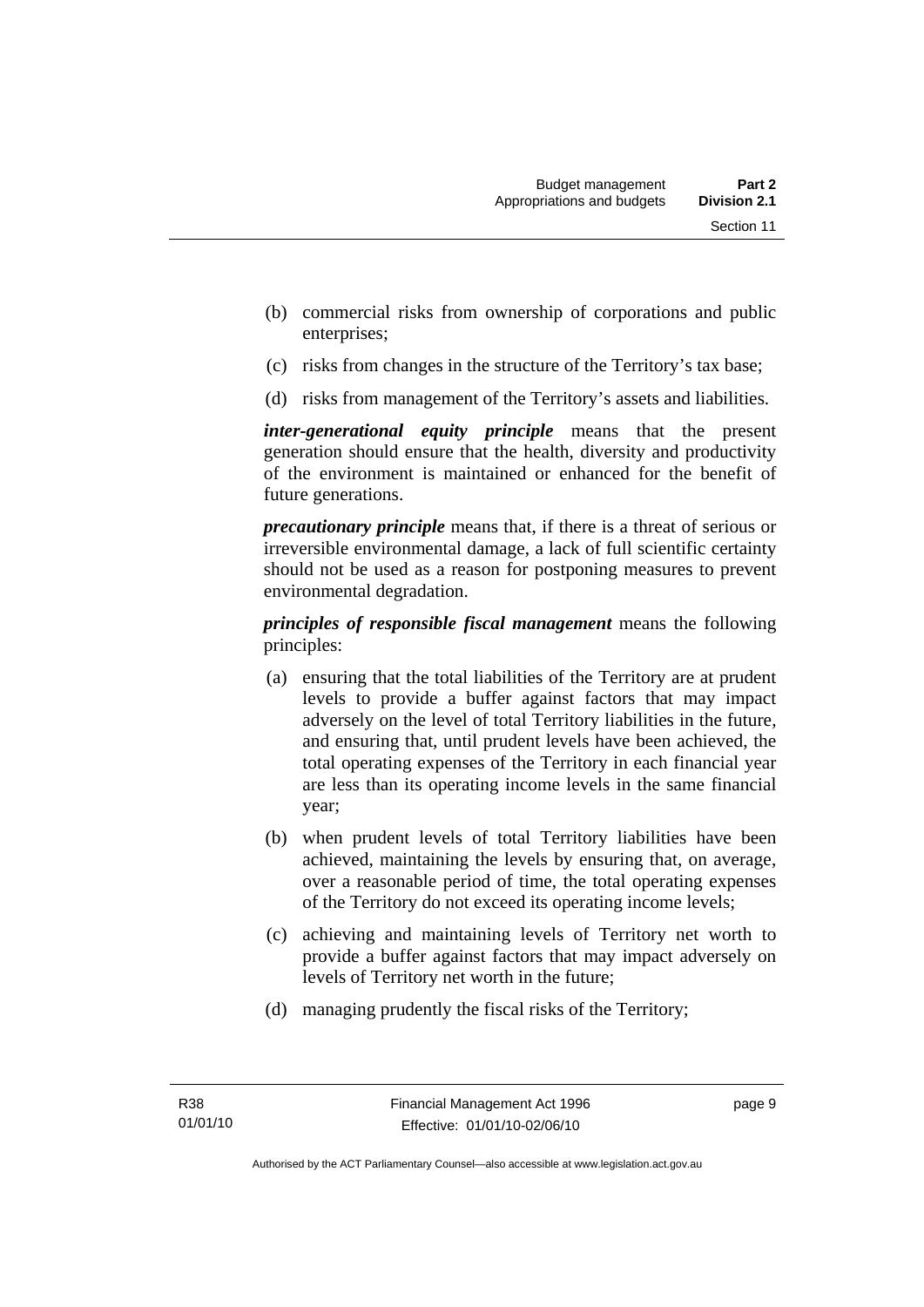(b) commercial risks from ownership of corporations and public enterprises;

(c) risks from changes in the structure of the Territory's tax base;

(d) risks from management of the Territory's assets and liabilities.

***inter-generational equity principle*** means that the present generation should ensure that the health, diversity and productivity of the environment is maintained or enhanced for the benefit of future generations.

***precautionary principle*** means that, if there is a threat of serious or irreversible environmental damage, a lack of full scientific certainty should not be used as a reason for postponing measures to prevent environmental degradation.

***principles of responsible fiscal management*** means the following principles:

(a) ensuring that the total liabilities of the Territory are at prudent levels to provide a buffer against factors that may impact adversely on the level of total Territory liabilities in the future, and ensuring that, until prudent levels have been achieved, the total operating expenses of the Territory in each financial year are less than its operating income levels in the same financial year;

(b) when prudent levels of total Territory liabilities have been achieved, maintaining the levels by ensuring that, on average, over a reasonable period of time, the total operating expenses of the Territory do not exceed its operating income levels;

(c) achieving and maintaining levels of Territory net worth to provide a buffer against factors that may impact adversely on levels of Territory net worth in the future;

(d) managing prudently the fiscal risks of the Territory;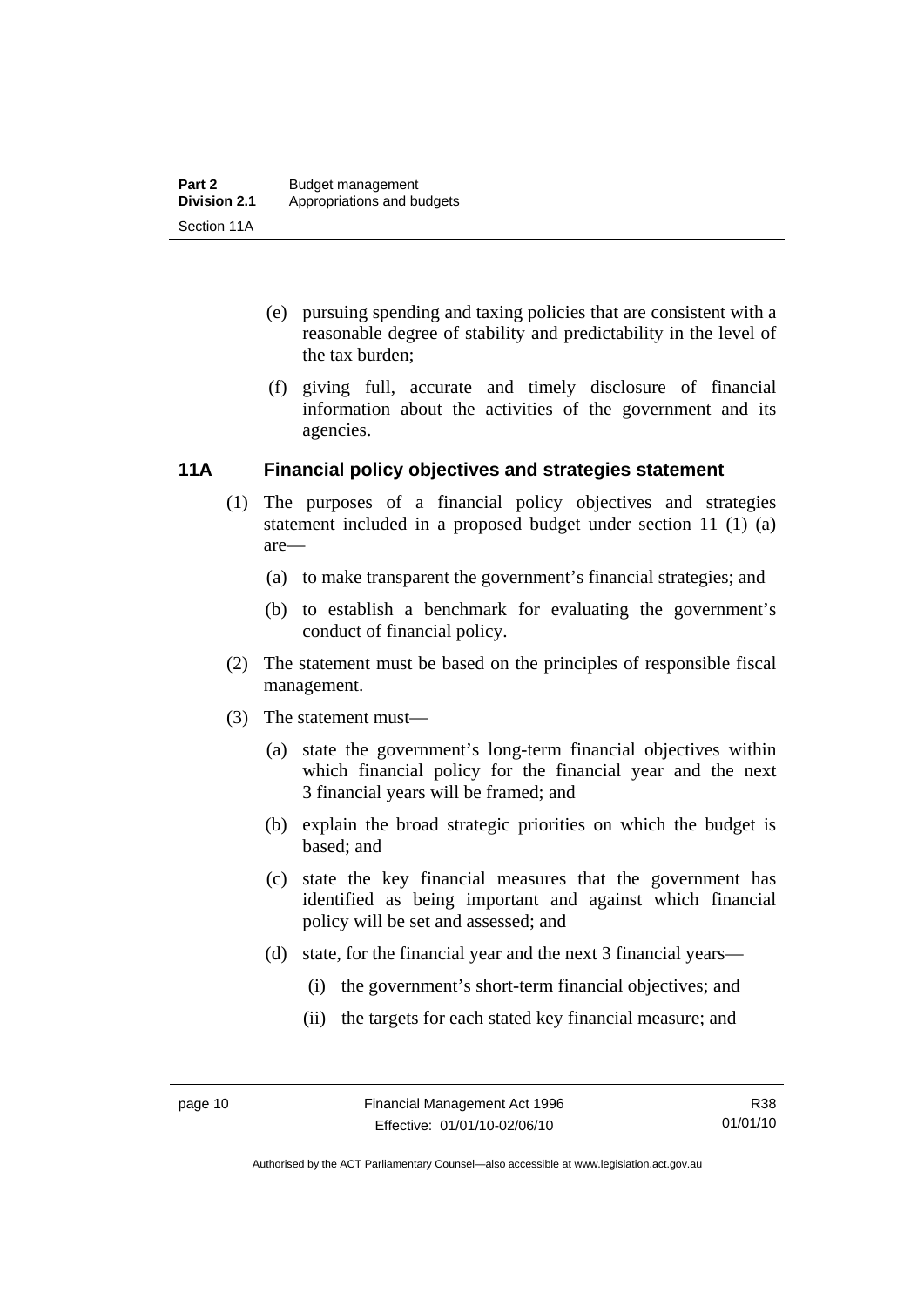(e) pursuing spending and taxing policies that are consistent with a reasonable degree of stability and predictability in the level of the tax burden;

(f) giving full, accurate and timely disclosure of financial information about the activities of the government and its agencies.

### 11A Financial policy objectives and strategies statement

(1) The purposes of a financial policy objectives and strategies statement included in a proposed budget under section 11 (1) (a) are—

(a) to make transparent the government's financial strategies; and

(b) to establish a benchmark for evaluating the government's conduct of financial policy.

(2) The statement must be based on the principles of responsible fiscal management.

(3) The statement must—

(a) state the government's long-term financial objectives within which financial policy for the financial year and the next 3 financial years will be framed; and

(b) explain the broad strategic priorities on which the budget is based; and

(c) state the key financial measures that the government has identified as being important and against which financial policy will be set and assessed; and

(d) state, for the financial year and the next 3 financial years—

(i) the government's short-term financial objectives; and

(ii) the targets for each stated key financial measure; and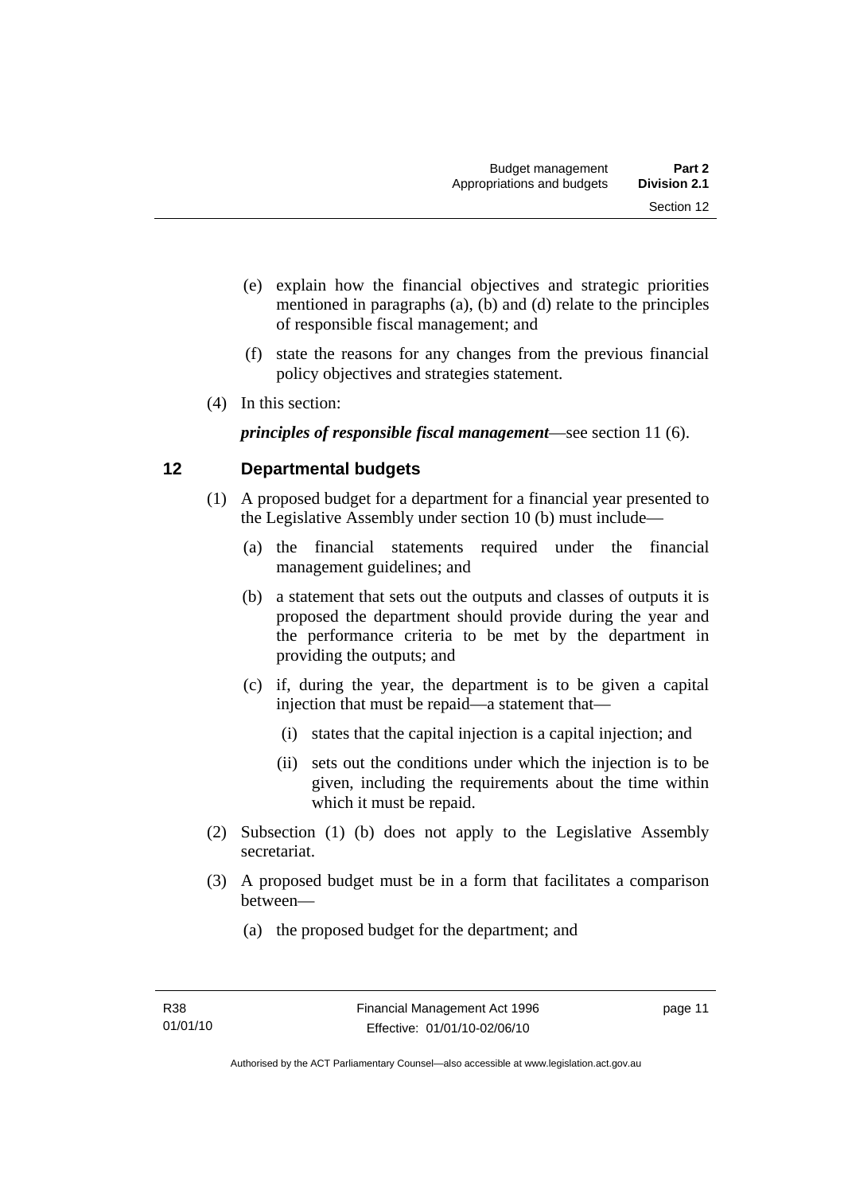(e) explain how the financial objectives and strategic priorities mentioned in paragraphs (a), (b) and (d) relate to the principles of responsible fiscal management; and

(f) state the reasons for any changes from the previous financial policy objectives and strategies statement.

(4) In this section:

***principles of responsible fiscal management***—see section 11 (6).

## 12 Departmental budgets

(1) A proposed budget for a department for a financial year presented to the Legislative Assembly under section 10 (b) must include—

(a) the financial statements required under the financial management guidelines; and

(b) a statement that sets out the outputs and classes of outputs it is proposed the department should provide during the year and the performance criteria to be met by the department in providing the outputs; and

(c) if, during the year, the department is to be given a capital injection that must be repaid—a statement that—

(i) states that the capital injection is a capital injection; and

(ii) sets out the conditions under which the injection is to be given, including the requirements about the time within which it must be repaid.

(2) Subsection (1) (b) does not apply to the Legislative Assembly secretariat.

(3) A proposed budget must be in a form that facilitates a comparison between—

(a) the proposed budget for the department; and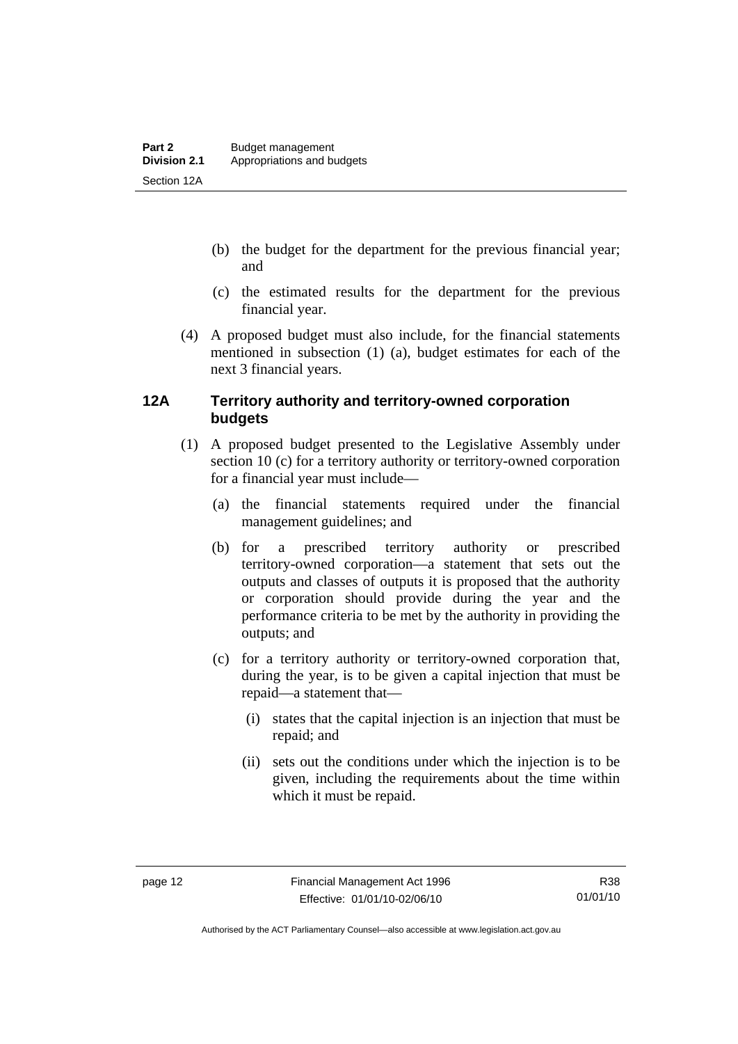(b) the budget for the department for the previous financial year; and

(c) the estimated results for the department for the previous financial year.

(4) A proposed budget must also include, for the financial statements mentioned in subsection (1) (a), budget estimates for each of the next 3 financial years.

### 12A Territory authority and territory-owned corporation budgets

(1) A proposed budget presented to the Legislative Assembly under section 10 (c) for a territory authority or territory-owned corporation for a financial year must include—

(a) the financial statements required under the financial management guidelines; and

(b) for a prescribed territory authority or prescribed territory-owned corporation—a statement that sets out the outputs and classes of outputs it is proposed that the authority or corporation should provide during the year and the performance criteria to be met by the authority in providing the outputs; and

(c) for a territory authority or territory-owned corporation that, during the year, is to be given a capital injection that must be repaid—a statement that—

(i) states that the capital injection is an injection that must be repaid; and

(ii) sets out the conditions under which the injection is to be given, including the requirements about the time within which it must be repaid.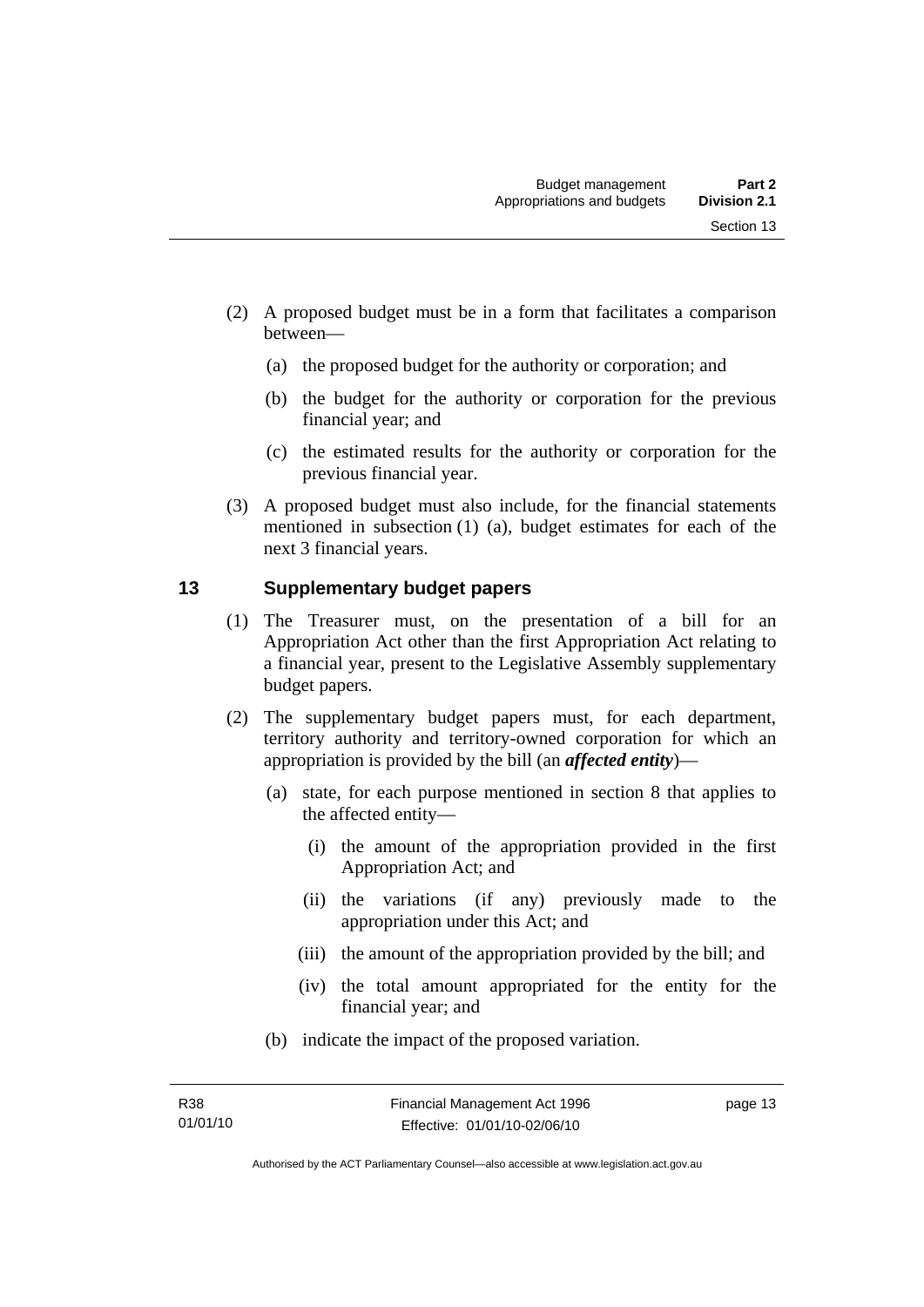(2) A proposed budget must be in a form that facilitates a comparison between—

(a) the proposed budget for the authority or corporation; and

(b) the budget for the authority or corporation for the previous financial year; and

(c) the estimated results for the authority or corporation for the previous financial year.

(3) A proposed budget must also include, for the financial statements mentioned in subsection (1) (a), budget estimates for each of the next 3 financial years.

## 13 Supplementary budget papers

(1) The Treasurer must, on the presentation of a bill for an Appropriation Act other than the first Appropriation Act relating to a financial year, present to the Legislative Assembly supplementary budget papers.

(2) The supplementary budget papers must, for each department, territory authority and territory-owned corporation for which an appropriation is provided by the bill (an ***affected entity***)—

(a) state, for each purpose mentioned in section 8 that applies to the affected entity—

(i) the amount of the appropriation provided in the first Appropriation Act; and

(ii) the variations (if any) previously made to the appropriation under this Act; and

(iii) the amount of the appropriation provided by the bill; and

(iv) the total amount appropriated for the entity for the financial year; and

(b) indicate the impact of the proposed variation.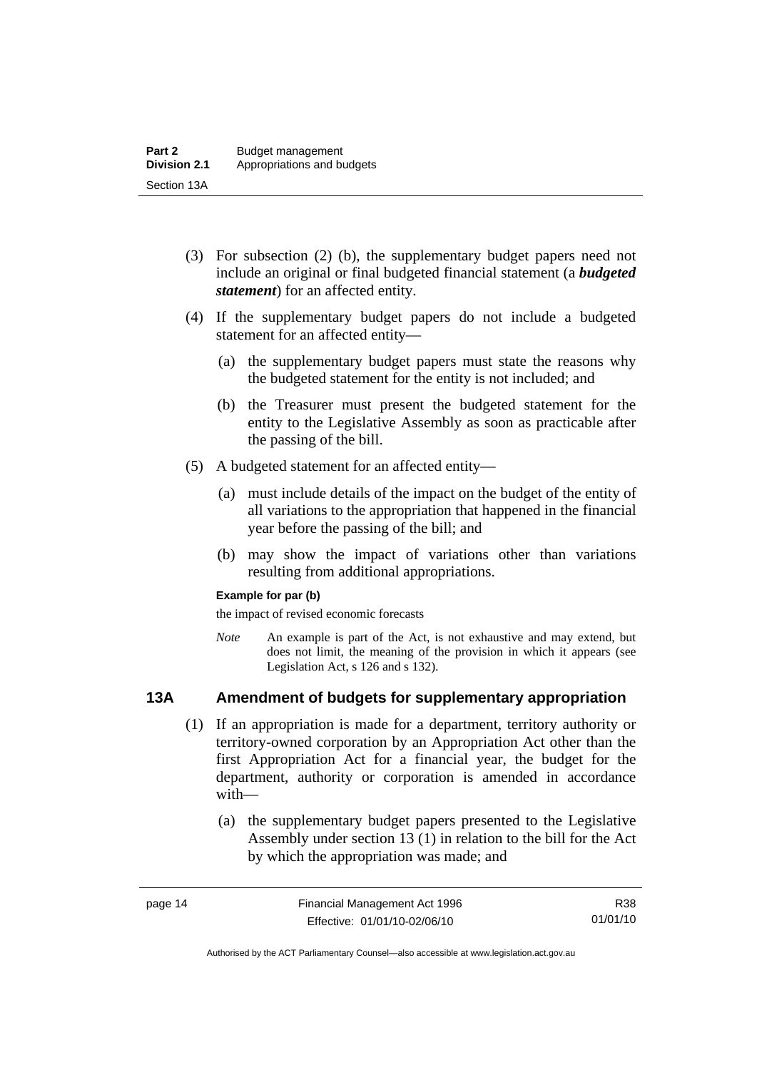(3) For subsection (2) (b), the supplementary budget papers need not include an original or final budgeted financial statement (a ***budgeted statement***) for an affected entity.

(4) If the supplementary budget papers do not include a budgeted statement for an affected entity—

(a) the supplementary budget papers must state the reasons why the budgeted statement for the entity is not included; and

(b) the Treasurer must present the budgeted statement for the entity to the Legislative Assembly as soon as practicable after the passing of the bill.

(5) A budgeted statement for an affected entity—

(a) must include details of the impact on the budget of the entity of all variations to the appropriation that happened in the financial year before the passing of the bill; and

(b) may show the impact of variations other than variations resulting from additional appropriations.

**Example for par (b)**

the impact of revised economic forecasts

*Note* An example is part of the Act, is not exhaustive and may extend, but does not limit, the meaning of the provision in which it appears (see Legislation Act, s 126 and s 132).

## 13A Amendment of budgets for supplementary appropriation

(1) If an appropriation is made for a department, territory authority or territory-owned corporation by an Appropriation Act other than the first Appropriation Act for a financial year, the budget for the department, authority or corporation is amended in accordance with—

(a) the supplementary budget papers presented to the Legislative Assembly under section 13 (1) in relation to the bill for the Act by which the appropriation was made; and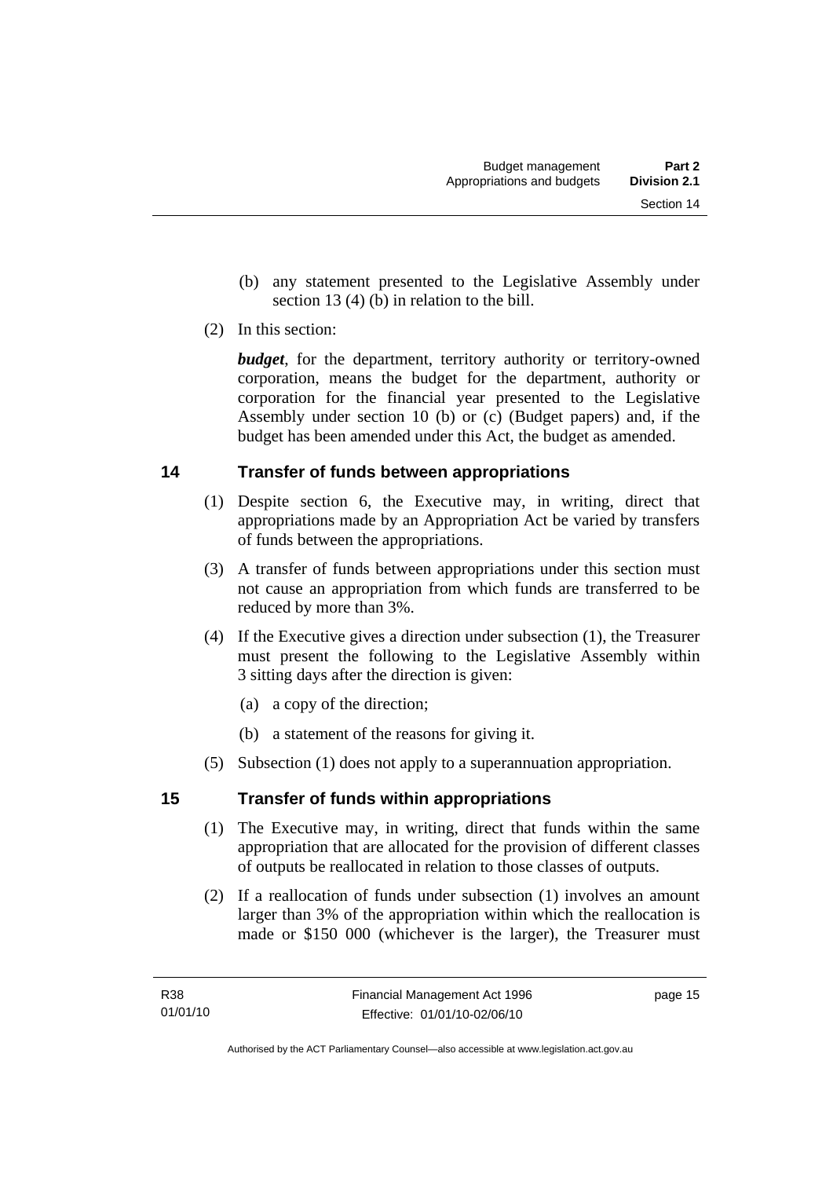(b) any statement presented to the Legislative Assembly under section 13 (4) (b) in relation to the bill.

(2) In this section:

***budget***, for the department, territory authority or territory-owned corporation, means the budget for the department, authority or corporation for the financial year presented to the Legislative Assembly under section 10 (b) or (c) (Budget papers) and, if the budget has been amended under this Act, the budget as amended.

## 14 Transfer of funds between appropriations

(1) Despite section 6, the Executive may, in writing, direct that appropriations made by an Appropriation Act be varied by transfers of funds between the appropriations.

(3) A transfer of funds between appropriations under this section must not cause an appropriation from which funds are transferred to be reduced by more than 3%.

(4) If the Executive gives a direction under subsection (1), the Treasurer must present the following to the Legislative Assembly within 3 sitting days after the direction is given:

(a) a copy of the direction;

(b) a statement of the reasons for giving it.

(5) Subsection (1) does not apply to a superannuation appropriation.

## 15 Transfer of funds within appropriations

(1) The Executive may, in writing, direct that funds within the same appropriation that are allocated for the provision of different classes of outputs be reallocated in relation to those classes of outputs.

(2) If a reallocation of funds under subsection (1) involves an amount larger than 3% of the appropriation within which the reallocation is made or $150 000 (whichever is the larger), the Treasurer must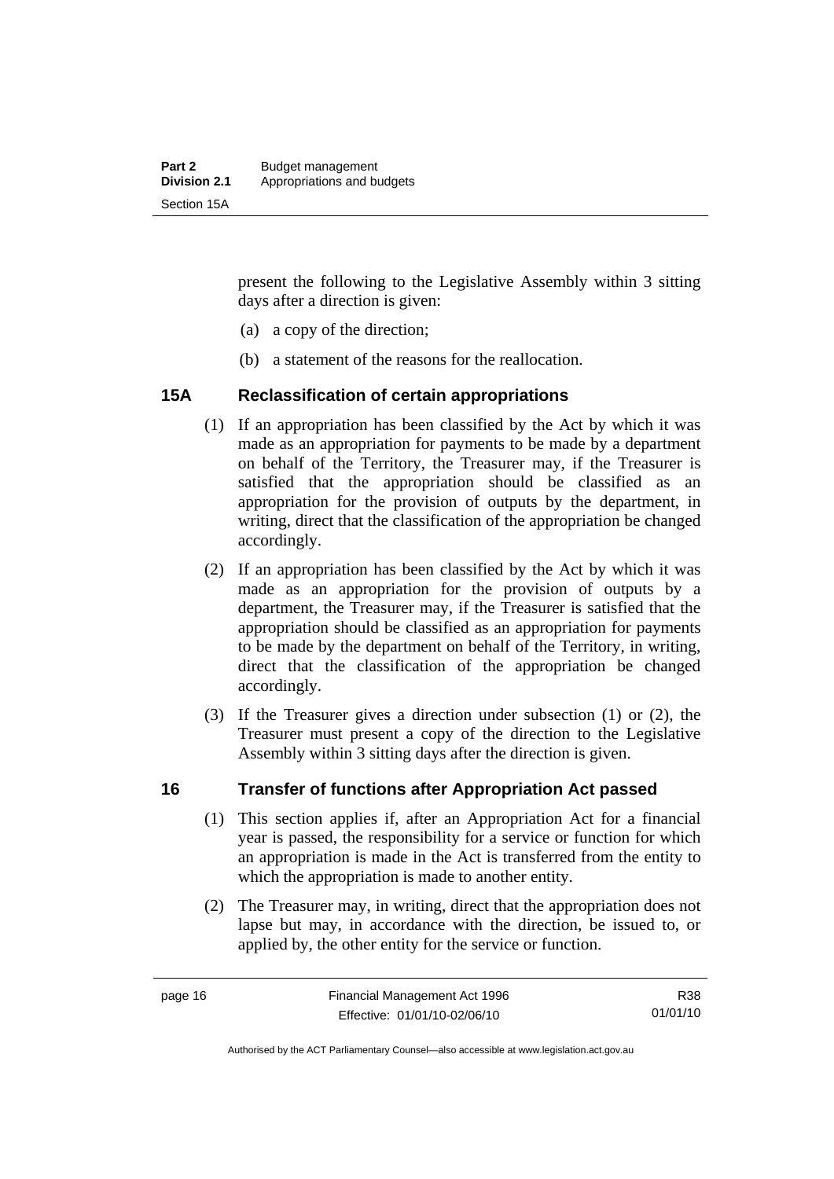present the following to the Legislative Assembly within 3 sitting days after a direction is given:

(a) a copy of the direction;

(b) a statement of the reasons for the reallocation.

## 15A Reclassification of certain appropriations

(1) If an appropriation has been classified by the Act by which it was made as an appropriation for payments to be made by a department on behalf of the Territory, the Treasurer may, if the Treasurer is satisfied that the appropriation should be classified as an appropriation for the provision of outputs by the department, in writing, direct that the classification of the appropriation be changed accordingly.

(2) If an appropriation has been classified by the Act by which it was made as an appropriation for the provision of outputs by a department, the Treasurer may, if the Treasurer is satisfied that the appropriation should be classified as an appropriation for payments to be made by the department on behalf of the Territory, in writing, direct that the classification of the appropriation be changed accordingly.

(3) If the Treasurer gives a direction under subsection (1) or (2), the Treasurer must present a copy of the direction to the Legislative Assembly within 3 sitting days after the direction is given.

## 16 Transfer of functions after Appropriation Act passed

(1) This section applies if, after an Appropriation Act for a financial year is passed, the responsibility for a service or function for which an appropriation is made in the Act is transferred from the entity to which the appropriation is made to another entity.

(2) The Treasurer may, in writing, direct that the appropriation does not lapse but may, in accordance with the direction, be issued to, or applied by, the other entity for the service or function.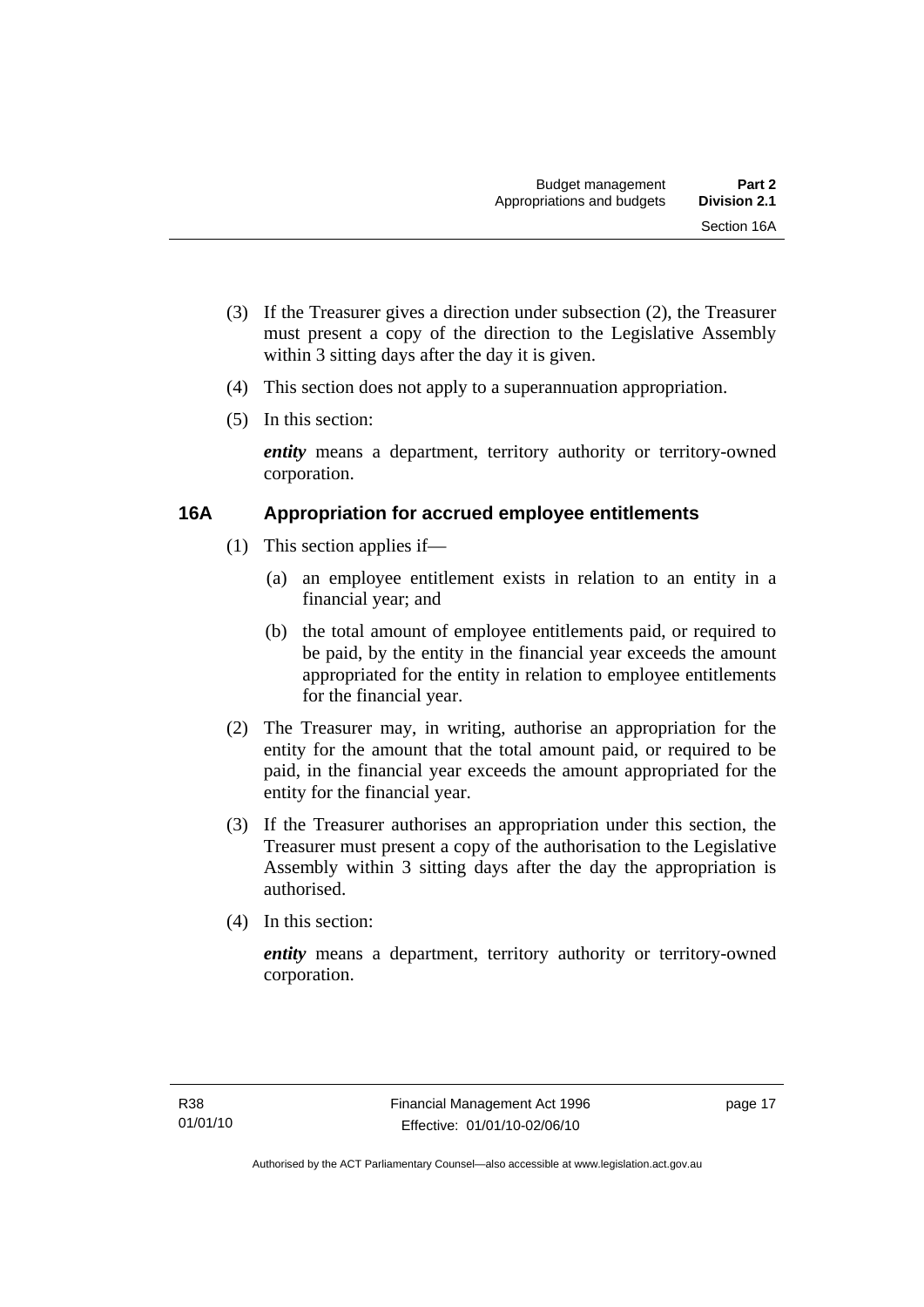(3) If the Treasurer gives a direction under subsection (2), the Treasurer must present a copy of the direction to the Legislative Assembly within 3 sitting days after the day it is given.

(4) This section does not apply to a superannuation appropriation.

(5) In this section:

***entity*** means a department, territory authority or territory-owned corporation.

### 16A Appropriation for accrued employee entitlements

(1) This section applies if—

(a) an employee entitlement exists in relation to an entity in a financial year; and

(b) the total amount of employee entitlements paid, or required to be paid, by the entity in the financial year exceeds the amount appropriated for the entity in relation to employee entitlements for the financial year.

(2) The Treasurer may, in writing, authorise an appropriation for the entity for the amount that the total amount paid, or required to be paid, in the financial year exceeds the amount appropriated for the entity for the financial year.

(3) If the Treasurer authorises an appropriation under this section, the Treasurer must present a copy of the authorisation to the Legislative Assembly within 3 sitting days after the day the appropriation is authorised.

(4) In this section:

***entity*** means a department, territory authority or territory-owned corporation.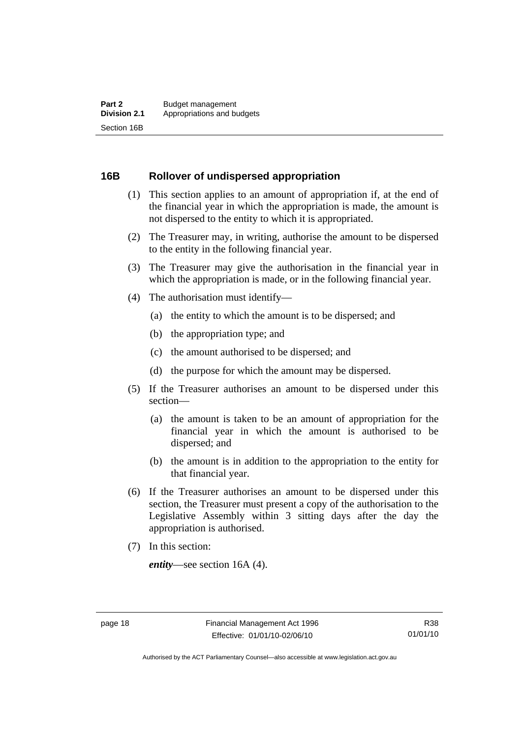## 16B Rollover of undispersed appropriation

(1) This section applies to an amount of appropriation if, at the end of the financial year in which the appropriation is made, the amount is not dispersed to the entity to which it is appropriated.

(2) The Treasurer may, in writing, authorise the amount to be dispersed to the entity in the following financial year.

(3) The Treasurer may give the authorisation in the financial year in which the appropriation is made, or in the following financial year.

(4) The authorisation must identify—

(a) the entity to which the amount is to be dispersed; and

(b) the appropriation type; and

(c) the amount authorised to be dispersed; and

(d) the purpose for which the amount may be dispersed.

(5) If the Treasurer authorises an amount to be dispersed under this section—

(a) the amount is taken to be an amount of appropriation for the financial year in which the amount is authorised to be dispersed; and

(b) the amount is in addition to the appropriation to the entity for that financial year.

(6) If the Treasurer authorises an amount to be dispersed under this section, the Treasurer must present a copy of the authorisation to the Legislative Assembly within 3 sitting days after the day the appropriation is authorised.

(7) In this section:

***entity***—see section 16A (4).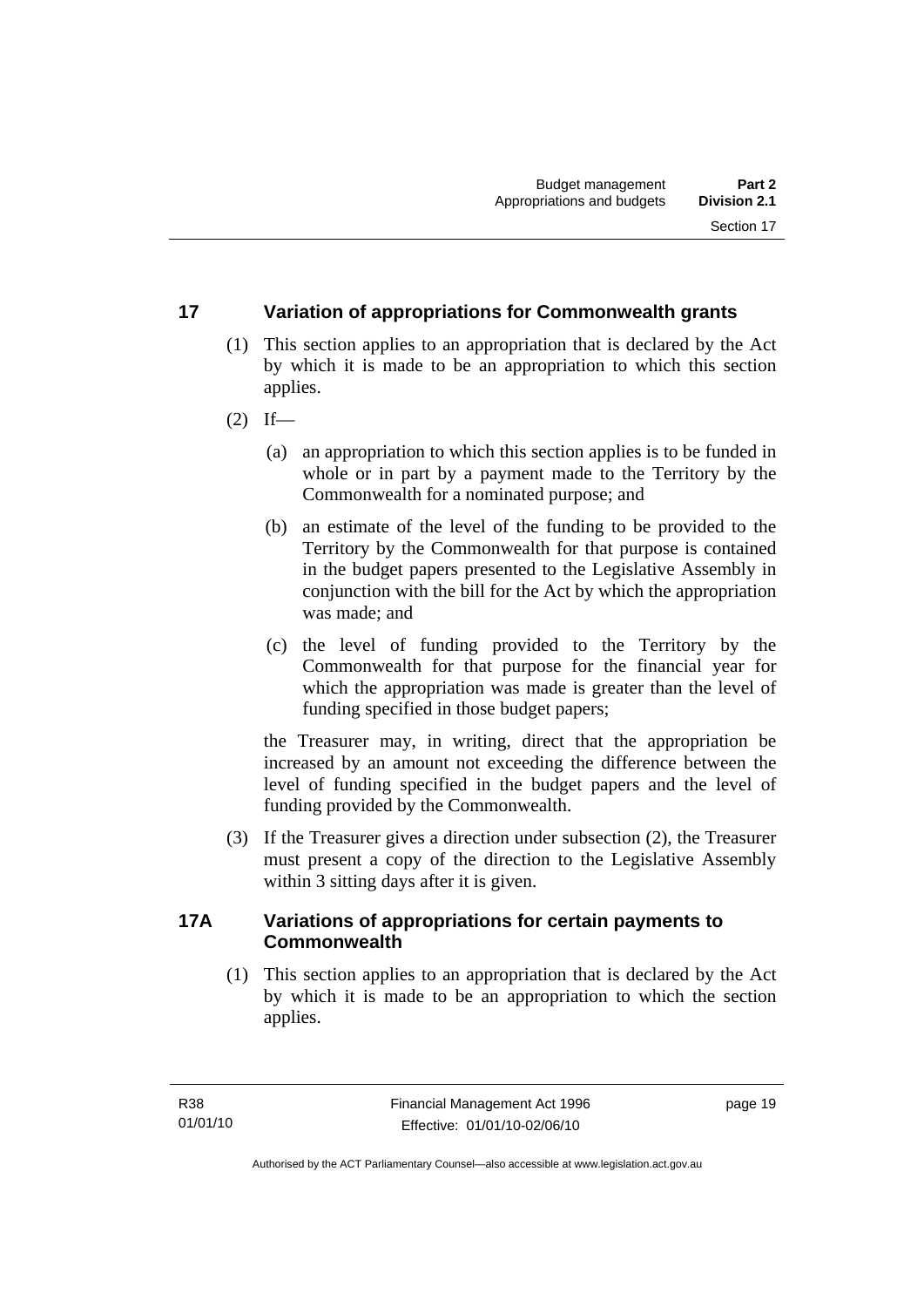## 17 Variation of appropriations for Commonwealth grants

(1) This section applies to an appropriation that is declared by the Act by which it is made to be an appropriation to which this section applies.

(2) If—

(a) an appropriation to which this section applies is to be funded in whole or in part by a payment made to the Territory by the Commonwealth for a nominated purpose; and

(b) an estimate of the level of the funding to be provided to the Territory by the Commonwealth for that purpose is contained in the budget papers presented to the Legislative Assembly in conjunction with the bill for the Act by which the appropriation was made; and

(c) the level of funding provided to the Territory by the Commonwealth for that purpose for the financial year for which the appropriation was made is greater than the level of funding specified in those budget papers;

the Treasurer may, in writing, direct that the appropriation be increased by an amount not exceeding the difference between the level of funding specified in the budget papers and the level of funding provided by the Commonwealth.

(3) If the Treasurer gives a direction under subsection (2), the Treasurer must present a copy of the direction to the Legislative Assembly within 3 sitting days after it is given.

## 17A Variations of appropriations for certain payments to Commonwealth

(1) This section applies to an appropriation that is declared by the Act by which it is made to be an appropriation to which the section applies.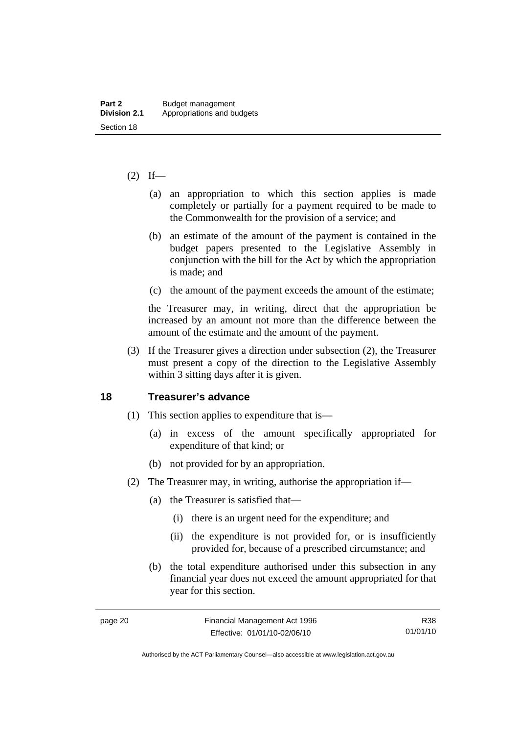(2) If—

(a) an appropriation to which this section applies is made completely or partially for a payment required to be made to the Commonwealth for the provision of a service; and

(b) an estimate of the amount of the payment is contained in the budget papers presented to the Legislative Assembly in conjunction with the bill for the Act by which the appropriation is made; and

(c) the amount of the payment exceeds the amount of the estimate;

the Treasurer may, in writing, direct that the appropriation be increased by an amount not more than the difference between the amount of the estimate and the amount of the payment.

(3) If the Treasurer gives a direction under subsection (2), the Treasurer must present a copy of the direction to the Legislative Assembly within 3 sitting days after it is given.

## 18 Treasurer's advance

(1) This section applies to expenditure that is—

(a) in excess of the amount specifically appropriated for expenditure of that kind; or

(b) not provided for by an appropriation.

(2) The Treasurer may, in writing, authorise the appropriation if—

(a) the Treasurer is satisfied that—

(i) there is an urgent need for the expenditure; and

(ii) the expenditure is not provided for, or is insufficiently provided for, because of a prescribed circumstance; and

(b) the total expenditure authorised under this subsection in any financial year does not exceed the amount appropriated for that year for this section.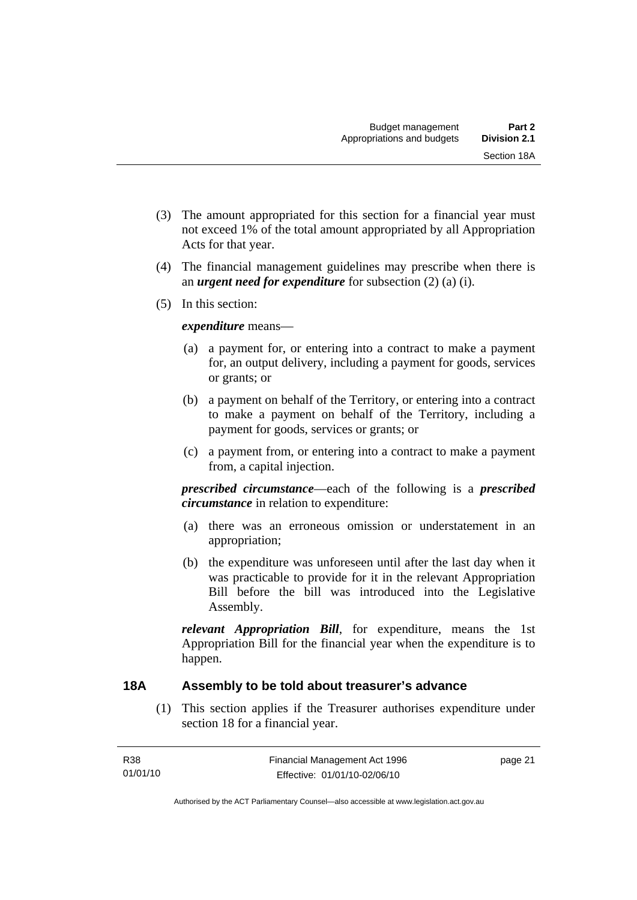(3) The amount appropriated for this section for a financial year must not exceed 1% of the total amount appropriated by all Appropriation Acts for that year.

(4) The financial management guidelines may prescribe when there is an ***urgent need for expenditure*** for subsection (2) (a) (i).

(5) In this section:

***expenditure*** means—

(a) a payment for, or entering into a contract to make a payment for, an output delivery, including a payment for goods, services or grants; or

(b) a payment on behalf of the Territory, or entering into a contract to make a payment on behalf of the Territory, including a payment for goods, services or grants; or

(c) a payment from, or entering into a contract to make a payment from, a capital injection.

***prescribed circumstance***—each of the following is a ***prescribed circumstance*** in relation to expenditure:

(a) there was an erroneous omission or understatement in an appropriation;

(b) the expenditure was unforeseen until after the last day when it was practicable to provide for it in the relevant Appropriation Bill before the bill was introduced into the Legislative Assembly.

***relevant Appropriation Bill***, for expenditure, means the 1st Appropriation Bill for the financial year when the expenditure is to happen.

## 18A Assembly to be told about treasurer's advance

(1) This section applies if the Treasurer authorises expenditure under section 18 for a financial year.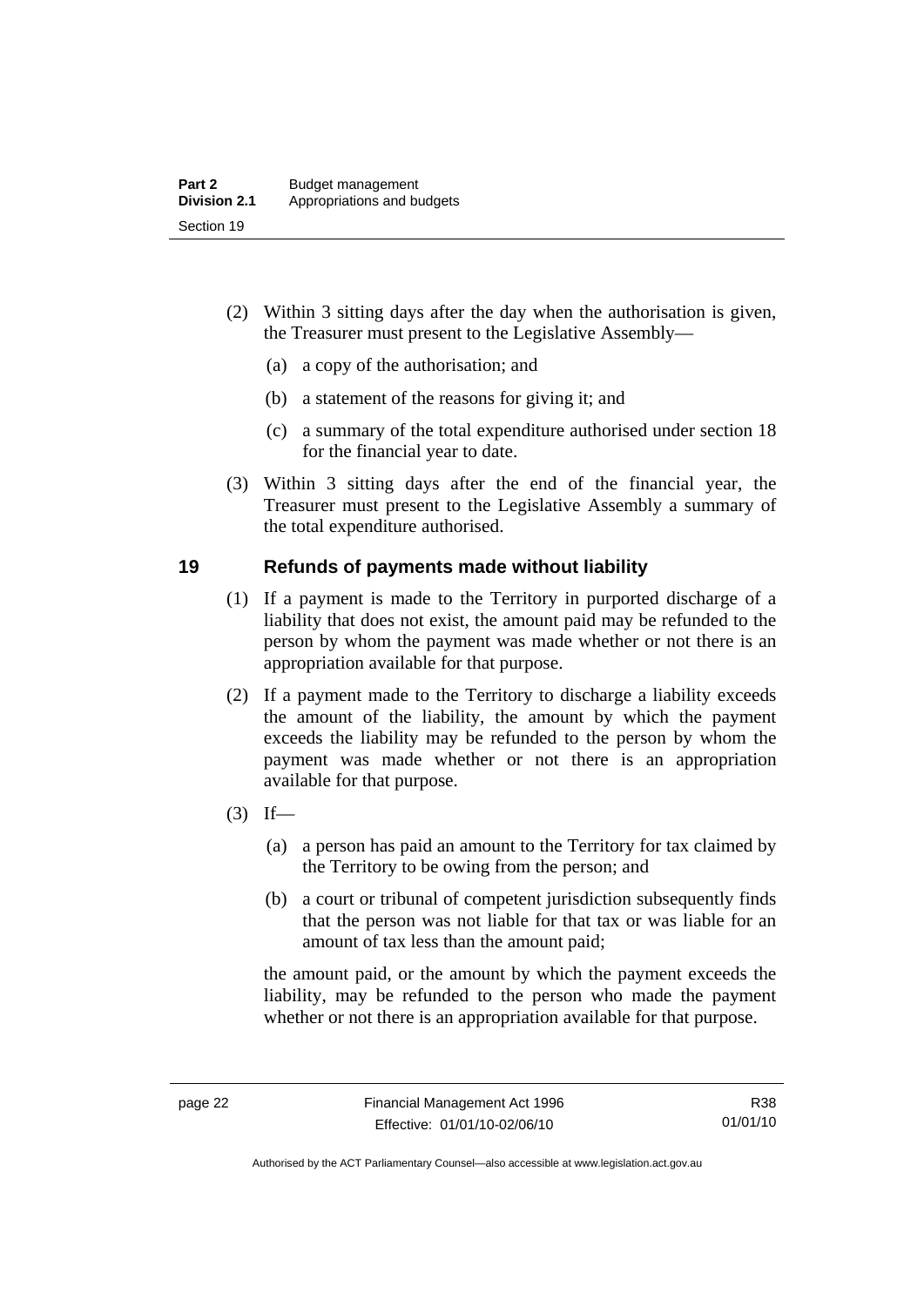(2) Within 3 sitting days after the day when the authorisation is given, the Treasurer must present to the Legislative Assembly—

(a) a copy of the authorisation; and

(b) a statement of the reasons for giving it; and

(c) a summary of the total expenditure authorised under section 18 for the financial year to date.

(3) Within 3 sitting days after the end of the financial year, the Treasurer must present to the Legislative Assembly a summary of the total expenditure authorised.

## 19 Refunds of payments made without liability

(1) If a payment is made to the Territory in purported discharge of a liability that does not exist, the amount paid may be refunded to the person by whom the payment was made whether or not there is an appropriation available for that purpose.

(2) If a payment made to the Territory to discharge a liability exceeds the amount of the liability, the amount by which the payment exceeds the liability may be refunded to the person by whom the payment was made whether or not there is an appropriation available for that purpose.

(3) If—

(a) a person has paid an amount to the Territory for tax claimed by the Territory to be owing from the person; and

(b) a court or tribunal of competent jurisdiction subsequently finds that the person was not liable for that tax or was liable for an amount of tax less than the amount paid;

the amount paid, or the amount by which the payment exceeds the liability, may be refunded to the person who made the payment whether or not there is an appropriation available for that purpose.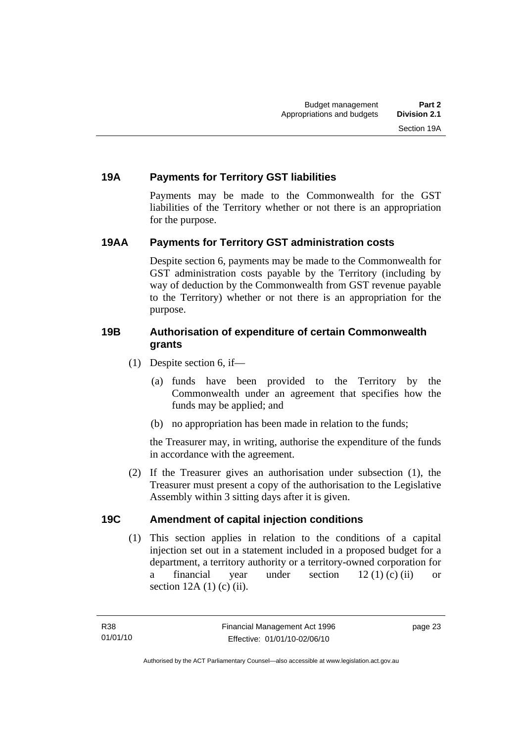### 19A Payments for Territory GST liabilities

Payments may be made to the Commonwealth for the GST liabilities of the Territory whether or not there is an appropriation for the purpose.

### 19AA Payments for Territory GST administration costs

Despite section 6, payments may be made to the Commonwealth for GST administration costs payable by the Territory (including by way of deduction by the Commonwealth from GST revenue payable to the Territory) whether or not there is an appropriation for the purpose.

### 19B Authorisation of expenditure of certain Commonwealth grants

(1) Despite section 6, if—

(a) funds have been provided to the Territory by the Commonwealth under an agreement that specifies how the funds may be applied; and

(b) no appropriation has been made in relation to the funds;

the Treasurer may, in writing, authorise the expenditure of the funds in accordance with the agreement.

(2) If the Treasurer gives an authorisation under subsection (1), the Treasurer must present a copy of the authorisation to the Legislative Assembly within 3 sitting days after it is given.

### 19C Amendment of capital injection conditions

(1) This section applies in relation to the conditions of a capital injection set out in a statement included in a proposed budget for a department, a territory authority or a territory-owned corporation for a financial year under section 12 (1) (c) (ii) or section 12A (1) (c) (ii).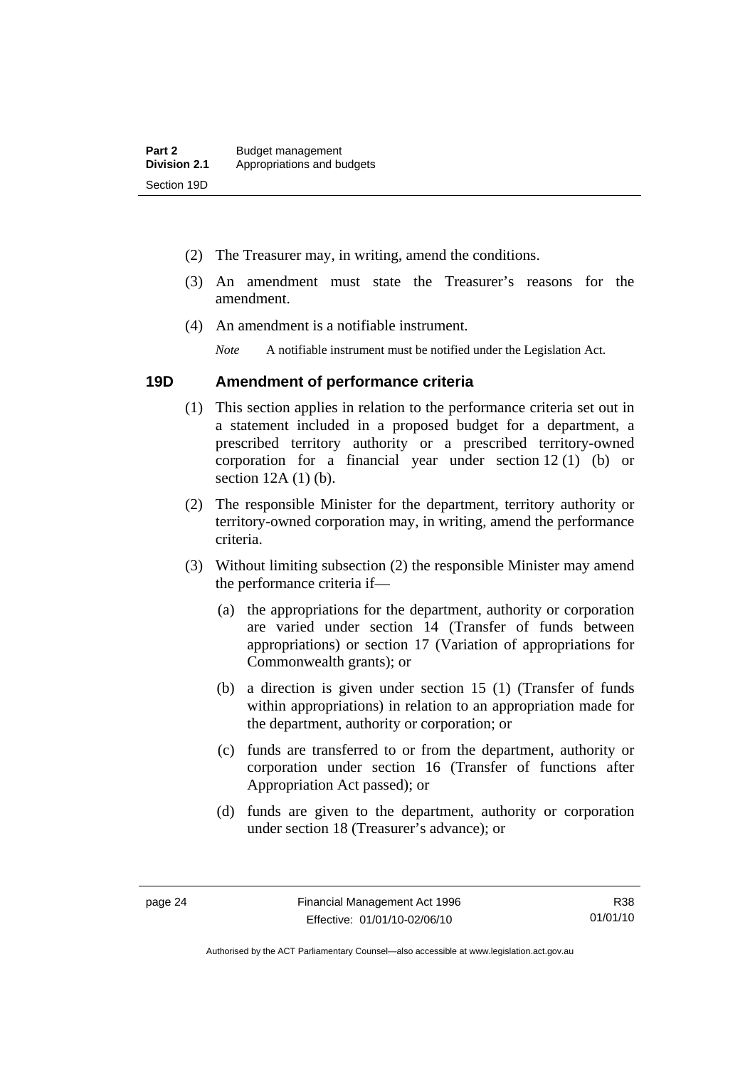(2) The Treasurer may, in writing, amend the conditions.

(3) An amendment must state the Treasurer's reasons for the amendment.

(4) An amendment is a notifiable instrument.

*Note* A notifiable instrument must be notified under the Legislation Act.

## 19D Amendment of performance criteria

(1) This section applies in relation to the performance criteria set out in a statement included in a proposed budget for a department, a prescribed territory authority or a prescribed territory-owned corporation for a financial year under section 12 (1) (b) or section 12A (1) (b).

(2) The responsible Minister for the department, territory authority or territory-owned corporation may, in writing, amend the performance criteria.

(3) Without limiting subsection (2) the responsible Minister may amend the performance criteria if—

(a) the appropriations for the department, authority or corporation are varied under section 14 (Transfer of funds between appropriations) or section 17 (Variation of appropriations for Commonwealth grants); or

(b) a direction is given under section 15 (1) (Transfer of funds within appropriations) in relation to an appropriation made for the department, authority or corporation; or

(c) funds are transferred to or from the department, authority or corporation under section 16 (Transfer of functions after Appropriation Act passed); or

(d) funds are given to the department, authority or corporation under section 18 (Treasurer's advance); or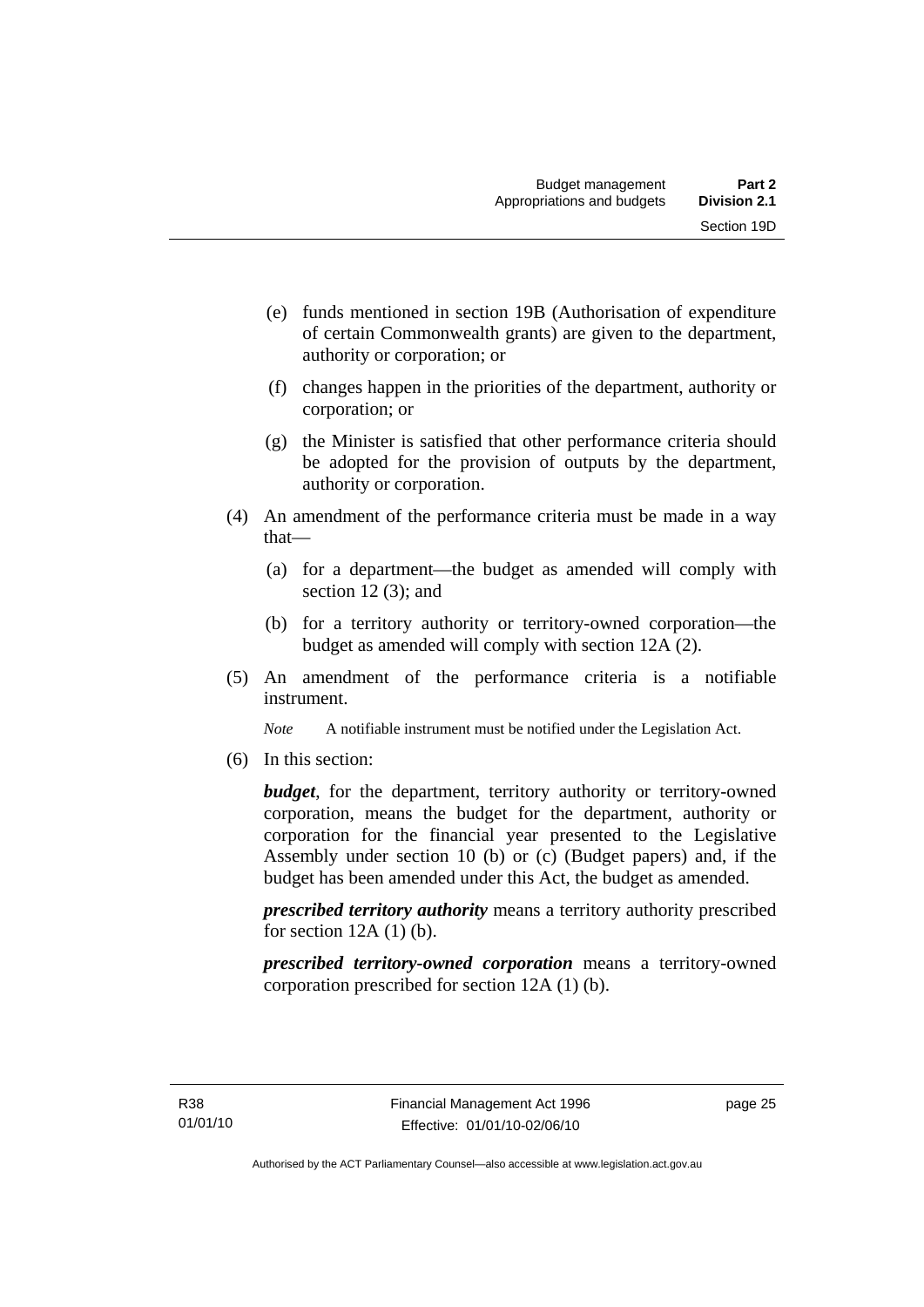(e) funds mentioned in section 19B (Authorisation of expenditure of certain Commonwealth grants) are given to the department, authority or corporation; or

(f) changes happen in the priorities of the department, authority or corporation; or

(g) the Minister is satisfied that other performance criteria should be adopted for the provision of outputs by the department, authority or corporation.

(4) An amendment of the performance criteria must be made in a way that—

(a) for a department—the budget as amended will comply with section 12 (3); and

(b) for a territory authority or territory-owned corporation—the budget as amended will comply with section 12A (2).

(5) An amendment of the performance criteria is a notifiable instrument.

*Note* A notifiable instrument must be notified under the Legislation Act.

(6) In this section:

***budget***, for the department, territory authority or territory-owned corporation, means the budget for the department, authority or corporation for the financial year presented to the Legislative Assembly under section 10 (b) or (c) (Budget papers) and, if the budget has been amended under this Act, the budget as amended.

***prescribed territory authority*** means a territory authority prescribed for section 12A (1) (b).

***prescribed territory-owned corporation*** means a territory-owned corporation prescribed for section 12A (1) (b).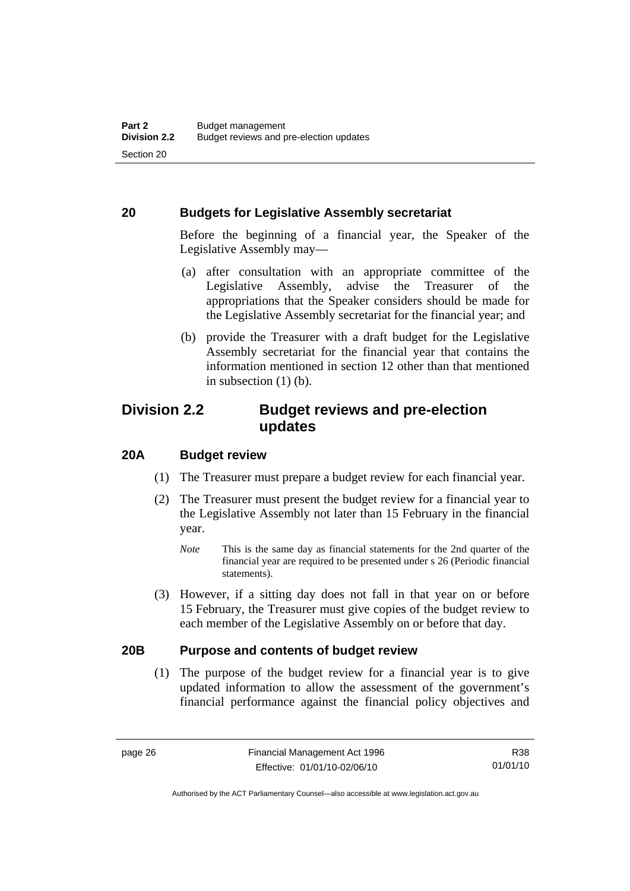### 20 Budgets for Legislative Assembly secretariat

Before the beginning of a financial year, the Speaker of the Legislative Assembly may—

(a) after consultation with an appropriate committee of the Legislative Assembly, advise the Treasurer of the appropriations that the Speaker considers should be made for the Legislative Assembly secretariat for the financial year; and

(b) provide the Treasurer with a draft budget for the Legislative Assembly secretariat for the financial year that contains the information mentioned in section 12 other than that mentioned in subsection (1) (b).

## Division 2.2 Budget reviews and pre-election updates

### 20A Budget review

(1) The Treasurer must prepare a budget review for each financial year.

(2) The Treasurer must present the budget review for a financial year to the Legislative Assembly not later than 15 February in the financial year.

*Note* This is the same day as financial statements for the 2nd quarter of the financial year are required to be presented under s 26 (Periodic financial statements).

(3) However, if a sitting day does not fall in that year on or before 15 February, the Treasurer must give copies of the budget review to each member of the Legislative Assembly on or before that day.

### 20B Purpose and contents of budget review

(1) The purpose of the budget review for a financial year is to give updated information to allow the assessment of the government's financial performance against the financial policy objectives and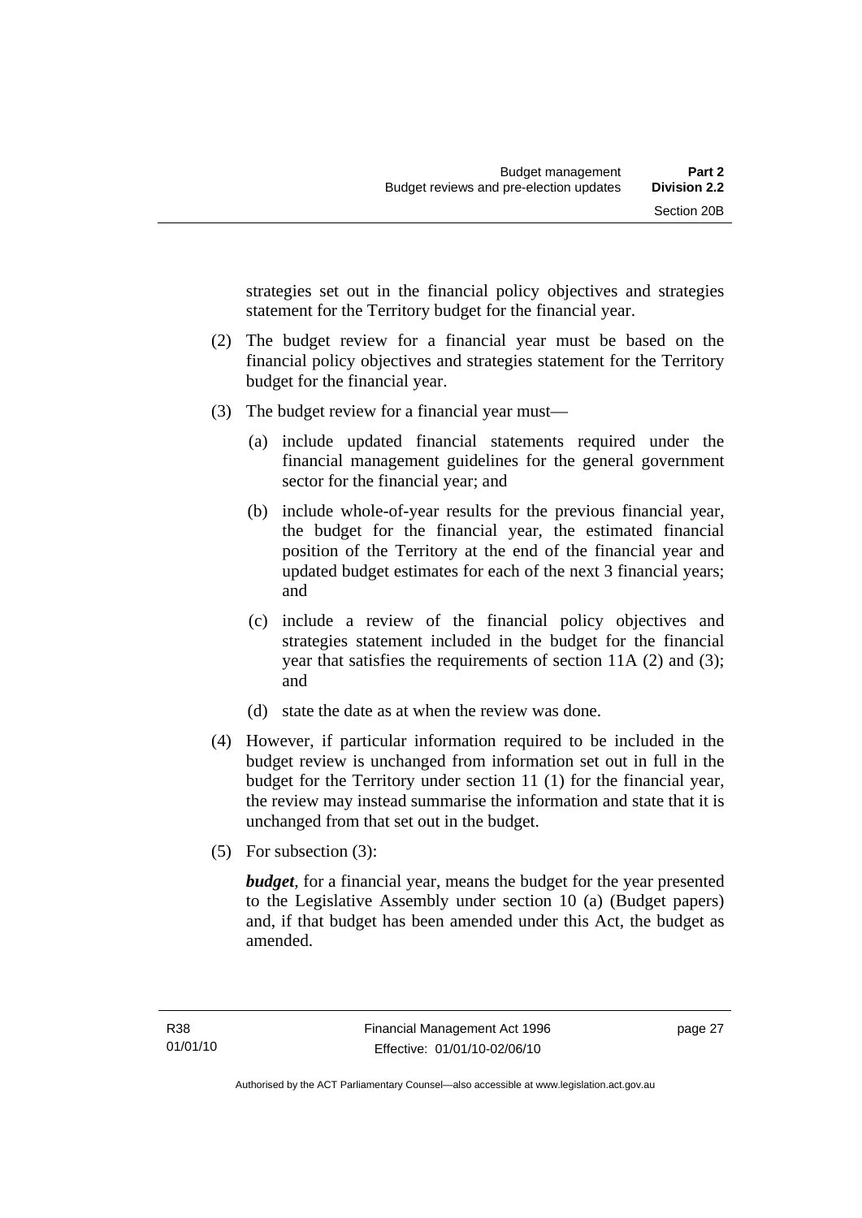strategies set out in the financial policy objectives and strategies statement for the Territory budget for the financial year.

(2) The budget review for a financial year must be based on the financial policy objectives and strategies statement for the Territory budget for the financial year.

(3) The budget review for a financial year must—

(a) include updated financial statements required under the financial management guidelines for the general government sector for the financial year; and

(b) include whole-of-year results for the previous financial year, the budget for the financial year, the estimated financial position of the Territory at the end of the financial year and updated budget estimates for each of the next 3 financial years; and

(c) include a review of the financial policy objectives and strategies statement included in the budget for the financial year that satisfies the requirements of section 11A (2) and (3); and

(d) state the date as at when the review was done.

(4) However, if particular information required to be included in the budget review is unchanged from information set out in full in the budget for the Territory under section 11 (1) for the financial year, the review may instead summarise the information and state that it is unchanged from that set out in the budget.

(5) For subsection (3):

***budget***, for a financial year, means the budget for the year presented to the Legislative Assembly under section 10 (a) (Budget papers) and, if that budget has been amended under this Act, the budget as amended.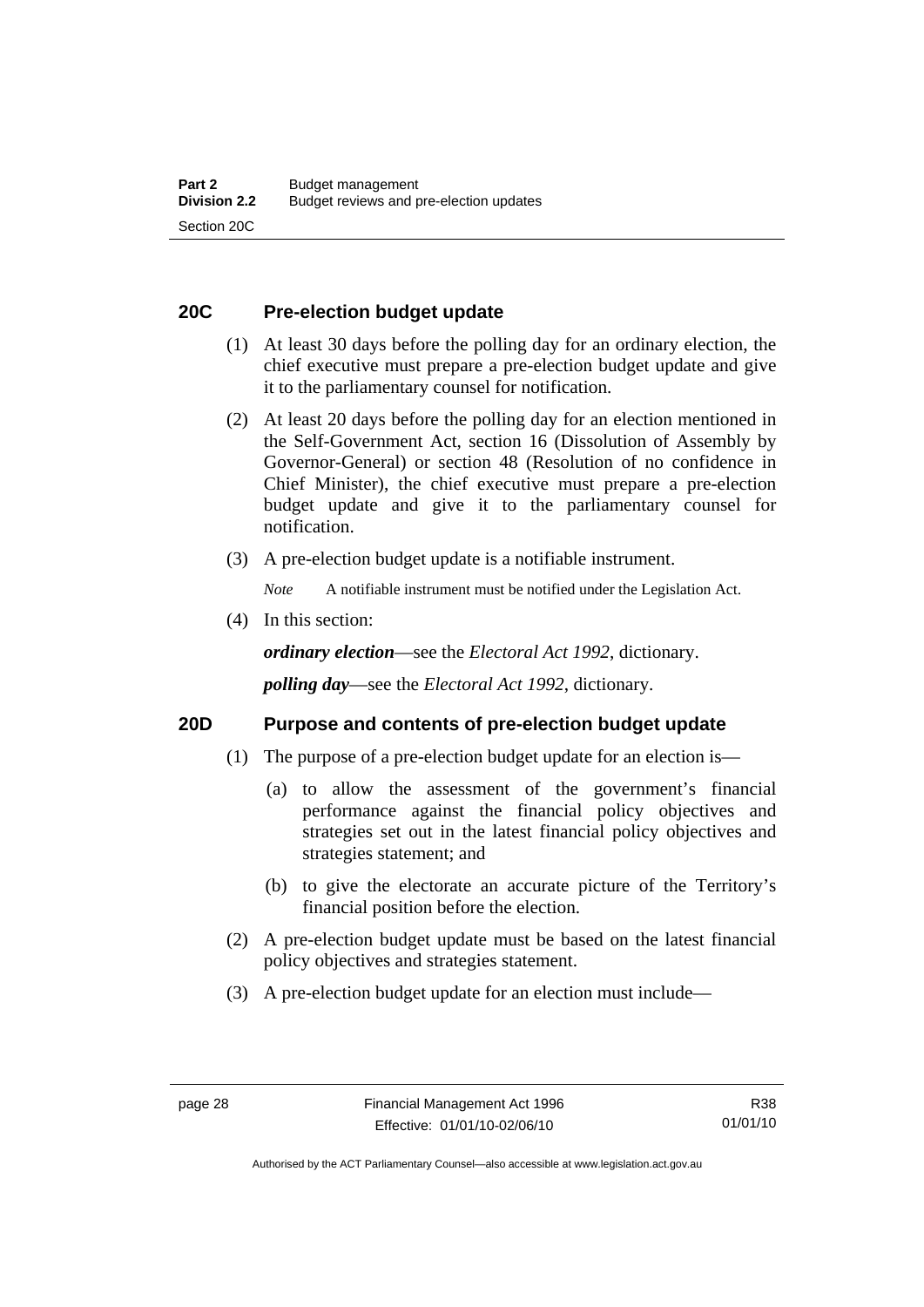## 20C Pre-election budget update

(1) At least 30 days before the polling day for an ordinary election, the chief executive must prepare a pre-election budget update and give it to the parliamentary counsel for notification.

(2) At least 20 days before the polling day for an election mentioned in the Self-Government Act, section 16 (Dissolution of Assembly by Governor-General) or section 48 (Resolution of no confidence in Chief Minister), the chief executive must prepare a pre-election budget update and give it to the parliamentary counsel for notification.

(3) A pre-election budget update is a notifiable instrument.

*Note* A notifiable instrument must be notified under the Legislation Act.

(4) In this section:

***ordinary election***—see the *Electoral Act 1992*, dictionary.

***polling day***—see the *Electoral Act 1992*, dictionary.

## 20D Purpose and contents of pre-election budget update

(1) The purpose of a pre-election budget update for an election is—

(a) to allow the assessment of the government's financial performance against the financial policy objectives and strategies set out in the latest financial policy objectives and strategies statement; and

(b) to give the electorate an accurate picture of the Territory's financial position before the election.

(2) A pre-election budget update must be based on the latest financial policy objectives and strategies statement.

(3) A pre-election budget update for an election must include—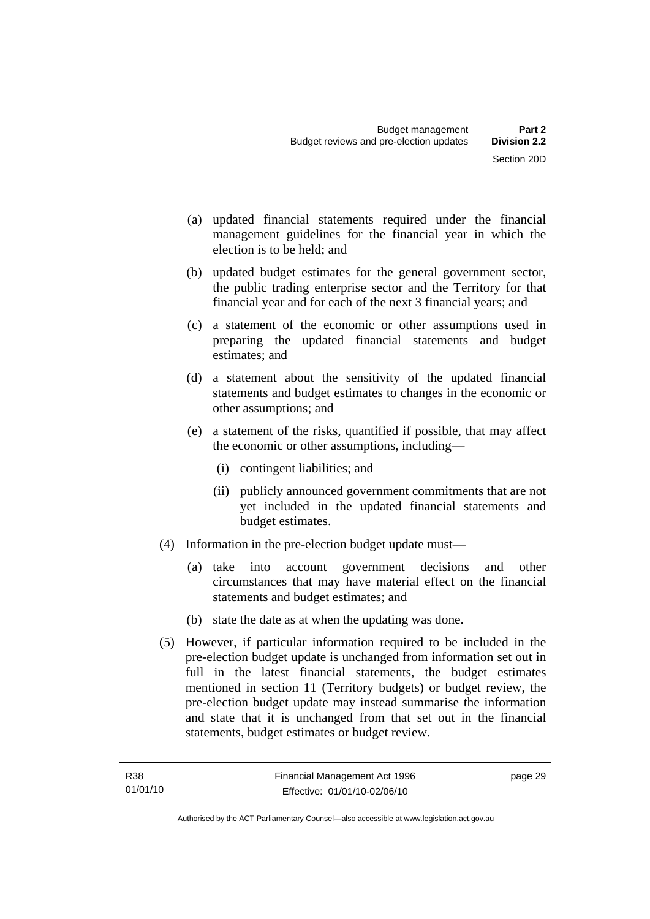(a) updated financial statements required under the financial management guidelines for the financial year in which the election is to be held; and

(b) updated budget estimates for the general government sector, the public trading enterprise sector and the Territory for that financial year and for each of the next 3 financial years; and

(c) a statement of the economic or other assumptions used in preparing the updated financial statements and budget estimates; and

(d) a statement about the sensitivity of the updated financial statements and budget estimates to changes in the economic or other assumptions; and

(e) a statement of the risks, quantified if possible, that may affect the economic or other assumptions, including—

  (i) contingent liabilities; and

  (ii) publicly announced government commitments that are not yet included in the updated financial statements and budget estimates.

(4) Information in the pre-election budget update must—

(a) take into account government decisions and other circumstances that may have material effect on the financial statements and budget estimates; and

(b) state the date as at when the updating was done.

(5) However, if particular information required to be included in the pre-election budget update is unchanged from information set out in full in the latest financial statements, the budget estimates mentioned in section 11 (Territory budgets) or budget review, the pre-election budget update may instead summarise the information and state that it is unchanged from that set out in the financial statements, budget estimates or budget review.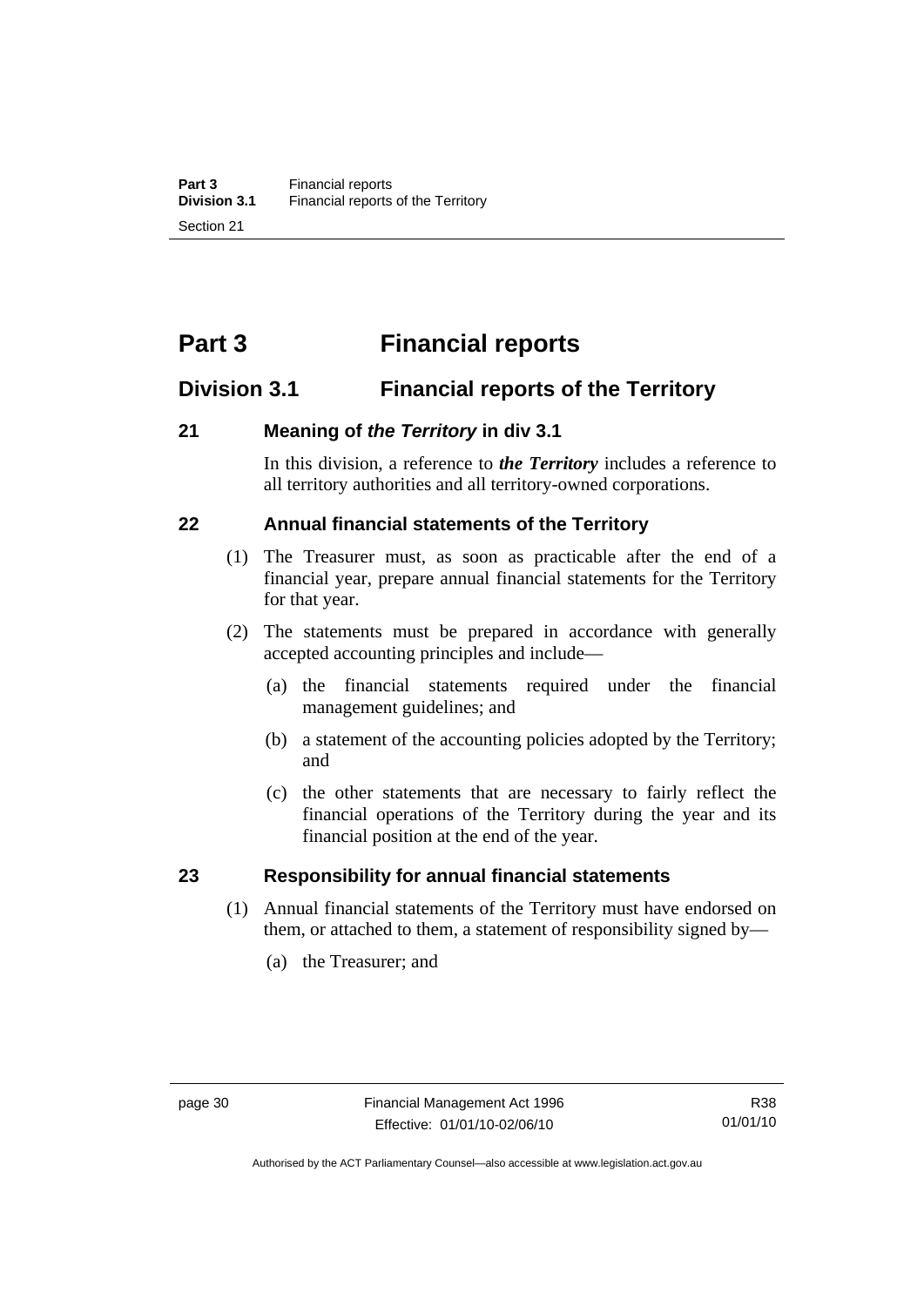# Part 3 Financial reports

## Division 3.1 Financial reports of the Territory

### 21 Meaning of *the Territory* in div 3.1

In this division, a reference to ***the Territory*** includes a reference to all territory authorities and all territory-owned corporations.

### 22 Annual financial statements of the Territory

(1) The Treasurer must, as soon as practicable after the end of a financial year, prepare annual financial statements for the Territory for that year.

(2) The statements must be prepared in accordance with generally accepted accounting principles and include—

(a) the financial statements required under the financial management guidelines; and

(b) a statement of the accounting policies adopted by the Territory; and

(c) the other statements that are necessary to fairly reflect the financial operations of the Territory during the year and its financial position at the end of the year.

### 23 Responsibility for annual financial statements

(1) Annual financial statements of the Territory must have endorsed on them, or attached to them, a statement of responsibility signed by—

(a) the Treasurer; and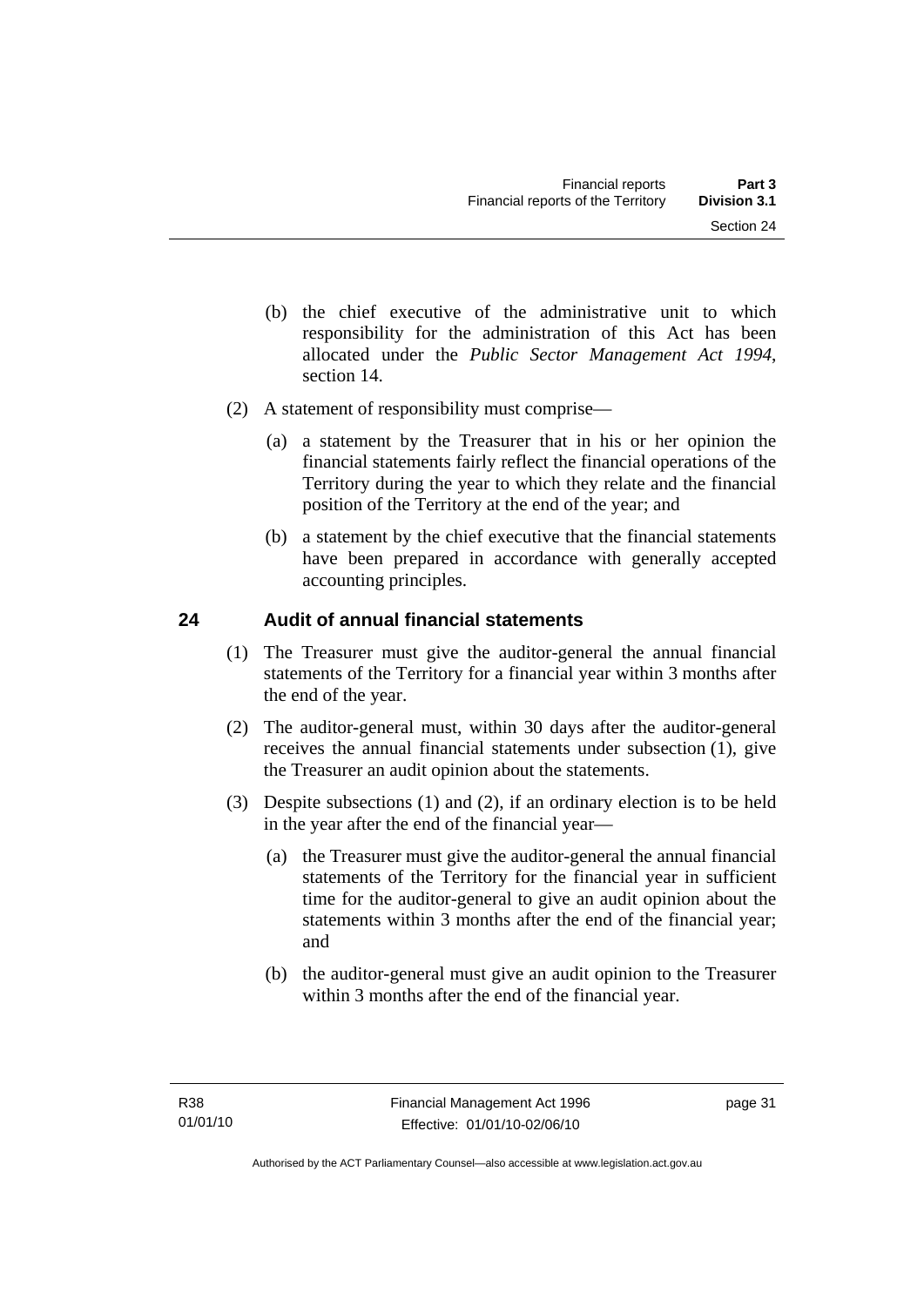(b) the chief executive of the administrative unit to which responsibility for the administration of this Act has been allocated under the *Public Sector Management Act 1994*, section 14.

(2) A statement of responsibility must comprise—

(a) a statement by the Treasurer that in his or her opinion the financial statements fairly reflect the financial operations of the Territory during the year to which they relate and the financial position of the Territory at the end of the year; and

(b) a statement by the chief executive that the financial statements have been prepared in accordance with generally accepted accounting principles.

## 24 Audit of annual financial statements

(1) The Treasurer must give the auditor-general the annual financial statements of the Territory for a financial year within 3 months after the end of the year.

(2) The auditor-general must, within 30 days after the auditor-general receives the annual financial statements under subsection (1), give the Treasurer an audit opinion about the statements.

(3) Despite subsections (1) and (2), if an ordinary election is to be held in the year after the end of the financial year—

(a) the Treasurer must give the auditor-general the annual financial statements of the Territory for the financial year in sufficient time for the auditor-general to give an audit opinion about the statements within 3 months after the end of the financial year; and

(b) the auditor-general must give an audit opinion to the Treasurer within 3 months after the end of the financial year.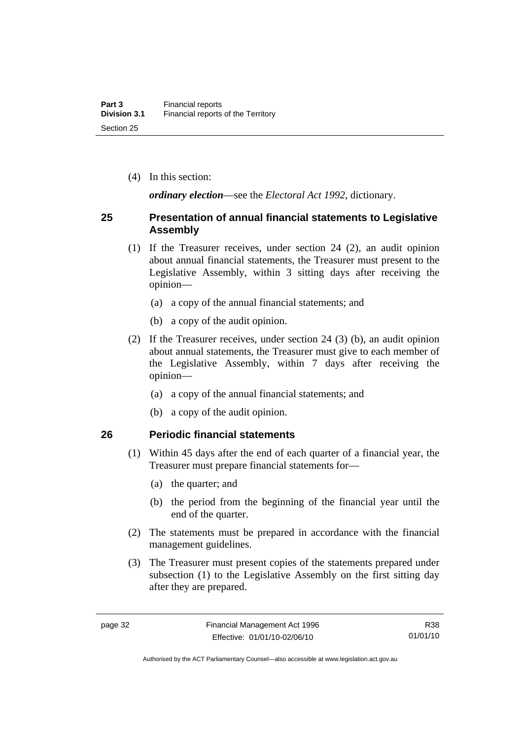(4) In this section:

***ordinary election***—see the *Electoral Act 1992*, dictionary.

## 25 Presentation of annual financial statements to Legislative Assembly

(1) If the Treasurer receives, under section 24 (2), an audit opinion about annual financial statements, the Treasurer must present to the Legislative Assembly, within 3 sitting days after receiving the opinion—

(a) a copy of the annual financial statements; and

(b) a copy of the audit opinion.

(2) If the Treasurer receives, under section 24 (3) (b), an audit opinion about annual statements, the Treasurer must give to each member of the Legislative Assembly, within 7 days after receiving the opinion—

(a) a copy of the annual financial statements; and

(b) a copy of the audit opinion.

## 26 Periodic financial statements

(1) Within 45 days after the end of each quarter of a financial year, the Treasurer must prepare financial statements for—

(a) the quarter; and

(b) the period from the beginning of the financial year until the end of the quarter.

(2) The statements must be prepared in accordance with the financial management guidelines.

(3) The Treasurer must present copies of the statements prepared under subsection (1) to the Legislative Assembly on the first sitting day after they are prepared.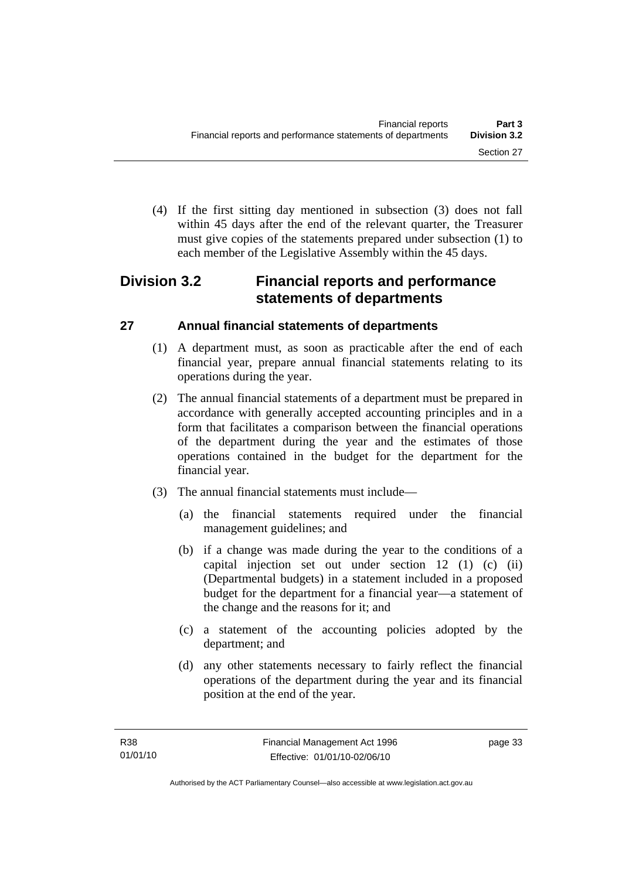(4) If the first sitting day mentioned in subsection (3) does not fall within 45 days after the end of the relevant quarter, the Treasurer must give copies of the statements prepared under subsection (1) to each member of the Legislative Assembly within the 45 days.

## Division 3.2 Financial reports and performance statements of departments

### 27 Annual financial statements of departments

(1) A department must, as soon as practicable after the end of each financial year, prepare annual financial statements relating to its operations during the year.

(2) The annual financial statements of a department must be prepared in accordance with generally accepted accounting principles and in a form that facilitates a comparison between the financial operations of the department during the year and the estimates of those operations contained in the budget for the department for the financial year.

(3) The annual financial statements must include—

(a) the financial statements required under the financial management guidelines; and

(b) if a change was made during the year to the conditions of a capital injection set out under section 12 (1) (c) (ii) (Departmental budgets) in a statement included in a proposed budget for the department for a financial year—a statement of the change and the reasons for it; and

(c) a statement of the accounting policies adopted by the department; and

(d) any other statements necessary to fairly reflect the financial operations of the department during the year and its financial position at the end of the year.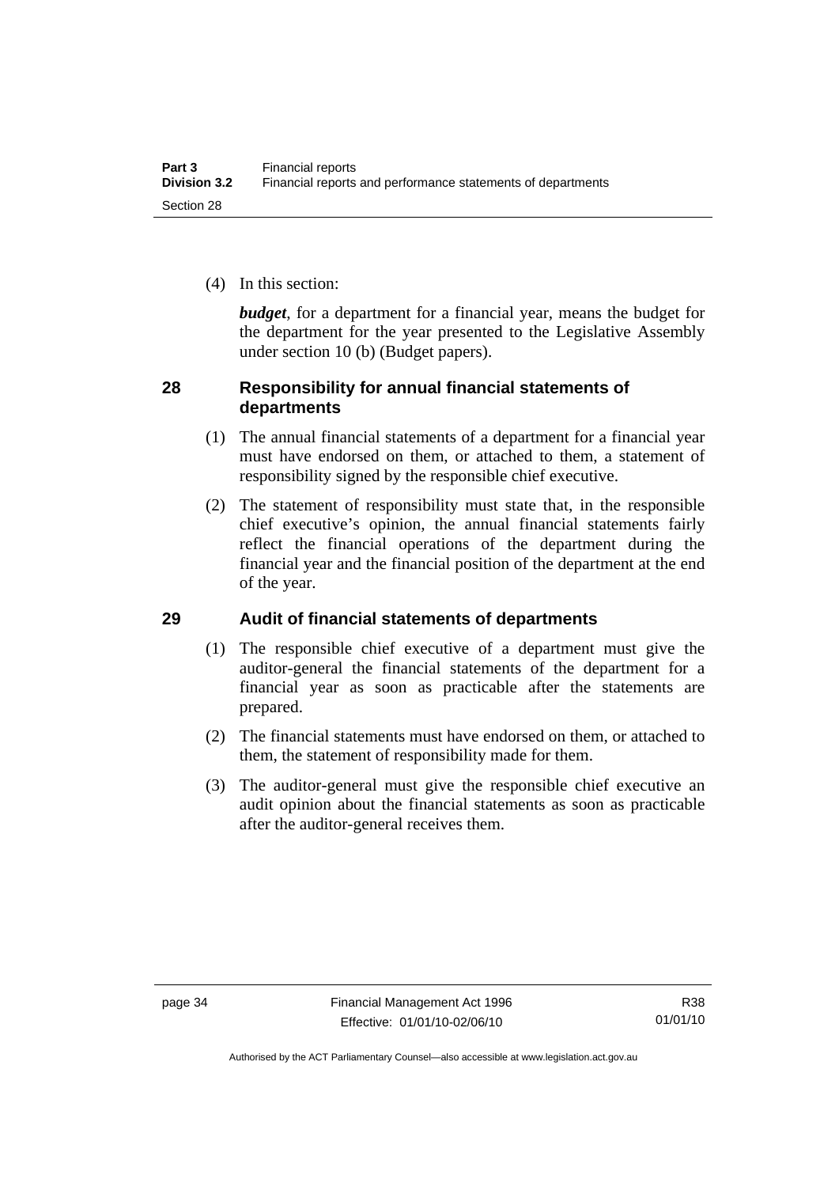(4) In this section:

***budget***, for a department for a financial year, means the budget for the department for the year presented to the Legislative Assembly under section 10 (b) (Budget papers).

## 28 Responsibility for annual financial statements of departments

(1) The annual financial statements of a department for a financial year must have endorsed on them, or attached to them, a statement of responsibility signed by the responsible chief executive.

(2) The statement of responsibility must state that, in the responsible chief executive's opinion, the annual financial statements fairly reflect the financial operations of the department during the financial year and the financial position of the department at the end of the year.

## 29 Audit of financial statements of departments

(1) The responsible chief executive of a department must give the auditor-general the financial statements of the department for a financial year as soon as practicable after the statements are prepared.

(2) The financial statements must have endorsed on them, or attached to them, the statement of responsibility made for them.

(3) The auditor-general must give the responsible chief executive an audit opinion about the financial statements as soon as practicable after the auditor-general receives them.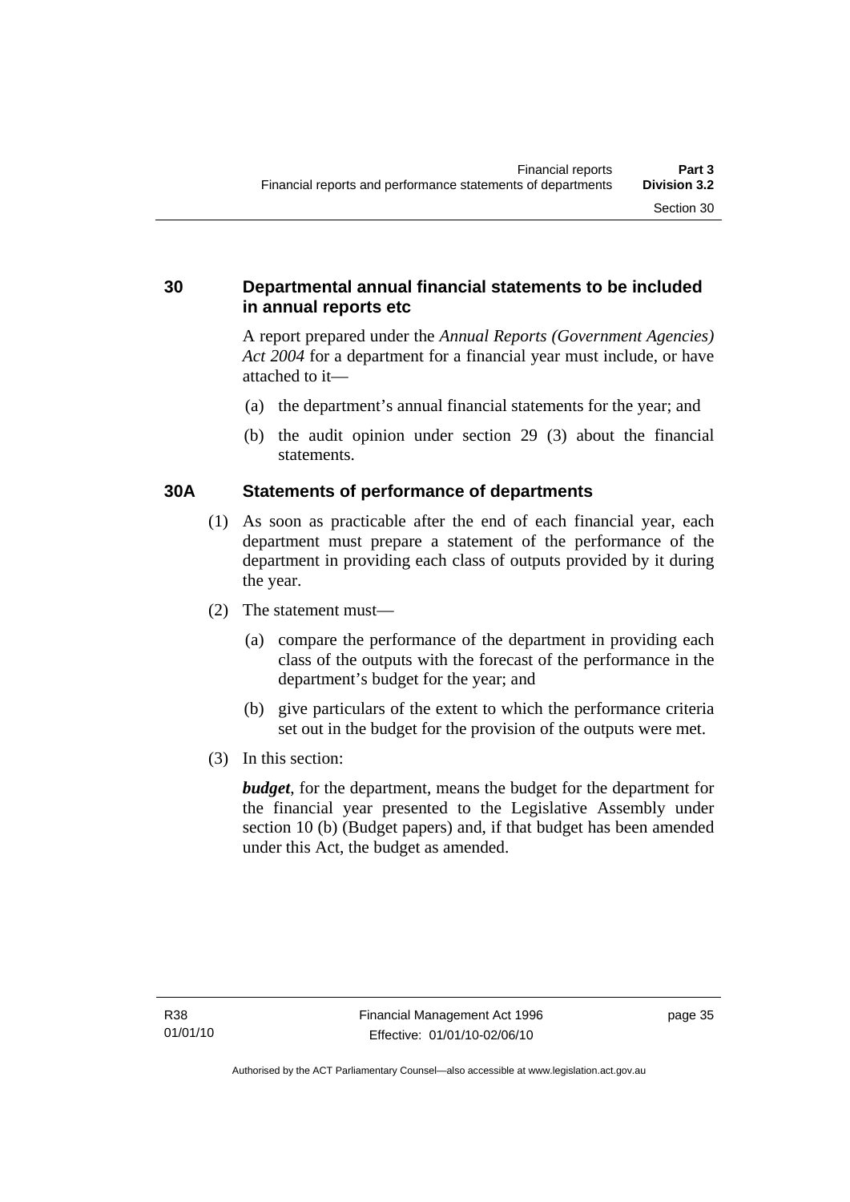## 30 Departmental annual financial statements to be included in annual reports etc

A report prepared under the *Annual Reports (Government Agencies) Act 2004* for a department for a financial year must include, or have attached to it—

(a) the department's annual financial statements for the year; and

(b) the audit opinion under section 29 (3) about the financial statements.

## 30A Statements of performance of departments

(1) As soon as practicable after the end of each financial year, each department must prepare a statement of the performance of the department in providing each class of outputs provided by it during the year.

(2) The statement must—

(a) compare the performance of the department in providing each class of the outputs with the forecast of the performance in the department's budget for the year; and

(b) give particulars of the extent to which the performance criteria set out in the budget for the provision of the outputs were met.

(3) In this section:

***budget***, for the department, means the budget for the department for the financial year presented to the Legislative Assembly under section 10 (b) (Budget papers) and, if that budget has been amended under this Act, the budget as amended.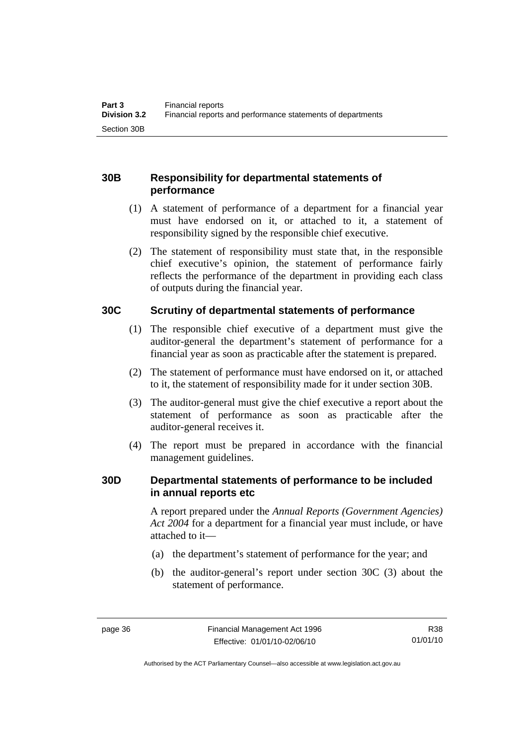## 30B Responsibility for departmental statements of performance

(1) A statement of performance of a department for a financial year must have endorsed on it, or attached to it, a statement of responsibility signed by the responsible chief executive.

(2) The statement of responsibility must state that, in the responsible chief executive's opinion, the statement of performance fairly reflects the performance of the department in providing each class of outputs during the financial year.

## 30C Scrutiny of departmental statements of performance

(1) The responsible chief executive of a department must give the auditor-general the department's statement of performance for a financial year as soon as practicable after the statement is prepared.

(2) The statement of performance must have endorsed on it, or attached to it, the statement of responsibility made for it under section 30B.

(3) The auditor-general must give the chief executive a report about the statement of performance as soon as practicable after the auditor-general receives it.

(4) The report must be prepared in accordance with the financial management guidelines.

## 30D Departmental statements of performance to be included in annual reports etc

A report prepared under the *Annual Reports (Government Agencies) Act 2004* for a department for a financial year must include, or have attached to it—

(a) the department's statement of performance for the year; and

(b) the auditor-general's report under section 30C (3) about the statement of performance.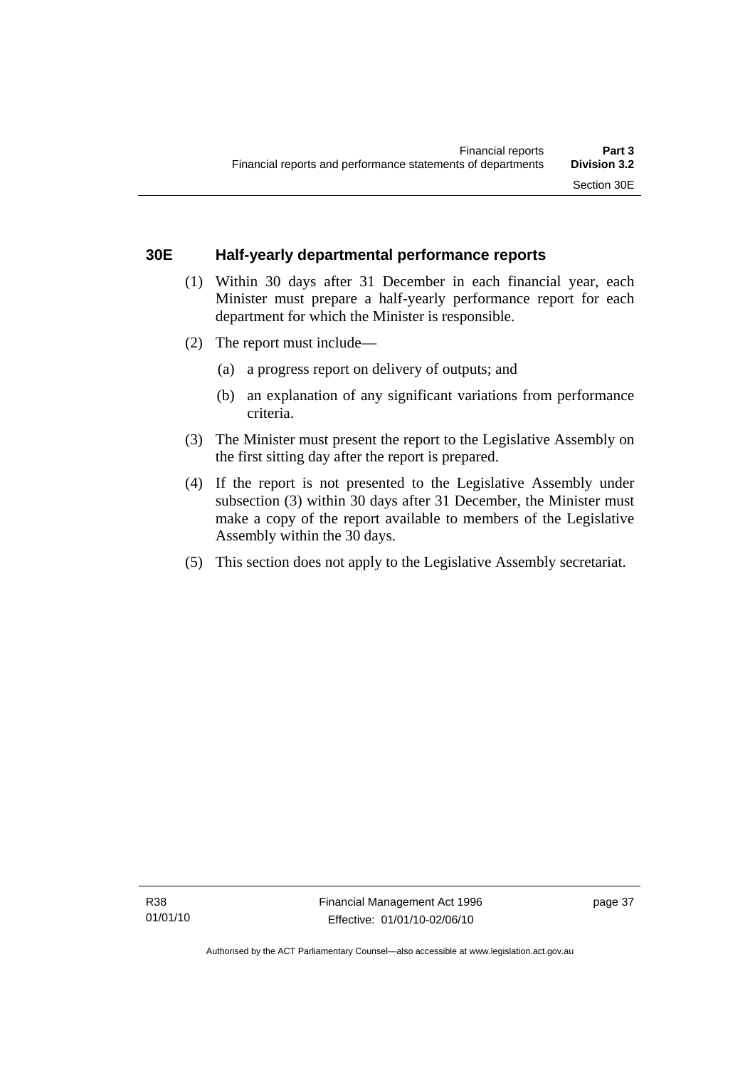## 30E Half-yearly departmental performance reports

(1) Within 30 days after 31 December in each financial year, each Minister must prepare a half-yearly performance report for each department for which the Minister is responsible.

(2) The report must include—

(a) a progress report on delivery of outputs; and

(b) an explanation of any significant variations from performance criteria.

(3) The Minister must present the report to the Legislative Assembly on the first sitting day after the report is prepared.

(4) If the report is not presented to the Legislative Assembly under subsection (3) within 30 days after 31 December, the Minister must make a copy of the report available to members of the Legislative Assembly within the 30 days.

(5) This section does not apply to the Legislative Assembly secretariat.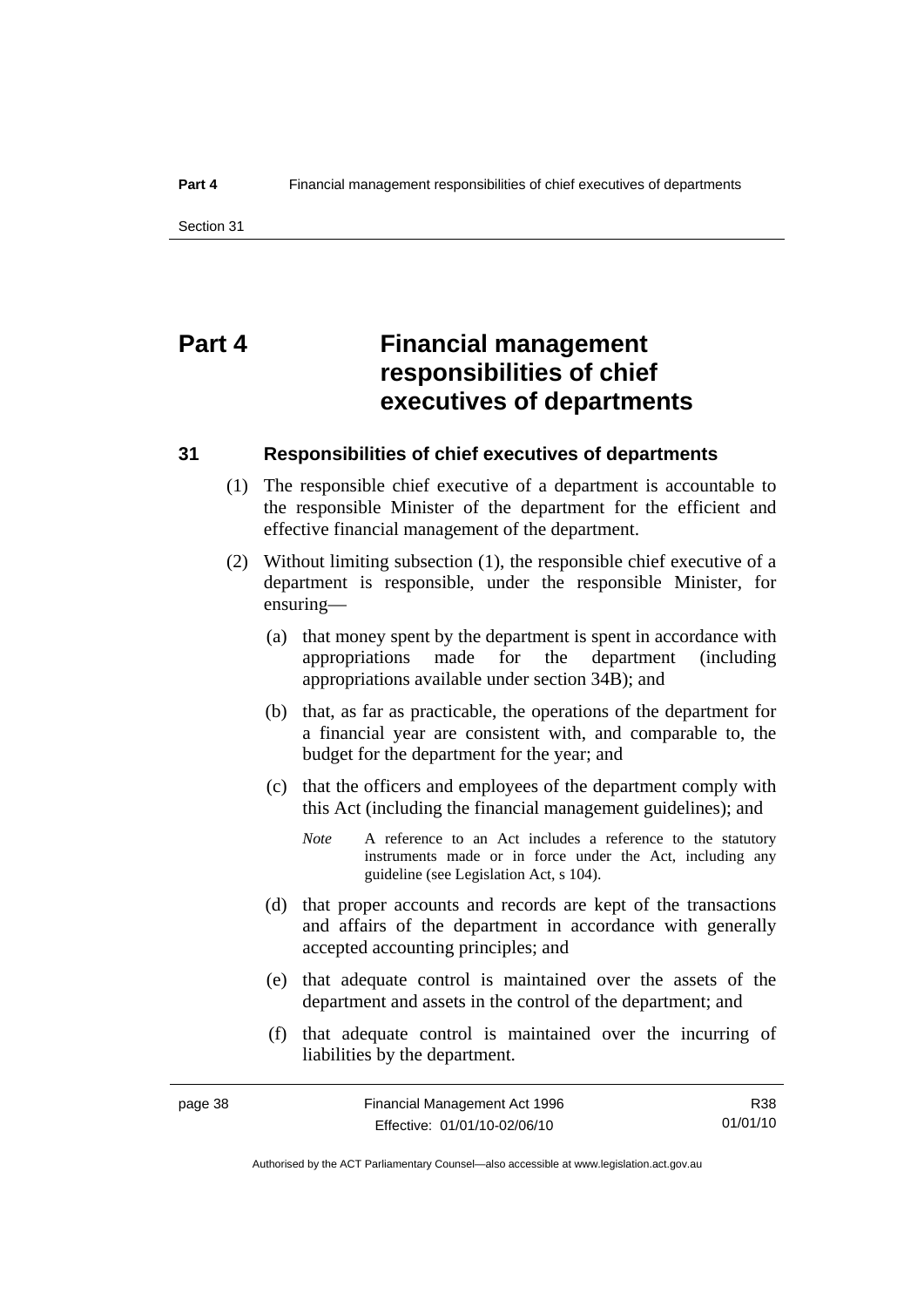# Part 4 Financial management responsibilities of chief executives of departments

## 31 Responsibilities of chief executives of departments

(1) The responsible chief executive of a department is accountable to the responsible Minister of the department for the efficient and effective financial management of the department.

(2) Without limiting subsection (1), the responsible chief executive of a department is responsible, under the responsible Minister, for ensuring—

(a) that money spent by the department is spent in accordance with appropriations made for the department (including appropriations available under section 34B); and

(b) that, as far as practicable, the operations of the department for a financial year are consistent with, and comparable to, the budget for the department for the year; and

(c) that the officers and employees of the department comply with this Act (including the financial management guidelines); and

*Note* A reference to an Act includes a reference to the statutory instruments made or in force under the Act, including any guideline (see Legislation Act, s 104).

(d) that proper accounts and records are kept of the transactions and affairs of the department in accordance with generally accepted accounting principles; and

(e) that adequate control is maintained over the assets of the department and assets in the control of the department; and

(f) that adequate control is maintained over the incurring of liabilities by the department.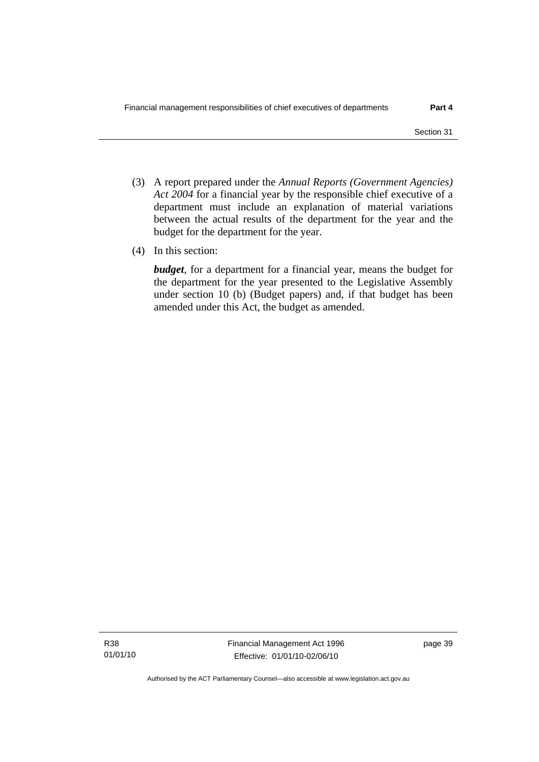(3) A report prepared under the *Annual Reports (Government Agencies) Act 2004* for a financial year by the responsible chief executive of a department must include an explanation of material variations between the actual results of the department for the year and the budget for the department for the year.

(4) In this section:

***budget***, for a department for a financial year, means the budget for the department for the year presented to the Legislative Assembly under section 10 (b) (Budget papers) and, if that budget has been amended under this Act, the budget as amended.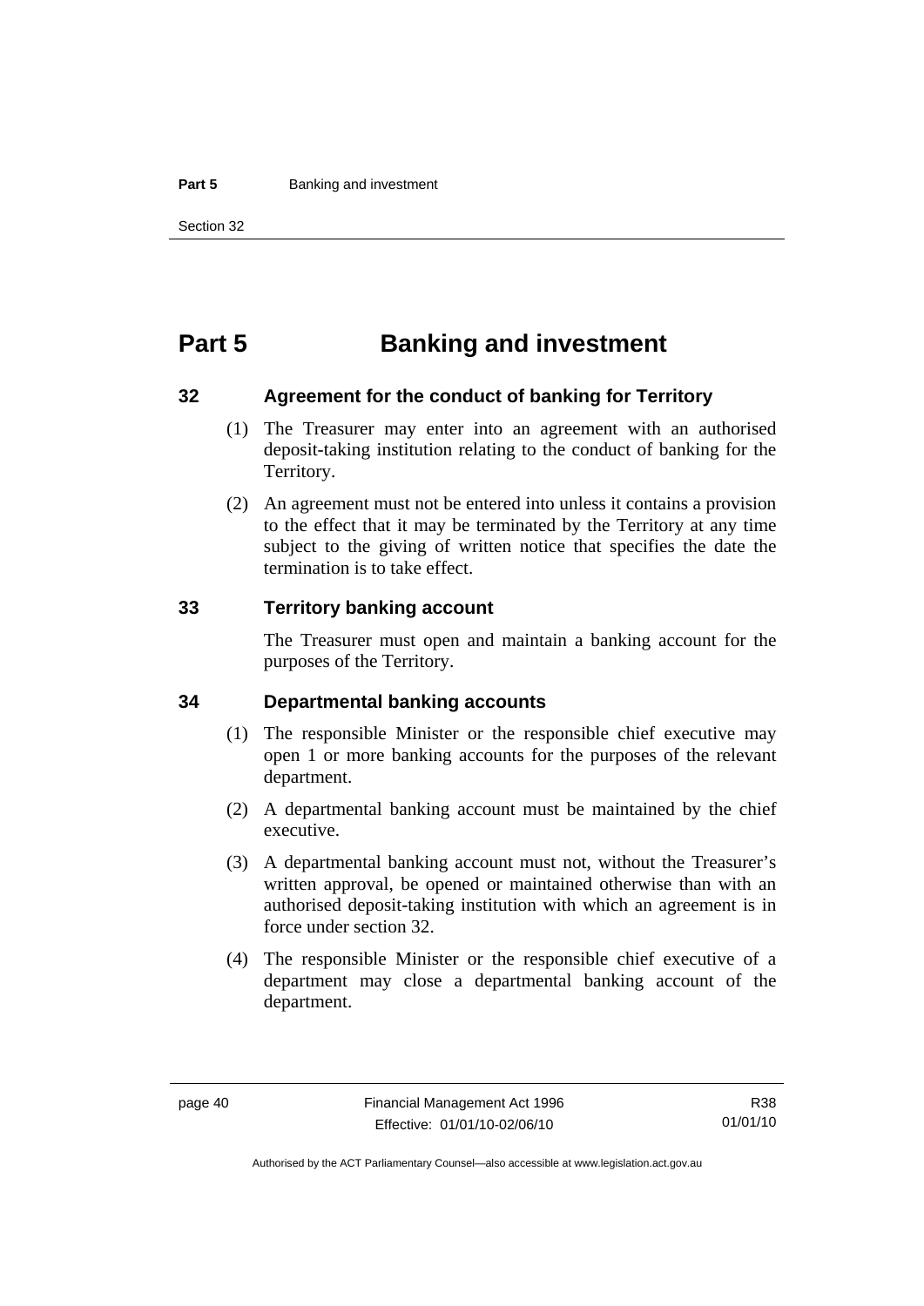# Part 5 Banking and investment

## 32 Agreement for the conduct of banking for Territory

(1) The Treasurer may enter into an agreement with an authorised deposit-taking institution relating to the conduct of banking for the Territory.

(2) An agreement must not be entered into unless it contains a provision to the effect that it may be terminated by the Territory at any time subject to the giving of written notice that specifies the date the termination is to take effect.

## 33 Territory banking account

The Treasurer must open and maintain a banking account for the purposes of the Territory.

## 34 Departmental banking accounts

(1) The responsible Minister or the responsible chief executive may open 1 or more banking accounts for the purposes of the relevant department.

(2) A departmental banking account must be maintained by the chief executive.

(3) A departmental banking account must not, without the Treasurer's written approval, be opened or maintained otherwise than with an authorised deposit-taking institution with which an agreement is in force under section 32.

(4) The responsible Minister or the responsible chief executive of a department may close a departmental banking account of the department.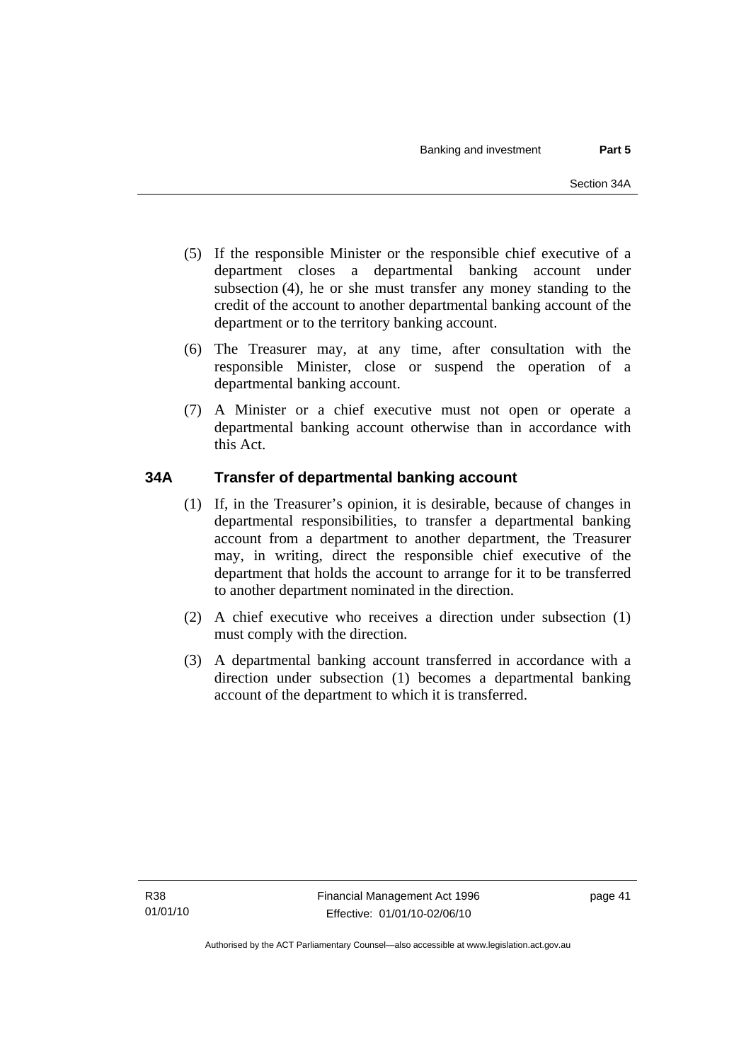(5) If the responsible Minister or the responsible chief executive of a department closes a departmental banking account under subsection (4), he or she must transfer any money standing to the credit of the account to another departmental banking account of the department or to the territory banking account.

(6) The Treasurer may, at any time, after consultation with the responsible Minister, close or suspend the operation of a departmental banking account.

(7) A Minister or a chief executive must not open or operate a departmental banking account otherwise than in accordance with this Act.

### 34A Transfer of departmental banking account

(1) If, in the Treasurer's opinion, it is desirable, because of changes in departmental responsibilities, to transfer a departmental banking account from a department to another department, the Treasurer may, in writing, direct the responsible chief executive of the department that holds the account to arrange for it to be transferred to another department nominated in the direction.

(2) A chief executive who receives a direction under subsection (1) must comply with the direction.

(3) A departmental banking account transferred in accordance with a direction under subsection (1) becomes a departmental banking account of the department to which it is transferred.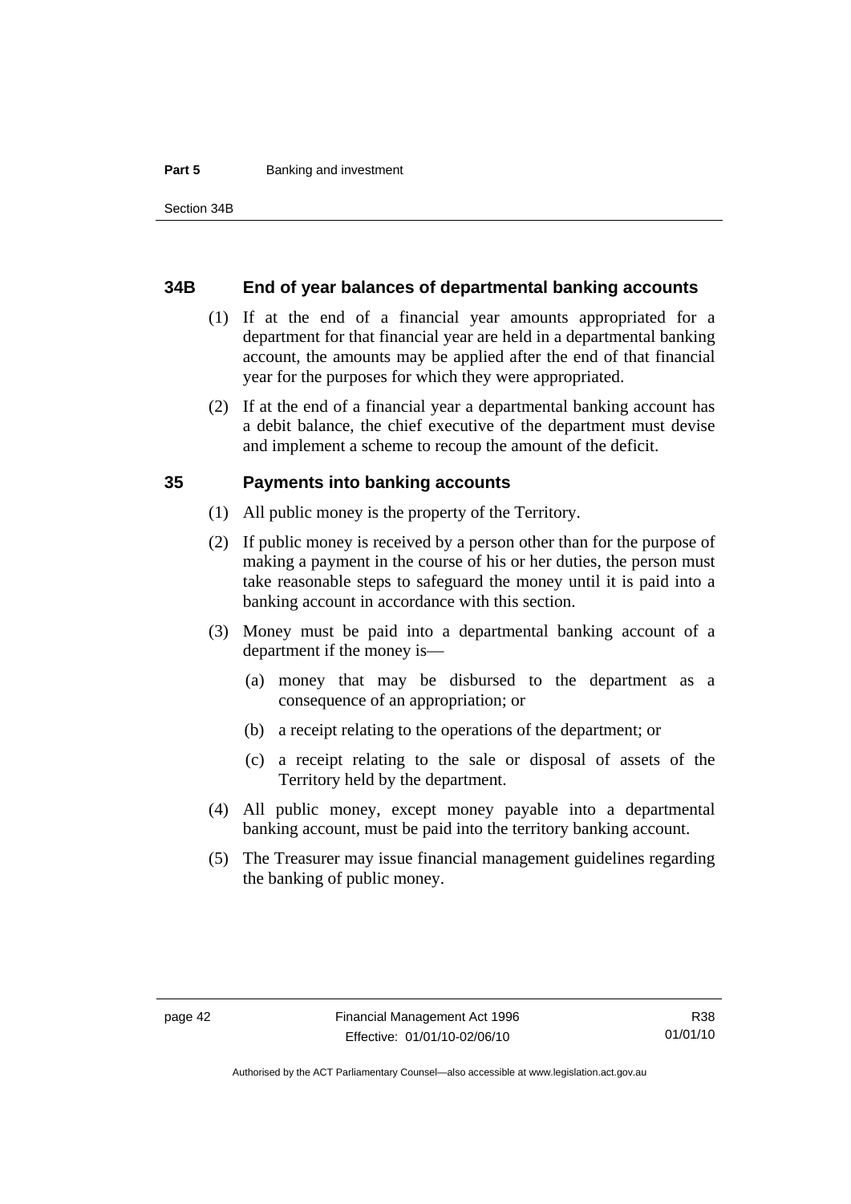## 34B End of year balances of departmental banking accounts

(1) If at the end of a financial year amounts appropriated for a department for that financial year are held in a departmental banking account, the amounts may be applied after the end of that financial year for the purposes for which they were appropriated.

(2) If at the end of a financial year a departmental banking account has a debit balance, the chief executive of the department must devise and implement a scheme to recoup the amount of the deficit.

## 35 Payments into banking accounts

(1) All public money is the property of the Territory.

(2) If public money is received by a person other than for the purpose of making a payment in the course of his or her duties, the person must take reasonable steps to safeguard the money until it is paid into a banking account in accordance with this section.

(3) Money must be paid into a departmental banking account of a department if the money is—

(a) money that may be disbursed to the department as a consequence of an appropriation; or

(b) a receipt relating to the operations of the department; or

(c) a receipt relating to the sale or disposal of assets of the Territory held by the department.

(4) All public money, except money payable into a departmental banking account, must be paid into the territory banking account.

(5) The Treasurer may issue financial management guidelines regarding the banking of public money.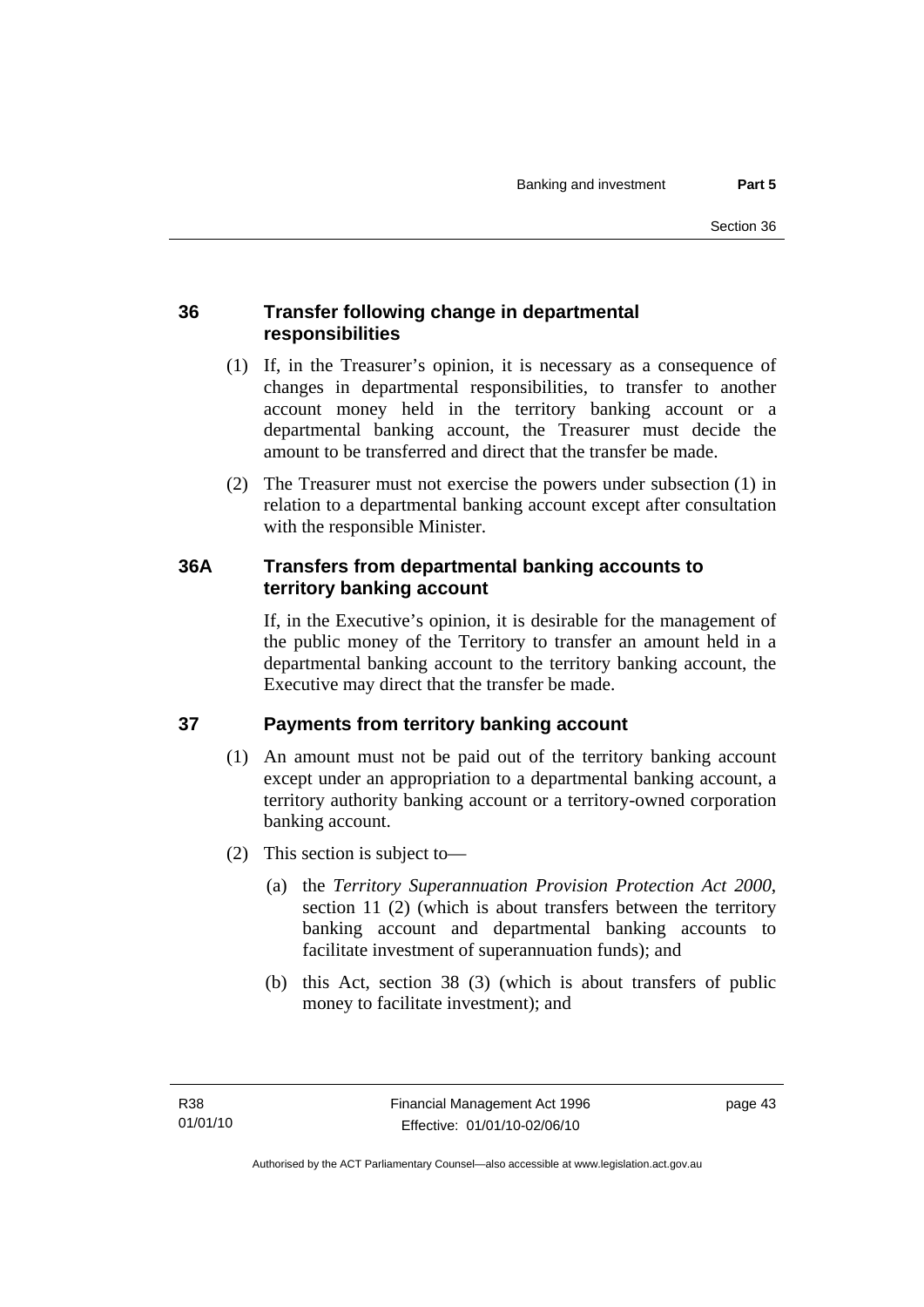## 36 Transfer following change in departmental responsibilities

(1) If, in the Treasurer's opinion, it is necessary as a consequence of changes in departmental responsibilities, to transfer to another account money held in the territory banking account or a departmental banking account, the Treasurer must decide the amount to be transferred and direct that the transfer be made.

(2) The Treasurer must not exercise the powers under subsection (1) in relation to a departmental banking account except after consultation with the responsible Minister.

## 36A Transfers from departmental banking accounts to territory banking account

If, in the Executive's opinion, it is desirable for the management of the public money of the Territory to transfer an amount held in a departmental banking account to the territory banking account, the Executive may direct that the transfer be made.

## 37 Payments from territory banking account

(1) An amount must not be paid out of the territory banking account except under an appropriation to a departmental banking account, a territory authority banking account or a territory-owned corporation banking account.

(2) This section is subject to—

(a) the *Territory Superannuation Provision Protection Act 2000*, section 11 (2) (which is about transfers between the territory banking account and departmental banking accounts to facilitate investment of superannuation funds); and

(b) this Act, section 38 (3) (which is about transfers of public money to facilitate investment); and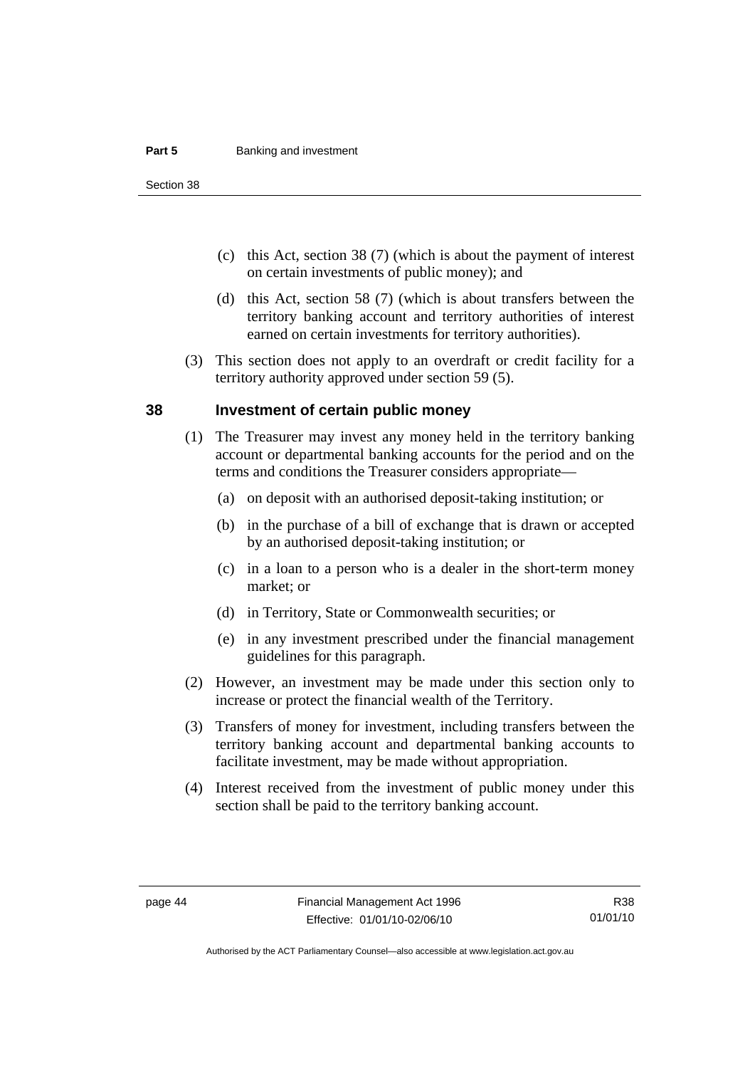(c) this Act, section 38 (7) (which is about the payment of interest on certain investments of public money); and

(d) this Act, section 58 (7) (which is about transfers between the territory banking account and territory authorities of interest earned on certain investments for territory authorities).

(3) This section does not apply to an overdraft or credit facility for a territory authority approved under section 59 (5).

## 38 Investment of certain public money

(1) The Treasurer may invest any money held in the territory banking account or departmental banking accounts for the period and on the terms and conditions the Treasurer considers appropriate—

(a) on deposit with an authorised deposit-taking institution; or

(b) in the purchase of a bill of exchange that is drawn or accepted by an authorised deposit-taking institution; or

(c) in a loan to a person who is a dealer in the short-term money market; or

(d) in Territory, State or Commonwealth securities; or

(e) in any investment prescribed under the financial management guidelines for this paragraph.

(2) However, an investment may be made under this section only to increase or protect the financial wealth of the Territory.

(3) Transfers of money for investment, including transfers between the territory banking account and departmental banking accounts to facilitate investment, may be made without appropriation.

(4) Interest received from the investment of public money under this section shall be paid to the territory banking account.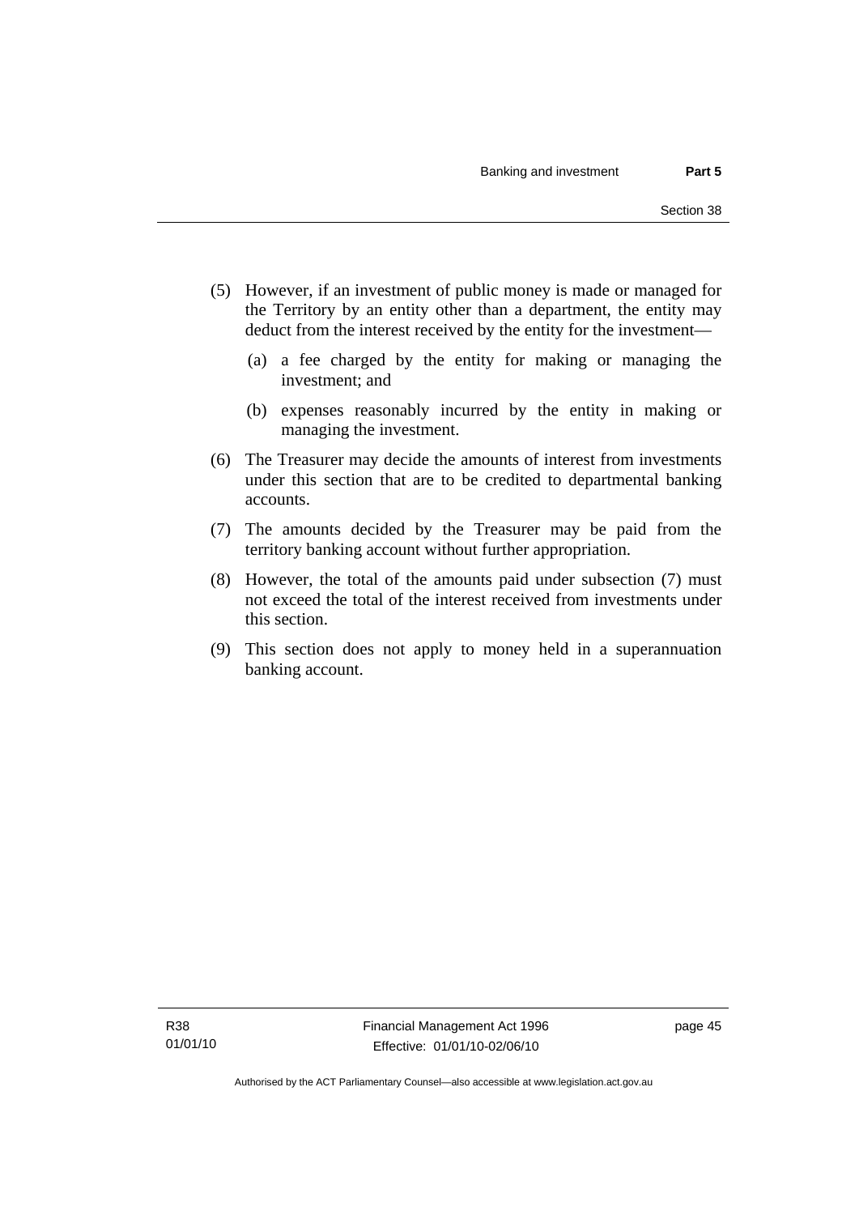(5) However, if an investment of public money is made or managed for the Territory by an entity other than a department, the entity may deduct from the interest received by the entity for the investment—

   (a) a fee charged by the entity for making or managing the investment; and

   (b) expenses reasonably incurred by the entity in making or managing the investment.

(6) The Treasurer may decide the amounts of interest from investments under this section that are to be credited to departmental banking accounts.

(7) The amounts decided by the Treasurer may be paid from the territory banking account without further appropriation.

(8) However, the total of the amounts paid under subsection (7) must not exceed the total of the interest received from investments under this section.

(9) This section does not apply to money held in a superannuation banking account.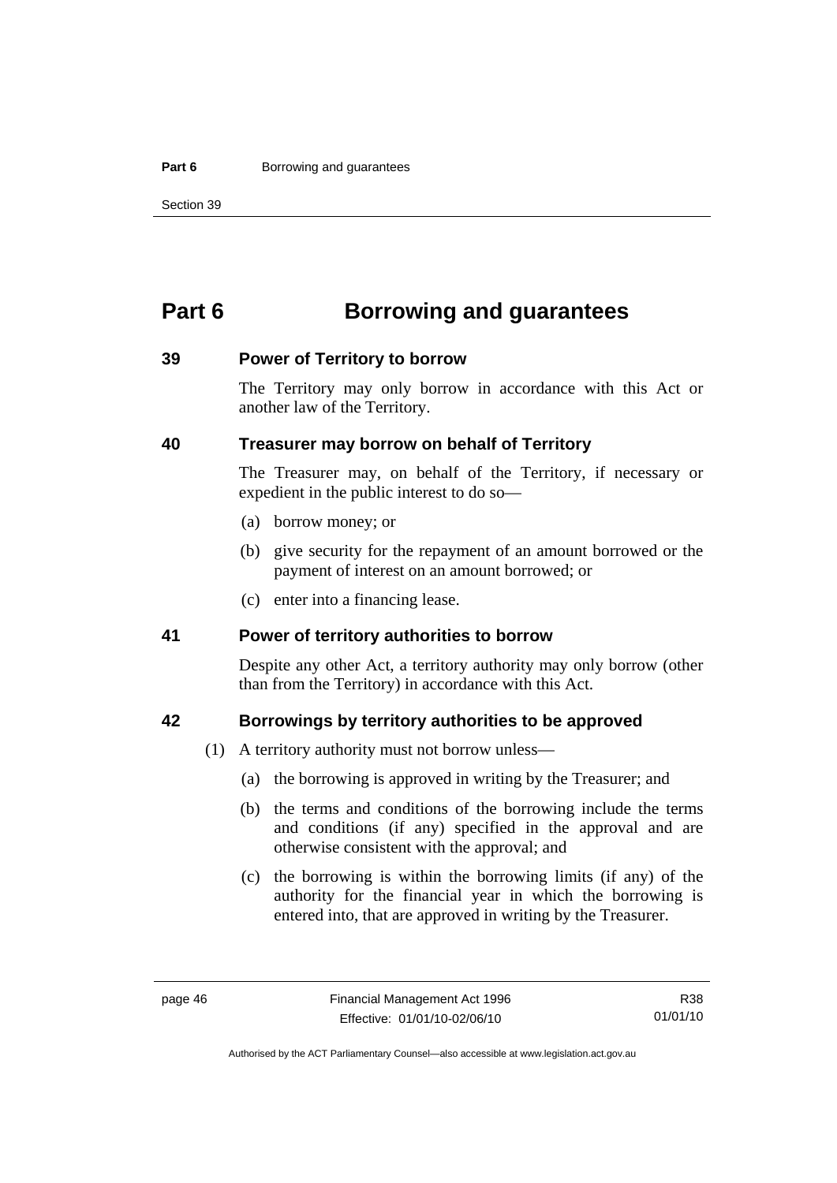# Part 6 Borrowing and guarantees

## 39 Power of Territory to borrow

The Territory may only borrow in accordance with this Act or another law of the Territory.

## 40 Treasurer may borrow on behalf of Territory

The Treasurer may, on behalf of the Territory, if necessary or expedient in the public interest to do so—

(a) borrow money; or

(b) give security for the repayment of an amount borrowed or the payment of interest on an amount borrowed; or

(c) enter into a financing lease.

## 41 Power of territory authorities to borrow

Despite any other Act, a territory authority may only borrow (other than from the Territory) in accordance with this Act.

## 42 Borrowings by territory authorities to be approved

(1) A territory authority must not borrow unless—

(a) the borrowing is approved in writing by the Treasurer; and

(b) the terms and conditions of the borrowing include the terms and conditions (if any) specified in the approval and are otherwise consistent with the approval; and

(c) the borrowing is within the borrowing limits (if any) of the authority for the financial year in which the borrowing is entered into, that are approved in writing by the Treasurer.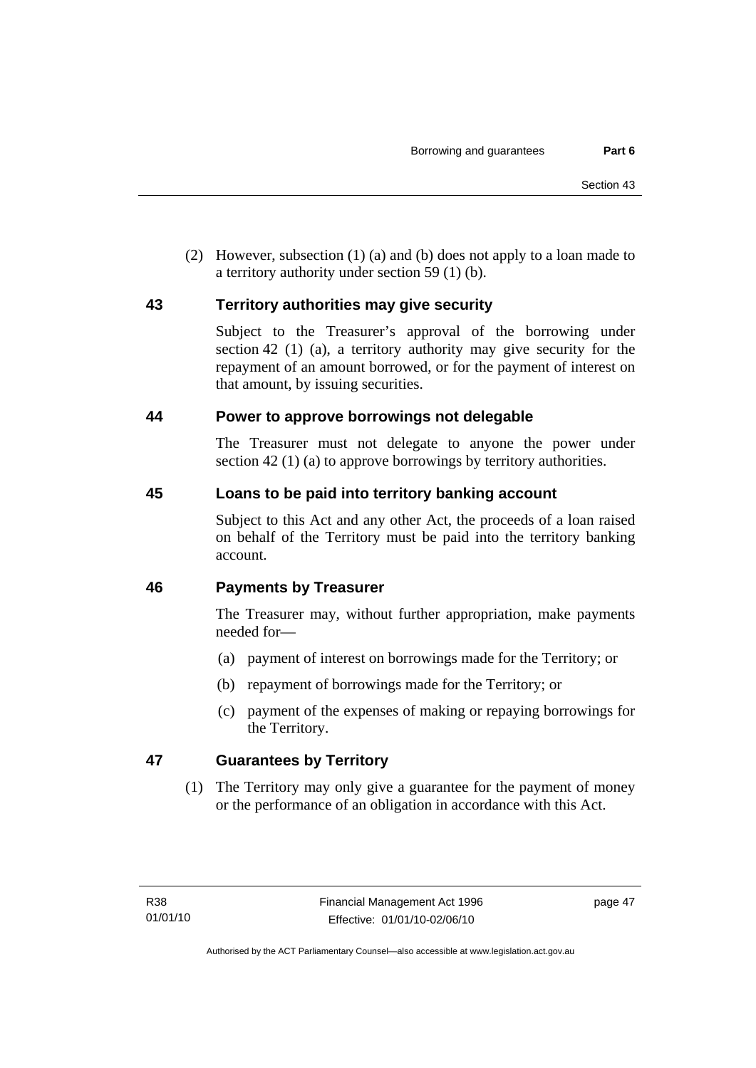(2) However, subsection (1) (a) and (b) does not apply to a loan made to a territory authority under section 59 (1) (b).

## 43 Territory authorities may give security

Subject to the Treasurer's approval of the borrowing under section 42 (1) (a), a territory authority may give security for the repayment of an amount borrowed, or for the payment of interest on that amount, by issuing securities.

## 44 Power to approve borrowings not delegable

The Treasurer must not delegate to anyone the power under section 42 (1) (a) to approve borrowings by territory authorities.

## 45 Loans to be paid into territory banking account

Subject to this Act and any other Act, the proceeds of a loan raised on behalf of the Territory must be paid into the territory banking account.

## 46 Payments by Treasurer

The Treasurer may, without further appropriation, make payments needed for—

(a) payment of interest on borrowings made for the Territory; or

(b) repayment of borrowings made for the Territory; or

(c) payment of the expenses of making or repaying borrowings for the Territory.

## 47 Guarantees by Territory

(1) The Territory may only give a guarantee for the payment of money or the performance of an obligation in accordance with this Act.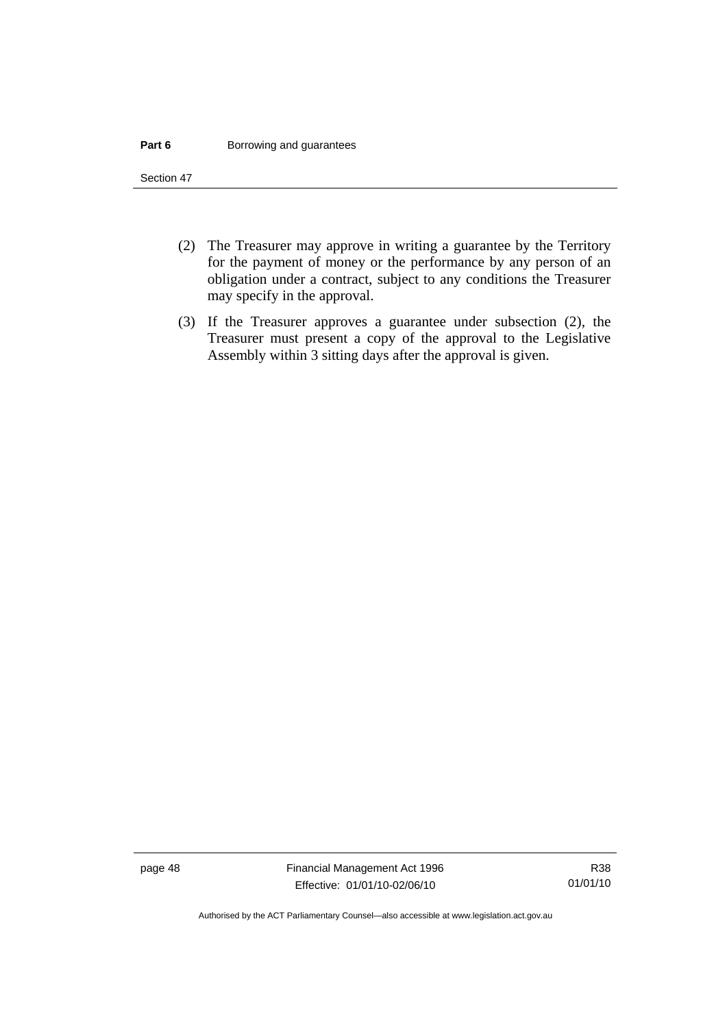(2) The Treasurer may approve in writing a guarantee by the Territory for the payment of money or the performance by any person of an obligation under a contract, subject to any conditions the Treasurer may specify in the approval.

(3) If the Treasurer approves a guarantee under subsection (2), the Treasurer must present a copy of the approval to the Legislative Assembly within 3 sitting days after the approval is given.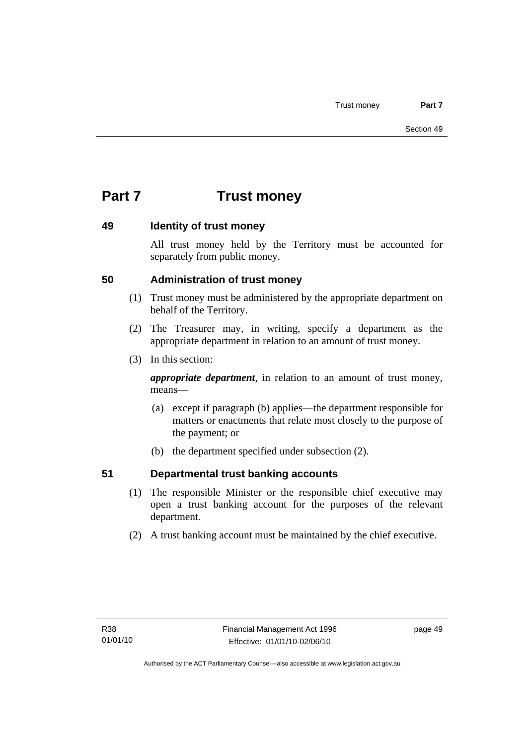# Part 7 Trust money

## 49 Identity of trust money

All trust money held by the Territory must be accounted for separately from public money.

## 50 Administration of trust money

(1) Trust money must be administered by the appropriate department on behalf of the Territory.

(2) The Treasurer may, in writing, specify a department as the appropriate department in relation to an amount of trust money.

(3) In this section:

***appropriate department***, in relation to an amount of trust money, means—

(a) except if paragraph (b) applies—the department responsible for matters or enactments that relate most closely to the purpose of the payment; or

(b) the department specified under subsection (2).

## 51 Departmental trust banking accounts

(1) The responsible Minister or the responsible chief executive may open a trust banking account for the purposes of the relevant department.

(2) A trust banking account must be maintained by the chief executive.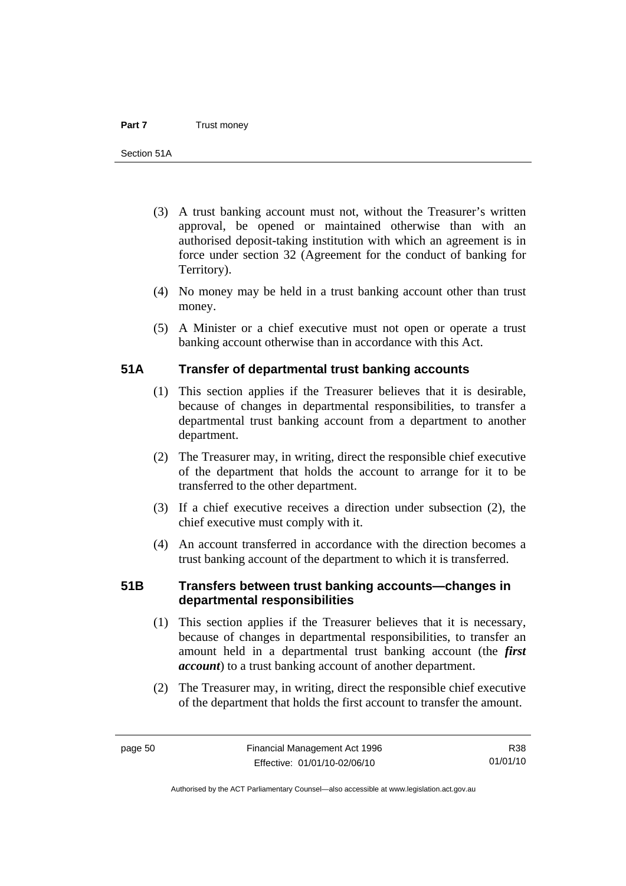(3) A trust banking account must not, without the Treasurer's written approval, be opened or maintained otherwise than with an authorised deposit-taking institution with which an agreement is in force under section 32 (Agreement for the conduct of banking for Territory).

(4) No money may be held in a trust banking account other than trust money.

(5) A Minister or a chief executive must not open or operate a trust banking account otherwise than in accordance with this Act.

## 51A Transfer of departmental trust banking accounts

(1) This section applies if the Treasurer believes that it is desirable, because of changes in departmental responsibilities, to transfer a departmental trust banking account from a department to another department.

(2) The Treasurer may, in writing, direct the responsible chief executive of the department that holds the account to arrange for it to be transferred to the other department.

(3) If a chief executive receives a direction under subsection (2), the chief executive must comply with it.

(4) An account transferred in accordance with the direction becomes a trust banking account of the department to which it is transferred.

## 51B Transfers between trust banking accounts—changes in departmental responsibilities

(1) This section applies if the Treasurer believes that it is necessary, because of changes in departmental responsibilities, to transfer an amount held in a departmental trust banking account (the ***first account***) to a trust banking account of another department.

(2) The Treasurer may, in writing, direct the responsible chief executive of the department that holds the first account to transfer the amount.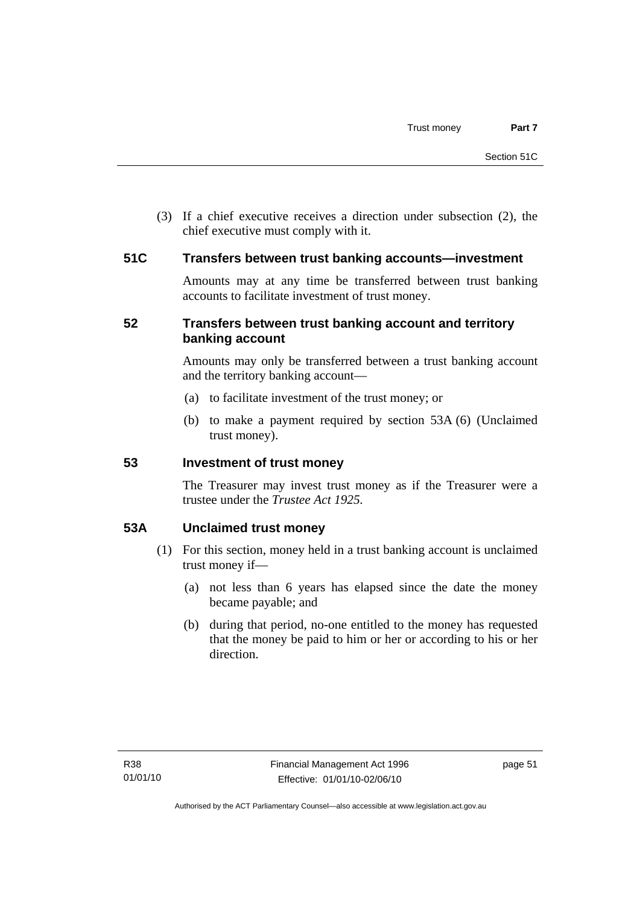(3) If a chief executive receives a direction under subsection (2), the chief executive must comply with it.

### 51C Transfers between trust banking accounts—investment

Amounts may at any time be transferred between trust banking accounts to facilitate investment of trust money.

### 52 Transfers between trust banking account and territory banking account

Amounts may only be transferred between a trust banking account and the territory banking account—

(a) to facilitate investment of the trust money; or

(b) to make a payment required by section 53A (6) (Unclaimed trust money).

### 53 Investment of trust money

The Treasurer may invest trust money as if the Treasurer were a trustee under the *Trustee Act 1925*.

### 53A Unclaimed trust money

(1) For this section, money held in a trust banking account is unclaimed trust money if—

(a) not less than 6 years has elapsed since the date the money became payable; and

(b) during that period, no-one entitled to the money has requested that the money be paid to him or her or according to his or her direction.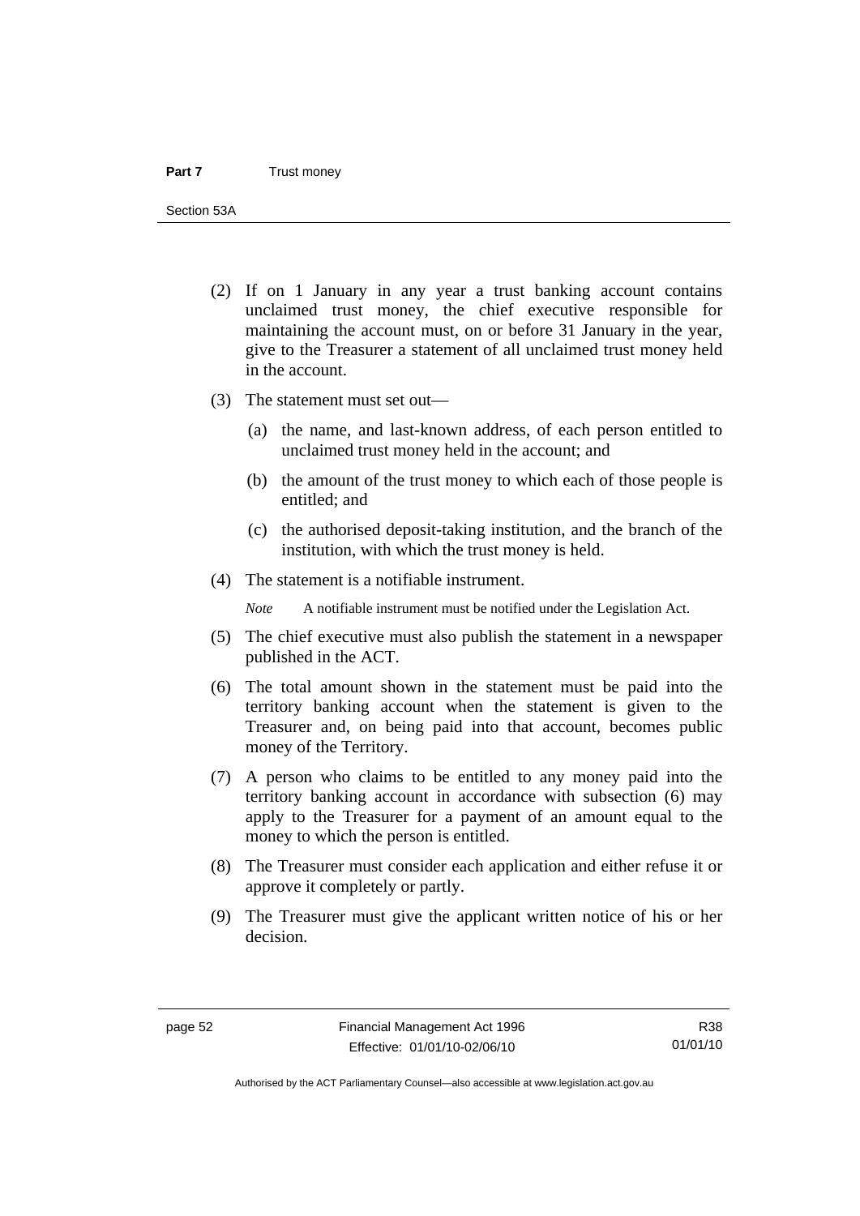(2) If on 1 January in any year a trust banking account contains unclaimed trust money, the chief executive responsible for maintaining the account must, on or before 31 January in the year, give to the Treasurer a statement of all unclaimed trust money held in the account.

(3) The statement must set out—

(a) the name, and last-known address, of each person entitled to unclaimed trust money held in the account; and

(b) the amount of the trust money to which each of those people is entitled; and

(c) the authorised deposit-taking institution, and the branch of the institution, with which the trust money is held.

(4) The statement is a notifiable instrument.

*Note* A notifiable instrument must be notified under the Legislation Act.

(5) The chief executive must also publish the statement in a newspaper published in the ACT.

(6) The total amount shown in the statement must be paid into the territory banking account when the statement is given to the Treasurer and, on being paid into that account, becomes public money of the Territory.

(7) A person who claims to be entitled to any money paid into the territory banking account in accordance with subsection (6) may apply to the Treasurer for a payment of an amount equal to the money to which the person is entitled.

(8) The Treasurer must consider each application and either refuse it or approve it completely or partly.

(9) The Treasurer must give the applicant written notice of his or her decision.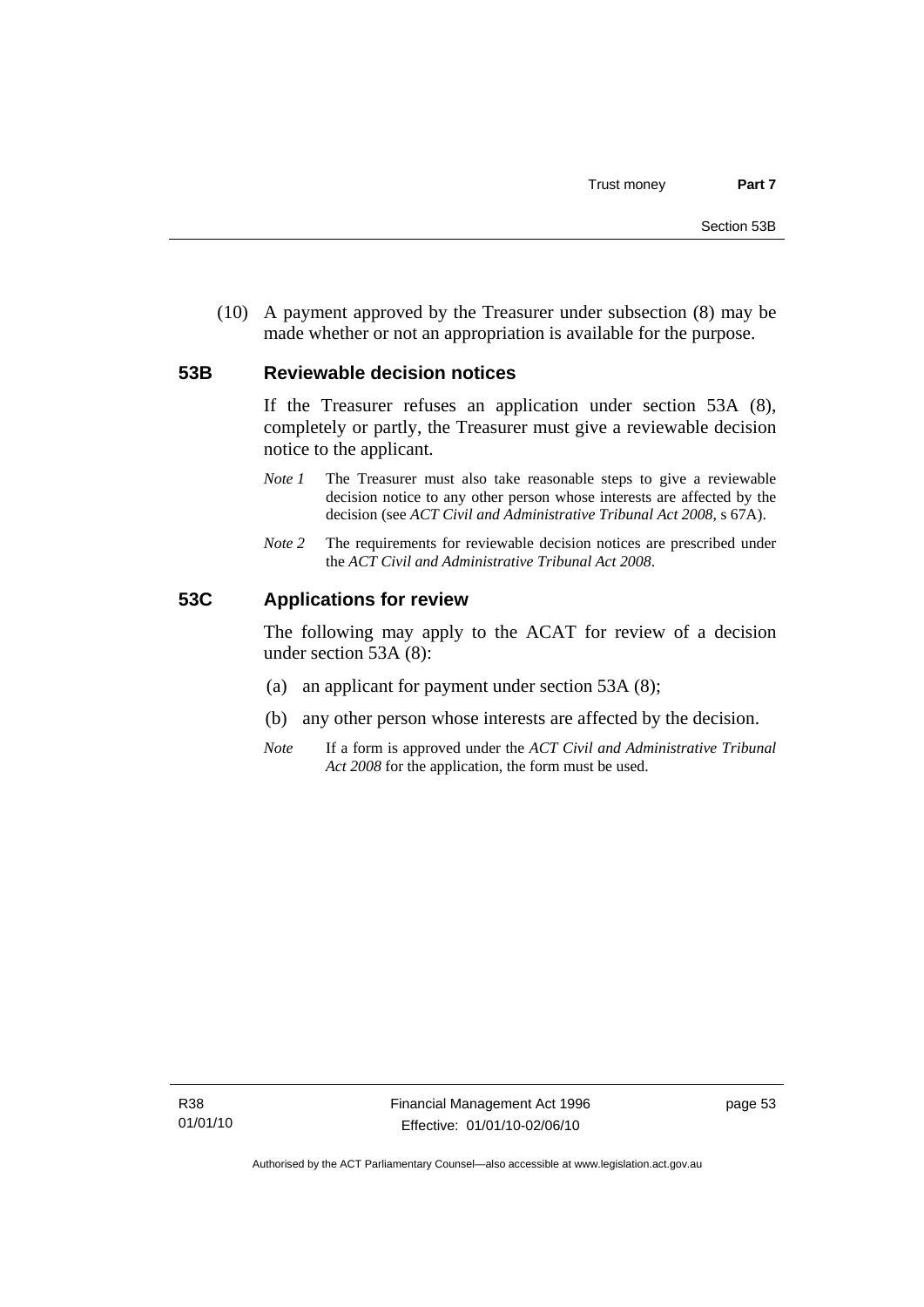(10) A payment approved by the Treasurer under subsection (8) may be made whether or not an appropriation is available for the purpose.

### 53B Reviewable decision notices

If the Treasurer refuses an application under section 53A (8), completely or partly, the Treasurer must give a reviewable decision notice to the applicant.

*Note 1* The Treasurer must also take reasonable steps to give a reviewable decision notice to any other person whose interests are affected by the decision (see *ACT Civil and Administrative Tribunal Act 2008*, s 67A).

*Note 2* The requirements for reviewable decision notices are prescribed under the *ACT Civil and Administrative Tribunal Act 2008*.

### 53C Applications for review

The following may apply to the ACAT for review of a decision under section 53A (8):

(a) an applicant for payment under section 53A (8);

(b) any other person whose interests are affected by the decision.

*Note* If a form is approved under the *ACT Civil and Administrative Tribunal Act 2008* for the application, the form must be used.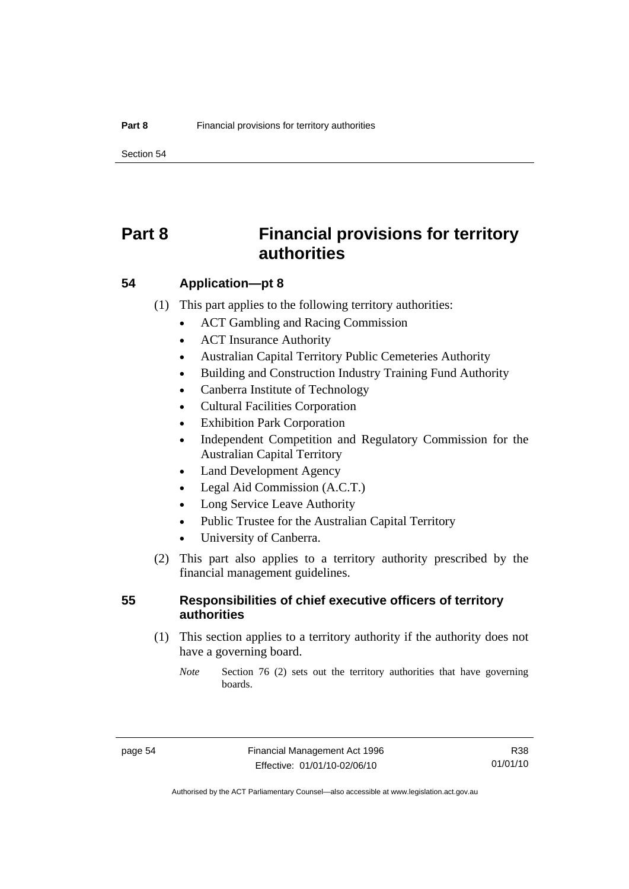# Part 8 Financial provisions for territory authorities

## 54 Application—pt 8

(1) This part applies to the following territory authorities:

- ACT Gambling and Racing Commission
- ACT Insurance Authority
- Australian Capital Territory Public Cemeteries Authority
- Building and Construction Industry Training Fund Authority
- Canberra Institute of Technology
- Cultural Facilities Corporation
- Exhibition Park Corporation
- Independent Competition and Regulatory Commission for the Australian Capital Territory
- Land Development Agency
- Legal Aid Commission (A.C.T.)
- Long Service Leave Authority
- Public Trustee for the Australian Capital Territory
- University of Canberra.

(2) This part also applies to a territory authority prescribed by the financial management guidelines.

## 55 Responsibilities of chief executive officers of territory authorities

(1) This section applies to a territory authority if the authority does not have a governing board.

*Note* Section 76 (2) sets out the territory authorities that have governing boards.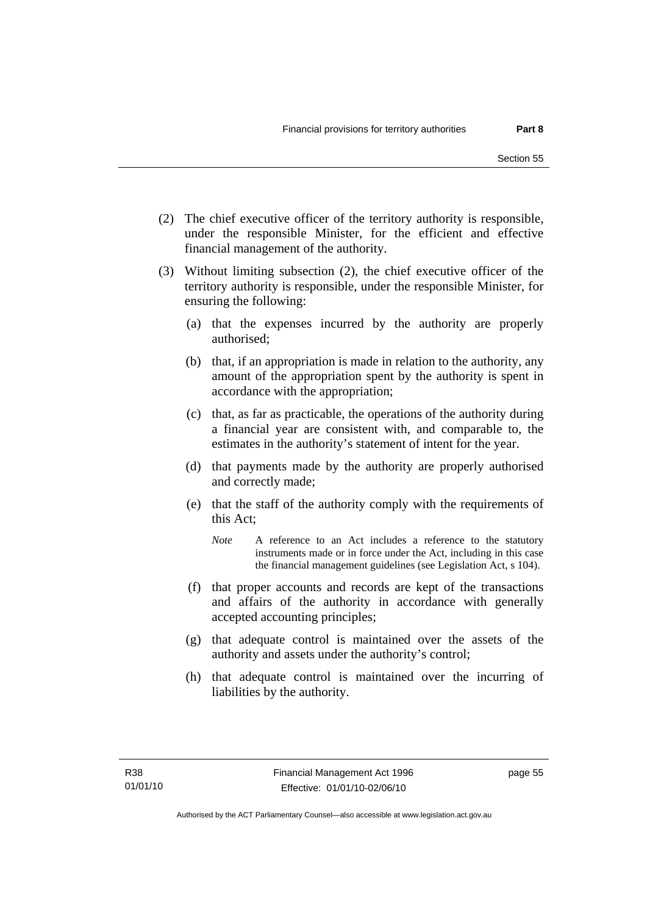(2) The chief executive officer of the territory authority is responsible, under the responsible Minister, for the efficient and effective financial management of the authority.

(3) Without limiting subsection (2), the chief executive officer of the territory authority is responsible, under the responsible Minister, for ensuring the following:

(a) that the expenses incurred by the authority are properly authorised;

(b) that, if an appropriation is made in relation to the authority, any amount of the appropriation spent by the authority is spent in accordance with the appropriation;

(c) that, as far as practicable, the operations of the authority during a financial year are consistent with, and comparable to, the estimates in the authority's statement of intent for the year.

(d) that payments made by the authority are properly authorised and correctly made;

(e) that the staff of the authority comply with the requirements of this Act;

*Note* A reference to an Act includes a reference to the statutory instruments made or in force under the Act, including in this case the financial management guidelines (see Legislation Act, s 104).

(f) that proper accounts and records are kept of the transactions and affairs of the authority in accordance with generally accepted accounting principles;

(g) that adequate control is maintained over the assets of the authority and assets under the authority's control;

(h) that adequate control is maintained over the incurring of liabilities by the authority.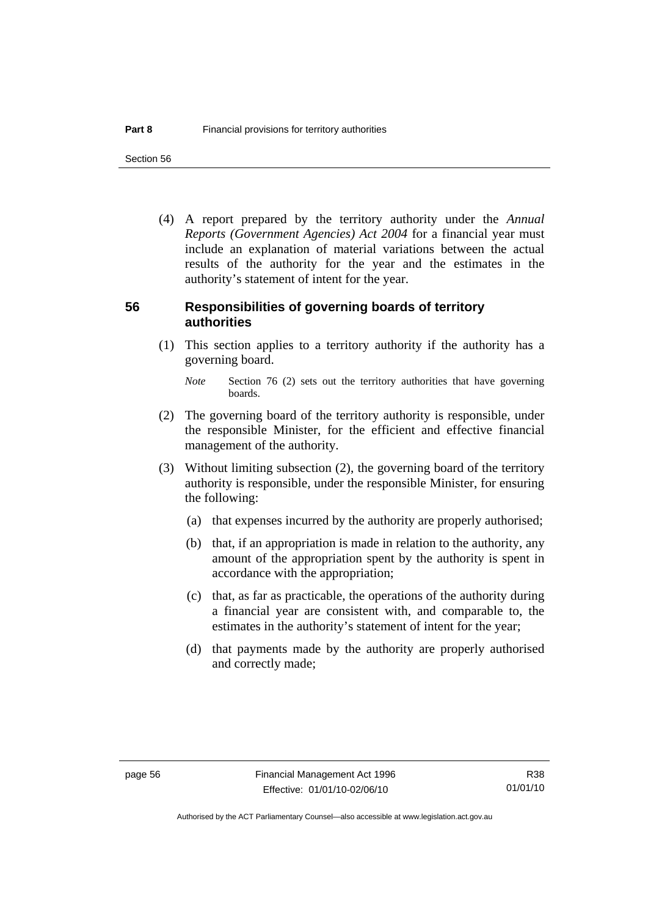(4) A report prepared by the territory authority under the *Annual Reports (Government Agencies) Act 2004* for a financial year must include an explanation of material variations between the actual results of the authority for the year and the estimates in the authority's statement of intent for the year.

### 56 Responsibilities of governing boards of territory authorities

(1) This section applies to a territory authority if the authority has a governing board.

*Note* Section 76 (2) sets out the territory authorities that have governing boards.

(2) The governing board of the territory authority is responsible, under the responsible Minister, for the efficient and effective financial management of the authority.

(3) Without limiting subsection (2), the governing board of the territory authority is responsible, under the responsible Minister, for ensuring the following:

(a) that expenses incurred by the authority are properly authorised;

(b) that, if an appropriation is made in relation to the authority, any amount of the appropriation spent by the authority is spent in accordance with the appropriation;

(c) that, as far as practicable, the operations of the authority during a financial year are consistent with, and comparable to, the estimates in the authority's statement of intent for the year;

(d) that payments made by the authority are properly authorised and correctly made;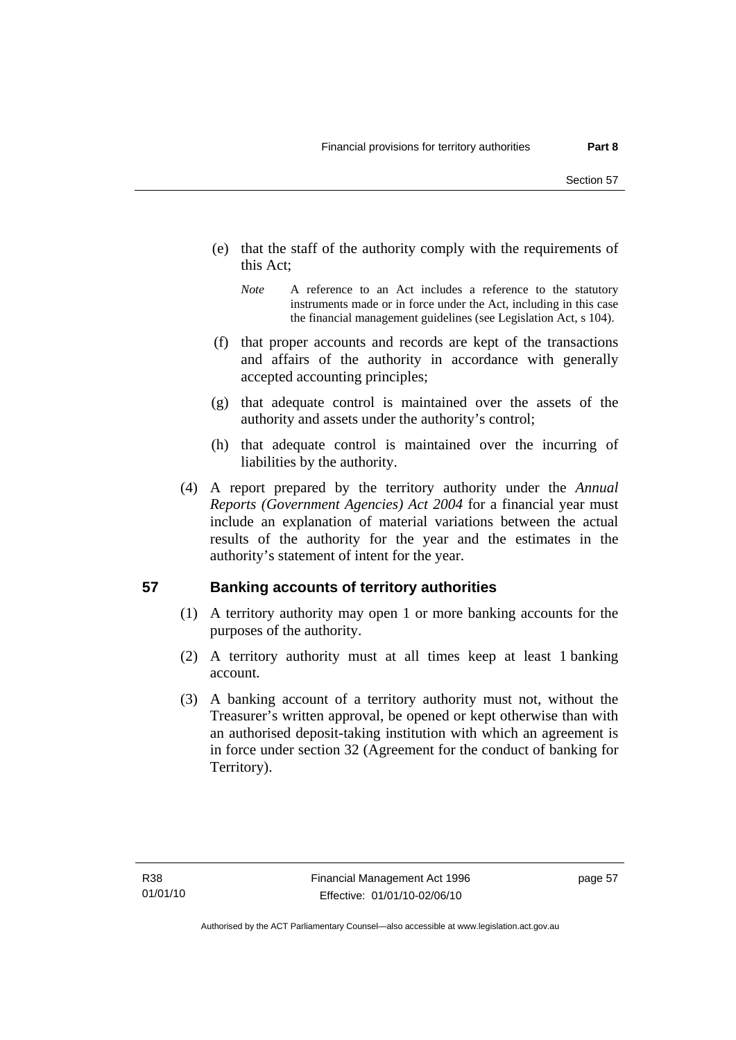(e) that the staff of the authority comply with the requirements of this Act;

*Note* A reference to an Act includes a reference to the statutory instruments made or in force under the Act, including in this case the financial management guidelines (see Legislation Act, s 104).

(f) that proper accounts and records are kept of the transactions and affairs of the authority in accordance with generally accepted accounting principles;

(g) that adequate control is maintained over the assets of the authority and assets under the authority's control;

(h) that adequate control is maintained over the incurring of liabilities by the authority.

(4) A report prepared by the territory authority under the *Annual Reports (Government Agencies) Act 2004* for a financial year must include an explanation of material variations between the actual results of the authority for the year and the estimates in the authority's statement of intent for the year.

## 57 Banking accounts of territory authorities

(1) A territory authority may open 1 or more banking accounts for the purposes of the authority.

(2) A territory authority must at all times keep at least 1 banking account.

(3) A banking account of a territory authority must not, without the Treasurer's written approval, be opened or kept otherwise than with an authorised deposit-taking institution with which an agreement is in force under section 32 (Agreement for the conduct of banking for Territory).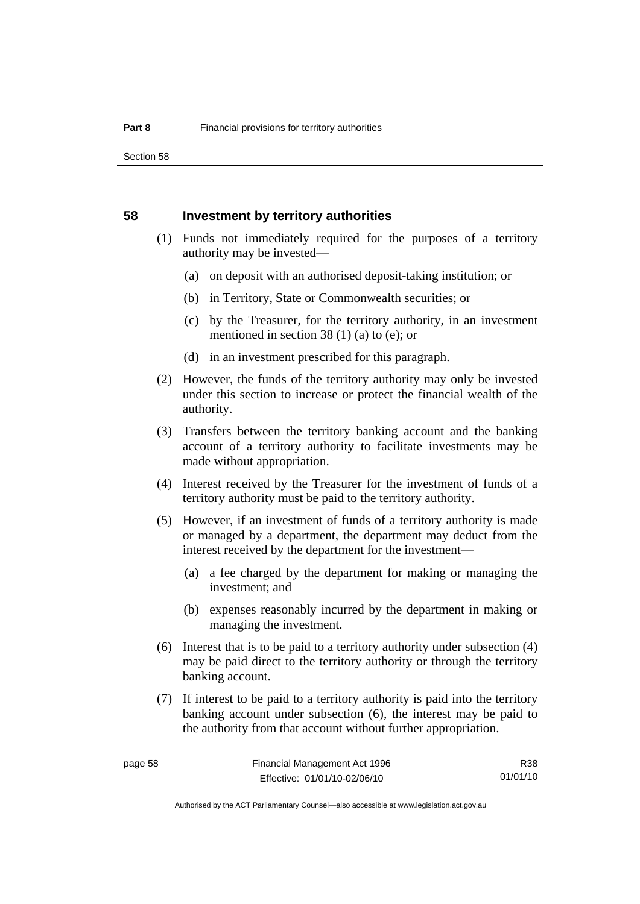## 58 Investment by territory authorities

(1) Funds not immediately required for the purposes of a territory authority may be invested—

(a) on deposit with an authorised deposit-taking institution; or

(b) in Territory, State or Commonwealth securities; or

(c) by the Treasurer, for the territory authority, in an investment mentioned in section 38 (1) (a) to (e); or

(d) in an investment prescribed for this paragraph.

(2) However, the funds of the territory authority may only be invested under this section to increase or protect the financial wealth of the authority.

(3) Transfers between the territory banking account and the banking account of a territory authority to facilitate investments may be made without appropriation.

(4) Interest received by the Treasurer for the investment of funds of a territory authority must be paid to the territory authority.

(5) However, if an investment of funds of a territory authority is made or managed by a department, the department may deduct from the interest received by the department for the investment—

(a) a fee charged by the department for making or managing the investment; and

(b) expenses reasonably incurred by the department in making or managing the investment.

(6) Interest that is to be paid to a territory authority under subsection (4) may be paid direct to the territory authority or through the territory banking account.

(7) If interest to be paid to a territory authority is paid into the territory banking account under subsection (6), the interest may be paid to the authority from that account without further appropriation.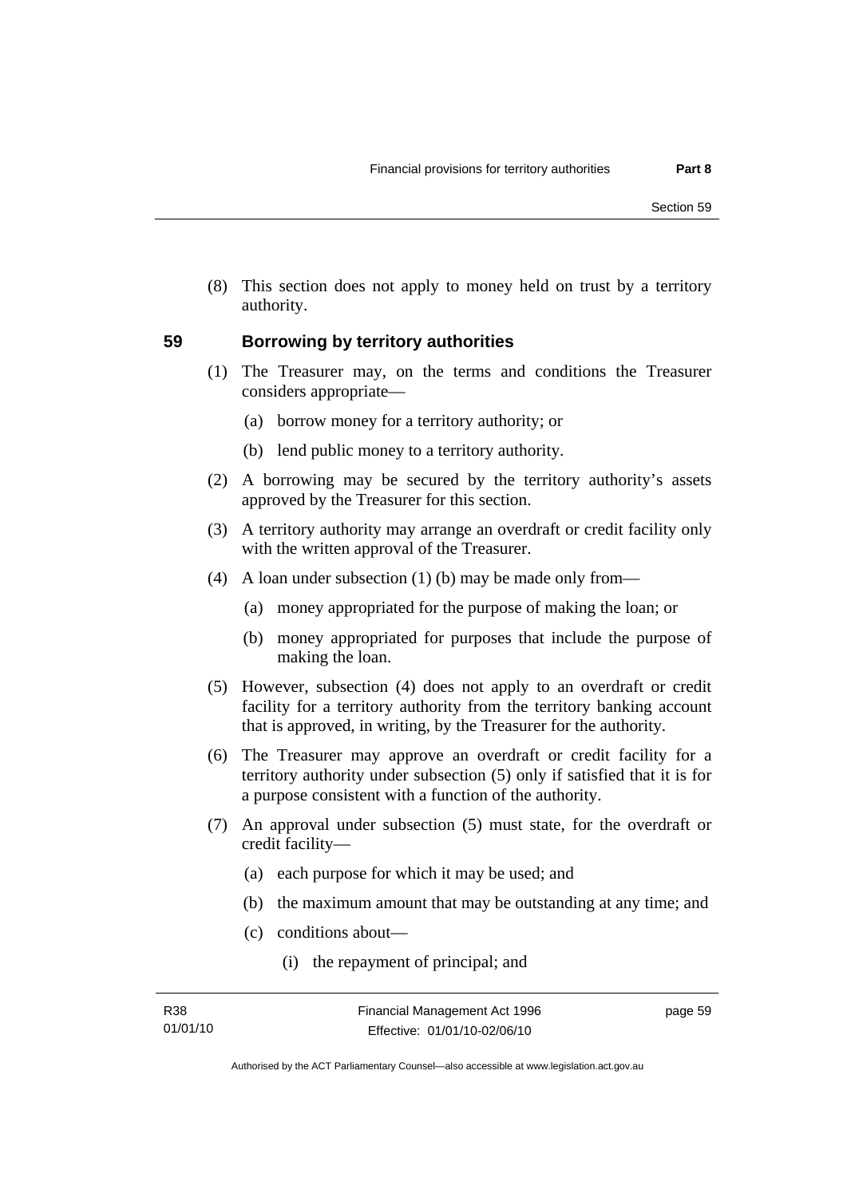(8) This section does not apply to money held on trust by a territory authority.

## 59 Borrowing by territory authorities

(1) The Treasurer may, on the terms and conditions the Treasurer considers appropriate—

(a) borrow money for a territory authority; or

(b) lend public money to a territory authority.

(2) A borrowing may be secured by the territory authority's assets approved by the Treasurer for this section.

(3) A territory authority may arrange an overdraft or credit facility only with the written approval of the Treasurer.

(4) A loan under subsection (1) (b) may be made only from—

(a) money appropriated for the purpose of making the loan; or

(b) money appropriated for purposes that include the purpose of making the loan.

(5) However, subsection (4) does not apply to an overdraft or credit facility for a territory authority from the territory banking account that is approved, in writing, by the Treasurer for the authority.

(6) The Treasurer may approve an overdraft or credit facility for a territory authority under subsection (5) only if satisfied that it is for a purpose consistent with a function of the authority.

(7) An approval under subsection (5) must state, for the overdraft or credit facility—

(a) each purpose for which it may be used; and

(b) the maximum amount that may be outstanding at any time; and

(c) conditions about—

(i) the repayment of principal; and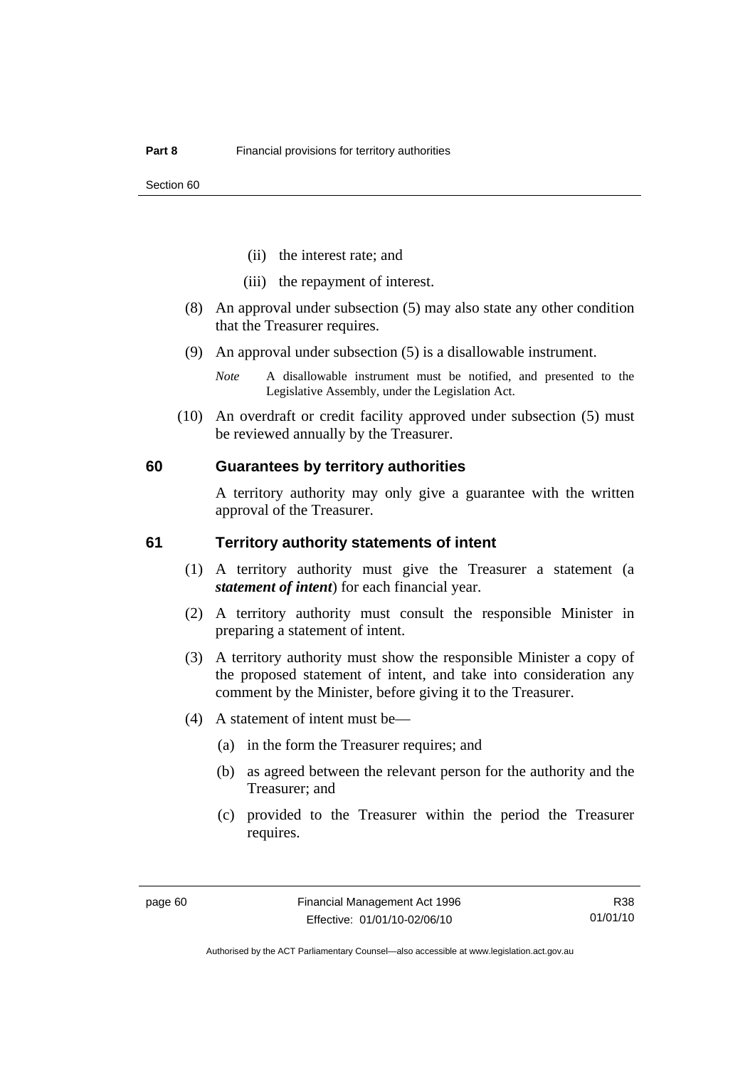(ii) the interest rate; and

(iii) the repayment of interest.

(8) An approval under subsection (5) may also state any other condition that the Treasurer requires.

(9) An approval under subsection (5) is a disallowable instrument.

*Note* A disallowable instrument must be notified, and presented to the Legislative Assembly, under the Legislation Act.

(10) An overdraft or credit facility approved under subsection (5) must be reviewed annually by the Treasurer.

## 60 Guarantees by territory authorities

A territory authority may only give a guarantee with the written approval of the Treasurer.

## 61 Territory authority statements of intent

(1) A territory authority must give the Treasurer a statement (a ***statement of intent***) for each financial year.

(2) A territory authority must consult the responsible Minister in preparing a statement of intent.

(3) A territory authority must show the responsible Minister a copy of the proposed statement of intent, and take into consideration any comment by the Minister, before giving it to the Treasurer.

(4) A statement of intent must be—

(a) in the form the Treasurer requires; and

(b) as agreed between the relevant person for the authority and the Treasurer; and

(c) provided to the Treasurer within the period the Treasurer requires.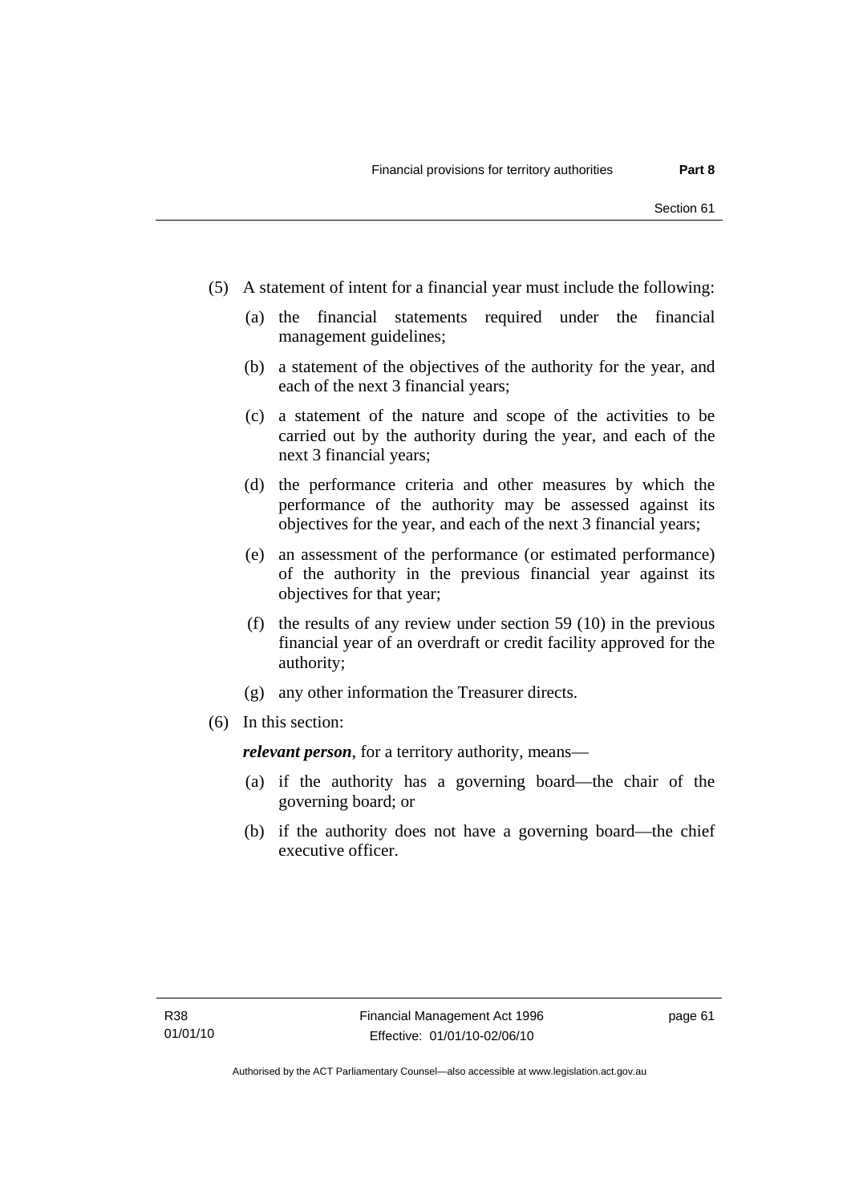(5) A statement of intent for a financial year must include the following:

(a) the financial statements required under the financial management guidelines;

(b) a statement of the objectives of the authority for the year, and each of the next 3 financial years;

(c) a statement of the nature and scope of the activities to be carried out by the authority during the year, and each of the next 3 financial years;

(d) the performance criteria and other measures by which the performance of the authority may be assessed against its objectives for the year, and each of the next 3 financial years;

(e) an assessment of the performance (or estimated performance) of the authority in the previous financial year against its objectives for that year;

(f) the results of any review under section 59 (10) in the previous financial year of an overdraft or credit facility approved for the authority;

(g) any other information the Treasurer directs.

(6) In this section:

***relevant person***, for a territory authority, means—

(a) if the authority has a governing board—the chair of the governing board; or

(b) if the authority does not have a governing board—the chief executive officer.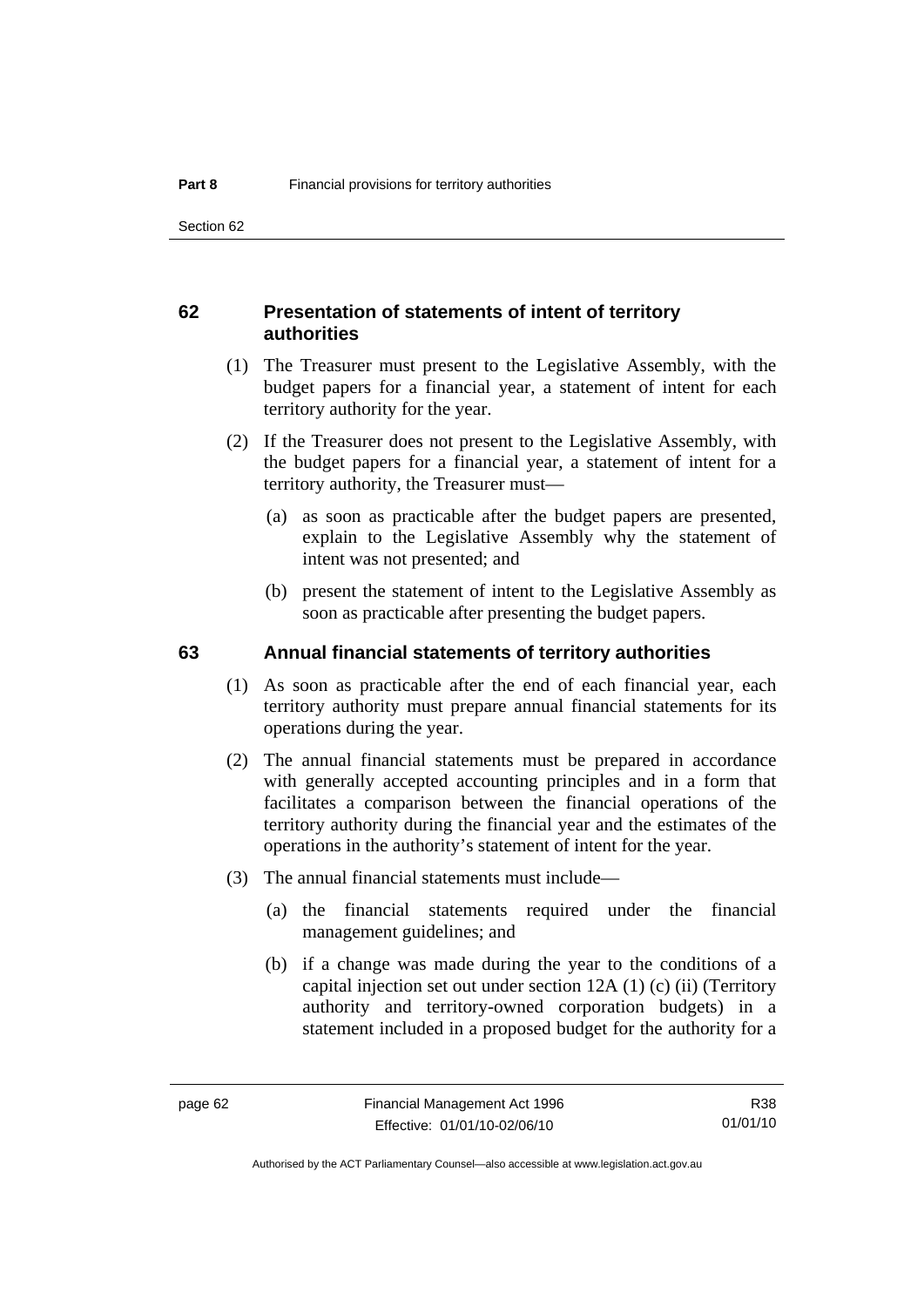## 62 Presentation of statements of intent of territory authorities

(1) The Treasurer must present to the Legislative Assembly, with the budget papers for a financial year, a statement of intent for each territory authority for the year.

(2) If the Treasurer does not present to the Legislative Assembly, with the budget papers for a financial year, a statement of intent for a territory authority, the Treasurer must—

(a) as soon as practicable after the budget papers are presented, explain to the Legislative Assembly why the statement of intent was not presented; and

(b) present the statement of intent to the Legislative Assembly as soon as practicable after presenting the budget papers.

## 63 Annual financial statements of territory authorities

(1) As soon as practicable after the end of each financial year, each territory authority must prepare annual financial statements for its operations during the year.

(2) The annual financial statements must be prepared in accordance with generally accepted accounting principles and in a form that facilitates a comparison between the financial operations of the territory authority during the financial year and the estimates of the operations in the authority's statement of intent for the year.

(3) The annual financial statements must include—

(a) the financial statements required under the financial management guidelines; and

(b) if a change was made during the year to the conditions of a capital injection set out under section 12A (1) (c) (ii) (Territory authority and territory-owned corporation budgets) in a statement included in a proposed budget for the authority for a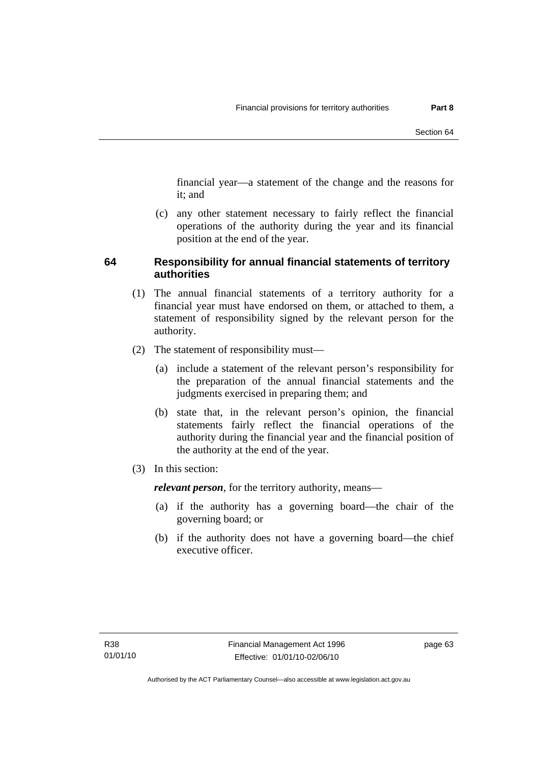financial year—a statement of the change and the reasons for it; and

(c) any other statement necessary to fairly reflect the financial operations of the authority during the year and its financial position at the end of the year.

## 64 Responsibility for annual financial statements of territory authorities

(1) The annual financial statements of a territory authority for a financial year must have endorsed on them, or attached to them, a statement of responsibility signed by the relevant person for the authority.

(2) The statement of responsibility must—

(a) include a statement of the relevant person's responsibility for the preparation of the annual financial statements and the judgments exercised in preparing them; and

(b) state that, in the relevant person's opinion, the financial statements fairly reflect the financial operations of the authority during the financial year and the financial position of the authority at the end of the year.

(3) In this section:

***relevant person***, for the territory authority, means—

(a) if the authority has a governing board—the chair of the governing board; or

(b) if the authority does not have a governing board—the chief executive officer.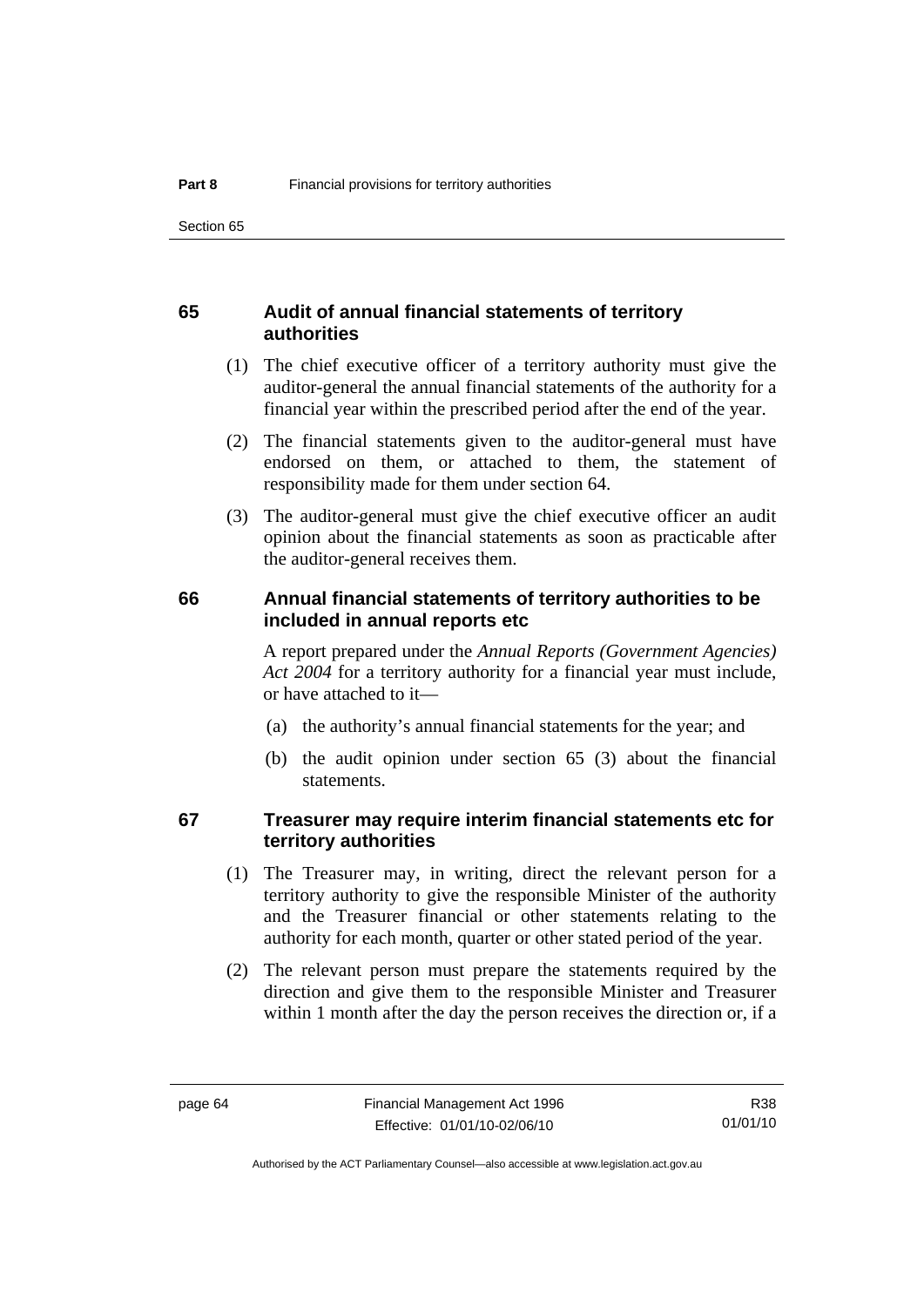### 65 Audit of annual financial statements of territory authorities

(1) The chief executive officer of a territory authority must give the auditor-general the annual financial statements of the authority for a financial year within the prescribed period after the end of the year.

(2) The financial statements given to the auditor-general must have endorsed on them, or attached to them, the statement of responsibility made for them under section 64.

(3) The auditor-general must give the chief executive officer an audit opinion about the financial statements as soon as practicable after the auditor-general receives them.

### 66 Annual financial statements of territory authorities to be included in annual reports etc

A report prepared under the *Annual Reports (Government Agencies) Act 2004* for a territory authority for a financial year must include, or have attached to it—

(a) the authority's annual financial statements for the year; and

(b) the audit opinion under section 65 (3) about the financial statements.

### 67 Treasurer may require interim financial statements etc for territory authorities

(1) The Treasurer may, in writing, direct the relevant person for a territory authority to give the responsible Minister of the authority and the Treasurer financial or other statements relating to the authority for each month, quarter or other stated period of the year.

(2) The relevant person must prepare the statements required by the direction and give them to the responsible Minister and Treasurer within 1 month after the day the person receives the direction or, if a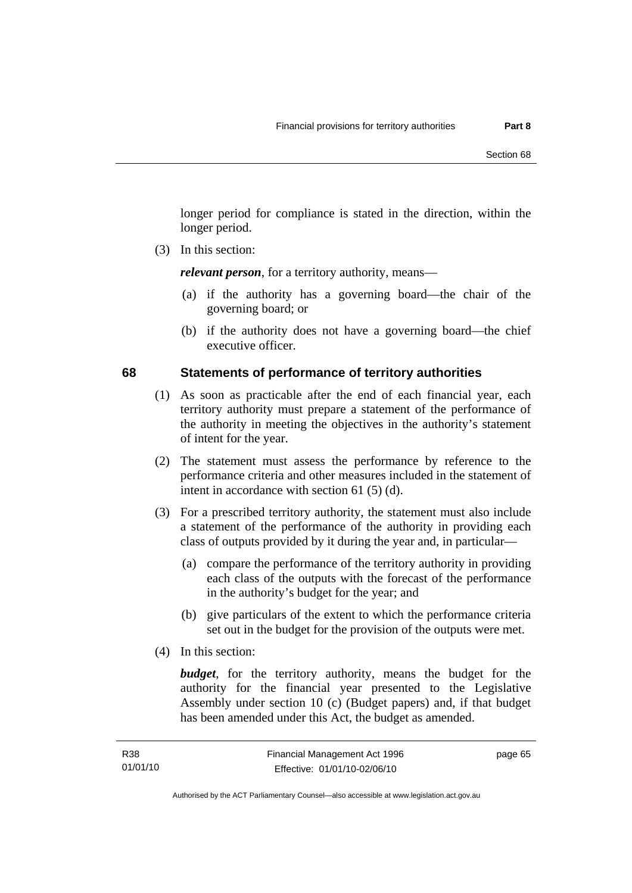longer period for compliance is stated in the direction, within the longer period.

(3) In this section:

***relevant person***, for a territory authority, means—

(a) if the authority has a governing board—the chair of the governing board; or

(b) if the authority does not have a governing board—the chief executive officer.

## 68 Statements of performance of territory authorities

(1) As soon as practicable after the end of each financial year, each territory authority must prepare a statement of the performance of the authority in meeting the objectives in the authority's statement of intent for the year.

(2) The statement must assess the performance by reference to the performance criteria and other measures included in the statement of intent in accordance with section 61 (5) (d).

(3) For a prescribed territory authority, the statement must also include a statement of the performance of the authority in providing each class of outputs provided by it during the year and, in particular—

(a) compare the performance of the territory authority in providing each class of the outputs with the forecast of the performance in the authority's budget for the year; and

(b) give particulars of the extent to which the performance criteria set out in the budget for the provision of the outputs were met.

(4) In this section:

***budget***, for the territory authority, means the budget for the authority for the financial year presented to the Legislative Assembly under section 10 (c) (Budget papers) and, if that budget has been amended under this Act, the budget as amended.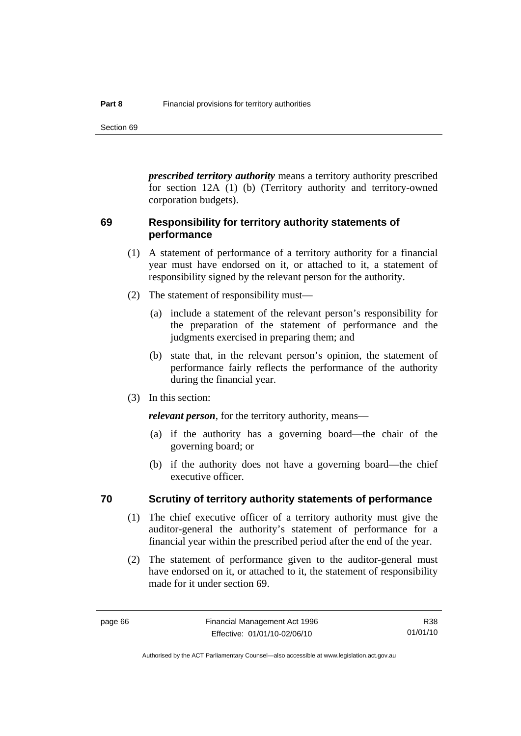***prescribed territory authority*** means a territory authority prescribed for section 12A (1) (b) (Territory authority and territory-owned corporation budgets).

## 69 Responsibility for territory authority statements of performance

(1) A statement of performance of a territory authority for a financial year must have endorsed on it, or attached to it, a statement of responsibility signed by the relevant person for the authority.

(2) The statement of responsibility must—

(a) include a statement of the relevant person's responsibility for the preparation of the statement of performance and the judgments exercised in preparing them; and

(b) state that, in the relevant person's opinion, the statement of performance fairly reflects the performance of the authority during the financial year.

(3) In this section:

***relevant person***, for the territory authority, means—

(a) if the authority has a governing board—the chair of the governing board; or

(b) if the authority does not have a governing board—the chief executive officer.

## 70 Scrutiny of territory authority statements of performance

(1) The chief executive officer of a territory authority must give the auditor-general the authority's statement of performance for a financial year within the prescribed period after the end of the year.

(2) The statement of performance given to the auditor-general must have endorsed on it, or attached to it, the statement of responsibility made for it under section 69.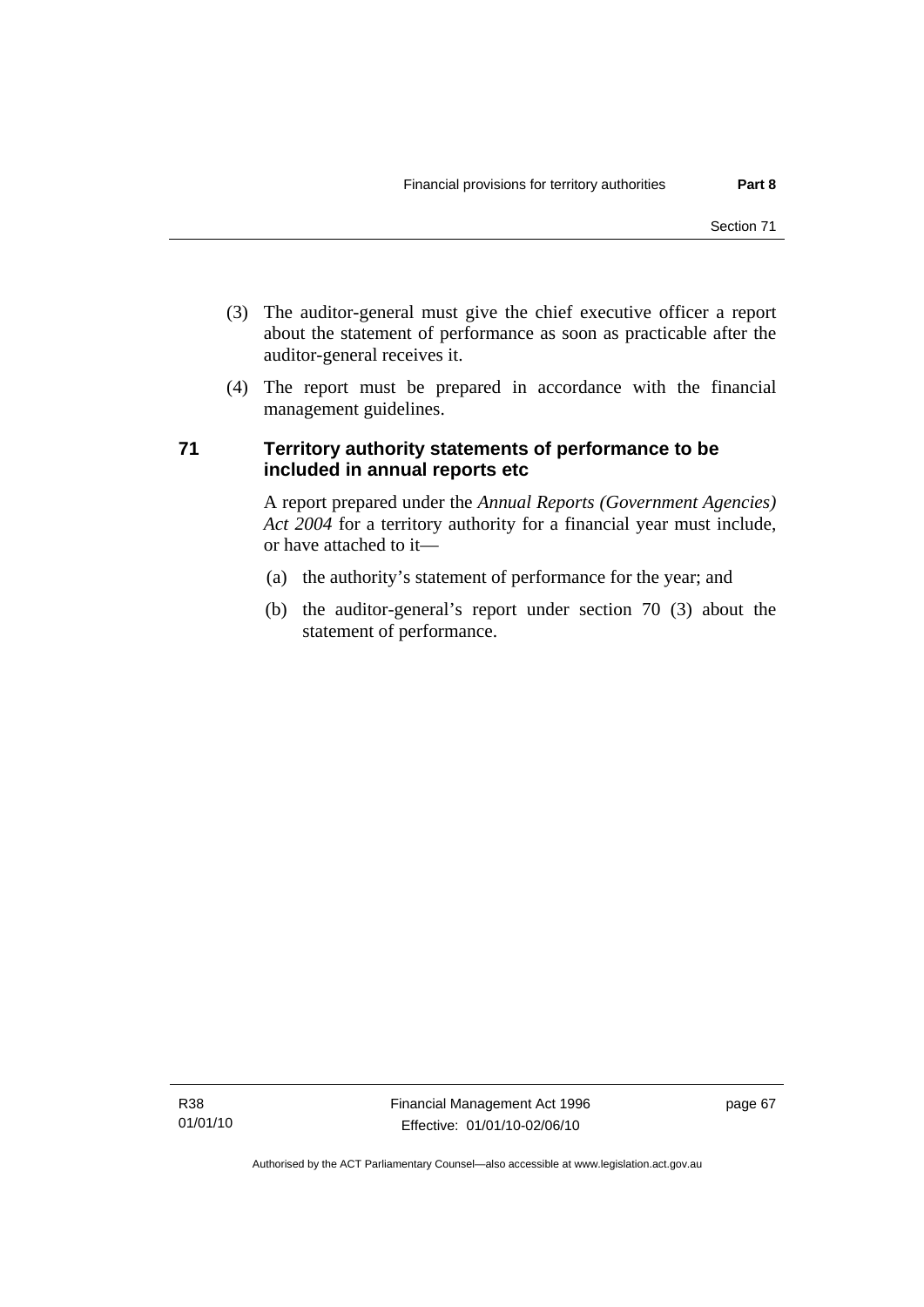(3) The auditor-general must give the chief executive officer a report about the statement of performance as soon as practicable after the auditor-general receives it.

(4) The report must be prepared in accordance with the financial management guidelines.

## 71 Territory authority statements of performance to be included in annual reports etc

A report prepared under the *Annual Reports (Government Agencies) Act 2004* for a territory authority for a financial year must include, or have attached to it—

(a) the authority's statement of performance for the year; and

(b) the auditor-general's report under section 70 (3) about the statement of performance.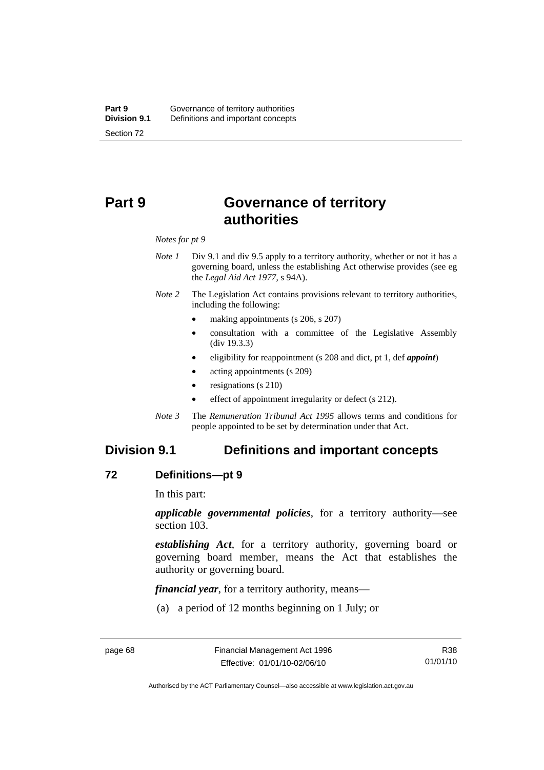# Part 9 Governance of territory authorities

*Notes for pt 9*

*Note 1* Div 9.1 and div 9.5 apply to a territory authority, whether or not it has a governing board, unless the establishing Act otherwise provides (see eg the *Legal Aid Act 1977*, s 94A).

*Note 2* The Legislation Act contains provisions relevant to territory authorities, including the following:

- making appointments (s 206, s 207)
- consultation with a committee of the Legislative Assembly (div 19.3.3)
- eligibility for reappointment (s 208 and dict, pt 1, def ***appoint***)
- acting appointments (s 209)
- resignations (s 210)
- effect of appointment irregularity or defect (s 212).

*Note 3* The *Remuneration Tribunal Act 1995* allows terms and conditions for people appointed to be set by determination under that Act.

## Division 9.1 Definitions and important concepts

### 72 Definitions—pt 9

In this part:

***applicable governmental policies***, for a territory authority—see section 103.

***establishing Act***, for a territory authority, governing board or governing board member, means the Act that establishes the authority or governing board.

***financial year***, for a territory authority, means—

(a) a period of 12 months beginning on 1 July; or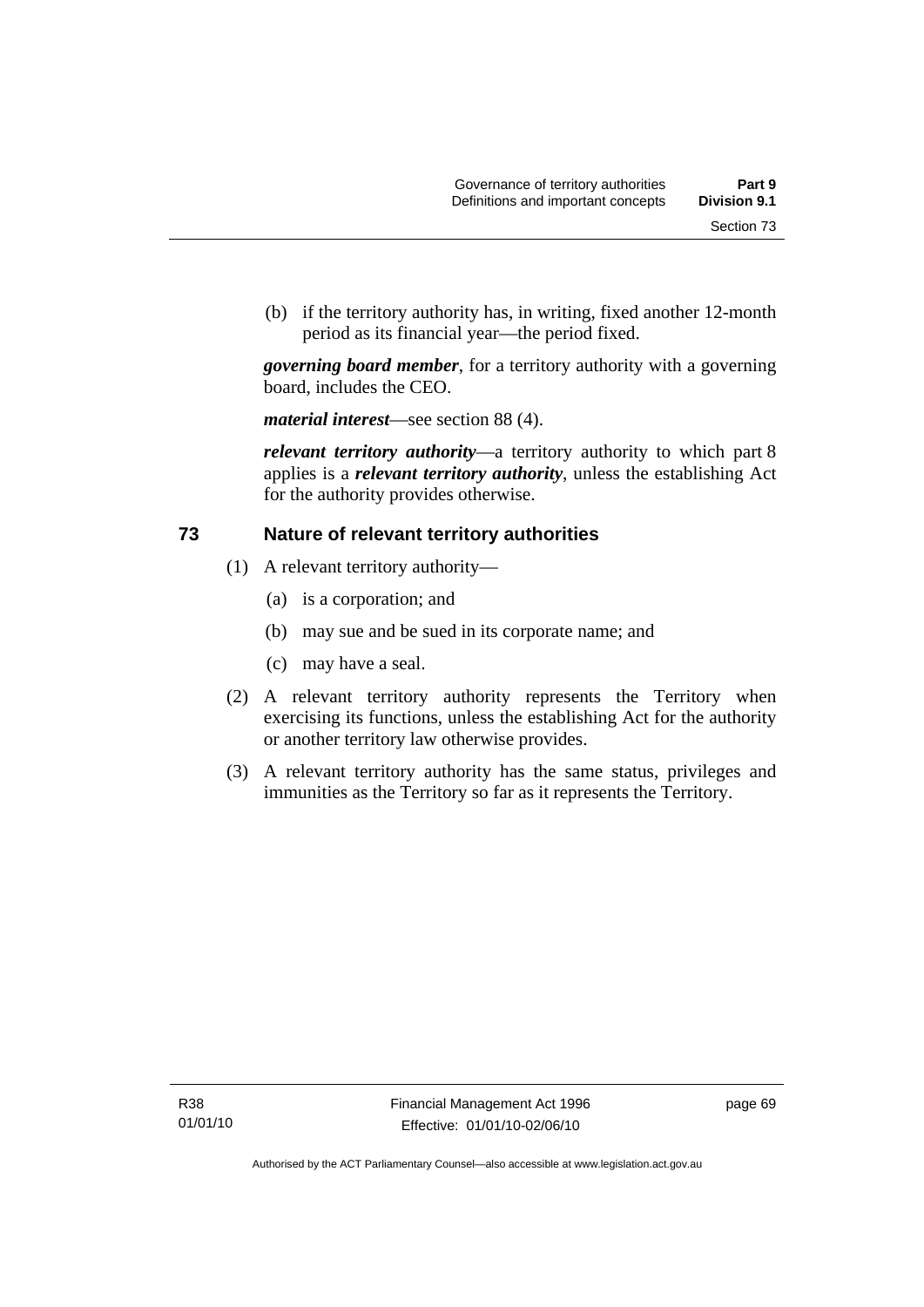(b) if the territory authority has, in writing, fixed another 12-month period as its financial year—the period fixed.

***governing board member***, for a territory authority with a governing board, includes the CEO.

***material interest***—see section 88 (4).

***relevant territory authority***—a territory authority to which part 8 applies is a ***relevant territory authority***, unless the establishing Act for the authority provides otherwise.

## 73 Nature of relevant territory authorities

(1) A relevant territory authority—

(a) is a corporation; and

(b) may sue and be sued in its corporate name; and

(c) may have a seal.

(2) A relevant territory authority represents the Territory when exercising its functions, unless the establishing Act for the authority or another territory law otherwise provides.

(3) A relevant territory authority has the same status, privileges and immunities as the Territory so far as it represents the Territory.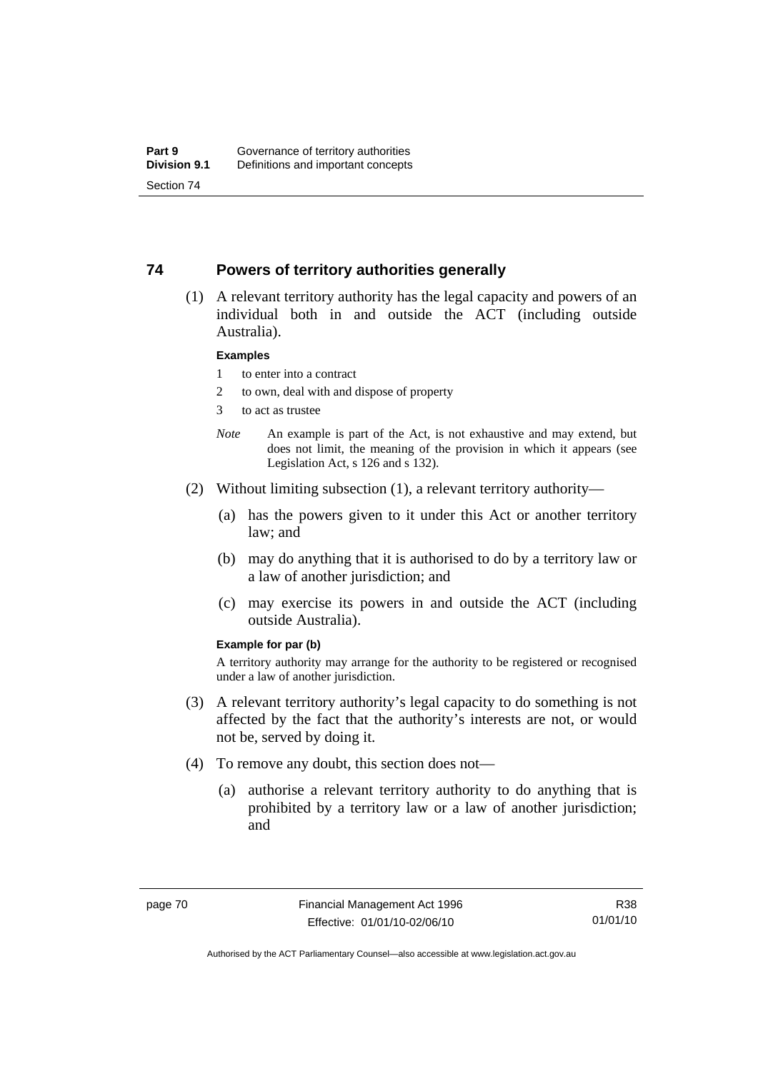## 74 Powers of territory authorities generally

(1) A relevant territory authority has the legal capacity and powers of an individual both in and outside the ACT (including outside Australia).

**Examples**

1 to enter into a contract

2 to own, deal with and dispose of property

3 to act as trustee

*Note* An example is part of the Act, is not exhaustive and may extend, but does not limit, the meaning of the provision in which it appears (see Legislation Act, s 126 and s 132).

(2) Without limiting subsection (1), a relevant territory authority—

(a) has the powers given to it under this Act or another territory law; and

(b) may do anything that it is authorised to do by a territory law or a law of another jurisdiction; and

(c) may exercise its powers in and outside the ACT (including outside Australia).

**Example for par (b)**

A territory authority may arrange for the authority to be registered or recognised under a law of another jurisdiction.

(3) A relevant territory authority's legal capacity to do something is not affected by the fact that the authority's interests are not, or would not be, served by doing it.

(4) To remove any doubt, this section does not—

(a) authorise a relevant territory authority to do anything that is prohibited by a territory law or a law of another jurisdiction; and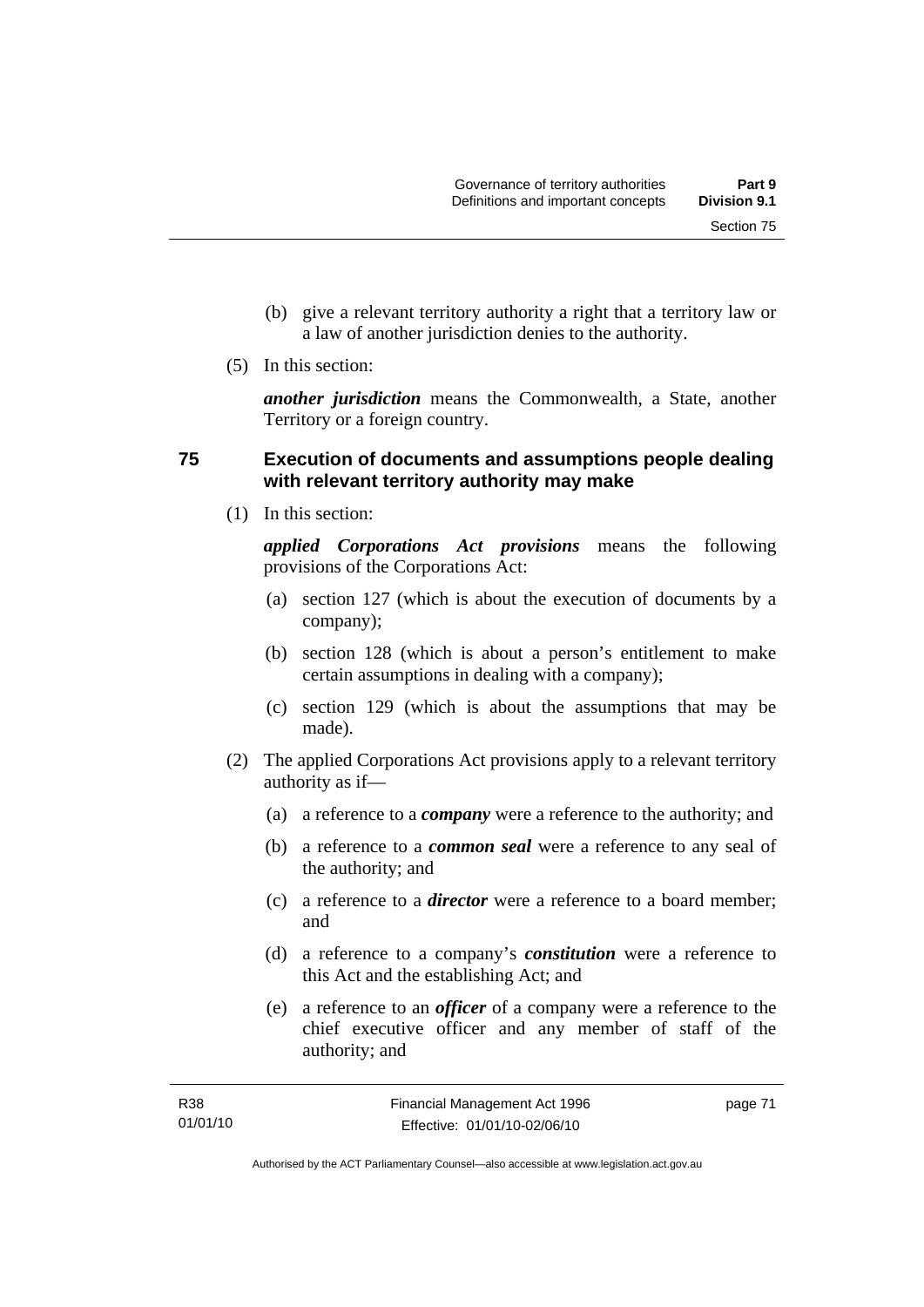(b) give a relevant territory authority a right that a territory law or a law of another jurisdiction denies to the authority.

(5) In this section:

***another jurisdiction*** means the Commonwealth, a State, another Territory or a foreign country.

## 75 Execution of documents and assumptions people dealing with relevant territory authority may make

(1) In this section:

***applied Corporations Act provisions*** means the following provisions of the Corporations Act:

(a) section 127 (which is about the execution of documents by a company);

(b) section 128 (which is about a person's entitlement to make certain assumptions in dealing with a company);

(c) section 129 (which is about the assumptions that may be made).

(2) The applied Corporations Act provisions apply to a relevant territory authority as if—

(a) a reference to a ***company*** were a reference to the authority; and

(b) a reference to a ***common seal*** were a reference to any seal of the authority; and

(c) a reference to a ***director*** were a reference to a board member; and

(d) a reference to a company's ***constitution*** were a reference to this Act and the establishing Act; and

(e) a reference to an ***officer*** of a company were a reference to the chief executive officer and any member of staff of the authority; and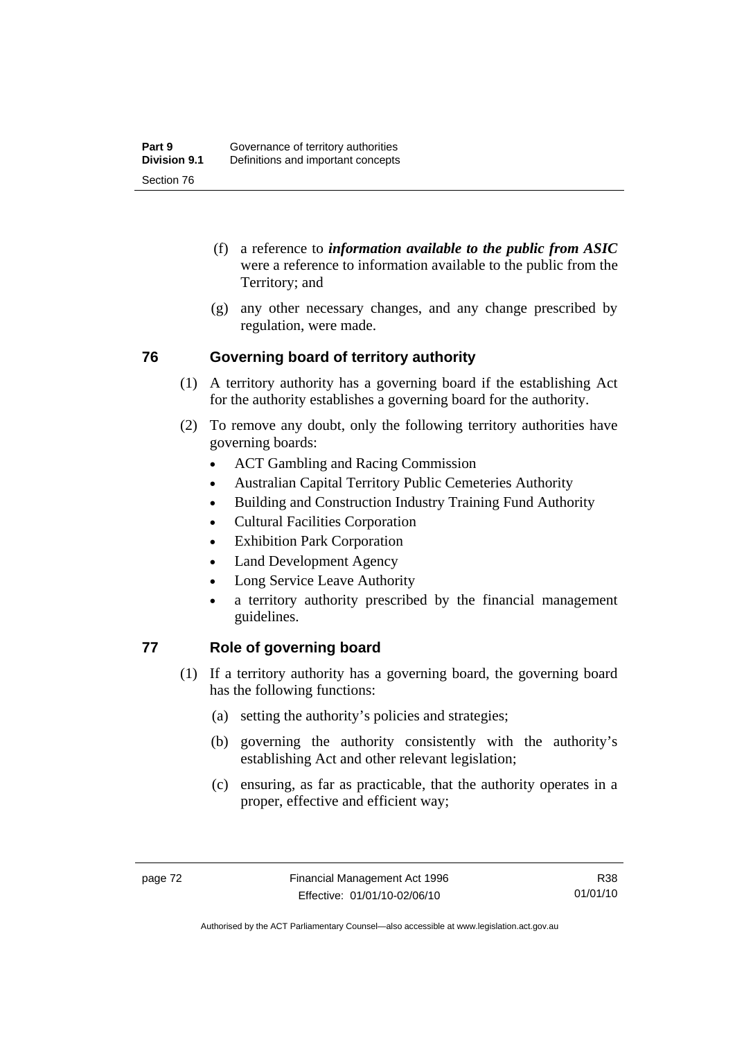(f) a reference to ***information available to the public from ASIC*** were a reference to information available to the public from the Territory; and

(g) any other necessary changes, and any change prescribed by regulation, were made.

## 76 Governing board of territory authority

(1) A territory authority has a governing board if the establishing Act for the authority establishes a governing board for the authority.

(2) To remove any doubt, only the following territory authorities have governing boards:

- ACT Gambling and Racing Commission
- Australian Capital Territory Public Cemeteries Authority
- Building and Construction Industry Training Fund Authority
- Cultural Facilities Corporation
- Exhibition Park Corporation
- Land Development Agency
- Long Service Leave Authority
- a territory authority prescribed by the financial management guidelines.

## 77 Role of governing board

(1) If a territory authority has a governing board, the governing board has the following functions:

(a) setting the authority's policies and strategies;

(b) governing the authority consistently with the authority's establishing Act and other relevant legislation;

(c) ensuring, as far as practicable, that the authority operates in a proper, effective and efficient way;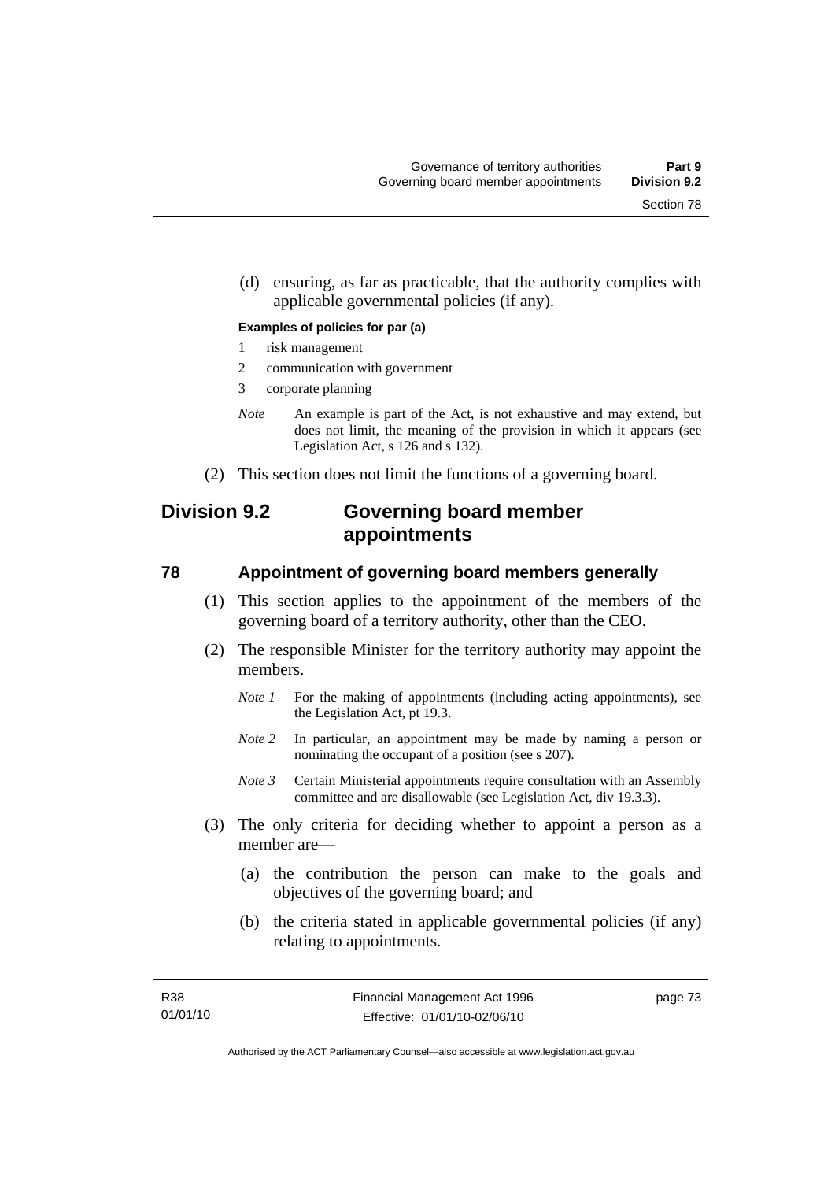(d) ensuring, as far as practicable, that the authority complies with applicable governmental policies (if any).

**Examples of policies for par (a)**

1 risk management

2 communication with government

3 corporate planning

*Note* An example is part of the Act, is not exhaustive and may extend, but does not limit, the meaning of the provision in which it appears (see Legislation Act, s 126 and s 132).

(2) This section does not limit the functions of a governing board.

## Division 9.2 Governing board member appointments

### 78 Appointment of governing board members generally

(1) This section applies to the appointment of the members of the governing board of a territory authority, other than the CEO.

(2) The responsible Minister for the territory authority may appoint the members.

*Note 1* For the making of appointments (including acting appointments), see the Legislation Act, pt 19.3.

*Note 2* In particular, an appointment may be made by naming a person or nominating the occupant of a position (see s 207).

*Note 3* Certain Ministerial appointments require consultation with an Assembly committee and are disallowable (see Legislation Act, div 19.3.3).

(3) The only criteria for deciding whether to appoint a person as a member are—

(a) the contribution the person can make to the goals and objectives of the governing board; and

(b) the criteria stated in applicable governmental policies (if any) relating to appointments.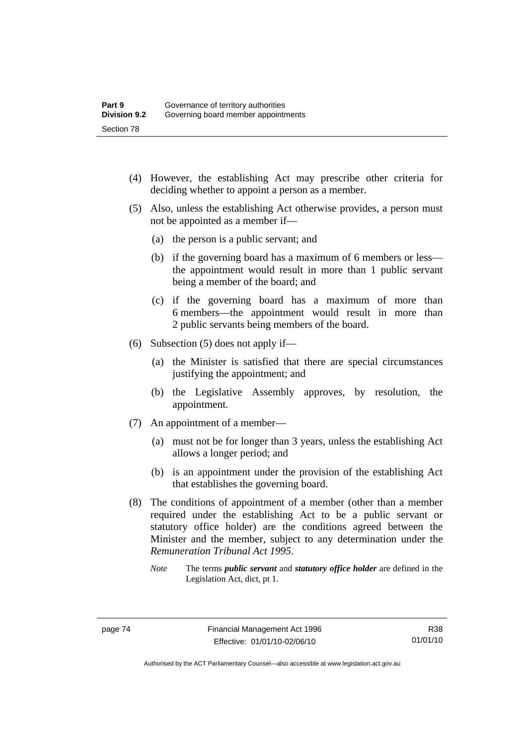(4) However, the establishing Act may prescribe other criteria for deciding whether to appoint a person as a member.

(5) Also, unless the establishing Act otherwise provides, a person must not be appointed as a member if—

(a) the person is a public servant; and

(b) if the governing board has a maximum of 6 members or less—the appointment would result in more than 1 public servant being a member of the board; and

(c) if the governing board has a maximum of more than 6 members—the appointment would result in more than 2 public servants being members of the board.

(6) Subsection (5) does not apply if—

(a) the Minister is satisfied that there are special circumstances justifying the appointment; and

(b) the Legislative Assembly approves, by resolution, the appointment.

(7) An appointment of a member—

(a) must not be for longer than 3 years, unless the establishing Act allows a longer period; and

(b) is an appointment under the provision of the establishing Act that establishes the governing board.

(8) The conditions of appointment of a member (other than a member required under the establishing Act to be a public servant or statutory office holder) are the conditions agreed between the Minister and the member, subject to any determination under the *Remuneration Tribunal Act 1995*.

*Note* The terms ***public servant*** and ***statutory office holder*** are defined in the Legislation Act, dict, pt 1.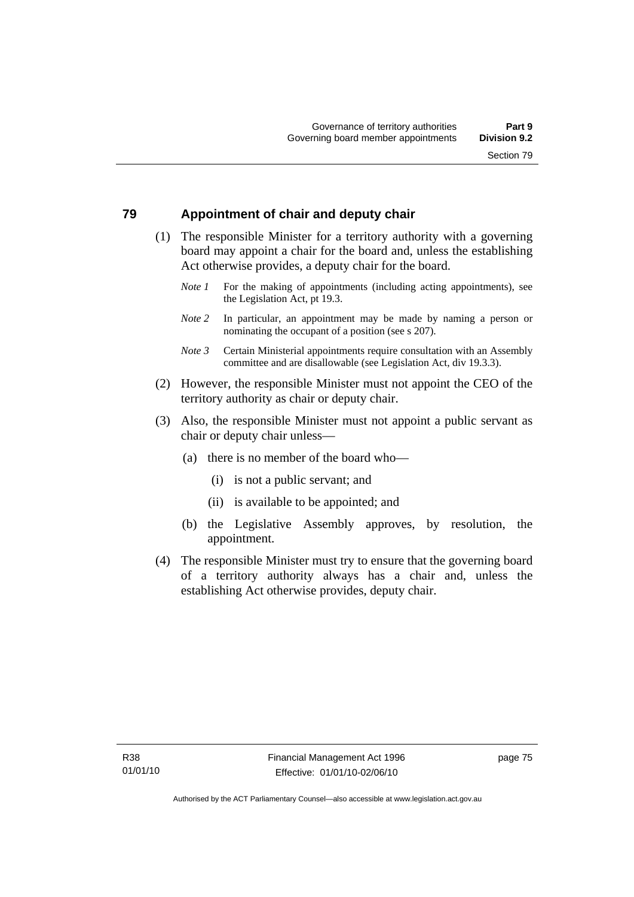## 79 Appointment of chair and deputy chair

(1) The responsible Minister for a territory authority with a governing board may appoint a chair for the board and, unless the establishing Act otherwise provides, a deputy chair for the board.

*Note 1* For the making of appointments (including acting appointments), see the Legislation Act, pt 19.3.

*Note 2* In particular, an appointment may be made by naming a person or nominating the occupant of a position (see s 207).

*Note 3* Certain Ministerial appointments require consultation with an Assembly committee and are disallowable (see Legislation Act, div 19.3.3).

(2) However, the responsible Minister must not appoint the CEO of the territory authority as chair or deputy chair.

(3) Also, the responsible Minister must not appoint a public servant as chair or deputy chair unless—

(a) there is no member of the board who—

(i) is not a public servant; and

(ii) is available to be appointed; and

(b) the Legislative Assembly approves, by resolution, the appointment.

(4) The responsible Minister must try to ensure that the governing board of a territory authority always has a chair and, unless the establishing Act otherwise provides, deputy chair.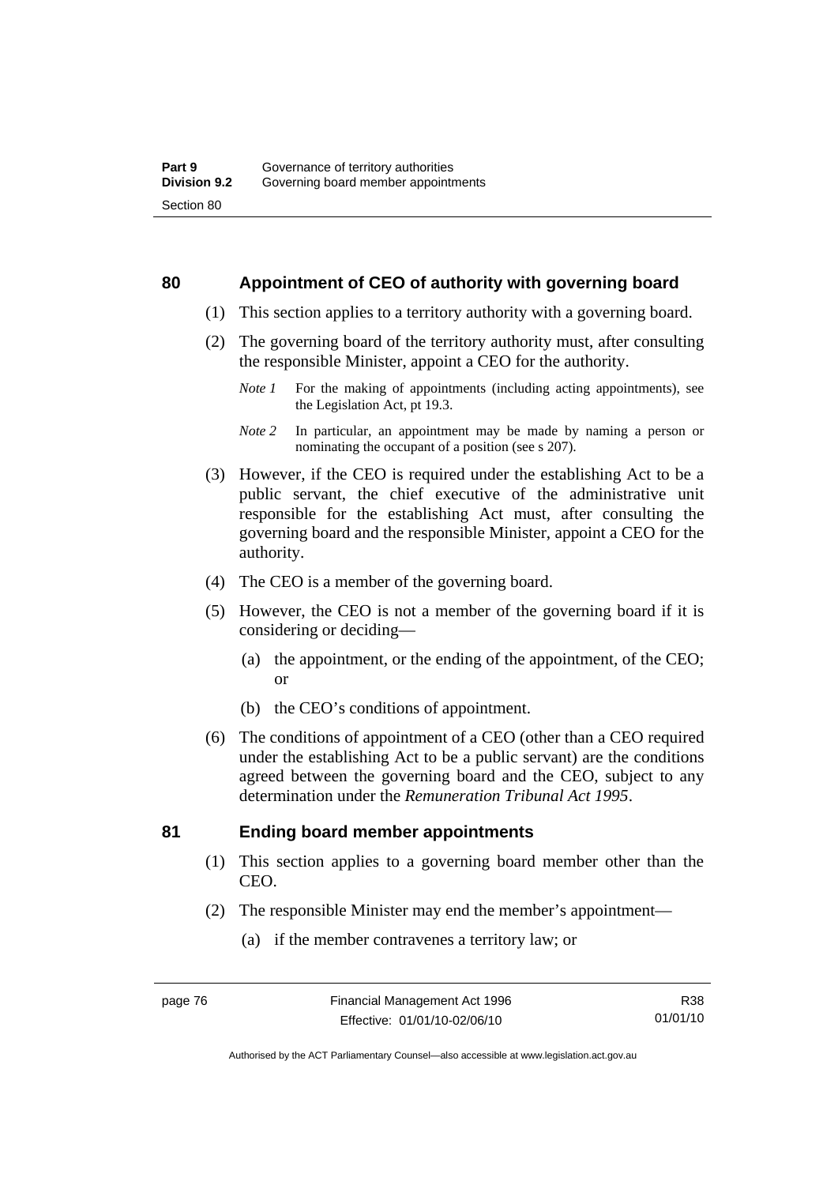## 80 Appointment of CEO of authority with governing board

(1) This section applies to a territory authority with a governing board.

(2) The governing board of the territory authority must, after consulting the responsible Minister, appoint a CEO for the authority.

*Note 1* For the making of appointments (including acting appointments), see the Legislation Act, pt 19.3.

*Note 2* In particular, an appointment may be made by naming a person or nominating the occupant of a position (see s 207).

(3) However, if the CEO is required under the establishing Act to be a public servant, the chief executive of the administrative unit responsible for the establishing Act must, after consulting the governing board and the responsible Minister, appoint a CEO for the authority.

(4) The CEO is a member of the governing board.

(5) However, the CEO is not a member of the governing board if it is considering or deciding—

(a) the appointment, or the ending of the appointment, of the CEO; or

(b) the CEO's conditions of appointment.

(6) The conditions of appointment of a CEO (other than a CEO required under the establishing Act to be a public servant) are the conditions agreed between the governing board and the CEO, subject to any determination under the *Remuneration Tribunal Act 1995*.

## 81 Ending board member appointments

(1) This section applies to a governing board member other than the CEO.

(2) The responsible Minister may end the member's appointment—

(a) if the member contravenes a territory law; or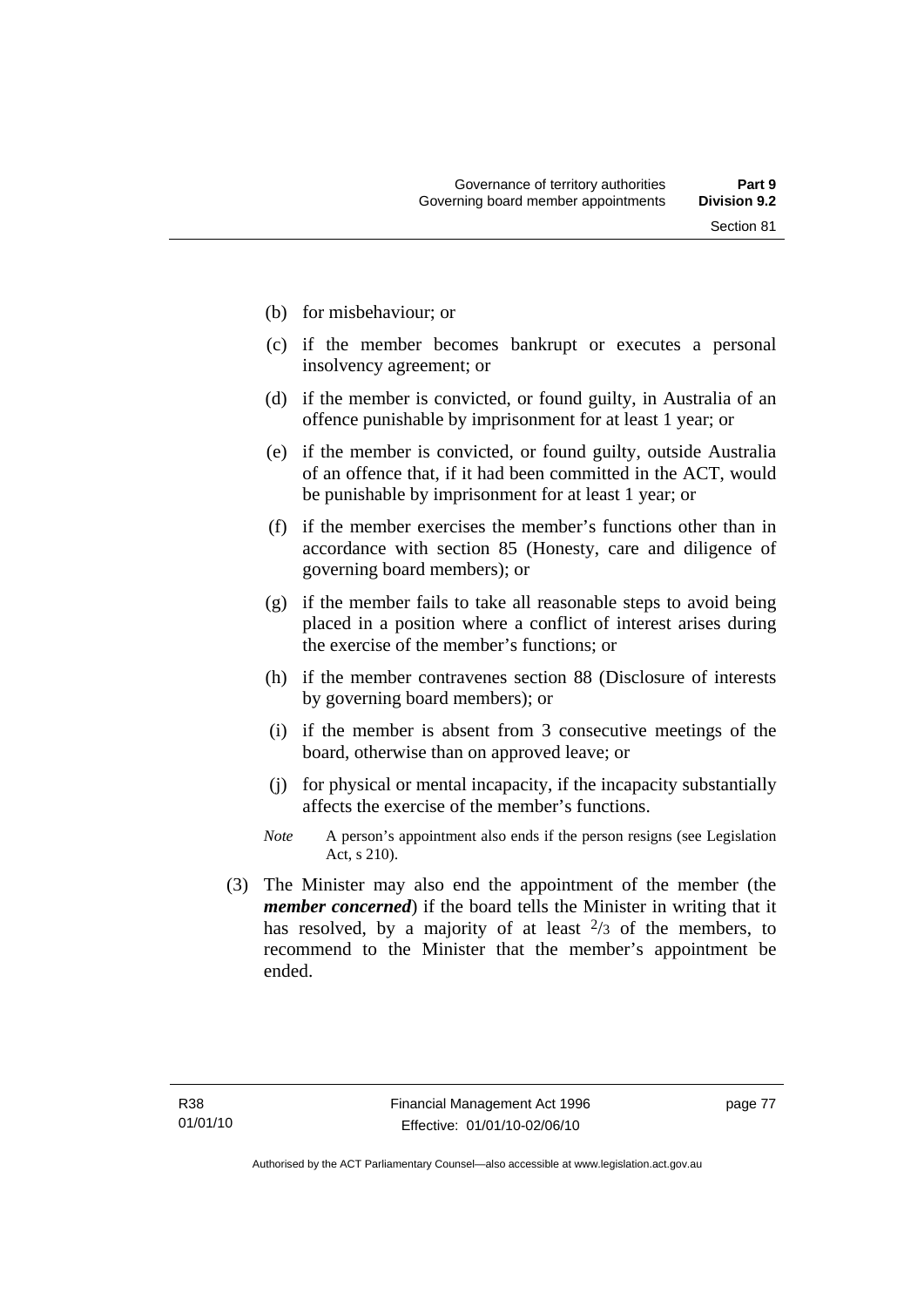(b) for misbehaviour; or

(c) if the member becomes bankrupt or executes a personal insolvency agreement; or

(d) if the member is convicted, or found guilty, in Australia of an offence punishable by imprisonment for at least 1 year; or

(e) if the member is convicted, or found guilty, outside Australia of an offence that, if it had been committed in the ACT, would be punishable by imprisonment for at least 1 year; or

(f) if the member exercises the member's functions other than in accordance with section 85 (Honesty, care and diligence of governing board members); or

(g) if the member fails to take all reasonable steps to avoid being placed in a position where a conflict of interest arises during the exercise of the member's functions; or

(h) if the member contravenes section 88 (Disclosure of interests by governing board members); or

(i) if the member is absent from 3 consecutive meetings of the board, otherwise than on approved leave; or

(j) for physical or mental incapacity, if the incapacity substantially affects the exercise of the member's functions.

*Note* A person's appointment also ends if the person resigns (see Legislation Act, s 210).

(3) The Minister may also end the appointment of the member (the ***member concerned***) if the board tells the Minister in writing that it has resolved, by a majority of at least $^2/_3$ of the members, to recommend to the Minister that the member's appointment be ended.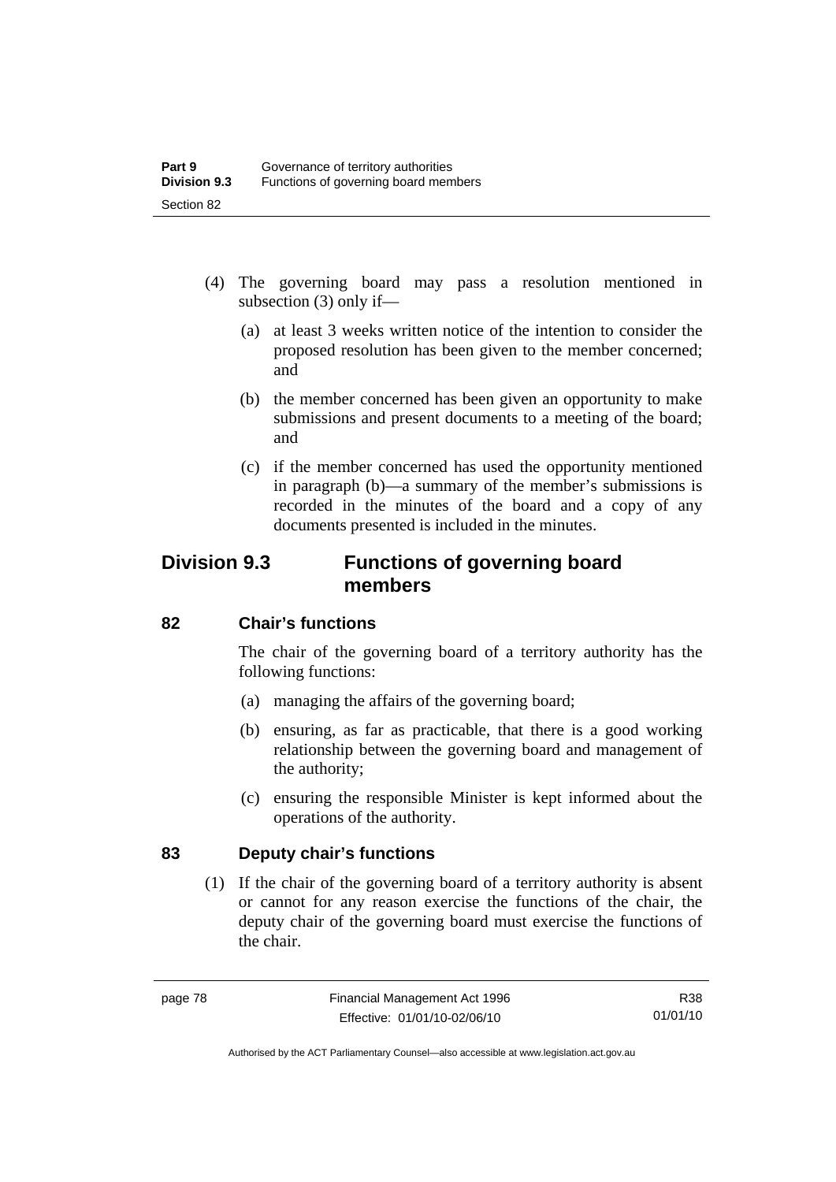(4) The governing board may pass a resolution mentioned in subsection (3) only if—

  (a) at least 3 weeks written notice of the intention to consider the proposed resolution has been given to the member concerned; and

  (b) the member concerned has been given an opportunity to make submissions and present documents to a meeting of the board; and

  (c) if the member concerned has used the opportunity mentioned in paragraph (b)—a summary of the member's submissions is recorded in the minutes of the board and a copy of any documents presented is included in the minutes.

## Division 9.3 Functions of governing board members

### 82 Chair's functions

The chair of the governing board of a territory authority has the following functions:

  (a) managing the affairs of the governing board;

  (b) ensuring, as far as practicable, that there is a good working relationship between the governing board and management of the authority;

  (c) ensuring the responsible Minister is kept informed about the operations of the authority.

### 83 Deputy chair's functions

(1) If the chair of the governing board of a territory authority is absent or cannot for any reason exercise the functions of the chair, the deputy chair of the governing board must exercise the functions of the chair.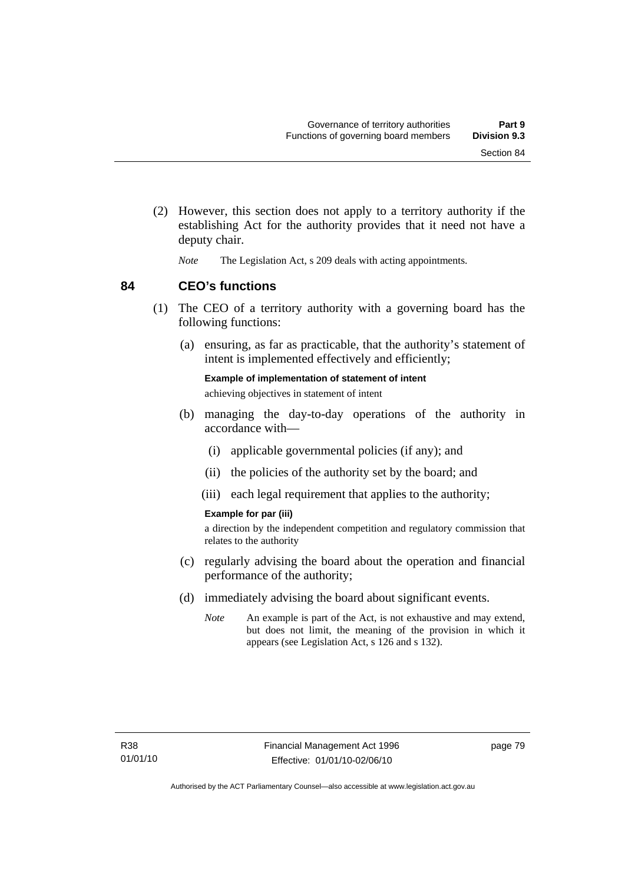(2) However, this section does not apply to a territory authority if the establishing Act for the authority provides that it need not have a deputy chair.

*Note* The Legislation Act, s 209 deals with acting appointments.

## 84 CEO's functions

(1) The CEO of a territory authority with a governing board has the following functions:

(a) ensuring, as far as practicable, that the authority's statement of intent is implemented effectively and efficiently;

**Example of implementation of statement of intent**

achieving objectives in statement of intent

(b) managing the day-to-day operations of the authority in accordance with—

(i) applicable governmental policies (if any); and

(ii) the policies of the authority set by the board; and

(iii) each legal requirement that applies to the authority;

**Example for par (iii)**

a direction by the independent competition and regulatory commission that relates to the authority

(c) regularly advising the board about the operation and financial performance of the authority;

(d) immediately advising the board about significant events.

*Note* An example is part of the Act, is not exhaustive and may extend, but does not limit, the meaning of the provision in which it appears (see Legislation Act, s 126 and s 132).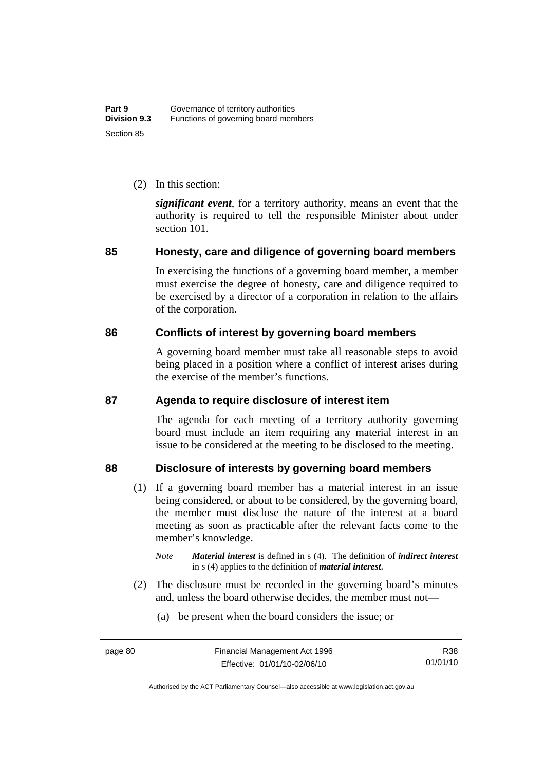(2) In this section:

***significant event***, for a territory authority, means an event that the authority is required to tell the responsible Minister about under section 101.

## 85 Honesty, care and diligence of governing board members

In exercising the functions of a governing board member, a member must exercise the degree of honesty, care and diligence required to be exercised by a director of a corporation in relation to the affairs of the corporation.

## 86 Conflicts of interest by governing board members

A governing board member must take all reasonable steps to avoid being placed in a position where a conflict of interest arises during the exercise of the member's functions.

## 87 Agenda to require disclosure of interest item

The agenda for each meeting of a territory authority governing board must include an item requiring any material interest in an issue to be considered at the meeting to be disclosed to the meeting.

## 88 Disclosure of interests by governing board members

(1) If a governing board member has a material interest in an issue being considered, or about to be considered, by the governing board, the member must disclose the nature of the interest at a board meeting as soon as practicable after the relevant facts come to the member's knowledge.

*Note* ***Material interest*** is defined in s (4). The definition of ***indirect interest*** in s (4) applies to the definition of ***material interest***.

(2) The disclosure must be recorded in the governing board's minutes and, unless the board otherwise decides, the member must not—

(a) be present when the board considers the issue; or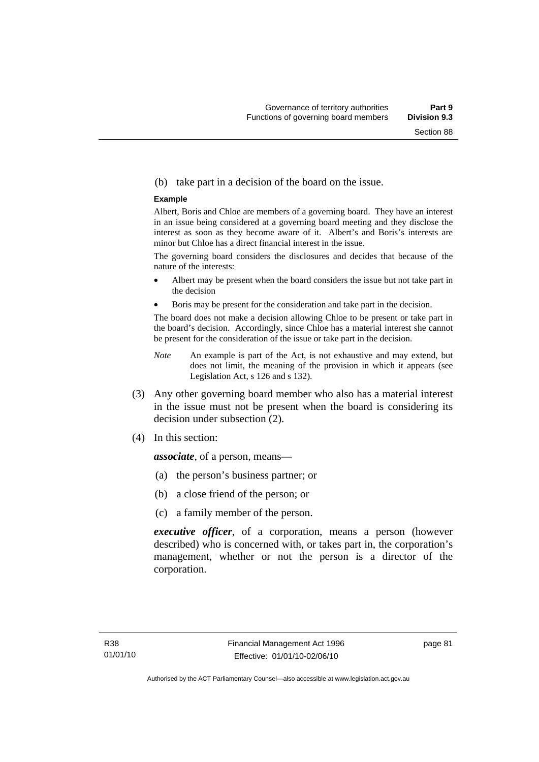(b) take part in a decision of the board on the issue.

**Example**

Albert, Boris and Chloe are members of a governing board. They have an interest in an issue being considered at a governing board meeting and they disclose the interest as soon as they become aware of it. Albert's and Boris's interests are minor but Chloe has a direct financial interest in the issue.

The governing board considers the disclosures and decides that because of the nature of the interests:

- Albert may be present when the board considers the issue but not take part in the decision
- Boris may be present for the consideration and take part in the decision.

The board does not make a decision allowing Chloe to be present or take part in the board's decision. Accordingly, since Chloe has a material interest she cannot be present for the consideration of the issue or take part in the decision.

*Note* An example is part of the Act, is not exhaustive and may extend, but does not limit, the meaning of the provision in which it appears (see Legislation Act, s 126 and s 132).

(3) Any other governing board member who also has a material interest in the issue must not be present when the board is considering its decision under subsection (2).

(4) In this section:

***associate***, of a person, means—

(a) the person's business partner; or

(b) a close friend of the person; or

(c) a family member of the person.

***executive officer***, of a corporation, means a person (however described) who is concerned with, or takes part in, the corporation's management, whether or not the person is a director of the corporation.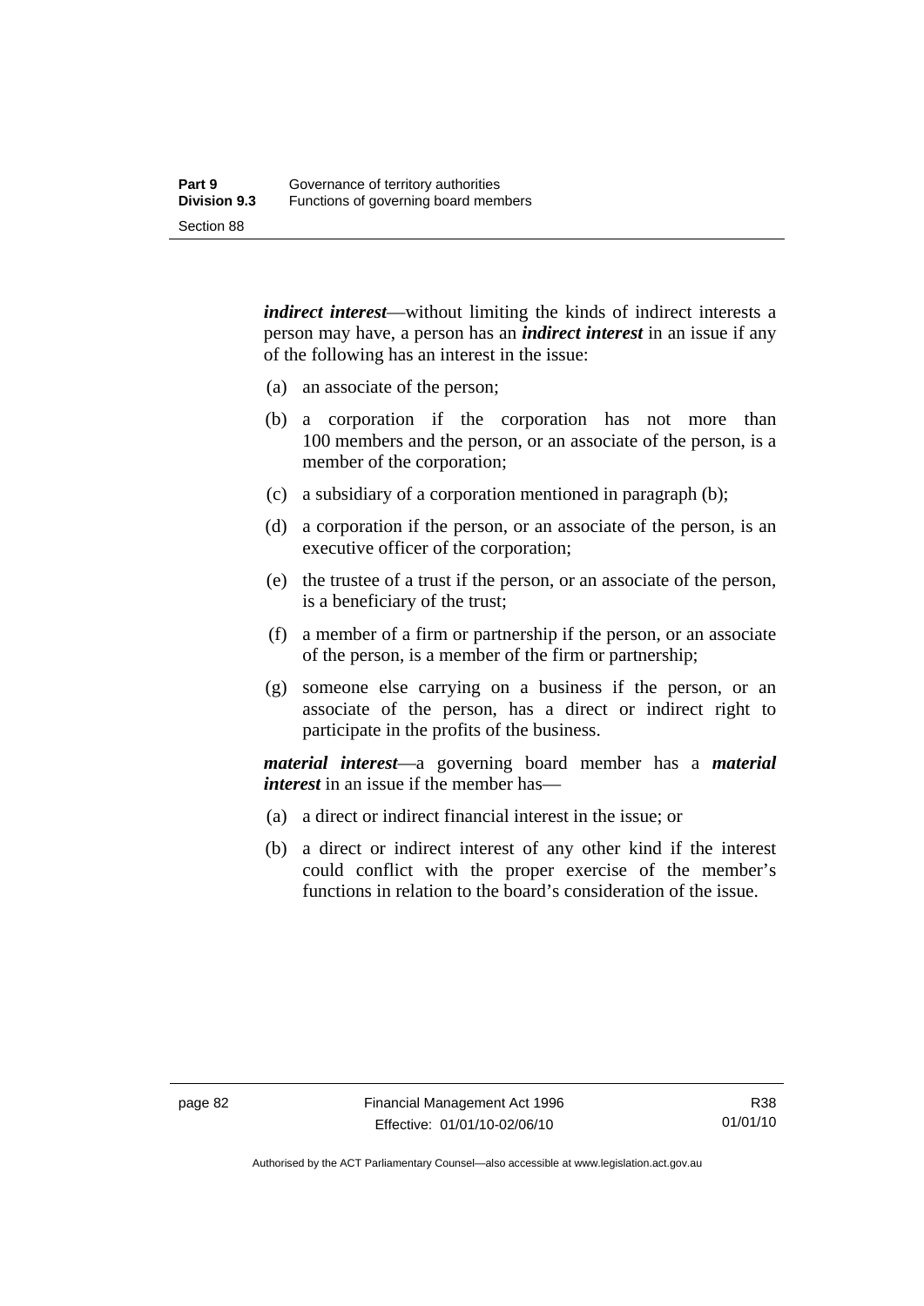***indirect interest***—without limiting the kinds of indirect interests a person may have, a person has an ***indirect interest*** in an issue if any of the following has an interest in the issue:

(a) an associate of the person;

(b) a corporation if the corporation has not more than 100 members and the person, or an associate of the person, is a member of the corporation;

(c) a subsidiary of a corporation mentioned in paragraph (b);

(d) a corporation if the person, or an associate of the person, is an executive officer of the corporation;

(e) the trustee of a trust if the person, or an associate of the person, is a beneficiary of the trust;

(f) a member of a firm or partnership if the person, or an associate of the person, is a member of the firm or partnership;

(g) someone else carrying on a business if the person, or an associate of the person, has a direct or indirect right to participate in the profits of the business.

***material interest***—a governing board member has a ***material interest*** in an issue if the member has—

(a) a direct or indirect financial interest in the issue; or

(b) a direct or indirect interest of any other kind if the interest could conflict with the proper exercise of the member's functions in relation to the board's consideration of the issue.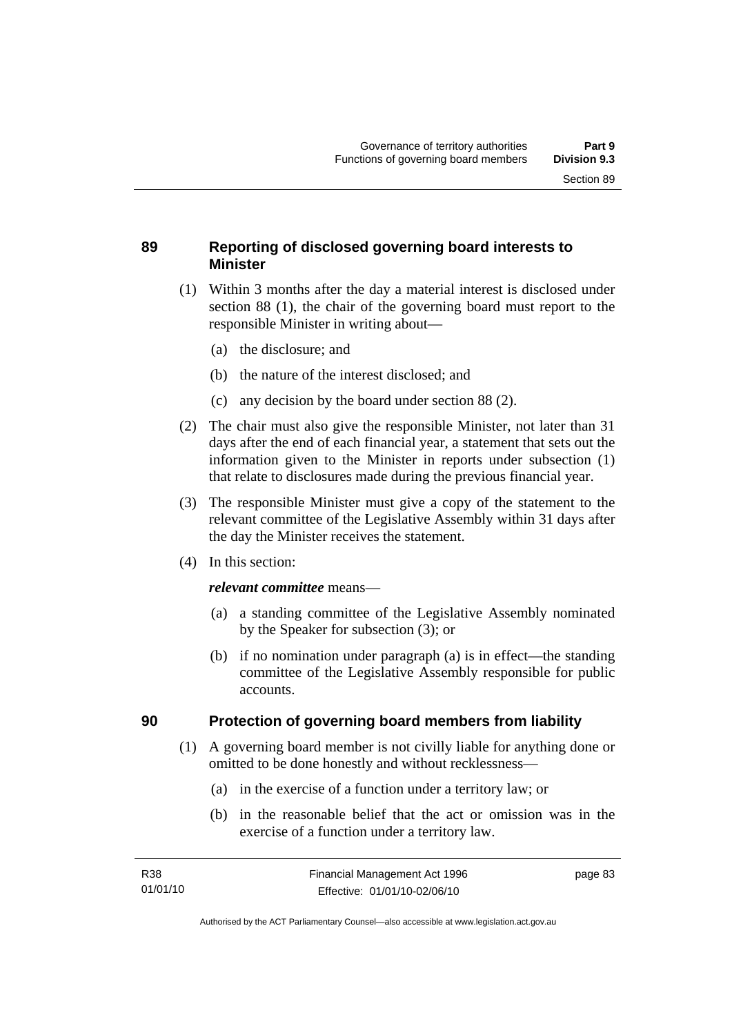## 89 Reporting of disclosed governing board interests to Minister

(1) Within 3 months after the day a material interest is disclosed under section 88 (1), the chair of the governing board must report to the responsible Minister in writing about—

  (a) the disclosure; and

  (b) the nature of the interest disclosed; and

  (c) any decision by the board under section 88 (2).

(2) The chair must also give the responsible Minister, not later than 31 days after the end of each financial year, a statement that sets out the information given to the Minister in reports under subsection (1) that relate to disclosures made during the previous financial year.

(3) The responsible Minister must give a copy of the statement to the relevant committee of the Legislative Assembly within 31 days after the day the Minister receives the statement.

(4) In this section:

***relevant committee*** means—

  (a) a standing committee of the Legislative Assembly nominated by the Speaker for subsection (3); or

  (b) if no nomination under paragraph (a) is in effect—the standing committee of the Legislative Assembly responsible for public accounts.

## 90 Protection of governing board members from liability

(1) A governing board member is not civilly liable for anything done or omitted to be done honestly and without recklessness—

  (a) in the exercise of a function under a territory law; or

  (b) in the reasonable belief that the act or omission was in the exercise of a function under a territory law.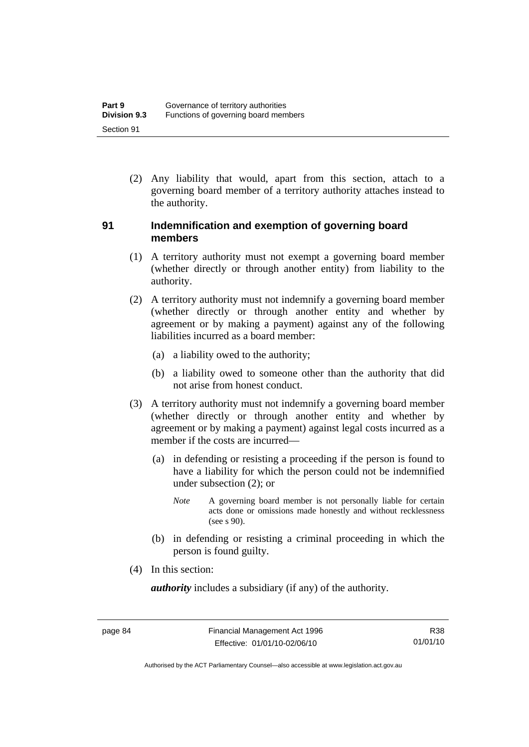(2) Any liability that would, apart from this section, attach to a governing board member of a territory authority attaches instead to the authority.

## 91 Indemnification and exemption of governing board members

(1) A territory authority must not exempt a governing board member (whether directly or through another entity) from liability to the authority.

(2) A territory authority must not indemnify a governing board member (whether directly or through another entity and whether by agreement or by making a payment) against any of the following liabilities incurred as a board member:

(a) a liability owed to the authority;

(b) a liability owed to someone other than the authority that did not arise from honest conduct.

(3) A territory authority must not indemnify a governing board member (whether directly or through another entity and whether by agreement or by making a payment) against legal costs incurred as a member if the costs are incurred—

(a) in defending or resisting a proceeding if the person is found to have a liability for which the person could not be indemnified under subsection (2); or

*Note* A governing board member is not personally liable for certain acts done or omissions made honestly and without recklessness (see s 90).

(b) in defending or resisting a criminal proceeding in which the person is found guilty.

(4) In this section:

***authority*** includes a subsidiary (if any) of the authority.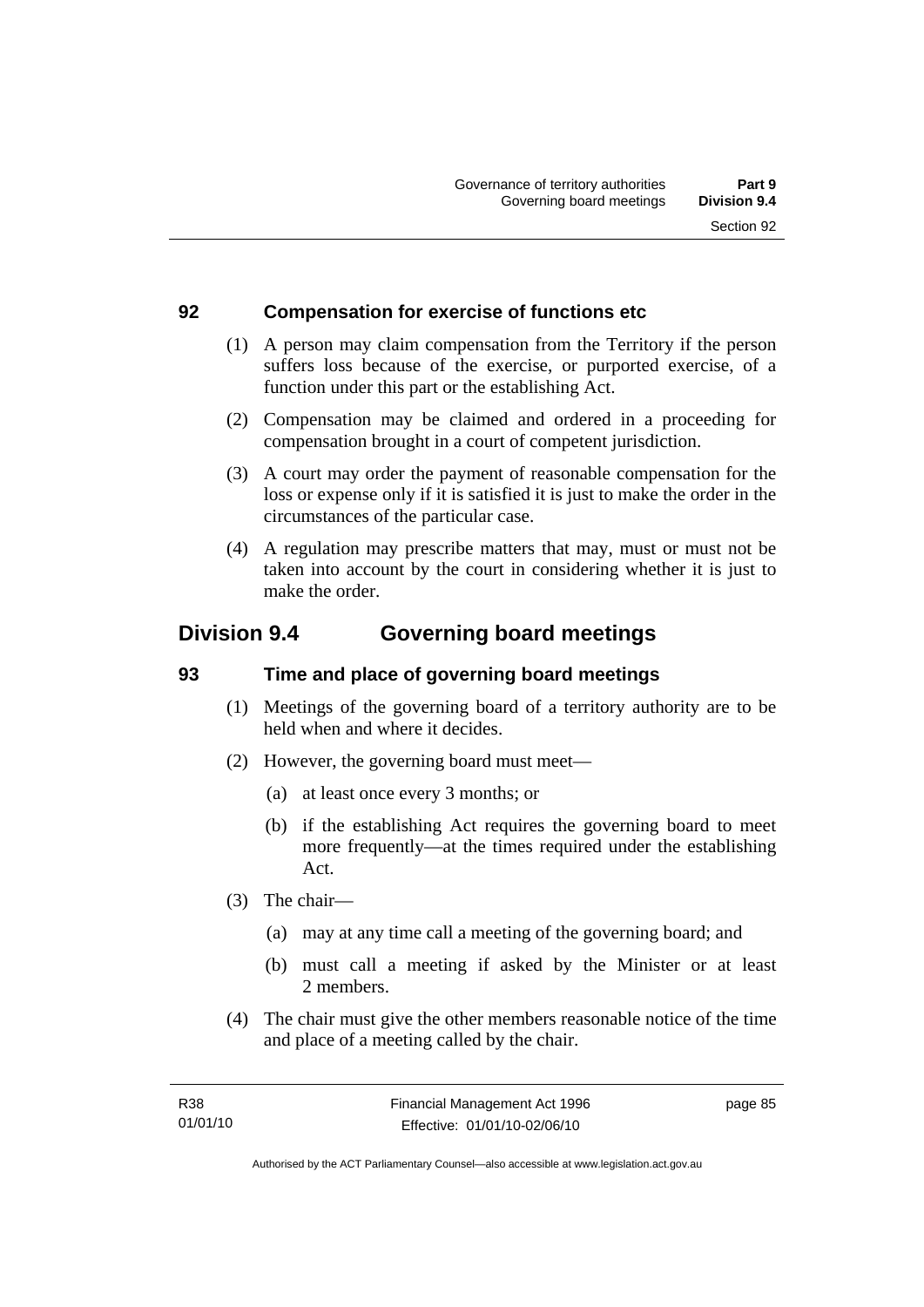### 92 Compensation for exercise of functions etc

(1) A person may claim compensation from the Territory if the person suffers loss because of the exercise, or purported exercise, of a function under this part or the establishing Act.

(2) Compensation may be claimed and ordered in a proceeding for compensation brought in a court of competent jurisdiction.

(3) A court may order the payment of reasonable compensation for the loss or expense only if it is satisfied it is just to make the order in the circumstances of the particular case.

(4) A regulation may prescribe matters that may, must or must not be taken into account by the court in considering whether it is just to make the order.

## Division 9.4 Governing board meetings

### 93 Time and place of governing board meetings

(1) Meetings of the governing board of a territory authority are to be held when and where it decides.

(2) However, the governing board must meet—

- (a) at least once every 3 months; or
- (b) if the establishing Act requires the governing board to meet more frequently—at the times required under the establishing Act.

(3) The chair—

- (a) may at any time call a meeting of the governing board; and
- (b) must call a meeting if asked by the Minister or at least 2 members.

(4) The chair must give the other members reasonable notice of the time and place of a meeting called by the chair.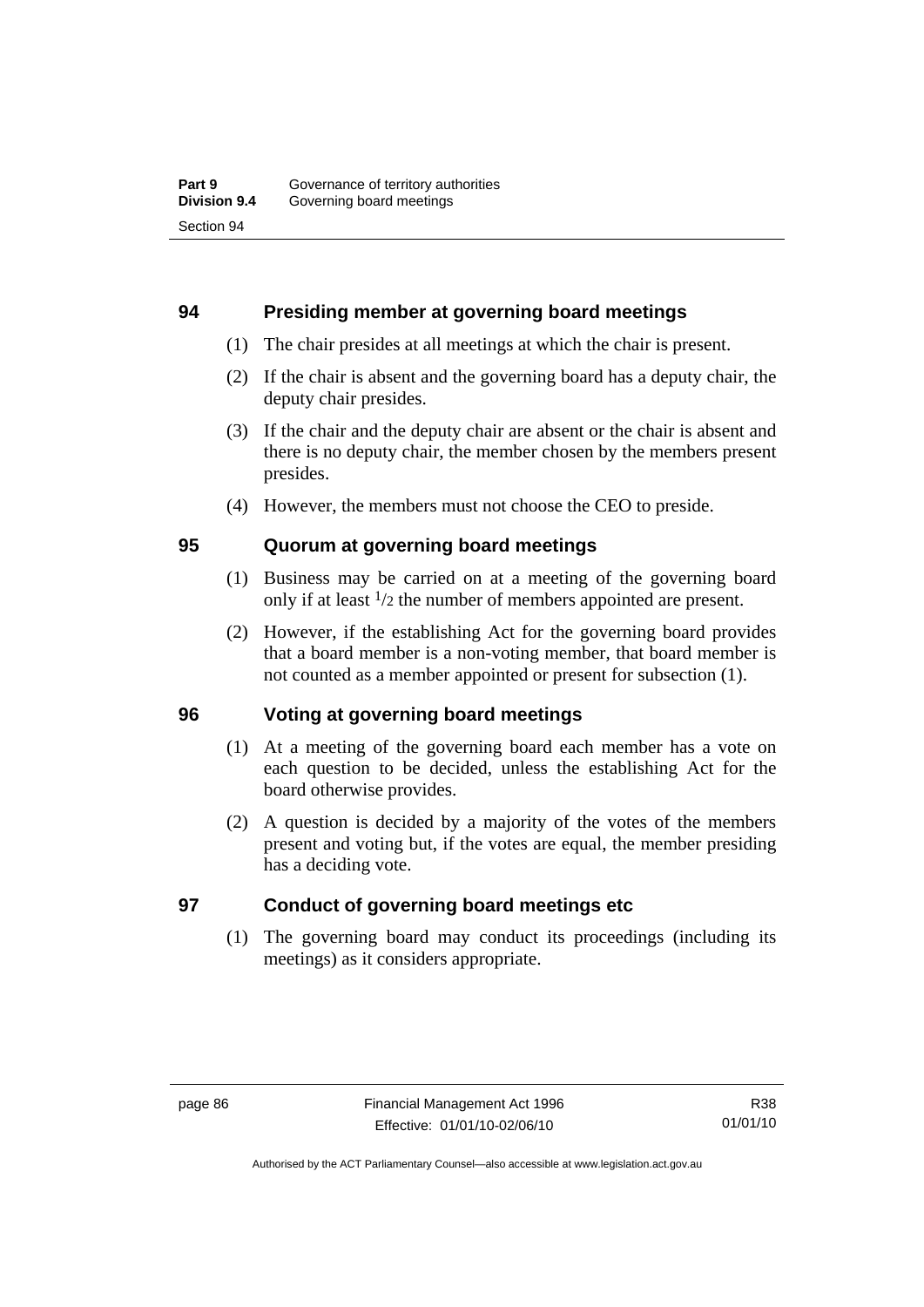## 94 Presiding member at governing board meetings

(1) The chair presides at all meetings at which the chair is present.

(2) If the chair is absent and the governing board has a deputy chair, the deputy chair presides.

(3) If the chair and the deputy chair are absent or the chair is absent and there is no deputy chair, the member chosen by the members present presides.

(4) However, the members must not choose the CEO to preside.

## 95 Quorum at governing board meetings

(1) Business may be carried on at a meeting of the governing board only if at least $^1/_2$ the number of members appointed are present.

(2) However, if the establishing Act for the governing board provides that a board member is a non-voting member, that board member is not counted as a member appointed or present for subsection (1).

## 96 Voting at governing board meetings

(1) At a meeting of the governing board each member has a vote on each question to be decided, unless the establishing Act for the board otherwise provides.

(2) A question is decided by a majority of the votes of the members present and voting but, if the votes are equal, the member presiding has a deciding vote.

## 97 Conduct of governing board meetings etc

(1) The governing board may conduct its proceedings (including its meetings) as it considers appropriate.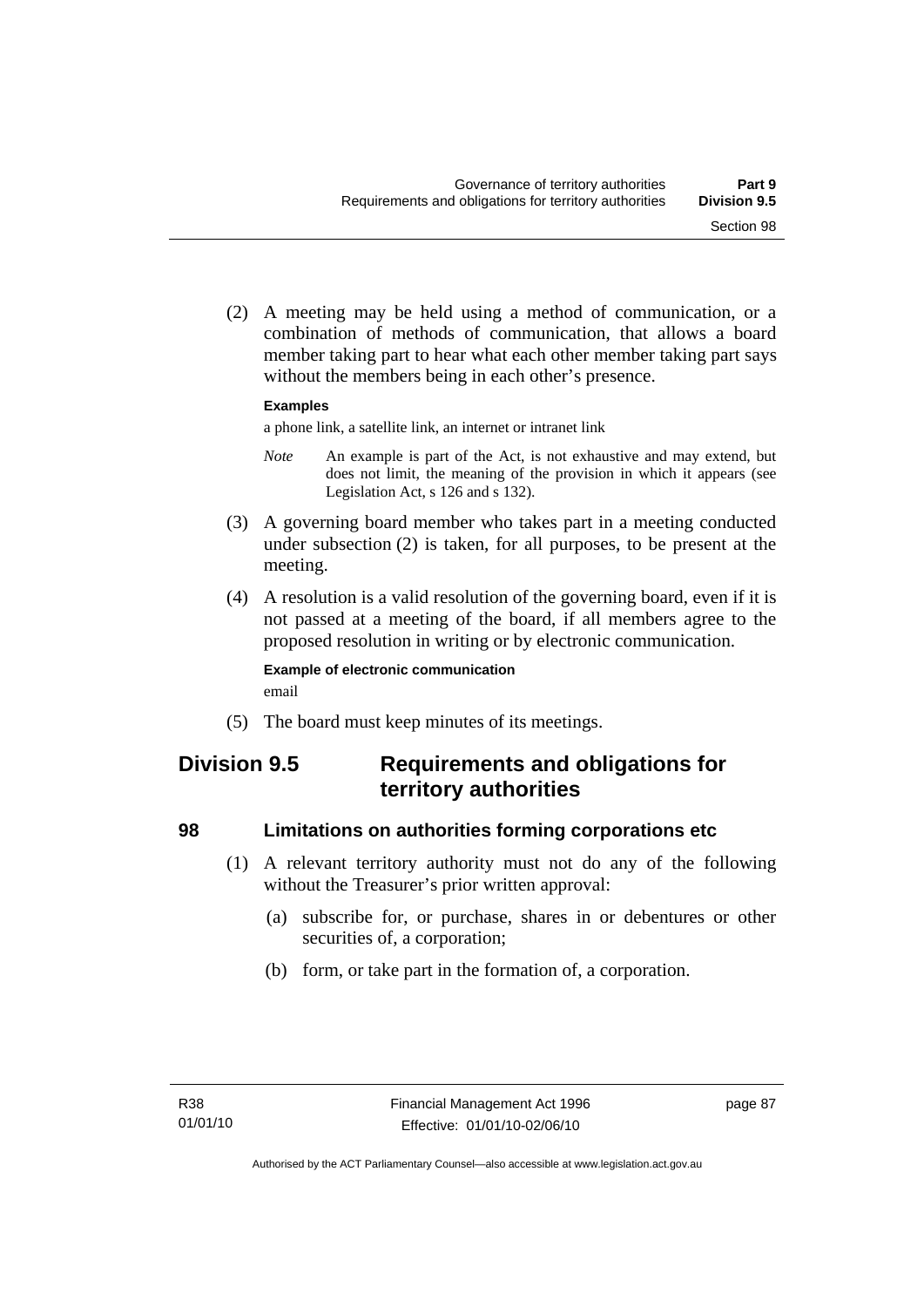(2) A meeting may be held using a method of communication, or a combination of methods of communication, that allows a board member taking part to hear what each other member taking part says without the members being in each other's presence.

**Examples**

a phone link, a satellite link, an internet or intranet link

*Note* An example is part of the Act, is not exhaustive and may extend, but does not limit, the meaning of the provision in which it appears (see Legislation Act, s 126 and s 132).

(3) A governing board member who takes part in a meeting conducted under subsection (2) is taken, for all purposes, to be present at the meeting.

(4) A resolution is a valid resolution of the governing board, even if it is not passed at a meeting of the board, if all members agree to the proposed resolution in writing or by electronic communication.

**Example of electronic communication**

email

(5) The board must keep minutes of its meetings.

## Division 9.5 Requirements and obligations for territory authorities

### 98 Limitations on authorities forming corporations etc

(1) A relevant territory authority must not do any of the following without the Treasurer's prior written approval:

(a) subscribe for, or purchase, shares in or debentures or other securities of, a corporation;

(b) form, or take part in the formation of, a corporation.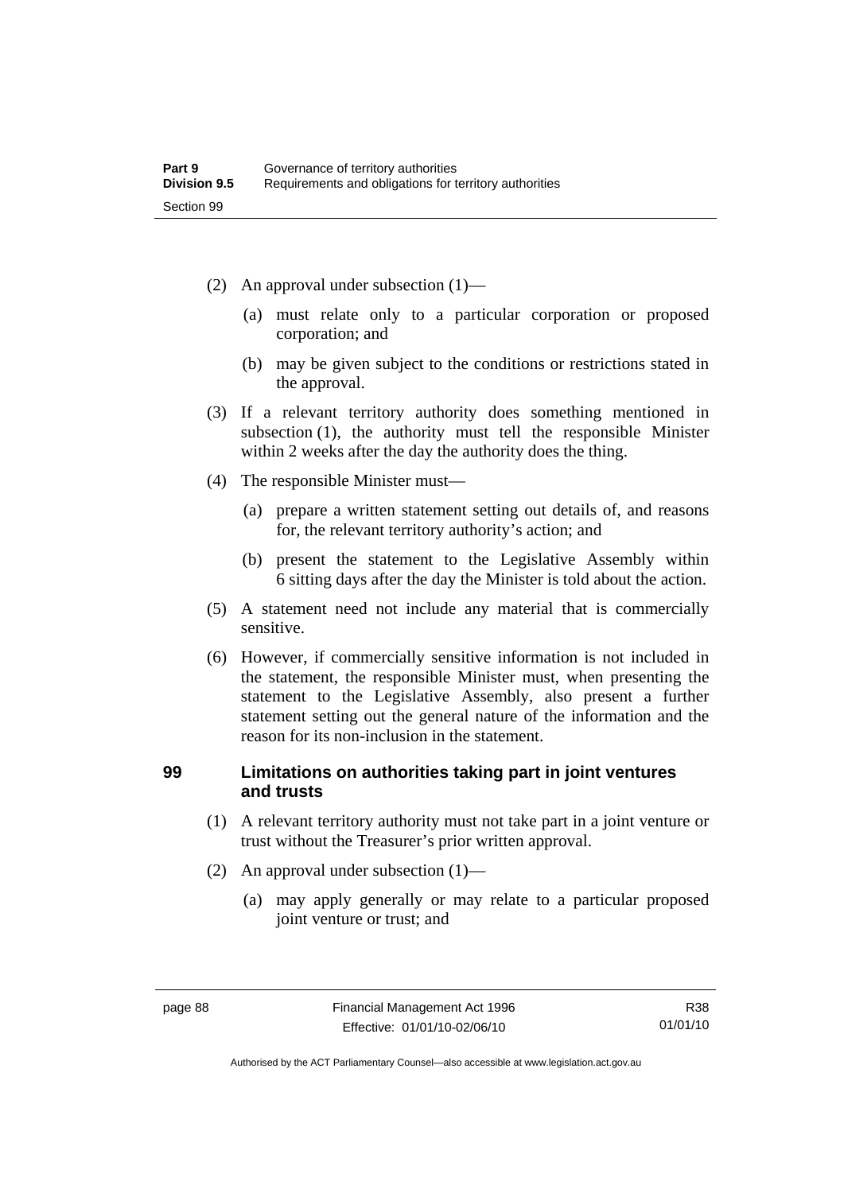(2) An approval under subsection (1)—

(a) must relate only to a particular corporation or proposed corporation; and

(b) may be given subject to the conditions or restrictions stated in the approval.

(3) If a relevant territory authority does something mentioned in subsection (1), the authority must tell the responsible Minister within 2 weeks after the day the authority does the thing.

(4) The responsible Minister must—

(a) prepare a written statement setting out details of, and reasons for, the relevant territory authority's action; and

(b) present the statement to the Legislative Assembly within 6 sitting days after the day the Minister is told about the action.

(5) A statement need not include any material that is commercially sensitive.

(6) However, if commercially sensitive information is not included in the statement, the responsible Minister must, when presenting the statement to the Legislative Assembly, also present a further statement setting out the general nature of the information and the reason for its non-inclusion in the statement.

## 99 Limitations on authorities taking part in joint ventures and trusts

(1) A relevant territory authority must not take part in a joint venture or trust without the Treasurer's prior written approval.

(2) An approval under subsection (1)—

(a) may apply generally or may relate to a particular proposed joint venture or trust; and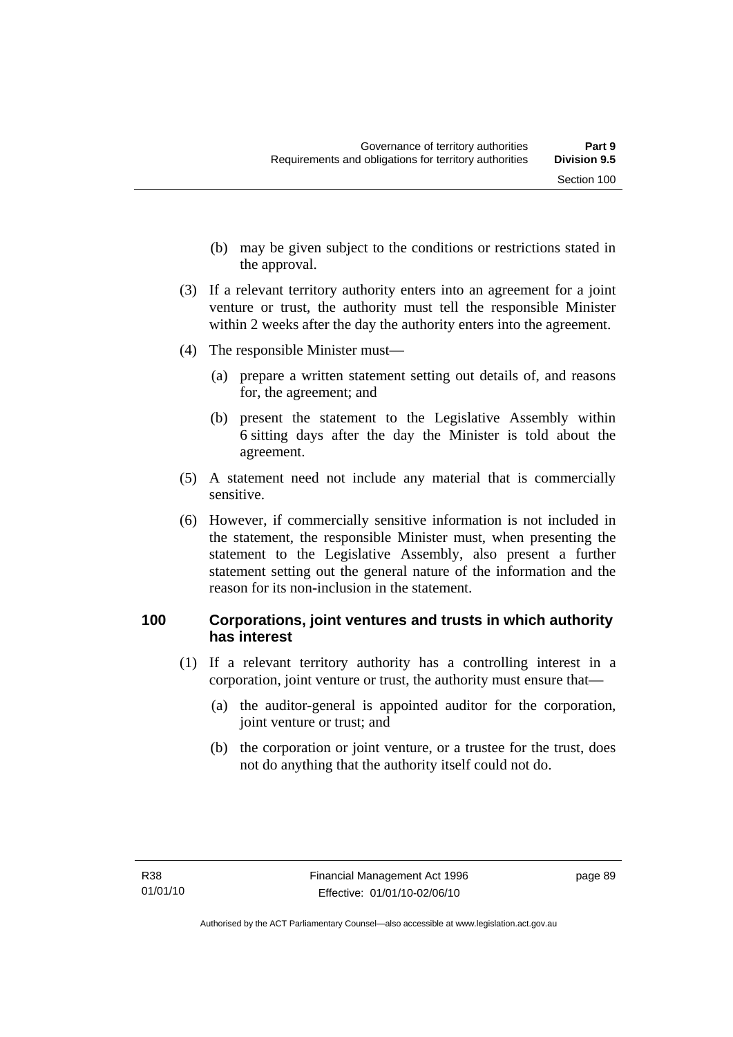(b) may be given subject to the conditions or restrictions stated in the approval.

(3) If a relevant territory authority enters into an agreement for a joint venture or trust, the authority must tell the responsible Minister within 2 weeks after the day the authority enters into the agreement.

(4) The responsible Minister must—

(a) prepare a written statement setting out details of, and reasons for, the agreement; and

(b) present the statement to the Legislative Assembly within 6 sitting days after the day the Minister is told about the agreement.

(5) A statement need not include any material that is commercially sensitive.

(6) However, if commercially sensitive information is not included in the statement, the responsible Minister must, when presenting the statement to the Legislative Assembly, also present a further statement setting out the general nature of the information and the reason for its non-inclusion in the statement.

## 100 Corporations, joint ventures and trusts in which authority has interest

(1) If a relevant territory authority has a controlling interest in a corporation, joint venture or trust, the authority must ensure that—

(a) the auditor-general is appointed auditor for the corporation, joint venture or trust; and

(b) the corporation or joint venture, or a trustee for the trust, does not do anything that the authority itself could not do.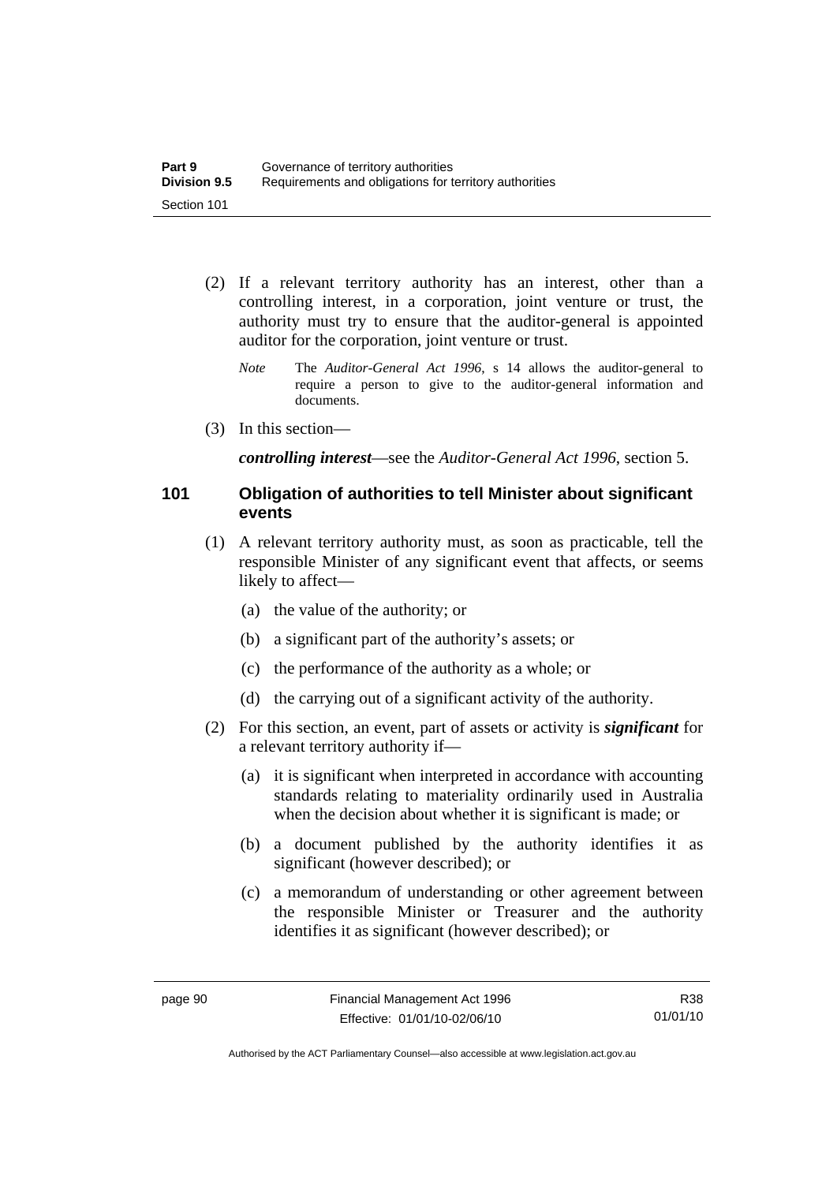(2) If a relevant territory authority has an interest, other than a controlling interest, in a corporation, joint venture or trust, the authority must try to ensure that the auditor-general is appointed auditor for the corporation, joint venture or trust.

*Note* The *Auditor-General Act 1996*, s 14 allows the auditor-general to require a person to give to the auditor-general information and documents.

(3) In this section—

***controlling interest***—see the *Auditor-General Act 1996*, section 5.

## 101 Obligation of authorities to tell Minister about significant events

(1) A relevant territory authority must, as soon as practicable, tell the responsible Minister of any significant event that affects, or seems likely to affect—

(a) the value of the authority; or

(b) a significant part of the authority's assets; or

(c) the performance of the authority as a whole; or

(d) the carrying out of a significant activity of the authority.

(2) For this section, an event, part of assets or activity is ***significant*** for a relevant territory authority if—

(a) it is significant when interpreted in accordance with accounting standards relating to materiality ordinarily used in Australia when the decision about whether it is significant is made; or

(b) a document published by the authority identifies it as significant (however described); or

(c) a memorandum of understanding or other agreement between the responsible Minister or Treasurer and the authority identifies it as significant (however described); or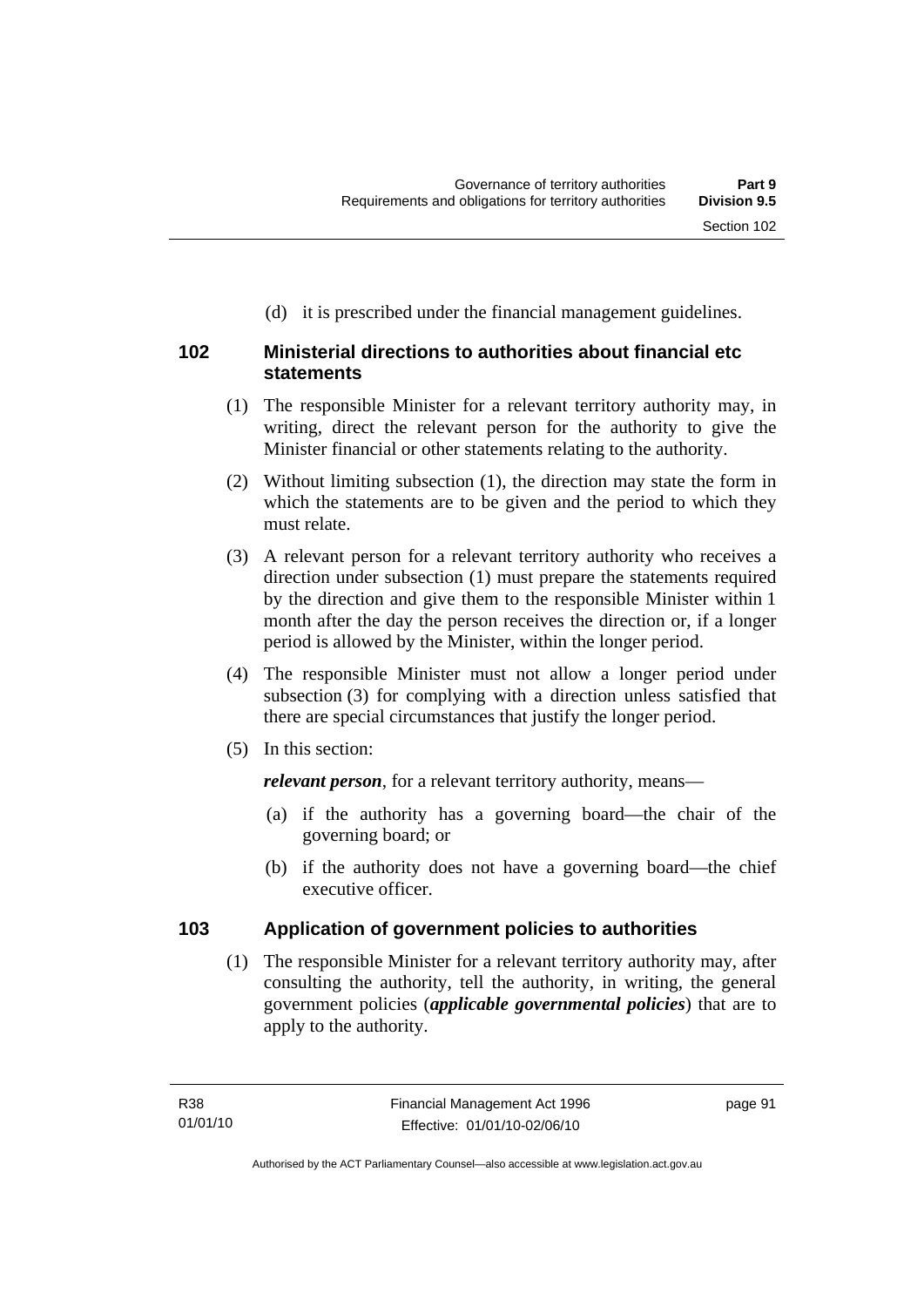(d) it is prescribed under the financial management guidelines.

### 102 Ministerial directions to authorities about financial etc statements

(1) The responsible Minister for a relevant territory authority may, in writing, direct the relevant person for the authority to give the Minister financial or other statements relating to the authority.

(2) Without limiting subsection (1), the direction may state the form in which the statements are to be given and the period to which they must relate.

(3) A relevant person for a relevant territory authority who receives a direction under subsection (1) must prepare the statements required by the direction and give them to the responsible Minister within 1 month after the day the person receives the direction or, if a longer period is allowed by the Minister, within the longer period.

(4) The responsible Minister must not allow a longer period under subsection (3) for complying with a direction unless satisfied that there are special circumstances that justify the longer period.

(5) In this section:

***relevant person***, for a relevant territory authority, means—

(a) if the authority has a governing board—the chair of the governing board; or

(b) if the authority does not have a governing board—the chief executive officer.

### 103 Application of government policies to authorities

(1) The responsible Minister for a relevant territory authority may, after consulting the authority, tell the authority, in writing, the general government policies (***applicable governmental policies***) that are to apply to the authority.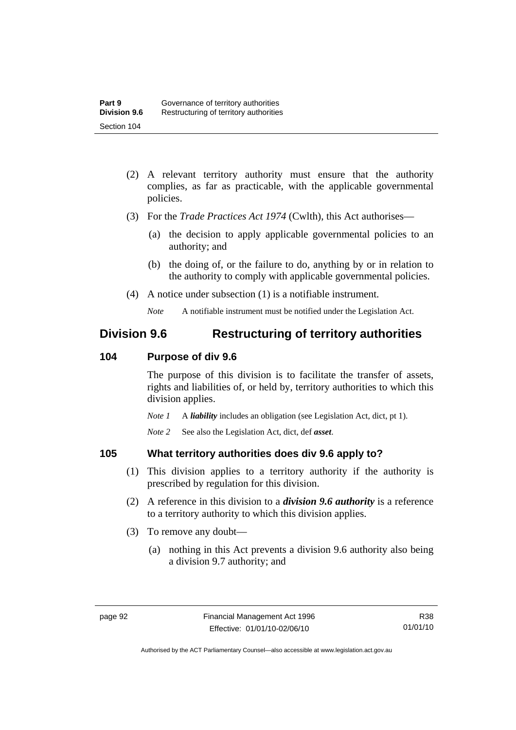(2) A relevant territory authority must ensure that the authority complies, as far as practicable, with the applicable governmental policies.

(3) For the *Trade Practices Act 1974* (Cwlth), this Act authorises—

(a) the decision to apply applicable governmental policies to an authority; and

(b) the doing of, or the failure to do, anything by or in relation to the authority to comply with applicable governmental policies.

(4) A notice under subsection (1) is a notifiable instrument.

*Note* A notifiable instrument must be notified under the Legislation Act.

## Division 9.6 Restructuring of territory authorities

### 104 Purpose of div 9.6

The purpose of this division is to facilitate the transfer of assets, rights and liabilities of, or held by, territory authorities to which this division applies.

*Note 1* A ***liability*** includes an obligation (see Legislation Act, dict, pt 1).

*Note 2* See also the Legislation Act, dict, def ***asset***.

### 105 What territory authorities does div 9.6 apply to?

(1) This division applies to a territory authority if the authority is prescribed by regulation for this division.

(2) A reference in this division to a ***division 9.6 authority*** is a reference to a territory authority to which this division applies.

(3) To remove any doubt—

(a) nothing in this Act prevents a division 9.6 authority also being a division 9.7 authority; and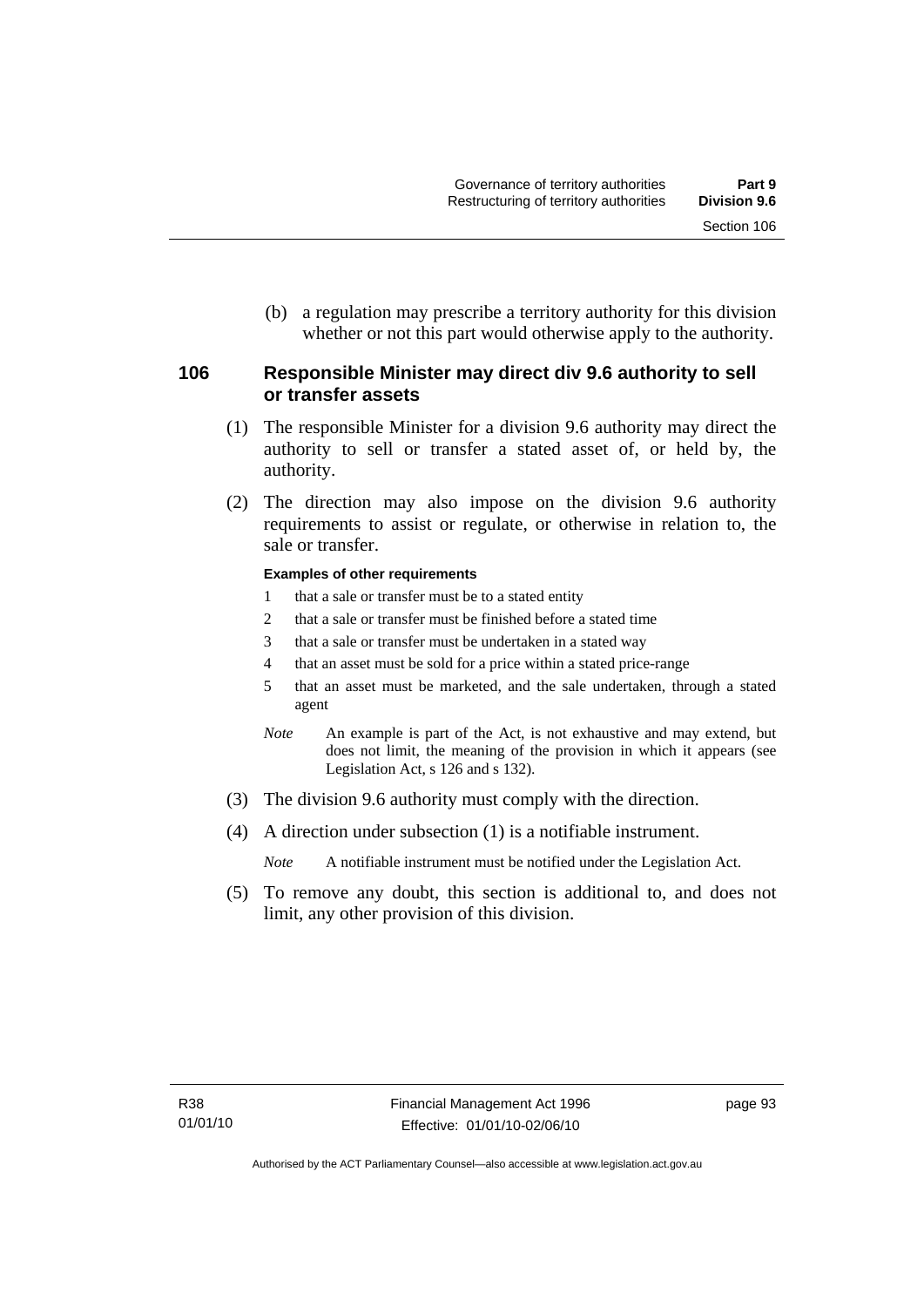(b) a regulation may prescribe a territory authority for this division whether or not this part would otherwise apply to the authority.

## 106 Responsible Minister may direct div 9.6 authority to sell or transfer assets

(1) The responsible Minister for a division 9.6 authority may direct the authority to sell or transfer a stated asset of, or held by, the authority.

(2) The direction may also impose on the division 9.6 authority requirements to assist or regulate, or otherwise in relation to, the sale or transfer.

**Examples of other requirements**

1 that a sale or transfer must be to a stated entity

2 that a sale or transfer must be finished before a stated time

3 that a sale or transfer must be undertaken in a stated way

4 that an asset must be sold for a price within a stated price-range

5 that an asset must be marketed, and the sale undertaken, through a stated agent

*Note* An example is part of the Act, is not exhaustive and may extend, but does not limit, the meaning of the provision in which it appears (see Legislation Act, s 126 and s 132).

(3) The division 9.6 authority must comply with the direction.

(4) A direction under subsection (1) is a notifiable instrument.

*Note* A notifiable instrument must be notified under the Legislation Act.

(5) To remove any doubt, this section is additional to, and does not limit, any other provision of this division.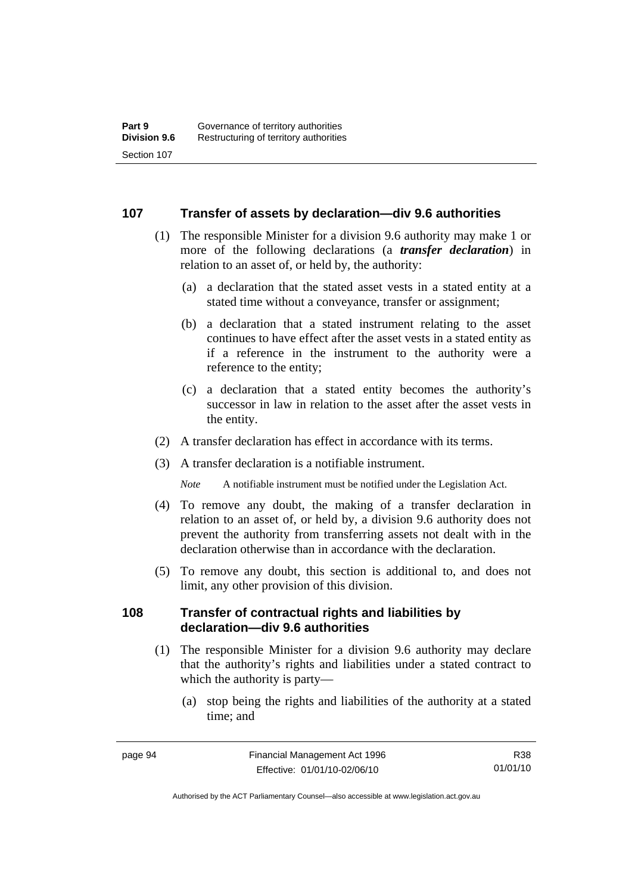## 107 Transfer of assets by declaration—div 9.6 authorities

(1) The responsible Minister for a division 9.6 authority may make 1 or more of the following declarations (a ***transfer declaration***) in relation to an asset of, or held by, the authority:

(a) a declaration that the stated asset vests in a stated entity at a stated time without a conveyance, transfer or assignment;

(b) a declaration that a stated instrument relating to the asset continues to have effect after the asset vests in a stated entity as if a reference in the instrument to the authority were a reference to the entity;

(c) a declaration that a stated entity becomes the authority's successor in law in relation to the asset after the asset vests in the entity.

(2) A transfer declaration has effect in accordance with its terms.

(3) A transfer declaration is a notifiable instrument.

*Note* A notifiable instrument must be notified under the Legislation Act.

(4) To remove any doubt, the making of a transfer declaration in relation to an asset of, or held by, a division 9.6 authority does not prevent the authority from transferring assets not dealt with in the declaration otherwise than in accordance with the declaration.

(5) To remove any doubt, this section is additional to, and does not limit, any other provision of this division.

## 108 Transfer of contractual rights and liabilities by declaration—div 9.6 authorities

(1) The responsible Minister for a division 9.6 authority may declare that the authority's rights and liabilities under a stated contract to which the authority is party—

(a) stop being the rights and liabilities of the authority at a stated time; and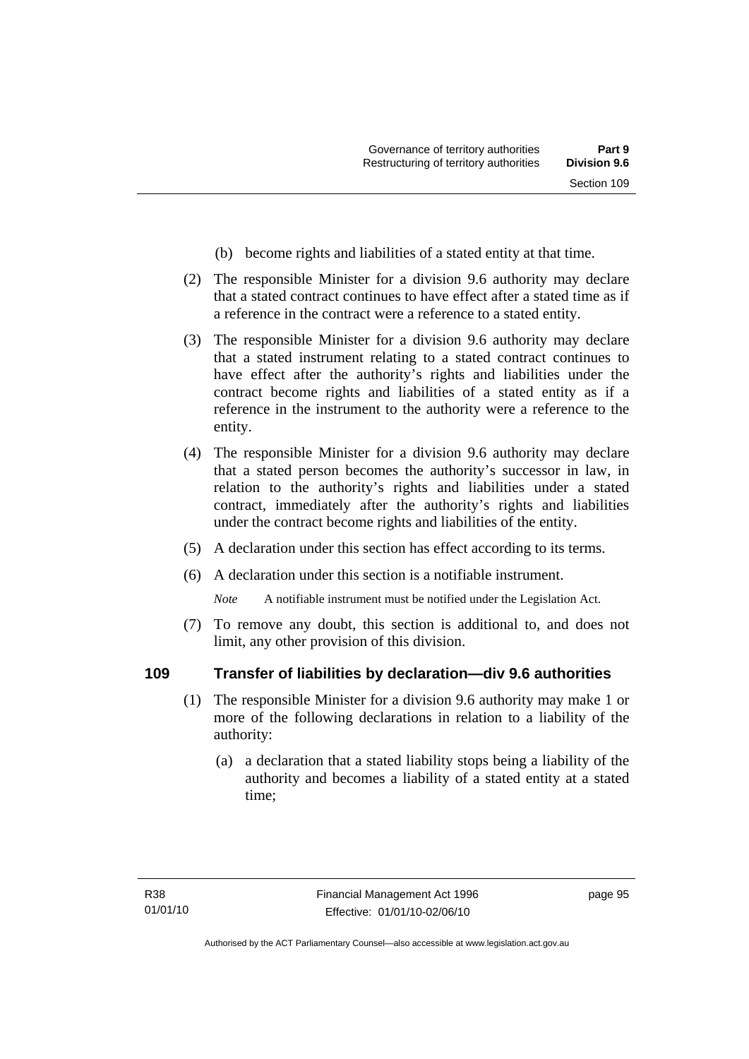(b) become rights and liabilities of a stated entity at that time.

(2) The responsible Minister for a division 9.6 authority may declare that a stated contract continues to have effect after a stated time as if a reference in the contract were a reference to a stated entity.

(3) The responsible Minister for a division 9.6 authority may declare that a stated instrument relating to a stated contract continues to have effect after the authority's rights and liabilities under the contract become rights and liabilities of a stated entity as if a reference in the instrument to the authority were a reference to the entity.

(4) The responsible Minister for a division 9.6 authority may declare that a stated person becomes the authority's successor in law, in relation to the authority's rights and liabilities under a stated contract, immediately after the authority's rights and liabilities under the contract become rights and liabilities of the entity.

(5) A declaration under this section has effect according to its terms.

(6) A declaration under this section is a notifiable instrument.

*Note* A notifiable instrument must be notified under the Legislation Act.

(7) To remove any doubt, this section is additional to, and does not limit, any other provision of this division.

## 109 Transfer of liabilities by declaration—div 9.6 authorities

(1) The responsible Minister for a division 9.6 authority may make 1 or more of the following declarations in relation to a liability of the authority:

(a) a declaration that a stated liability stops being a liability of the authority and becomes a liability of a stated entity at a stated time;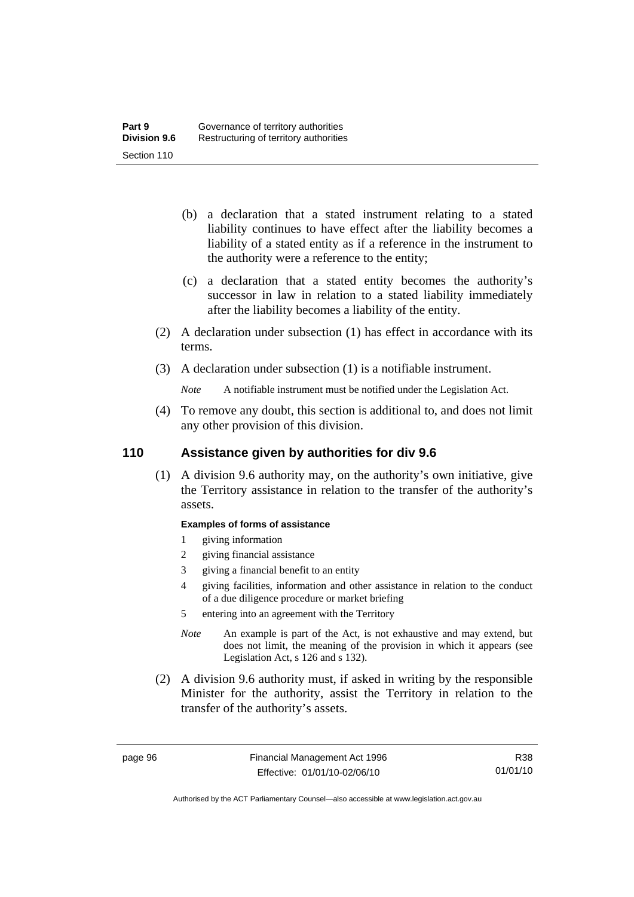(b) a declaration that a stated instrument relating to a stated liability continues to have effect after the liability becomes a liability of a stated entity as if a reference in the instrument to the authority were a reference to the entity;

(c) a declaration that a stated entity becomes the authority's successor in law in relation to a stated liability immediately after the liability becomes a liability of the entity.

(2) A declaration under subsection (1) has effect in accordance with its terms.

(3) A declaration under subsection (1) is a notifiable instrument.

*Note* A notifiable instrument must be notified under the Legislation Act.

(4) To remove any doubt, this section is additional to, and does not limit any other provision of this division.

## 110 Assistance given by authorities for div 9.6

(1) A division 9.6 authority may, on the authority's own initiative, give the Territory assistance in relation to the transfer of the authority's assets.

**Examples of forms of assistance**

1. giving information
2. giving financial assistance
3. giving a financial benefit to an entity
4. giving facilities, information and other assistance in relation to the conduct of a due diligence procedure or market briefing
5. entering into an agreement with the Territory

*Note* An example is part of the Act, is not exhaustive and may extend, but does not limit, the meaning of the provision in which it appears (see Legislation Act, s 126 and s 132).

(2) A division 9.6 authority must, if asked in writing by the responsible Minister for the authority, assist the Territory in relation to the transfer of the authority's assets.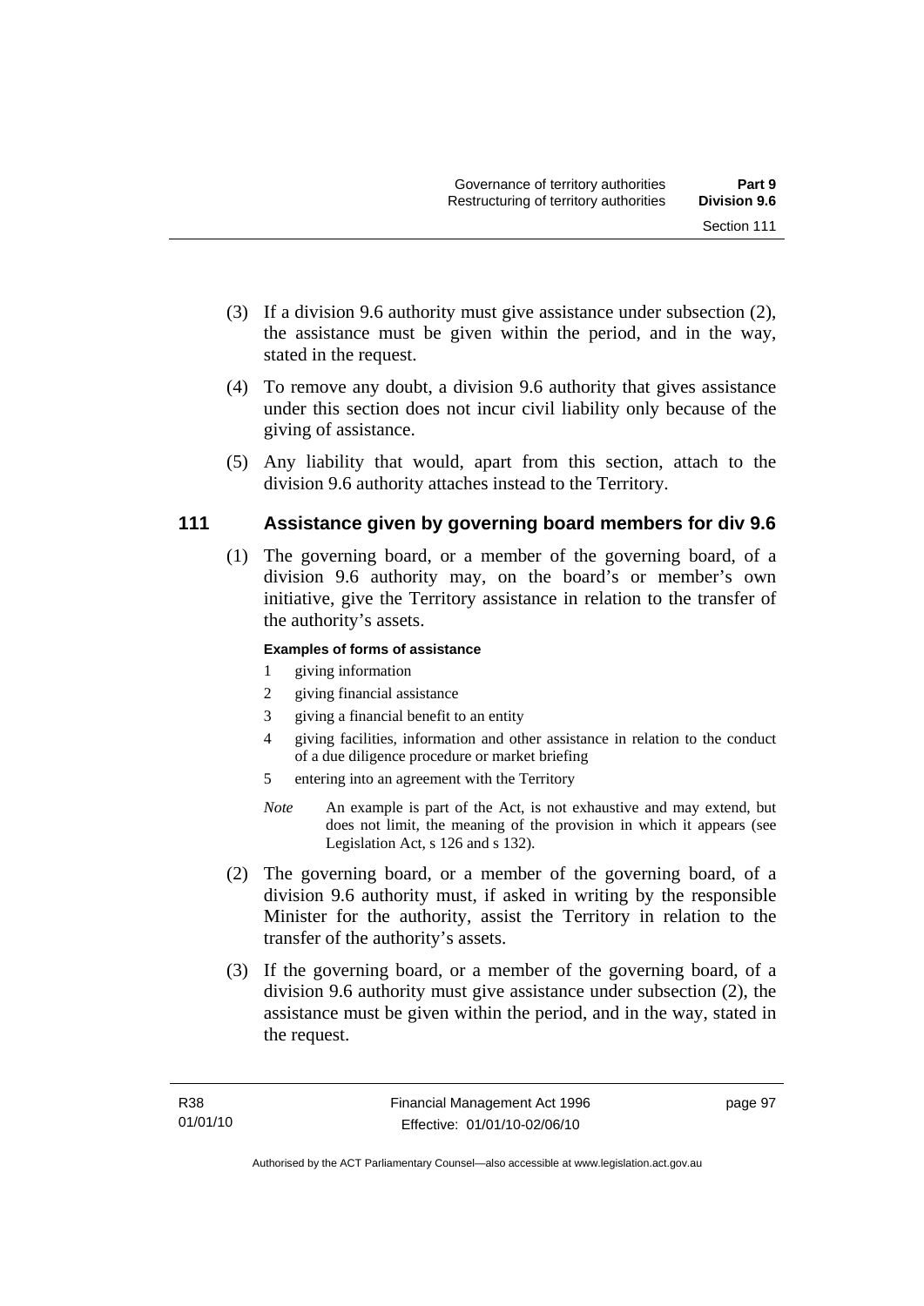(3) If a division 9.6 authority must give assistance under subsection (2), the assistance must be given within the period, and in the way, stated in the request.

(4) To remove any doubt, a division 9.6 authority that gives assistance under this section does not incur civil liability only because of the giving of assistance.

(5) Any liability that would, apart from this section, attach to the division 9.6 authority attaches instead to the Territory.

## 111 Assistance given by governing board members for div 9.6

(1) The governing board, or a member of the governing board, of a division 9.6 authority may, on the board's or member's own initiative, give the Territory assistance in relation to the transfer of the authority's assets.

**Examples of forms of assistance**

1 giving information
2 giving financial assistance
3 giving a financial benefit to an entity
4 giving facilities, information and other assistance in relation to the conduct of a due diligence procedure or market briefing
5 entering into an agreement with the Territory

*Note* An example is part of the Act, is not exhaustive and may extend, but does not limit, the meaning of the provision in which it appears (see Legislation Act, s 126 and s 132).

(2) The governing board, or a member of the governing board, of a division 9.6 authority must, if asked in writing by the responsible Minister for the authority, assist the Territory in relation to the transfer of the authority's assets.

(3) If the governing board, or a member of the governing board, of a division 9.6 authority must give assistance under subsection (2), the assistance must be given within the period, and in the way, stated in the request.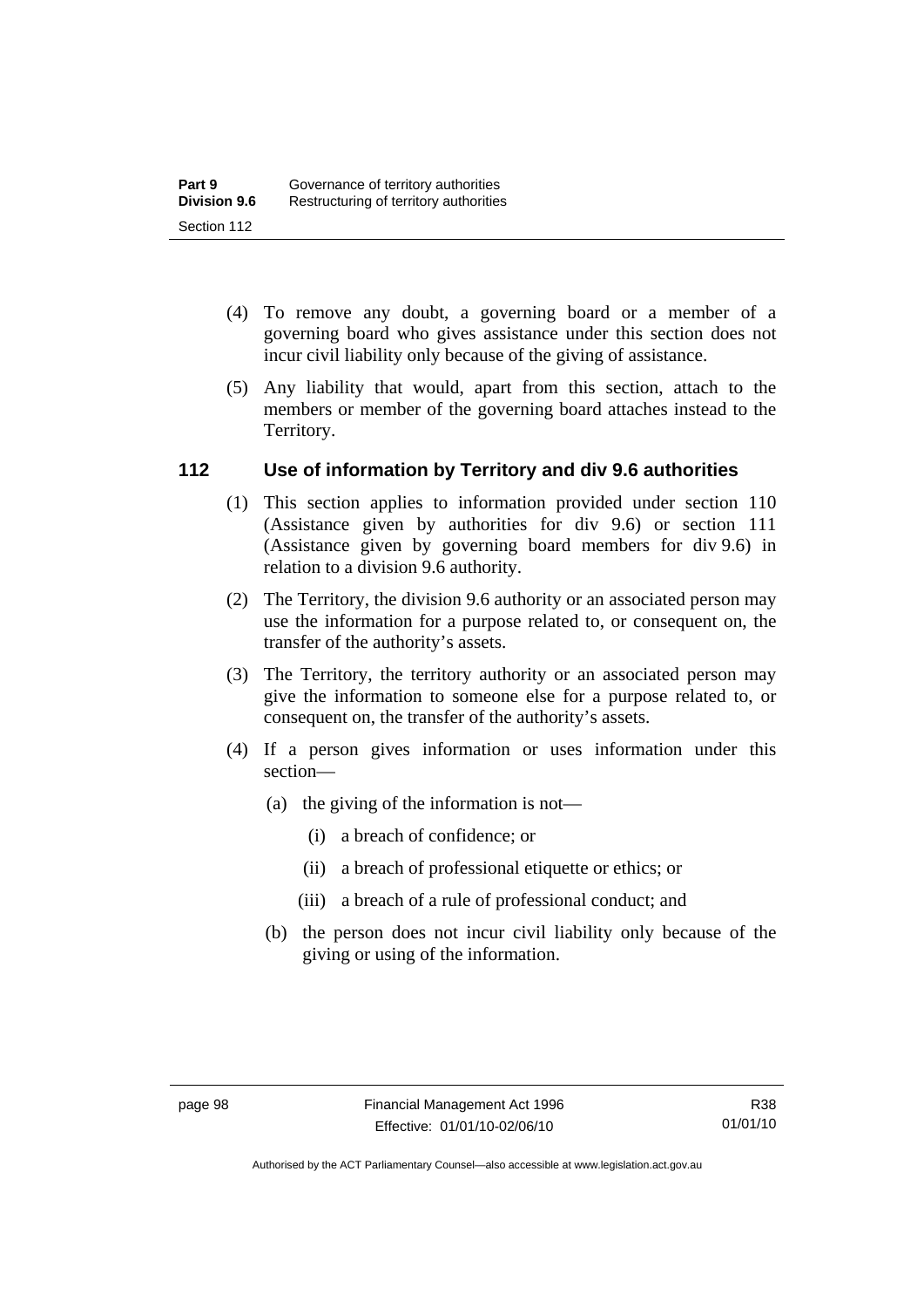(4) To remove any doubt, a governing board or a member of a governing board who gives assistance under this section does not incur civil liability only because of the giving of assistance.

(5) Any liability that would, apart from this section, attach to the members or member of the governing board attaches instead to the Territory.

## 112 Use of information by Territory and div 9.6 authorities

(1) This section applies to information provided under section 110 (Assistance given by authorities for div 9.6) or section 111 (Assistance given by governing board members for div 9.6) in relation to a division 9.6 authority.

(2) The Territory, the division 9.6 authority or an associated person may use the information for a purpose related to, or consequent on, the transfer of the authority's assets.

(3) The Territory, the territory authority or an associated person may give the information to someone else for a purpose related to, or consequent on, the transfer of the authority's assets.

(4) If a person gives information or uses information under this section—

- (a) the giving of the information is not—
  - (i) a breach of confidence; or
  - (ii) a breach of professional etiquette or ethics; or
  - (iii) a breach of a rule of professional conduct; and
- (b) the person does not incur civil liability only because of the giving or using of the information.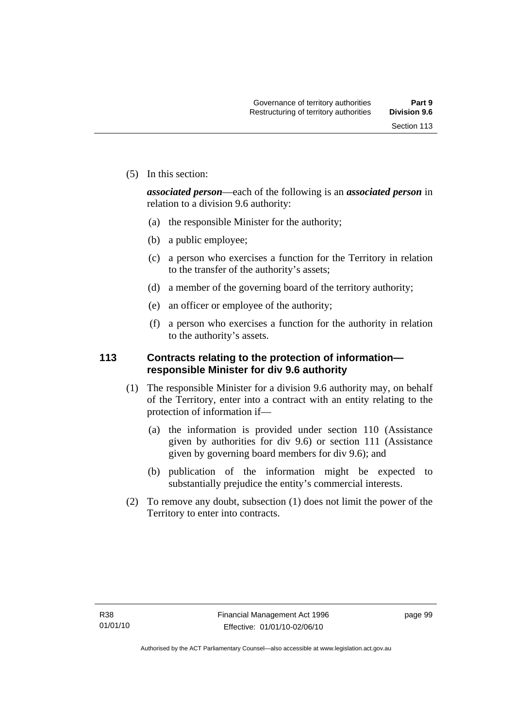(5) In this section:

***associated person***—each of the following is an ***associated person*** in relation to a division 9.6 authority:

(a) the responsible Minister for the authority;

(b) a public employee;

(c) a person who exercises a function for the Territory in relation to the transfer of the authority's assets;

(d) a member of the governing board of the territory authority;

(e) an officer or employee of the authority;

(f) a person who exercises a function for the authority in relation to the authority's assets.

## 113 Contracts relating to the protection of information—responsible Minister for div 9.6 authority

(1) The responsible Minister for a division 9.6 authority may, on behalf of the Territory, enter into a contract with an entity relating to the protection of information if—

(a) the information is provided under section 110 (Assistance given by authorities for div 9.6) or section 111 (Assistance given by governing board members for div 9.6); and

(b) publication of the information might be expected to substantially prejudice the entity's commercial interests.

(2) To remove any doubt, subsection (1) does not limit the power of the Territory to enter into contracts.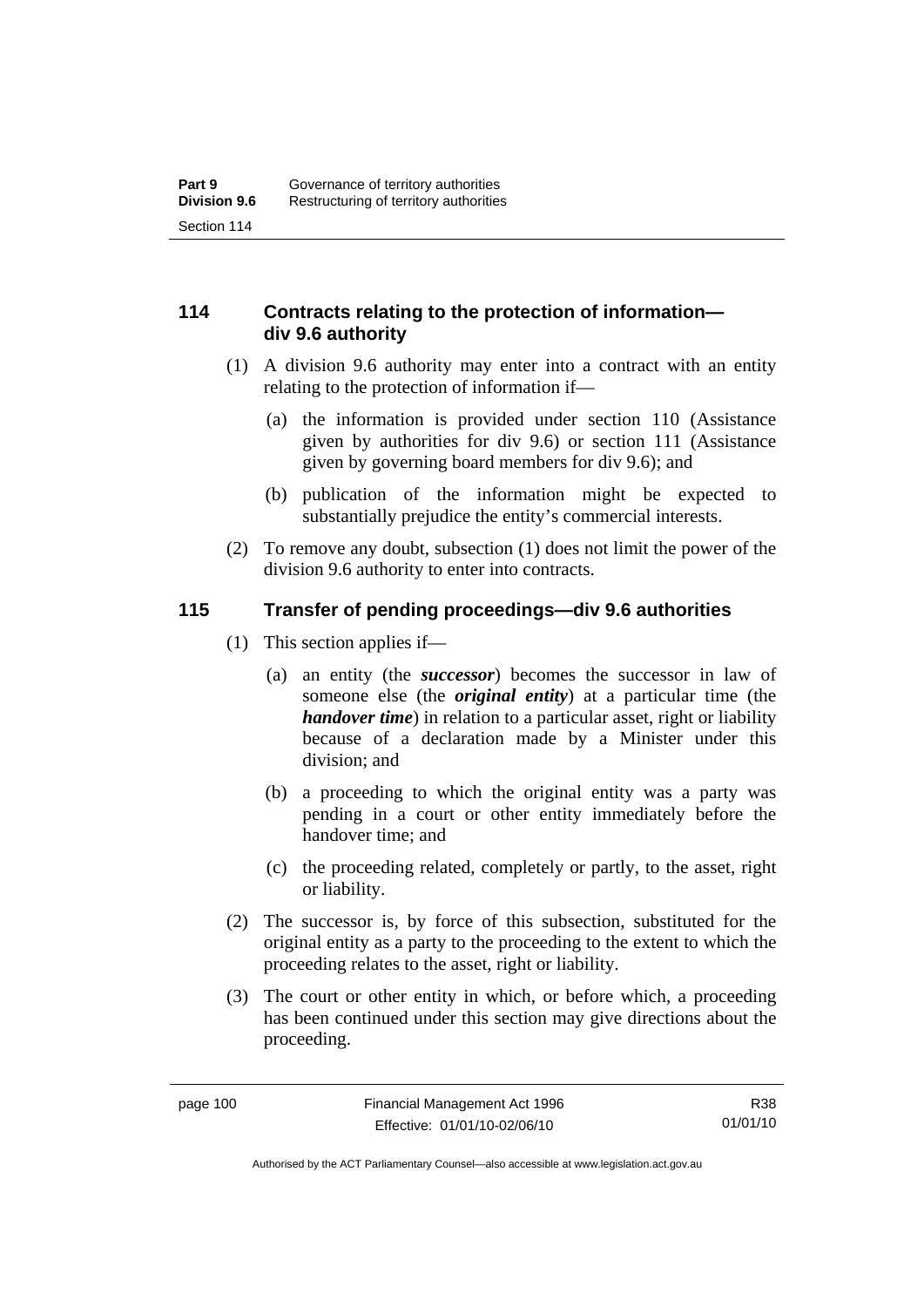## 114 Contracts relating to the protection of information—div 9.6 authority

(1) A division 9.6 authority may enter into a contract with an entity relating to the protection of information if—

(a) the information is provided under section 110 (Assistance given by authorities for div 9.6) or section 111 (Assistance given by governing board members for div 9.6); and

(b) publication of the information might be expected to substantially prejudice the entity's commercial interests.

(2) To remove any doubt, subsection (1) does not limit the power of the division 9.6 authority to enter into contracts.

## 115 Transfer of pending proceedings—div 9.6 authorities

(1) This section applies if—

(a) an entity (the ***successor***) becomes the successor in law of someone else (the ***original entity***) at a particular time (the ***handover time***) in relation to a particular asset, right or liability because of a declaration made by a Minister under this division; and

(b) a proceeding to which the original entity was a party was pending in a court or other entity immediately before the handover time; and

(c) the proceeding related, completely or partly, to the asset, right or liability.

(2) The successor is, by force of this subsection, substituted for the original entity as a party to the proceeding to the extent to which the proceeding relates to the asset, right or liability.

(3) The court or other entity in which, or before which, a proceeding has been continued under this section may give directions about the proceeding.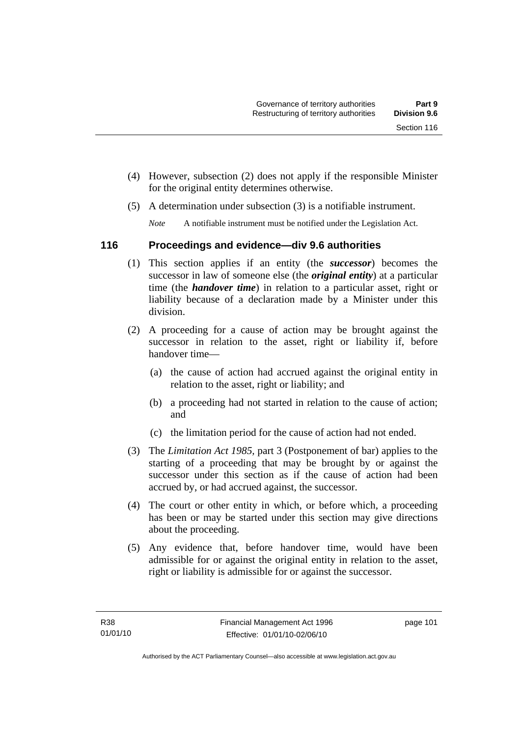(4) However, subsection (2) does not apply if the responsible Minister for the original entity determines otherwise.

(5) A determination under subsection (3) is a notifiable instrument.

*Note* A notifiable instrument must be notified under the Legislation Act.

### 116 Proceedings and evidence—div 9.6 authorities

(1) This section applies if an entity (the ***successor***) becomes the successor in law of someone else (the ***original entity***) at a particular time (the ***handover time***) in relation to a particular asset, right or liability because of a declaration made by a Minister under this division.

(2) A proceeding for a cause of action may be brought against the successor in relation to the asset, right or liability if, before handover time—

(a) the cause of action had accrued against the original entity in relation to the asset, right or liability; and

(b) a proceeding had not started in relation to the cause of action; and

(c) the limitation period for the cause of action had not ended.

(3) The *Limitation Act 1985*, part 3 (Postponement of bar) applies to the starting of a proceeding that may be brought by or against the successor under this section as if the cause of action had been accrued by, or had accrued against, the successor.

(4) The court or other entity in which, or before which, a proceeding has been or may be started under this section may give directions about the proceeding.

(5) Any evidence that, before handover time, would have been admissible for or against the original entity in relation to the asset, right or liability is admissible for or against the successor.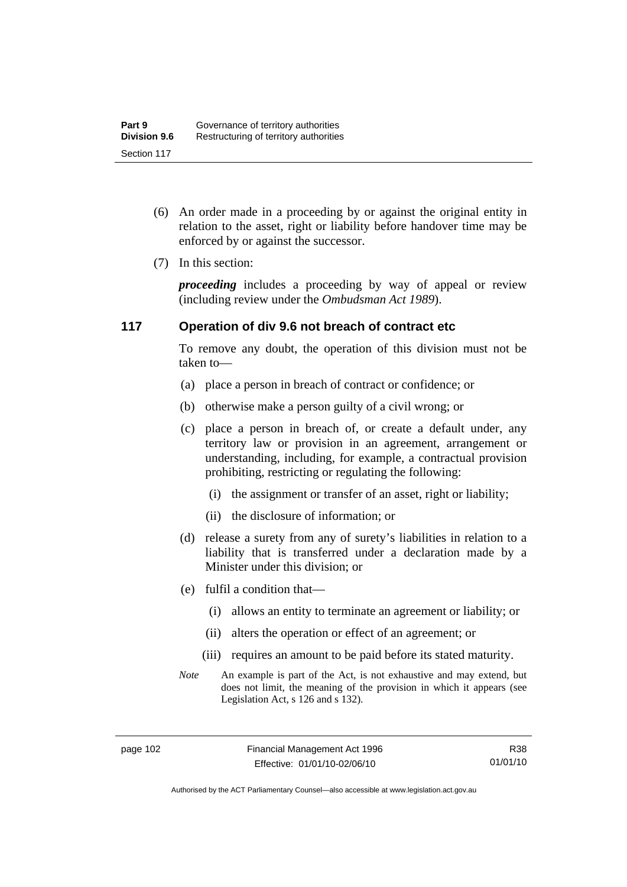(6) An order made in a proceeding by or against the original entity in relation to the asset, right or liability before handover time may be enforced by or against the successor.

(7) In this section:

***proceeding*** includes a proceeding by way of appeal or review (including review under the *Ombudsman Act 1989*).

### 117 Operation of div 9.6 not breach of contract etc

To remove any doubt, the operation of this division must not be taken to—

(a) place a person in breach of contract or confidence; or

(b) otherwise make a person guilty of a civil wrong; or

(c) place a person in breach of, or create a default under, any territory law or provision in an agreement, arrangement or understanding, including, for example, a contractual provision prohibiting, restricting or regulating the following:

  (i) the assignment or transfer of an asset, right or liability;

  (ii) the disclosure of information; or

(d) release a surety from any of surety's liabilities in relation to a liability that is transferred under a declaration made by a Minister under this division; or

(e) fulfil a condition that—

  (i) allows an entity to terminate an agreement or liability; or

  (ii) alters the operation or effect of an agreement; or

  (iii) requires an amount to be paid before its stated maturity.

*Note* An example is part of the Act, is not exhaustive and may extend, but does not limit, the meaning of the provision in which it appears (see Legislation Act, s 126 and s 132).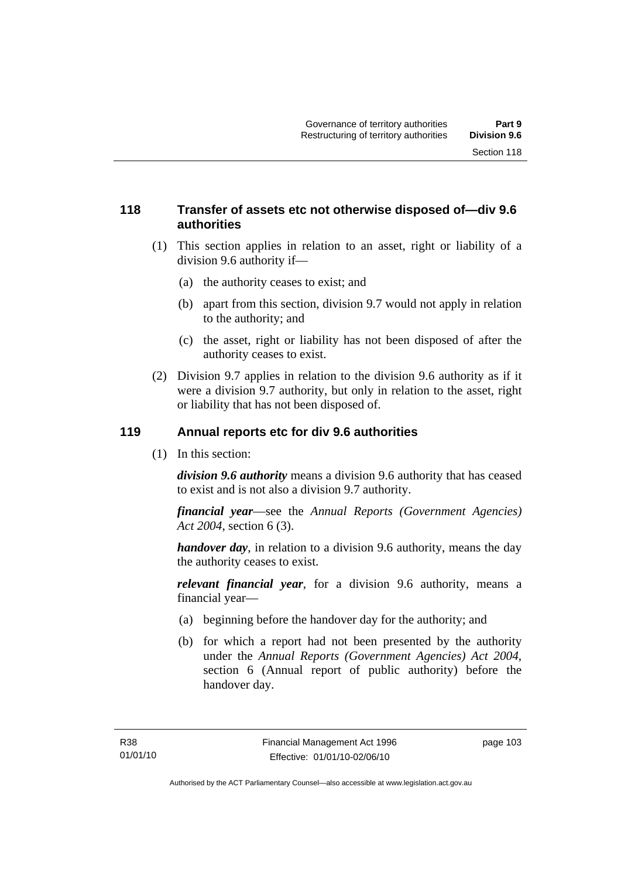### 118 Transfer of assets etc not otherwise disposed of—div 9.6 authorities

(1) This section applies in relation to an asset, right or liability of a division 9.6 authority if—

- (a) the authority ceases to exist; and
- (b) apart from this section, division 9.7 would not apply in relation to the authority; and
- (c) the asset, right or liability has not been disposed of after the authority ceases to exist.

(2) Division 9.7 applies in relation to the division 9.6 authority as if it were a division 9.7 authority, but only in relation to the asset, right or liability that has not been disposed of.

### 119 Annual reports etc for div 9.6 authorities

(1) In this section:

***division 9.6 authority*** means a division 9.6 authority that has ceased to exist and is not also a division 9.7 authority.

***financial year***—see the *Annual Reports (Government Agencies) Act 2004*, section 6 (3).

***handover day***, in relation to a division 9.6 authority, means the day the authority ceases to exist.

***relevant financial year***, for a division 9.6 authority, means a financial year—

- (a) beginning before the handover day for the authority; and
- (b) for which a report had not been presented by the authority under the *Annual Reports (Government Agencies) Act 2004*, section 6 (Annual report of public authority) before the handover day.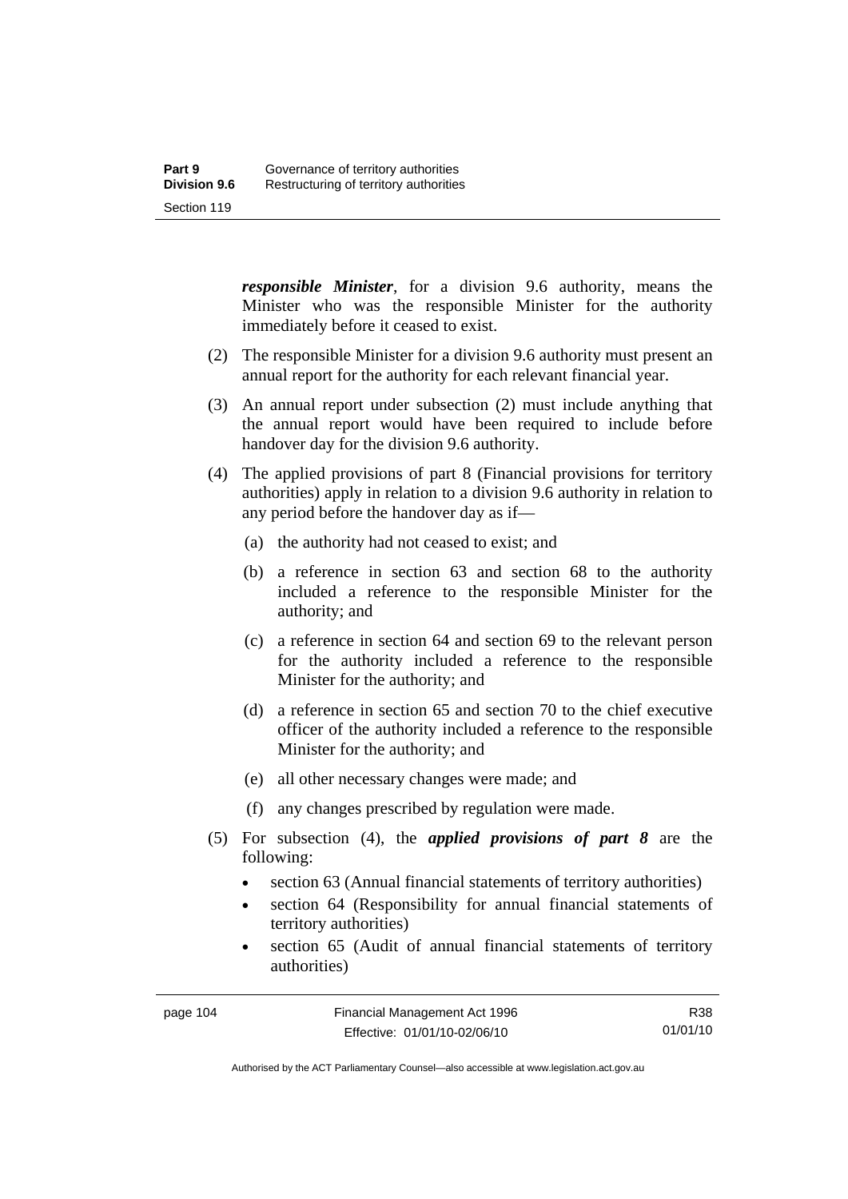***responsible Minister***, for a division 9.6 authority, means the Minister who was the responsible Minister for the authority immediately before it ceased to exist.

(2) The responsible Minister for a division 9.6 authority must present an annual report for the authority for each relevant financial year.

(3) An annual report under subsection (2) must include anything that the annual report would have been required to include before handover day for the division 9.6 authority.

(4) The applied provisions of part 8 (Financial provisions for territory authorities) apply in relation to a division 9.6 authority in relation to any period before the handover day as if—

(a) the authority had not ceased to exist; and

(b) a reference in section 63 and section 68 to the authority included a reference to the responsible Minister for the authority; and

(c) a reference in section 64 and section 69 to the relevant person for the authority included a reference to the responsible Minister for the authority; and

(d) a reference in section 65 and section 70 to the chief executive officer of the authority included a reference to the responsible Minister for the authority; and

(e) all other necessary changes were made; and

(f) any changes prescribed by regulation were made.

(5) For subsection (4), the ***applied provisions of part 8*** are the following:

- section 63 (Annual financial statements of territory authorities)
- section 64 (Responsibility for annual financial statements of territory authorities)
- section 65 (Audit of annual financial statements of territory authorities)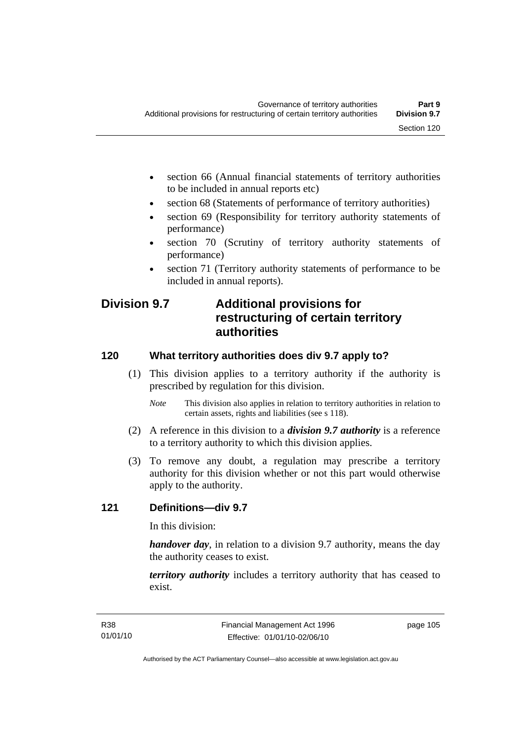- section 66 (Annual financial statements of territory authorities to be included in annual reports etc)
- section 68 (Statements of performance of territory authorities)
- section 69 (Responsibility for territory authority statements of performance)
- section 70 (Scrutiny of territory authority statements of performance)
- section 71 (Territory authority statements of performance to be included in annual reports).

## Division 9.7 Additional provisions for restructuring of certain territory authorities

### 120 What territory authorities does div 9.7 apply to?

(1) This division applies to a territory authority if the authority is prescribed by regulation for this division.

*Note* This division also applies in relation to territory authorities in relation to certain assets, rights and liabilities (see s 118).

(2) A reference in this division to a ***division 9.7 authority*** is a reference to a territory authority to which this division applies.

(3) To remove any doubt, a regulation may prescribe a territory authority for this division whether or not this part would otherwise apply to the authority.

### 121 Definitions—div 9.7

In this division:

***handover day***, in relation to a division 9.7 authority, means the day the authority ceases to exist.

***territory authority*** includes a territory authority that has ceased to exist.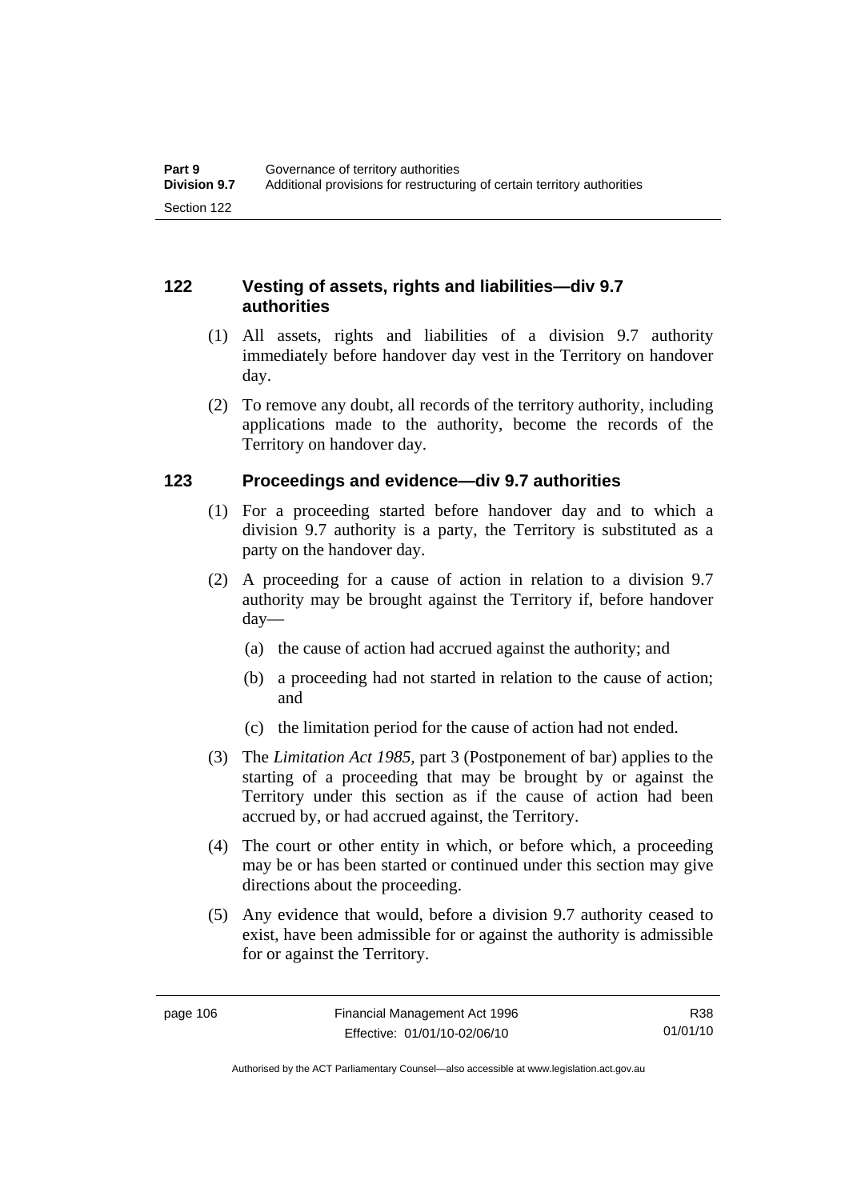## 122 Vesting of assets, rights and liabilities—div 9.7 authorities

(1) All assets, rights and liabilities of a division 9.7 authority immediately before handover day vest in the Territory on handover day.

(2) To remove any doubt, all records of the territory authority, including applications made to the authority, become the records of the Territory on handover day.

## 123 Proceedings and evidence—div 9.7 authorities

(1) For a proceeding started before handover day and to which a division 9.7 authority is a party, the Territory is substituted as a party on the handover day.

(2) A proceeding for a cause of action in relation to a division 9.7 authority may be brought against the Territory if, before handover day—

(a) the cause of action had accrued against the authority; and

(b) a proceeding had not started in relation to the cause of action; and

(c) the limitation period for the cause of action had not ended.

(3) The *Limitation Act 1985*, part 3 (Postponement of bar) applies to the starting of a proceeding that may be brought by or against the Territory under this section as if the cause of action had been accrued by, or had accrued against, the Territory.

(4) The court or other entity in which, or before which, a proceeding may be or has been started or continued under this section may give directions about the proceeding.

(5) Any evidence that would, before a division 9.7 authority ceased to exist, have been admissible for or against the authority is admissible for or against the Territory.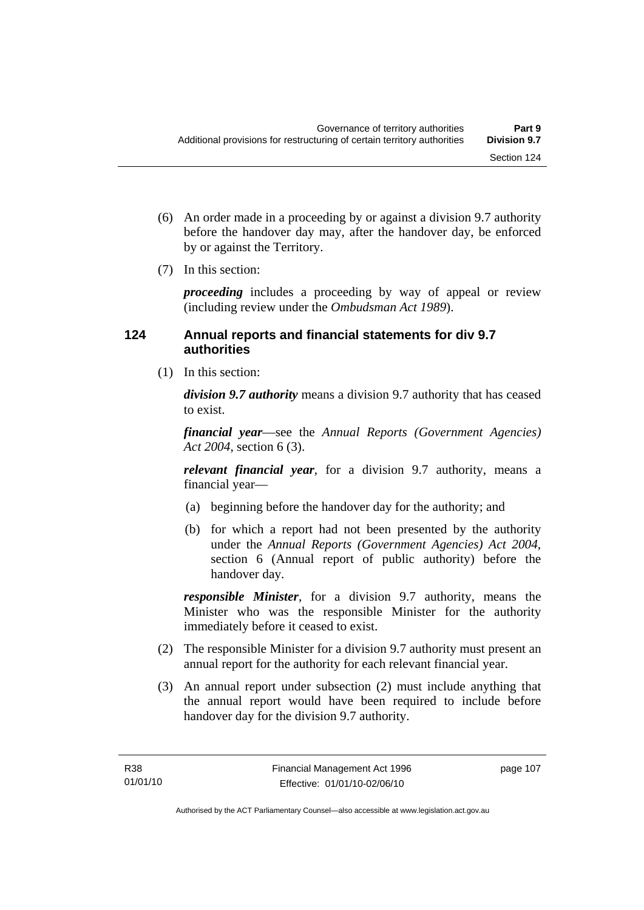(6) An order made in a proceeding by or against a division 9.7 authority before the handover day may, after the handover day, be enforced by or against the Territory.

(7) In this section:

***proceeding*** includes a proceeding by way of appeal or review (including review under the *Ombudsman Act 1989*).

## 124 Annual reports and financial statements for div 9.7 authorities

(1) In this section:

***division 9.7 authority*** means a division 9.7 authority that has ceased to exist.

***financial year***—see the *Annual Reports (Government Agencies) Act 2004*, section 6 (3).

***relevant financial year***, for a division 9.7 authority, means a financial year—

(a) beginning before the handover day for the authority; and

(b) for which a report had not been presented by the authority under the *Annual Reports (Government Agencies) Act 2004*, section 6 (Annual report of public authority) before the handover day.

***responsible Minister***, for a division 9.7 authority, means the Minister who was the responsible Minister for the authority immediately before it ceased to exist.

(2) The responsible Minister for a division 9.7 authority must present an annual report for the authority for each relevant financial year.

(3) An annual report under subsection (2) must include anything that the annual report would have been required to include before handover day for the division 9.7 authority.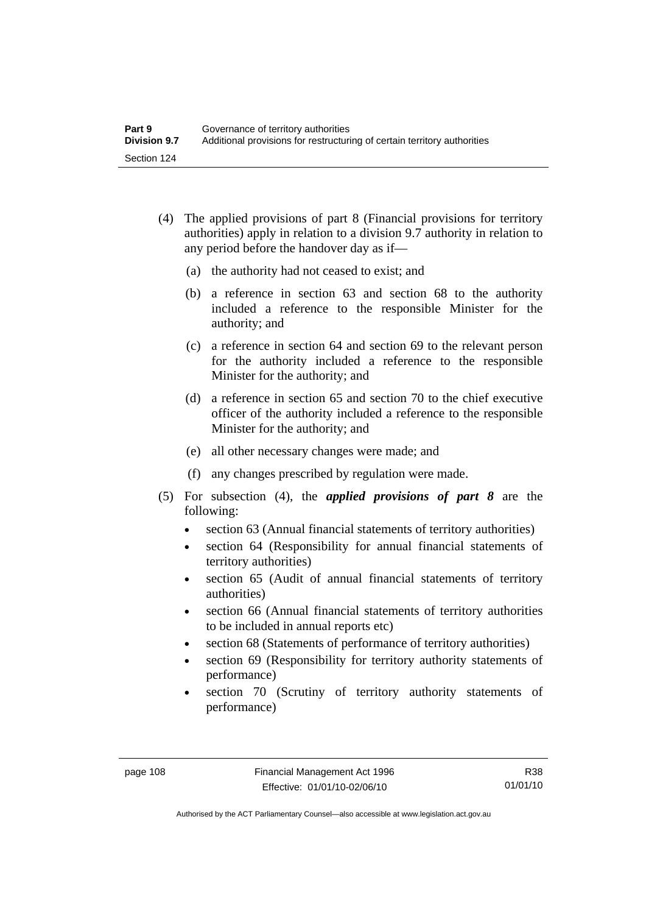(4) The applied provisions of part 8 (Financial provisions for territory authorities) apply in relation to a division 9.7 authority in relation to any period before the handover day as if—

(a) the authority had not ceased to exist; and

(b) a reference in section 63 and section 68 to the authority included a reference to the responsible Minister for the authority; and

(c) a reference in section 64 and section 69 to the relevant person for the authority included a reference to the responsible Minister for the authority; and

(d) a reference in section 65 and section 70 to the chief executive officer of the authority included a reference to the responsible Minister for the authority; and

(e) all other necessary changes were made; and

(f) any changes prescribed by regulation were made.

(5) For subsection (4), the ***applied provisions of part 8*** are the following:

- section 63 (Annual financial statements of territory authorities)
- section 64 (Responsibility for annual financial statements of territory authorities)
- section 65 (Audit of annual financial statements of territory authorities)
- section 66 (Annual financial statements of territory authorities to be included in annual reports etc)
- section 68 (Statements of performance of territory authorities)
- section 69 (Responsibility for territory authority statements of performance)
- section 70 (Scrutiny of territory authority statements of performance)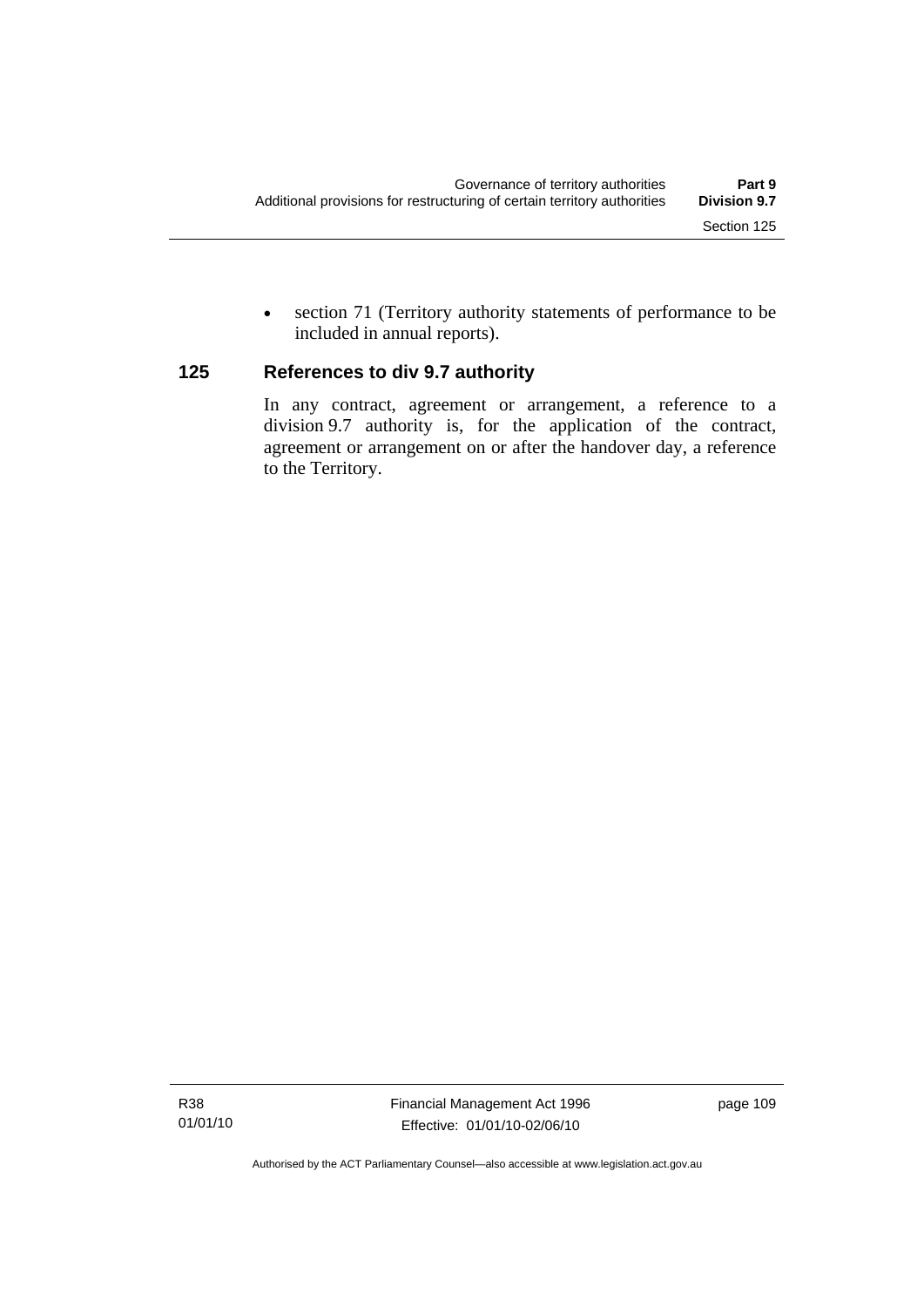- section 71 (Territory authority statements of performance to be included in annual reports).

### 125 References to div 9.7 authority

In any contract, agreement or arrangement, a reference to a division 9.7 authority is, for the application of the contract, agreement or arrangement on or after the handover day, a reference to the Territory.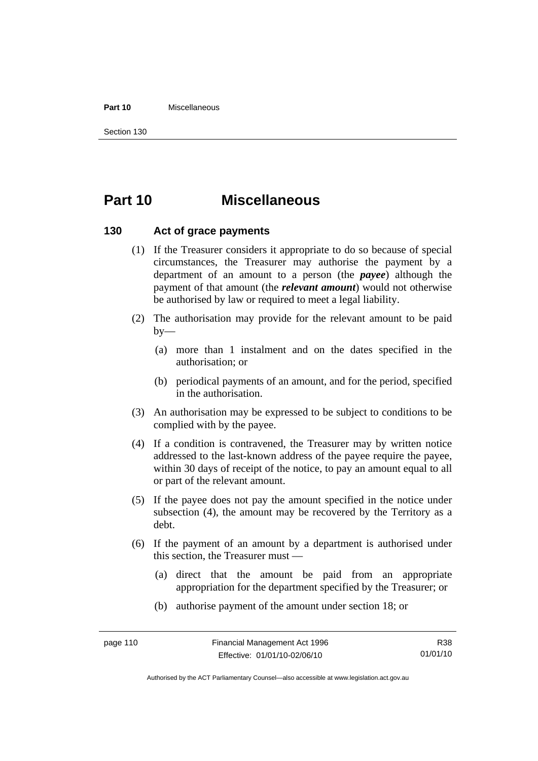# Part 10 Miscellaneous

## 130 Act of grace payments

(1) If the Treasurer considers it appropriate to do so because of special circumstances, the Treasurer may authorise the payment by a department of an amount to a person (the ***payee***) although the payment of that amount (the ***relevant amount***) would not otherwise be authorised by law or required to meet a legal liability.

(2) The authorisation may provide for the relevant amount to be paid by—

   (a) more than 1 instalment and on the dates specified in the authorisation; or

   (b) periodical payments of an amount, and for the period, specified in the authorisation.

(3) An authorisation may be expressed to be subject to conditions to be complied with by the payee.

(4) If a condition is contravened, the Treasurer may by written notice addressed to the last-known address of the payee require the payee, within 30 days of receipt of the notice, to pay an amount equal to all or part of the relevant amount.

(5) If the payee does not pay the amount specified in the notice under subsection (4), the amount may be recovered by the Territory as a debt.

(6) If the payment of an amount by a department is authorised under this section, the Treasurer must —

   (a) direct that the amount be paid from an appropriate appropriation for the department specified by the Treasurer; or

   (b) authorise payment of the amount under section 18; or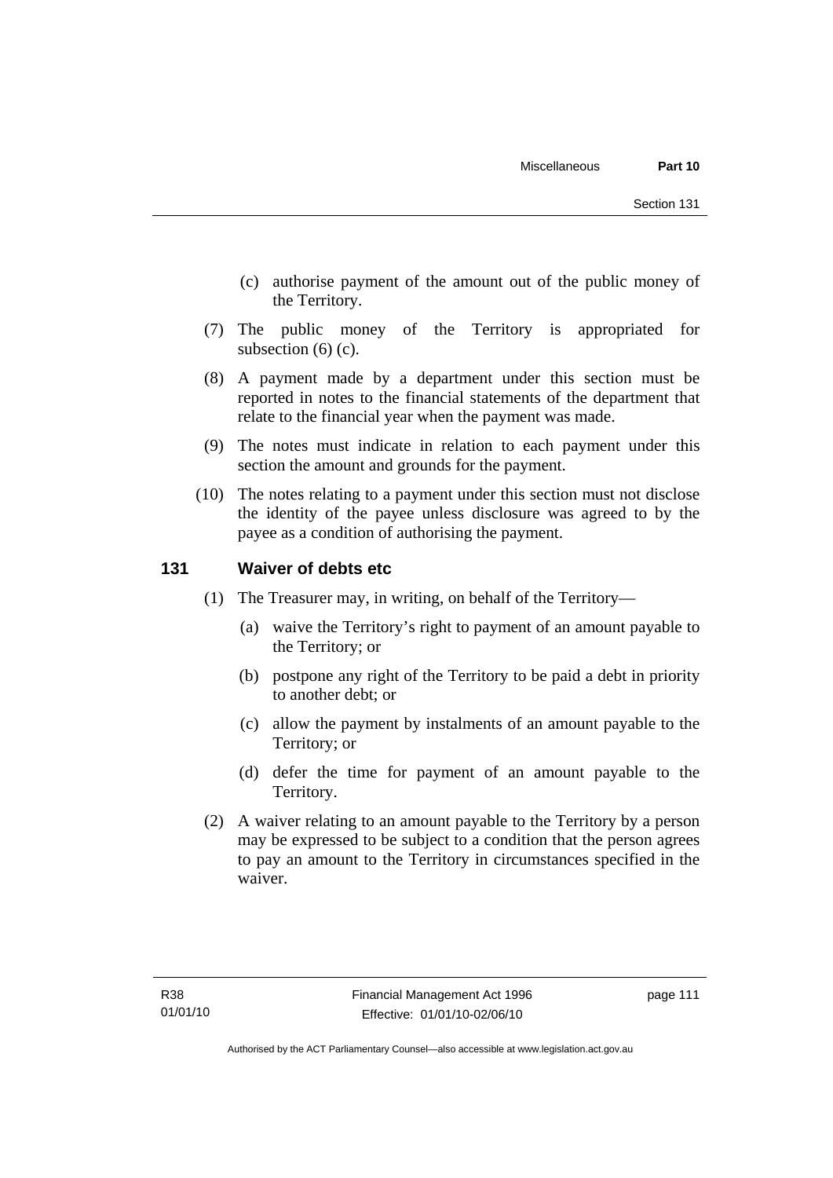(c) authorise payment of the amount out of the public money of the Territory.

(7) The public money of the Territory is appropriated for subsection (6) (c).

(8) A payment made by a department under this section must be reported in notes to the financial statements of the department that relate to the financial year when the payment was made.

(9) The notes must indicate in relation to each payment under this section the amount and grounds for the payment.

(10) The notes relating to a payment under this section must not disclose the identity of the payee unless disclosure was agreed to by the payee as a condition of authorising the payment.

## 131 Waiver of debts etc

(1) The Treasurer may, in writing, on behalf of the Territory—

(a) waive the Territory's right to payment of an amount payable to the Territory; or

(b) postpone any right of the Territory to be paid a debt in priority to another debt; or

(c) allow the payment by instalments of an amount payable to the Territory; or

(d) defer the time for payment of an amount payable to the Territory.

(2) A waiver relating to an amount payable to the Territory by a person may be expressed to be subject to a condition that the person agrees to pay an amount to the Territory in circumstances specified in the waiver.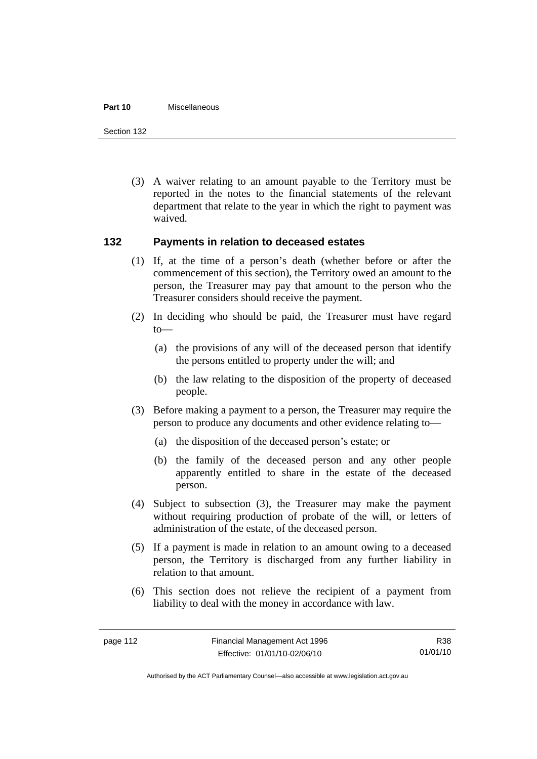(3) A waiver relating to an amount payable to the Territory must be reported in the notes to the financial statements of the relevant department that relate to the year in which the right to payment was waived.

## 132 Payments in relation to deceased estates

(1) If, at the time of a person's death (whether before or after the commencement of this section), the Territory owed an amount to the person, the Treasurer may pay that amount to the person who the Treasurer considers should receive the payment.

(2) In deciding who should be paid, the Treasurer must have regard to—

(a) the provisions of any will of the deceased person that identify the persons entitled to property under the will; and

(b) the law relating to the disposition of the property of deceased people.

(3) Before making a payment to a person, the Treasurer may require the person to produce any documents and other evidence relating to—

(a) the disposition of the deceased person's estate; or

(b) the family of the deceased person and any other people apparently entitled to share in the estate of the deceased person.

(4) Subject to subsection (3), the Treasurer may make the payment without requiring production of probate of the will, or letters of administration of the estate, of the deceased person.

(5) If a payment is made in relation to an amount owing to a deceased person, the Territory is discharged from any further liability in relation to that amount.

(6) This section does not relieve the recipient of a payment from liability to deal with the money in accordance with law.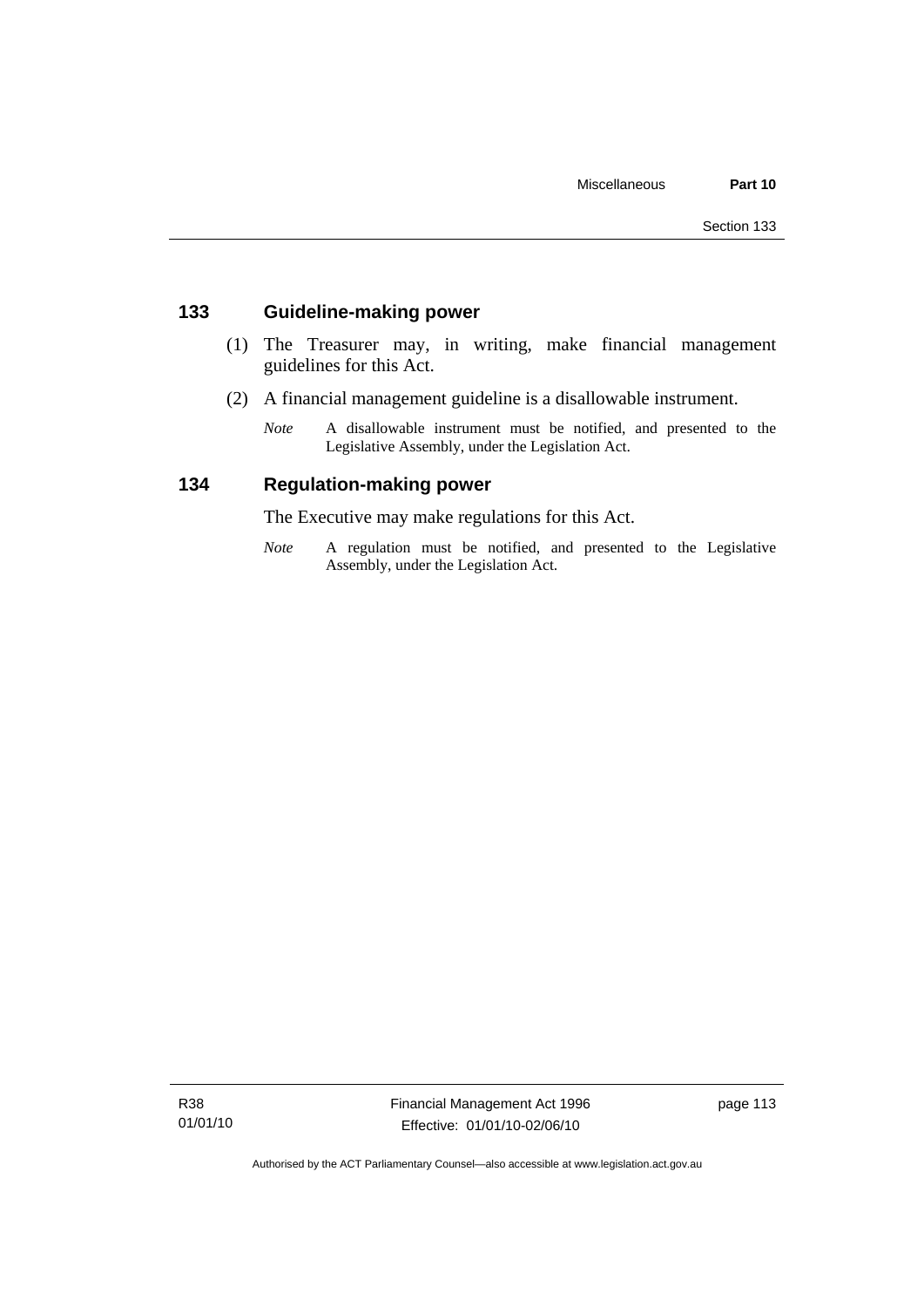## 133 Guideline-making power

(1) The Treasurer may, in writing, make financial management guidelines for this Act.

(2) A financial management guideline is a disallowable instrument.

*Note* A disallowable instrument must be notified, and presented to the Legislative Assembly, under the Legislation Act.

## 134 Regulation-making power

The Executive may make regulations for this Act.

*Note* A regulation must be notified, and presented to the Legislative Assembly, under the Legislation Act.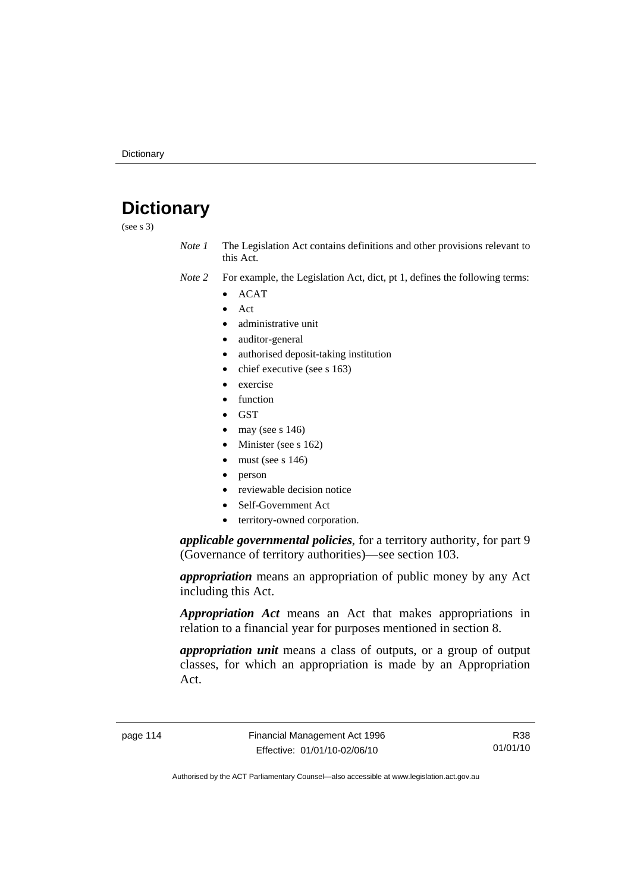# Dictionary

(see s 3)

*Note 1* The Legislation Act contains definitions and other provisions relevant to this Act.

*Note 2* For example, the Legislation Act, dict, pt 1, defines the following terms:

- ACAT
- Act
- administrative unit
- auditor-general
- authorised deposit-taking institution
- chief executive (see s 163)
- exercise
- function
- GST
- may (see s 146)
- Minister (see s 162)
- must (see s 146)
- person
- reviewable decision notice
- Self-Government Act
- territory-owned corporation.

***applicable governmental policies***, for a territory authority, for part 9 (Governance of territory authorities)—see section 103.

***appropriation*** means an appropriation of public money by any Act including this Act.

***Appropriation Act*** means an Act that makes appropriations in relation to a financial year for purposes mentioned in section 8.

***appropriation unit*** means a class of outputs, or a group of output classes, for which an appropriation is made by an Appropriation Act.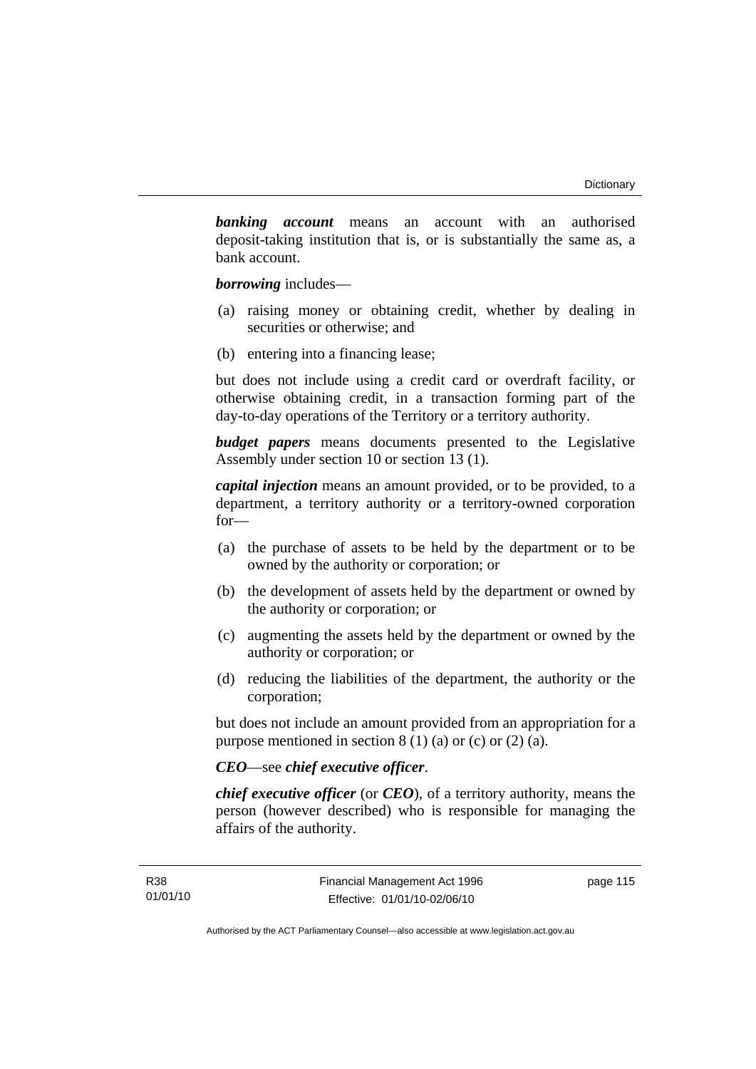***banking account*** means an account with an authorised deposit-taking institution that is, or is substantially the same as, a bank account.

***borrowing*** includes—

(a) raising money or obtaining credit, whether by dealing in securities or otherwise; and

(b) entering into a financing lease;

but does not include using a credit card or overdraft facility, or otherwise obtaining credit, in a transaction forming part of the day-to-day operations of the Territory or a territory authority.

***budget papers*** means documents presented to the Legislative Assembly under section 10 or section 13 (1).

***capital injection*** means an amount provided, or to be provided, to a department, a territory authority or a territory-owned corporation for—

(a) the purchase of assets to be held by the department or to be owned by the authority or corporation; or

(b) the development of assets held by the department or owned by the authority or corporation; or

(c) augmenting the assets held by the department or owned by the authority or corporation; or

(d) reducing the liabilities of the department, the authority or the corporation;

but does not include an amount provided from an appropriation for a purpose mentioned in section 8 (1) (a) or (c) or (2) (a).

***CEO***—see ***chief executive officer***.

***chief executive officer*** (or ***CEO***), of a territory authority, means the person (however described) who is responsible for managing the affairs of the authority.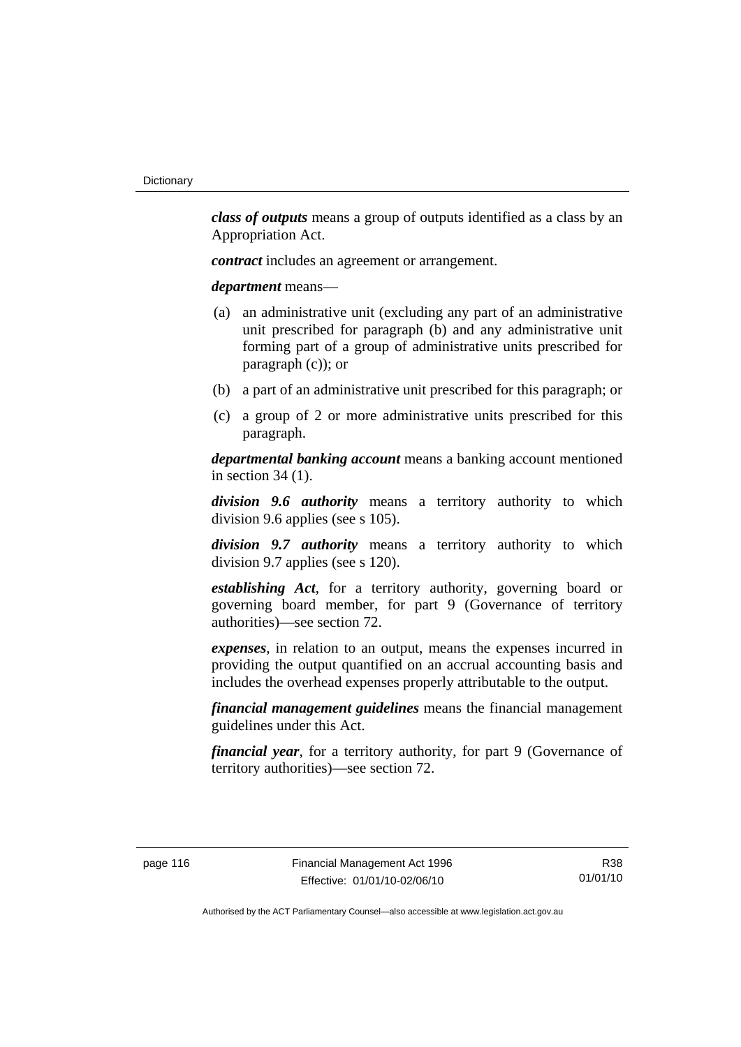***class of outputs*** means a group of outputs identified as a class by an Appropriation Act.

***contract*** includes an agreement or arrangement.

***department*** means—

(a) an administrative unit (excluding any part of an administrative unit prescribed for paragraph (b) and any administrative unit forming part of a group of administrative units prescribed for paragraph (c)); or

(b) a part of an administrative unit prescribed for this paragraph; or

(c) a group of 2 or more administrative units prescribed for this paragraph.

***departmental banking account*** means a banking account mentioned in section 34 (1).

***division 9.6 authority*** means a territory authority to which division 9.6 applies (see s 105).

***division 9.7 authority*** means a territory authority to which division 9.7 applies (see s 120).

***establishing Act***, for a territory authority, governing board or governing board member, for part 9 (Governance of territory authorities)—see section 72.

***expenses***, in relation to an output, means the expenses incurred in providing the output quantified on an accrual accounting basis and includes the overhead expenses properly attributable to the output.

***financial management guidelines*** means the financial management guidelines under this Act.

***financial year***, for a territory authority, for part 9 (Governance of territory authorities)—see section 72.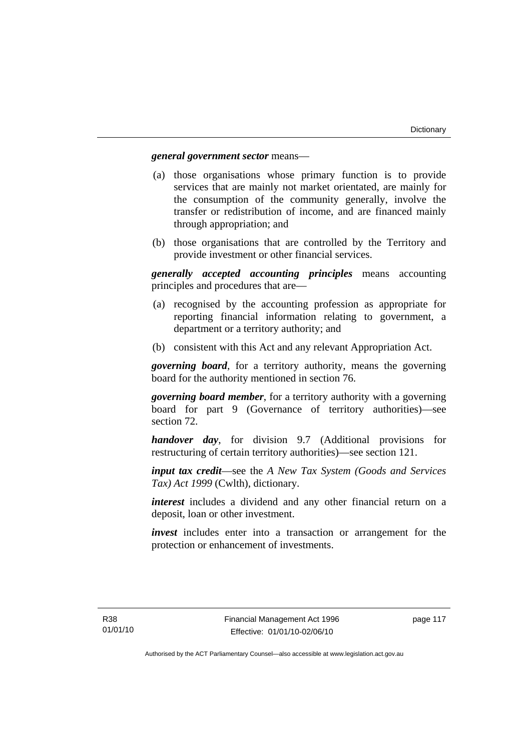***general government sector*** means—

(a) those organisations whose primary function is to provide services that are mainly not market orientated, are mainly for the consumption of the community generally, involve the transfer or redistribution of income, and are financed mainly through appropriation; and

(b) those organisations that are controlled by the Territory and provide investment or other financial services.

***generally accepted accounting principles*** means accounting principles and procedures that are—

(a) recognised by the accounting profession as appropriate for reporting financial information relating to government, a department or a territory authority; and

(b) consistent with this Act and any relevant Appropriation Act.

***governing board***, for a territory authority, means the governing board for the authority mentioned in section 76.

***governing board member***, for a territory authority with a governing board for part 9 (Governance of territory authorities)—see section 72.

***handover day***, for division 9.7 (Additional provisions for restructuring of certain territory authorities)—see section 121.

***input tax credit***—see the *A New Tax System (Goods and Services Tax) Act 1999* (Cwlth), dictionary.

***interest*** includes a dividend and any other financial return on a deposit, loan or other investment.

***invest*** includes enter into a transaction or arrangement for the protection or enhancement of investments.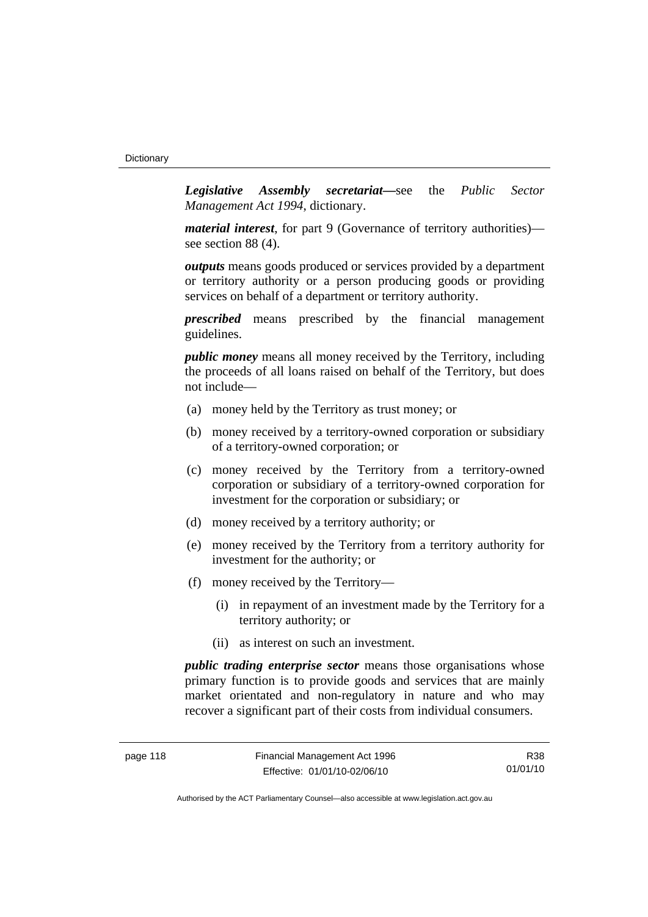***Legislative Assembly secretariat***—see the *Public Sector Management Act 1994*, dictionary.

***material interest***, for part 9 (Governance of territory authorities)—see section 88 (4).

***outputs*** means goods produced or services provided by a department or territory authority or a person producing goods or providing services on behalf of a department or territory authority.

***prescribed*** means prescribed by the financial management guidelines.

***public money*** means all money received by the Territory, including the proceeds of all loans raised on behalf of the Territory, but does not include—

(a) money held by the Territory as trust money; or

(b) money received by a territory-owned corporation or subsidiary of a territory-owned corporation; or

(c) money received by the Territory from a territory-owned corporation or subsidiary of a territory-owned corporation for investment for the corporation or subsidiary; or

(d) money received by a territory authority; or

(e) money received by the Territory from a territory authority for investment for the authority; or

(f) money received by the Territory—

(i) in repayment of an investment made by the Territory for a territory authority; or

(ii) as interest on such an investment.

***public trading enterprise sector*** means those organisations whose primary function is to provide goods and services that are mainly market orientated and non-regulatory in nature and who may recover a significant part of their costs from individual consumers.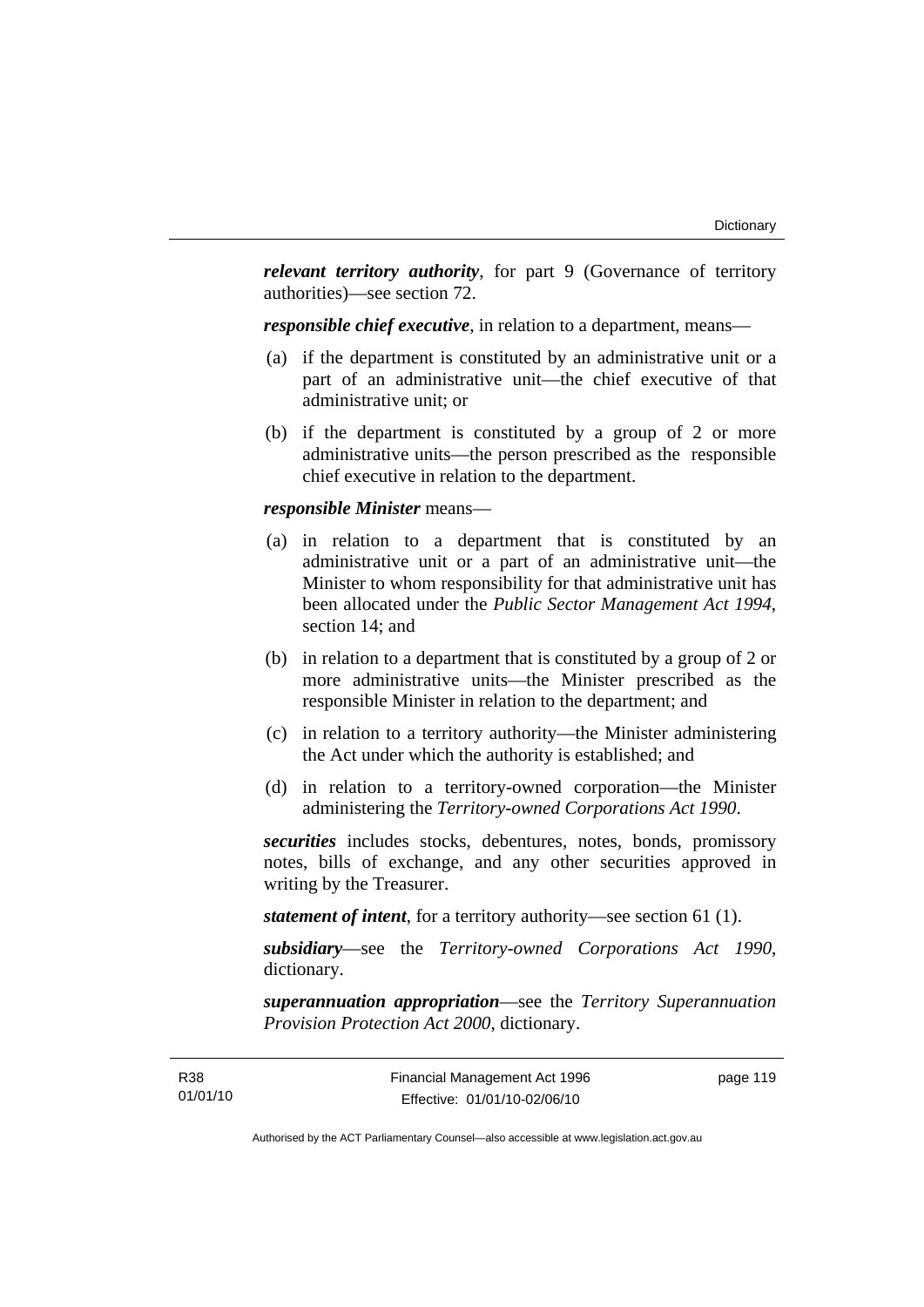***relevant territory authority***, for part 9 (Governance of territory authorities)—see section 72.

***responsible chief executive***, in relation to a department, means—

(a) if the department is constituted by an administrative unit or a part of an administrative unit—the chief executive of that administrative unit; or

(b) if the department is constituted by a group of 2 or more administrative units—the person prescribed as the responsible chief executive in relation to the department.

***responsible Minister*** means—

(a) in relation to a department that is constituted by an administrative unit or a part of an administrative unit—the Minister to whom responsibility for that administrative unit has been allocated under the *Public Sector Management Act 1994*, section 14; and

(b) in relation to a department that is constituted by a group of 2 or more administrative units—the Minister prescribed as the responsible Minister in relation to the department; and

(c) in relation to a territory authority—the Minister administering the Act under which the authority is established; and

(d) in relation to a territory-owned corporation—the Minister administering the *Territory-owned Corporations Act 1990*.

***securities*** includes stocks, debentures, notes, bonds, promissory notes, bills of exchange, and any other securities approved in writing by the Treasurer.

***statement of intent***, for a territory authority—see section 61 (1).

***subsidiary***—see the *Territory-owned Corporations Act 1990*, dictionary.

***superannuation appropriation***—see the *Territory Superannuation Provision Protection Act 2000*, dictionary.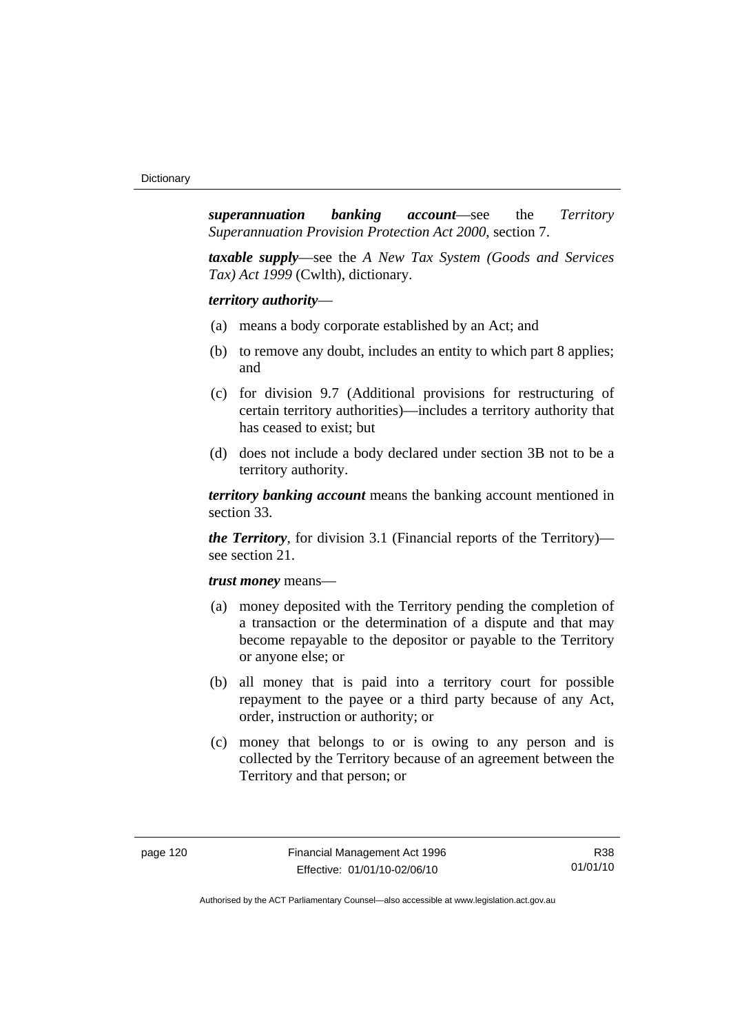***superannuation banking account***—see the *Territory Superannuation Provision Protection Act 2000*, section 7.

***taxable supply***—see the *A New Tax System (Goods and Services Tax) Act 1999* (Cwlth), dictionary.

***territory authority***—

(a) means a body corporate established by an Act; and

(b) to remove any doubt, includes an entity to which part 8 applies; and

(c) for division 9.7 (Additional provisions for restructuring of certain territory authorities)—includes a territory authority that has ceased to exist; but

(d) does not include a body declared under section 3B not to be a territory authority.

***territory banking account*** means the banking account mentioned in section 33.

***the Territory***, for division 3.1 (Financial reports of the Territory)—see section 21.

***trust money*** means—

(a) money deposited with the Territory pending the completion of a transaction or the determination of a dispute and that may become repayable to the depositor or payable to the Territory or anyone else; or

(b) all money that is paid into a territory court for possible repayment to the payee or a third party because of any Act, order, instruction or authority; or

(c) money that belongs to or is owing to any person and is collected by the Territory because of an agreement between the Territory and that person; or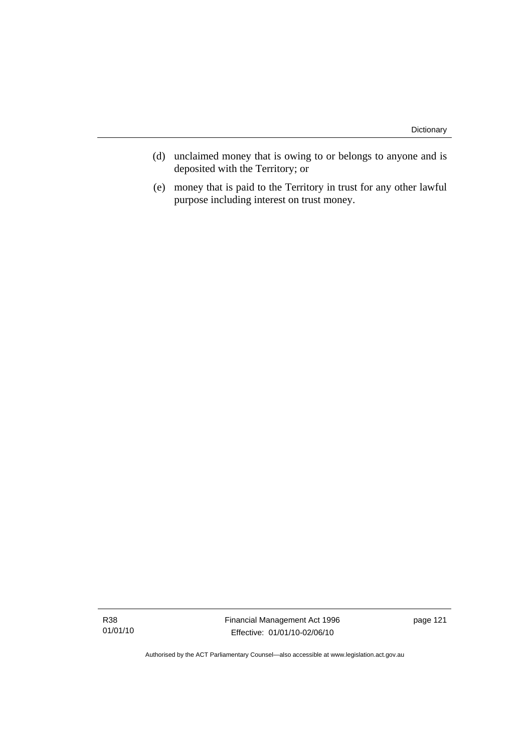(d) unclaimed money that is owing to or belongs to anyone and is deposited with the Territory; or

(e) money that is paid to the Territory in trust for any other lawful purpose including interest on trust money.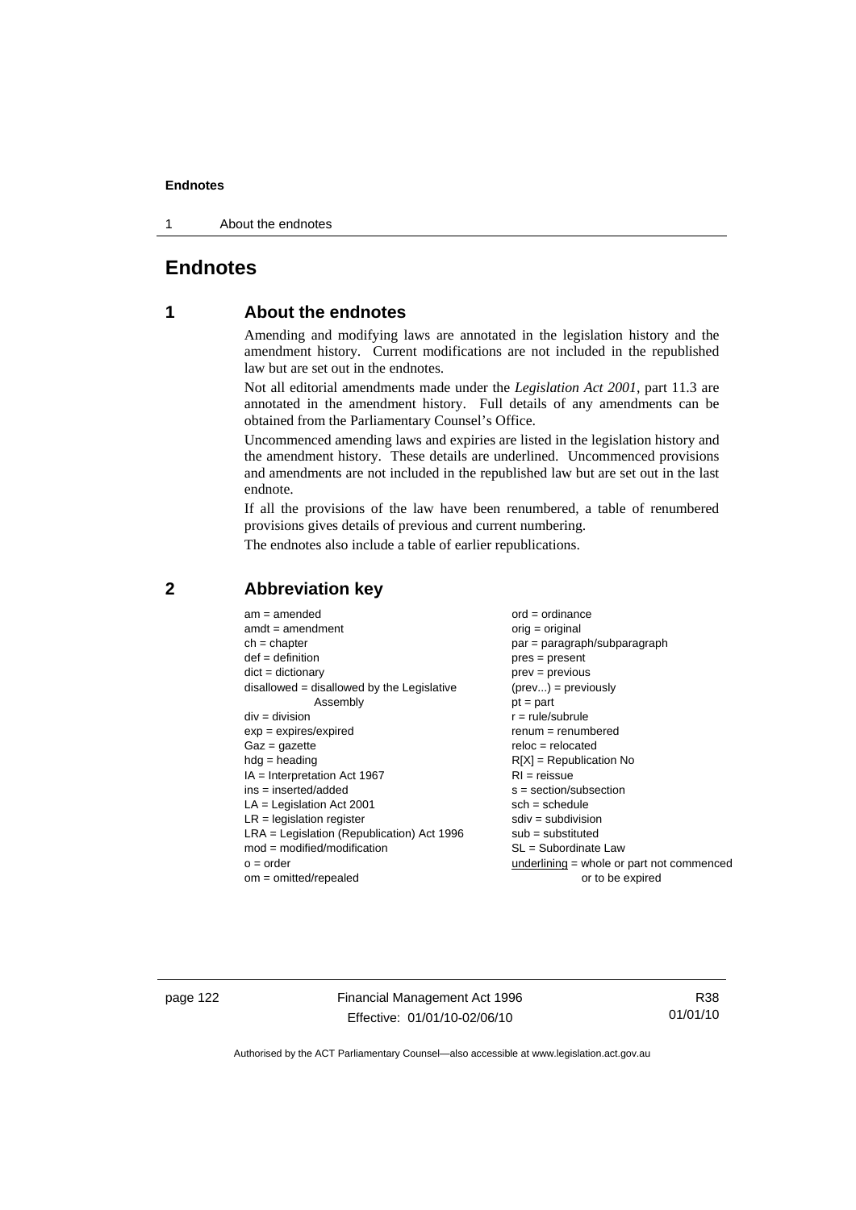# Endnotes

## 1 About the endnotes

Amending and modifying laws are annotated in the legislation history and the amendment history. Current modifications are not included in the republished law but are set out in the endnotes.

Not all editorial amendments made under the *Legislation Act 2001*, part 11.3 are annotated in the amendment history. Full details of any amendments can be obtained from the Parliamentary Counsel's Office.

Uncommenced amending laws and expiries are listed in the legislation history and the amendment history. These details are underlined. Uncommenced provisions and amendments are not included in the republished law but are set out in the last endnote.

If all the provisions of the law have been renumbered, a table of renumbered provisions gives details of previous and current numbering.

The endnotes also include a table of earlier republications.

## 2 Abbreviation key

am = amended
amdt = amendment
ch = chapter
def = definition
dict = dictionary
disallowed = disallowed by the Legislative Assembly
div = division
exp = expires/expired
Gaz = gazette
hdg = heading
IA = Interpretation Act 1967
ins = inserted/added
LA = Legislation Act 2001
LR = legislation register
LRA = Legislation (Republication) Act 1996
mod = modified/modification
o = order
om = omitted/repealed
ord = ordinance
orig = original
par = paragraph/subparagraph
pres = present
prev = previous
(prev...) = previously
pt = part
r = rule/subrule
renum = renumbered
reloc = relocated
R[X] = Republication No
RI = reissue
s = section/subsection
sch = schedule
sdiv = subdivision
sub = substituted
SL = Subordinate Law
<u>underlining</u> = whole or part not commenced or to be expired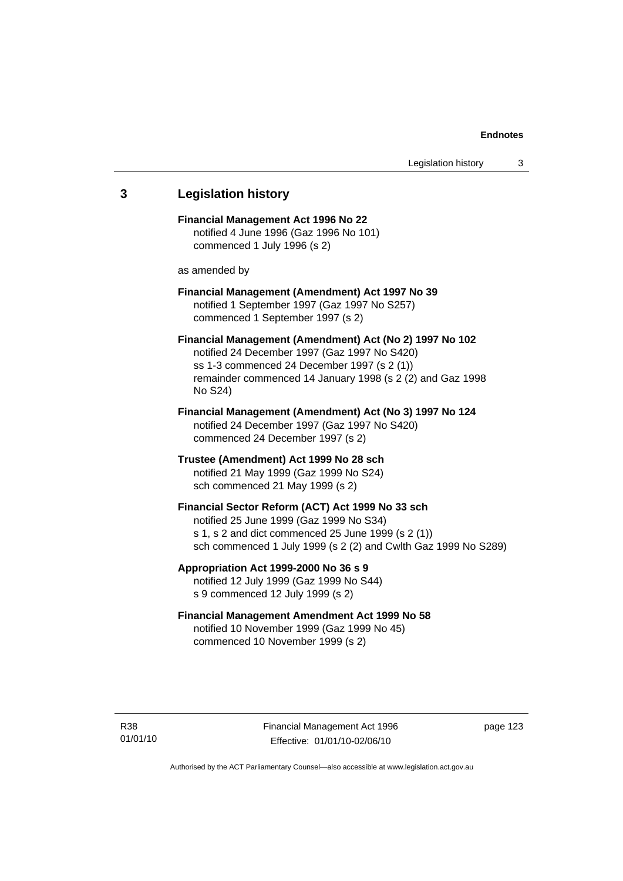## 3 Legislation history

**Financial Management Act 1996 No 22**
notified 4 June 1996 (Gaz 1996 No 101)
commenced 1 July 1996 (s 2)

as amended by

**Financial Management (Amendment) Act 1997 No 39**
notified 1 September 1997 (Gaz 1997 No S257)
commenced 1 September 1997 (s 2)

**Financial Management (Amendment) Act (No 2) 1997 No 102**
notified 24 December 1997 (Gaz 1997 No S420)
ss 1-3 commenced 24 December 1997 (s 2 (1))
remainder commenced 14 January 1998 (s 2 (2) and Gaz 1998 No S24)

**Financial Management (Amendment) Act (No 3) 1997 No 124**
notified 24 December 1997 (Gaz 1997 No S420)
commenced 24 December 1997 (s 2)

**Trustee (Amendment) Act 1999 No 28 sch**
notified 21 May 1999 (Gaz 1999 No S24)
sch commenced 21 May 1999 (s 2)

**Financial Sector Reform (ACT) Act 1999 No 33 sch**
notified 25 June 1999 (Gaz 1999 No S34)
s 1, s 2 and dict commenced 25 June 1999 (s 2 (1))
sch commenced 1 July 1999 (s 2 (2) and Cwlth Gaz 1999 No S289)

**Appropriation Act 1999-2000 No 36 s 9**
notified 12 July 1999 (Gaz 1999 No S44)
s 9 commenced 12 July 1999 (s 2)

**Financial Management Amendment Act 1999 No 58**
notified 10 November 1999 (Gaz 1999 No 45)
commenced 10 November 1999 (s 2)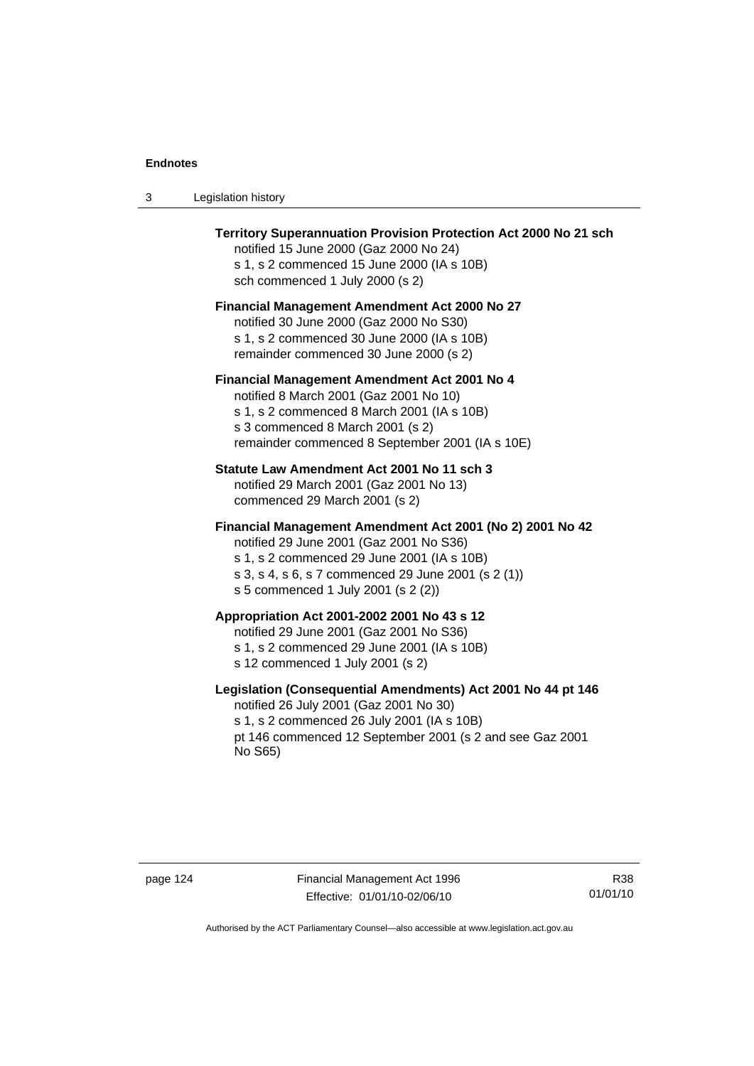**Territory Superannuation Provision Protection Act 2000 No 21 sch**
notified 15 June 2000 (Gaz 2000 No 24)
s 1, s 2 commenced 15 June 2000 (IA s 10B)
sch commenced 1 July 2000 (s 2)

**Financial Management Amendment Act 2000 No 27**
notified 30 June 2000 (Gaz 2000 No S30)
s 1, s 2 commenced 30 June 2000 (IA s 10B)
remainder commenced 30 June 2000 (s 2)

**Financial Management Amendment Act 2001 No 4**
notified 8 March 2001 (Gaz 2001 No 10)
s 1, s 2 commenced 8 March 2001 (IA s 10B)
s 3 commenced 8 March 2001 (s 2)
remainder commenced 8 September 2001 (IA s 10E)

**Statute Law Amendment Act 2001 No 11 sch 3**
notified 29 March 2001 (Gaz 2001 No 13)
commenced 29 March 2001 (s 2)

**Financial Management Amendment Act 2001 (No 2) 2001 No 42**
notified 29 June 2001 (Gaz 2001 No S36)
s 1, s 2 commenced 29 June 2001 (IA s 10B)
s 3, s 4, s 6, s 7 commenced 29 June 2001 (s 2 (1))
s 5 commenced 1 July 2001 (s 2 (2))

**Appropriation Act 2001-2002 2001 No 43 s 12**
notified 29 June 2001 (Gaz 2001 No S36)
s 1, s 2 commenced 29 June 2001 (IA s 10B)
s 12 commenced 1 July 2001 (s 2)

**Legislation (Consequential Amendments) Act 2001 No 44 pt 146**
notified 26 July 2001 (Gaz 2001 No 30)
s 1, s 2 commenced 26 July 2001 (IA s 10B)
pt 146 commenced 12 September 2001 (s 2 and see Gaz 2001 No S65)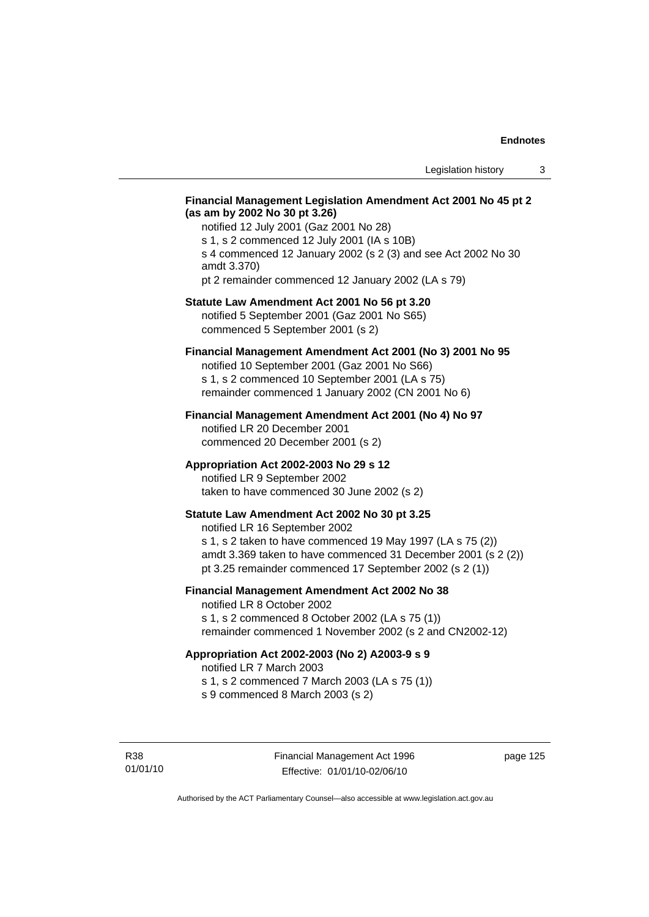**Financial Management Legislation Amendment Act 2001 No 45 pt 2 (as am by 2002 No 30 pt 3.26)**

notified 12 July 2001 (Gaz 2001 No 28)
s 1, s 2 commenced 12 July 2001 (IA s 10B)
s 4 commenced 12 January 2002 (s 2 (3) and see Act 2002 No 30 amdt 3.370)
pt 2 remainder commenced 12 January 2002 (LA s 79)

**Statute Law Amendment Act 2001 No 56 pt 3.20**

notified 5 September 2001 (Gaz 2001 No S65)
commenced 5 September 2001 (s 2)

**Financial Management Amendment Act 2001 (No 3) 2001 No 95**

notified 10 September 2001 (Gaz 2001 No S66)
s 1, s 2 commenced 10 September 2001 (LA s 75)
remainder commenced 1 January 2002 (CN 2001 No 6)

**Financial Management Amendment Act 2001 (No 4) No 97**

notified LR 20 December 2001
commenced 20 December 2001 (s 2)

**Appropriation Act 2002-2003 No 29 s 12**

notified LR 9 September 2002
taken to have commenced 30 June 2002 (s 2)

**Statute Law Amendment Act 2002 No 30 pt 3.25**

notified LR 16 September 2002
s 1, s 2 taken to have commenced 19 May 1997 (LA s 75 (2))
amdt 3.369 taken to have commenced 31 December 2001 (s 2 (2))
pt 3.25 remainder commenced 17 September 2002 (s 2 (1))

**Financial Management Amendment Act 2002 No 38**

notified LR 8 October 2002
s 1, s 2 commenced 8 October 2002 (LA s 75 (1))
remainder commenced 1 November 2002 (s 2 and CN2002-12)

**Appropriation Act 2002-2003 (No 2) A2003-9 s 9**

notified LR 7 March 2003
s 1, s 2 commenced 7 March 2003 (LA s 75 (1))
s 9 commenced 8 March 2003 (s 2)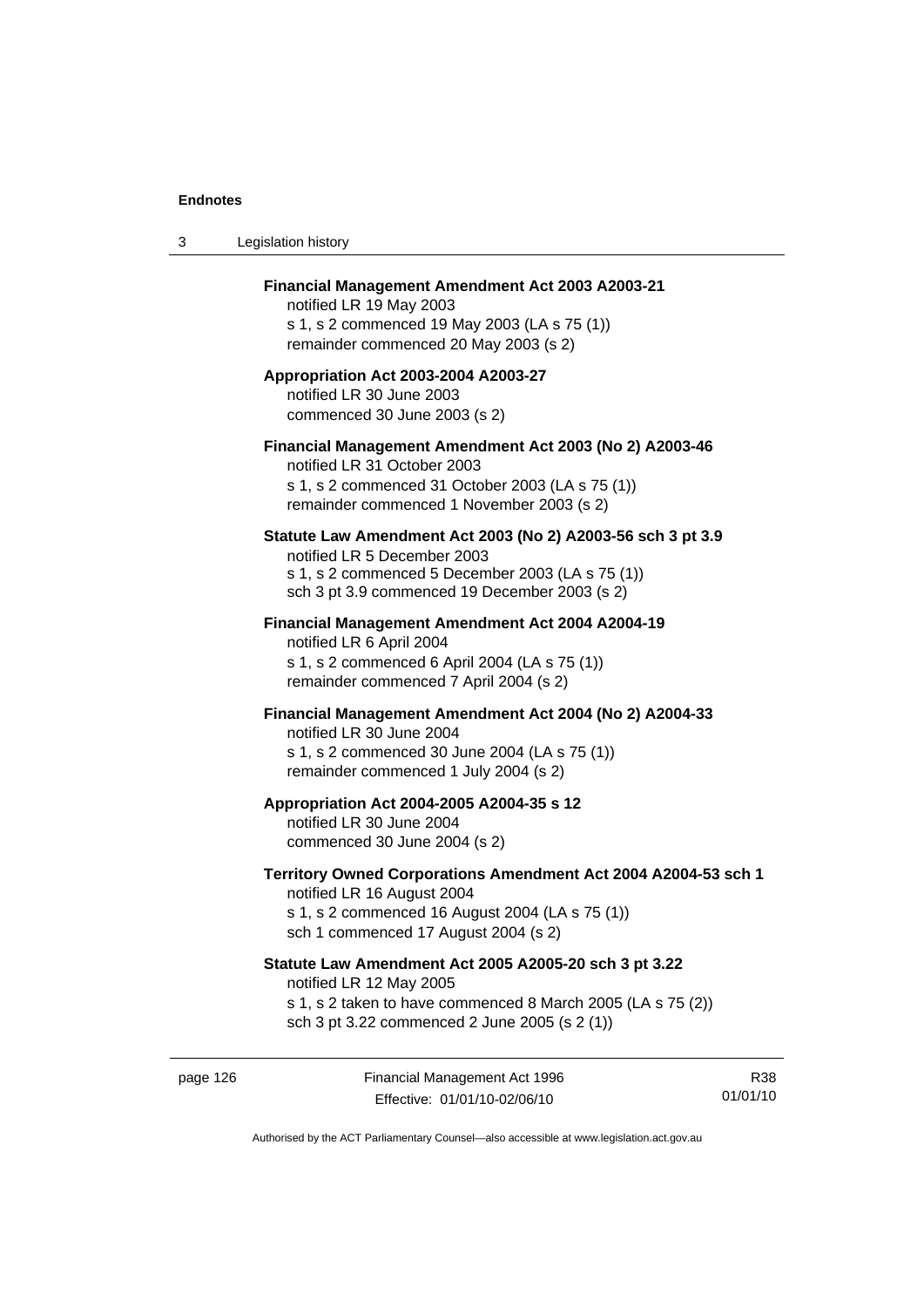**Financial Management Amendment Act 2003 A2003-21**
notified LR 19 May 2003
s 1, s 2 commenced 19 May 2003 (LA s 75 (1))
remainder commenced 20 May 2003 (s 2)

**Appropriation Act 2003-2004 A2003-27**
notified LR 30 June 2003
commenced 30 June 2003 (s 2)

**Financial Management Amendment Act 2003 (No 2) A2003-46**
notified LR 31 October 2003
s 1, s 2 commenced 31 October 2003 (LA s 75 (1))
remainder commenced 1 November 2003 (s 2)

**Statute Law Amendment Act 2003 (No 2) A2003-56 sch 3 pt 3.9**
notified LR 5 December 2003
s 1, s 2 commenced 5 December 2003 (LA s 75 (1))
sch 3 pt 3.9 commenced 19 December 2003 (s 2)

**Financial Management Amendment Act 2004 A2004-19**
notified LR 6 April 2004
s 1, s 2 commenced 6 April 2004 (LA s 75 (1))
remainder commenced 7 April 2004 (s 2)

**Financial Management Amendment Act 2004 (No 2) A2004-33**
notified LR 30 June 2004
s 1, s 2 commenced 30 June 2004 (LA s 75 (1))
remainder commenced 1 July 2004 (s 2)

**Appropriation Act 2004-2005 A2004-35 s 12**
notified LR 30 June 2004
commenced 30 June 2004 (s 2)

**Territory Owned Corporations Amendment Act 2004 A2004-53 sch 1**
notified LR 16 August 2004
s 1, s 2 commenced 16 August 2004 (LA s 75 (1))
sch 1 commenced 17 August 2004 (s 2)

**Statute Law Amendment Act 2005 A2005-20 sch 3 pt 3.22**
notified LR 12 May 2005
s 1, s 2 taken to have commenced 8 March 2005 (LA s 75 (2))
sch 3 pt 3.22 commenced 2 June 2005 (s 2 (1))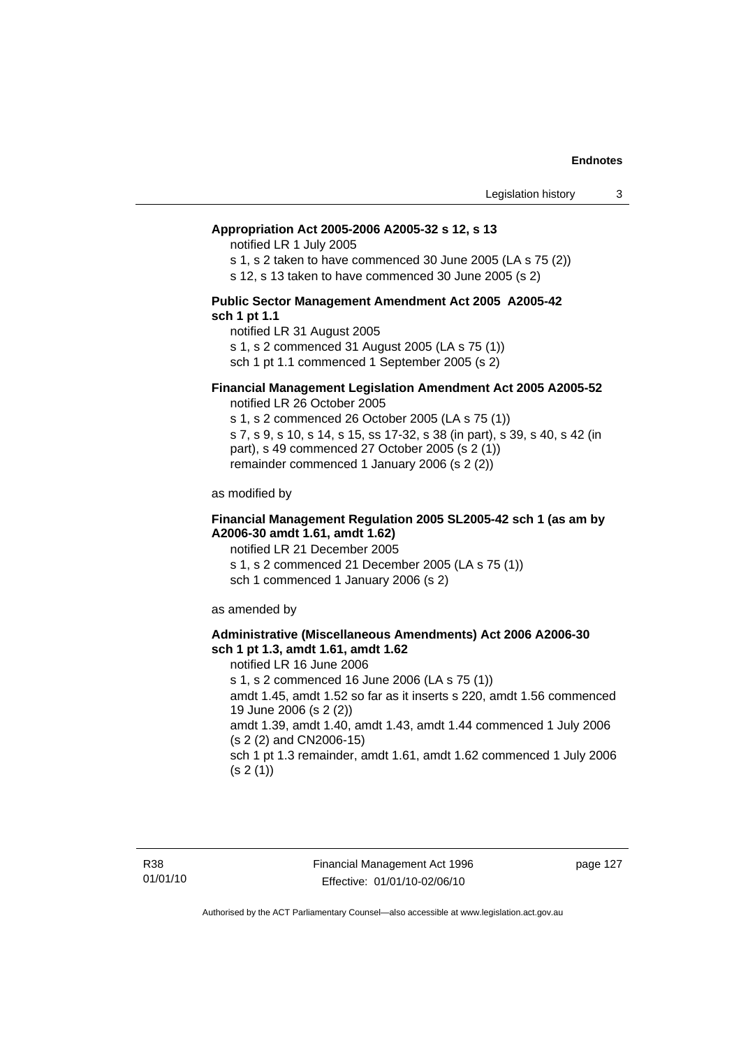**Appropriation Act 2005-2006 A2005-32 s 12, s 13**

notified LR 1 July 2005

s 1, s 2 taken to have commenced 30 June 2005 (LA s 75 (2))

s 12, s 13 taken to have commenced 30 June 2005 (s 2)

**Public Sector Management Amendment Act 2005 A2005-42 sch 1 pt 1.1**

notified LR 31 August 2005

s 1, s 2 commenced 31 August 2005 (LA s 75 (1))

sch 1 pt 1.1 commenced 1 September 2005 (s 2)

**Financial Management Legislation Amendment Act 2005 A2005-52**

notified LR 26 October 2005

s 1, s 2 commenced 26 October 2005 (LA s 75 (1))

s 7, s 9, s 10, s 14, s 15, ss 17-32, s 38 (in part), s 39, s 40, s 42 (in part), s 49 commenced 27 October 2005 (s 2 (1))

remainder commenced 1 January 2006 (s 2 (2))

as modified by

**Financial Management Regulation 2005 SL2005-42 sch 1 (as am by A2006-30 amdt 1.61, amdt 1.62)**

notified LR 21 December 2005

s 1, s 2 commenced 21 December 2005 (LA s 75 (1))

sch 1 commenced 1 January 2006 (s 2)

as amended by

**Administrative (Miscellaneous Amendments) Act 2006 A2006-30 sch 1 pt 1.3, amdt 1.61, amdt 1.62**

notified LR 16 June 2006

s 1, s 2 commenced 16 June 2006 (LA s 75 (1))

amdt 1.45, amdt 1.52 so far as it inserts s 220, amdt 1.56 commenced 19 June 2006 (s 2 (2))

amdt 1.39, amdt 1.40, amdt 1.43, amdt 1.44 commenced 1 July 2006 (s 2 (2) and CN2006-15)

sch 1 pt 1.3 remainder, amdt 1.61, amdt 1.62 commenced 1 July 2006 (s 2 (1))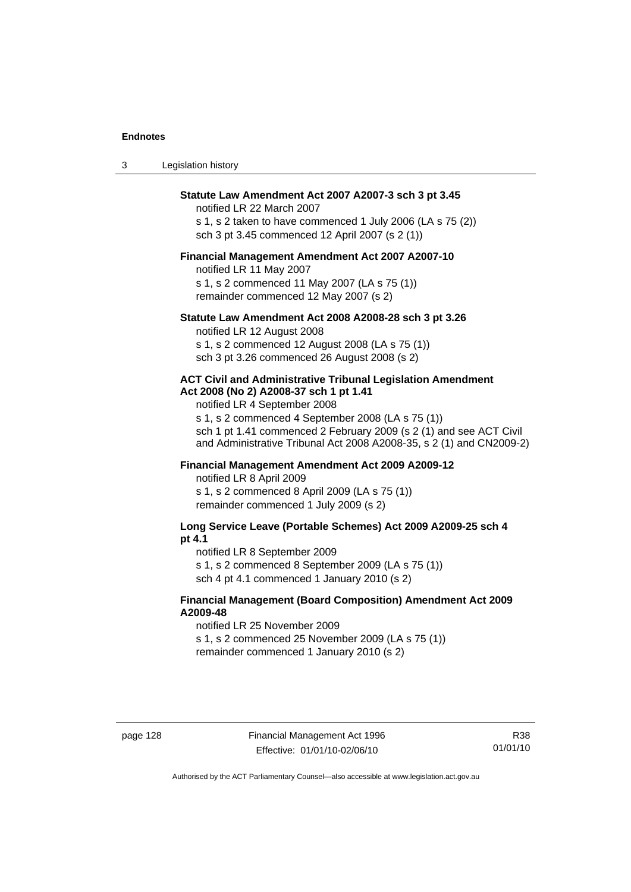**Statute Law Amendment Act 2007 A2007-3 sch 3 pt 3.45**

notified LR 22 March 2007

s 1, s 2 taken to have commenced 1 July 2006 (LA s 75 (2))

sch 3 pt 3.45 commenced 12 April 2007 (s 2 (1))

**Financial Management Amendment Act 2007 A2007-10**

notified LR 11 May 2007

s 1, s 2 commenced 11 May 2007 (LA s 75 (1))

remainder commenced 12 May 2007 (s 2)

**Statute Law Amendment Act 2008 A2008-28 sch 3 pt 3.26**

notified LR 12 August 2008

s 1, s 2 commenced 12 August 2008 (LA s 75 (1))

sch 3 pt 3.26 commenced 26 August 2008 (s 2)

**ACT Civil and Administrative Tribunal Legislation Amendment Act 2008 (No 2) A2008-37 sch 1 pt 1.41**

notified LR 4 September 2008

s 1, s 2 commenced 4 September 2008 (LA s 75 (1))

sch 1 pt 1.41 commenced 2 February 2009 (s 2 (1) and see ACT Civil and Administrative Tribunal Act 2008 A2008-35, s 2 (1) and CN2009-2)

**Financial Management Amendment Act 2009 A2009-12**

notified LR 8 April 2009

s 1, s 2 commenced 8 April 2009 (LA s 75 (1))

remainder commenced 1 July 2009 (s 2)

**Long Service Leave (Portable Schemes) Act 2009 A2009-25 sch 4 pt 4.1**

notified LR 8 September 2009

s 1, s 2 commenced 8 September 2009 (LA s 75 (1))

sch 4 pt 4.1 commenced 1 January 2010 (s 2)

**Financial Management (Board Composition) Amendment Act 2009 A2009-48**

notified LR 25 November 2009

s 1, s 2 commenced 25 November 2009 (LA s 75 (1))

remainder commenced 1 January 2010 (s 2)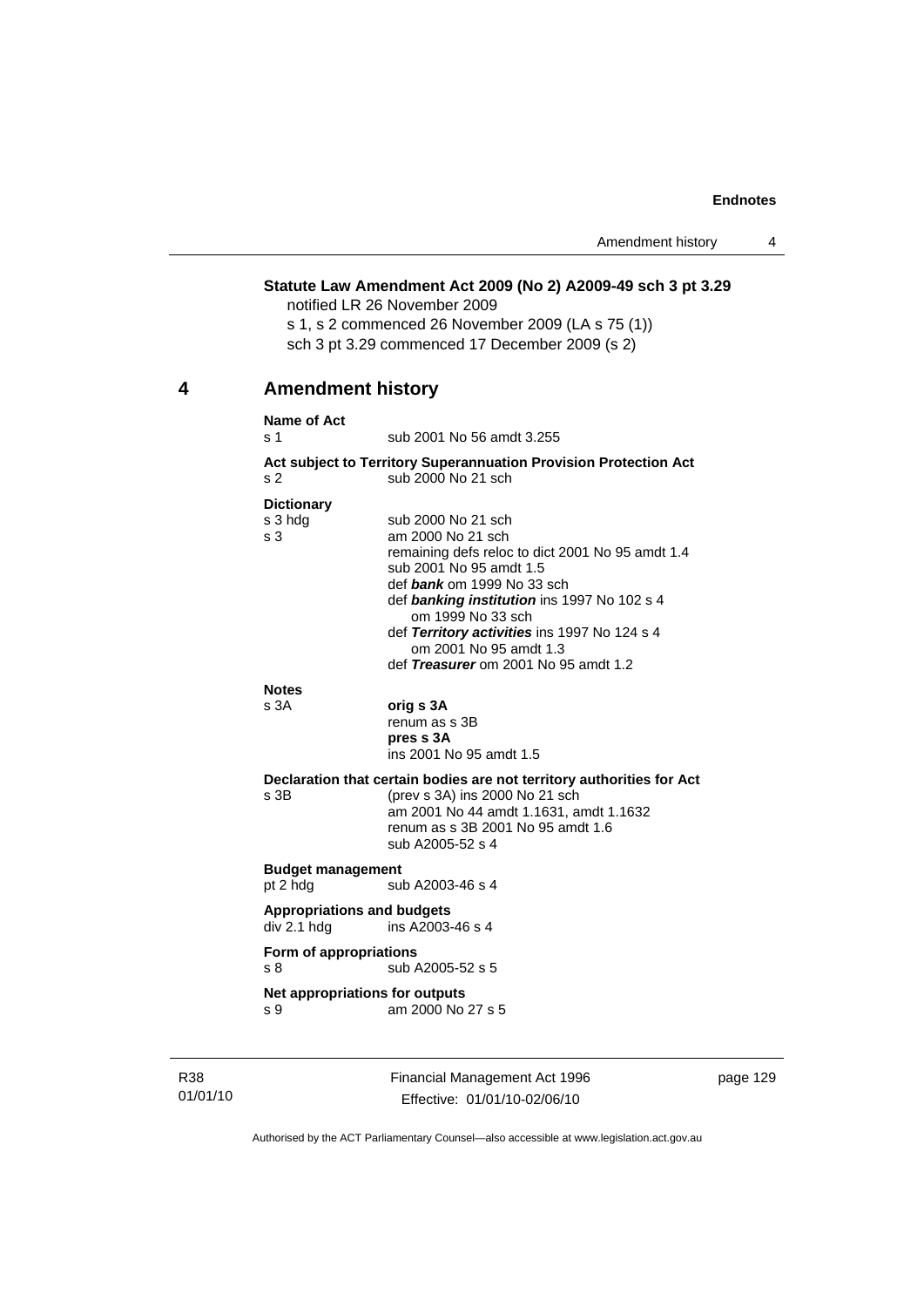**Statute Law Amendment Act 2009 (No 2) A2009-49 sch 3 pt 3.29**

notified LR 26 November 2009

s 1, s 2 commenced 26 November 2009 (LA s 75 (1))

sch 3 pt 3.29 commenced 17 December 2009 (s 2)

## 4 Amendment history

**Name of Act**

| | |
|---|---|
| s 1 | sub 2001 No 56 amdt 3.255 |

**Act subject to Territory Superannuation Provision Protection Act**

| | |
|---|---|
| s 2 | sub 2000 No 21 sch |

**Dictionary**

| | |
|---|---|
| s 3 hdg | sub 2000 No 21 sch |
| s 3 | am 2000 No 21 sch<br>remaining defs reloc to dict 2001 No 95 amdt 1.4<br>sub 2001 No 95 amdt 1.5<br>def ***bank*** om 1999 No 33 sch<br>def ***banking institution*** ins 1997 No 102 s 4<br>om 1999 No 33 sch<br>def ***Territory activities*** ins 1997 No 124 s 4<br>om 2001 No 95 amdt 1.3<br>def ***Treasurer*** om 2001 No 95 amdt 1.2 |

**Notes**

| | |
|---|---|
| s 3A | **orig s 3A**<br>renum as s 3B<br>**pres s 3A**<br>ins 2001 No 95 amdt 1.5 |

**Declaration that certain bodies are not territory authorities for Act**

| | |
|---|---|
| s 3B | (prev s 3A) ins 2000 No 21 sch<br>am 2001 No 44 amdt 1.1631, amdt 1.1632<br>renum as s 3B 2001 No 95 amdt 1.6<br>sub A2005-52 s 4 |

**Budget management**

| | |
|---|---|
| pt 2 hdg | sub A2003-46 s 4 |

**Appropriations and budgets**

| | |
|---|---|
| div 2.1 hdg | ins A2003-46 s 4 |

**Form of appropriations**

| | |
|---|---|
| s 8 | sub A2005-52 s 5 |

**Net appropriations for outputs**

| | |
|---|---|
| s 9 | am 2000 No 27 s 5 |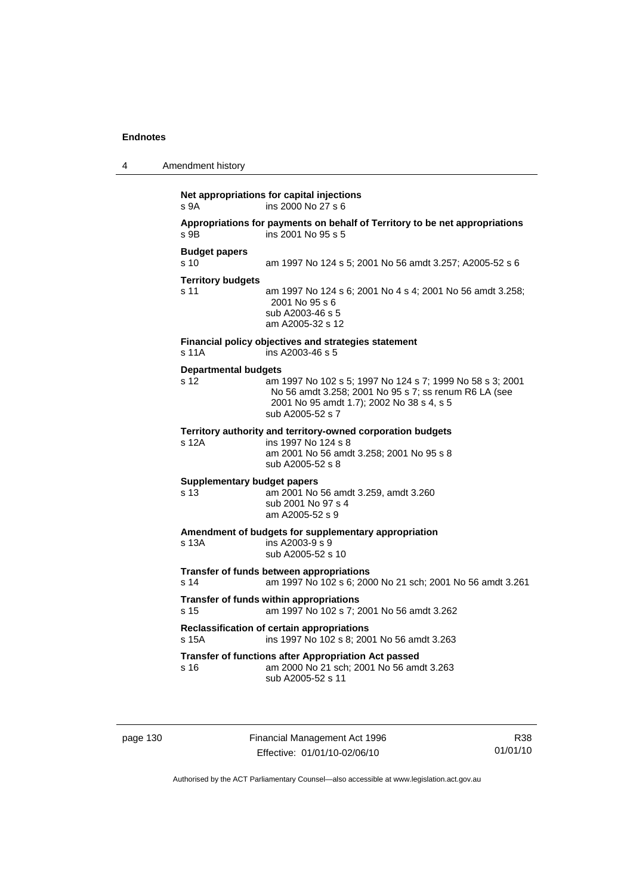**Net appropriations for capital injections**
s 9A ins 2000 No 27 s 6

**Appropriations for payments on behalf of Territory to be net appropriations**
s 9B ins 2001 No 95 s 5

**Budget papers**
s 10 am 1997 No 124 s 5; 2001 No 56 amdt 3.257; A2005-52 s 6

**Territory budgets**
s 11 am 1997 No 124 s 6; 2001 No 4 s 4; 2001 No 56 amdt 3.258; 2001 No 95 s 6
sub A2003-46 s 5
am A2005-32 s 12

**Financial policy objectives and strategies statement**
s 11A ins A2003-46 s 5

**Departmental budgets**
s 12 am 1997 No 102 s 5; 1997 No 124 s 7; 1999 No 58 s 3; 2001 No 56 amdt 3.258; 2001 No 95 s 7; ss renum R6 LA (see 2001 No 95 amdt 1.7); 2002 No 38 s 4, s 5
sub A2005-52 s 7

**Territory authority and territory-owned corporation budgets**
s 12A ins 1997 No 124 s 8
am 2001 No 56 amdt 3.258; 2001 No 95 s 8
sub A2005-52 s 8

**Supplementary budget papers**
s 13 am 2001 No 56 amdt 3.259, amdt 3.260
sub 2001 No 97 s 4
am A2005-52 s 9

**Amendment of budgets for supplementary appropriation**
s 13A ins A2003-9 s 9
sub A2005-52 s 10

**Transfer of funds between appropriations**
s 14 am 1997 No 102 s 6; 2000 No 21 sch; 2001 No 56 amdt 3.261

**Transfer of funds within appropriations**
s 15 am 1997 No 102 s 7; 2001 No 56 amdt 3.262

**Reclassification of certain appropriations**
s 15A ins 1997 No 102 s 8; 2001 No 56 amdt 3.263

**Transfer of functions after Appropriation Act passed**
s 16 am 2000 No 21 sch; 2001 No 56 amdt 3.263
sub A2005-52 s 11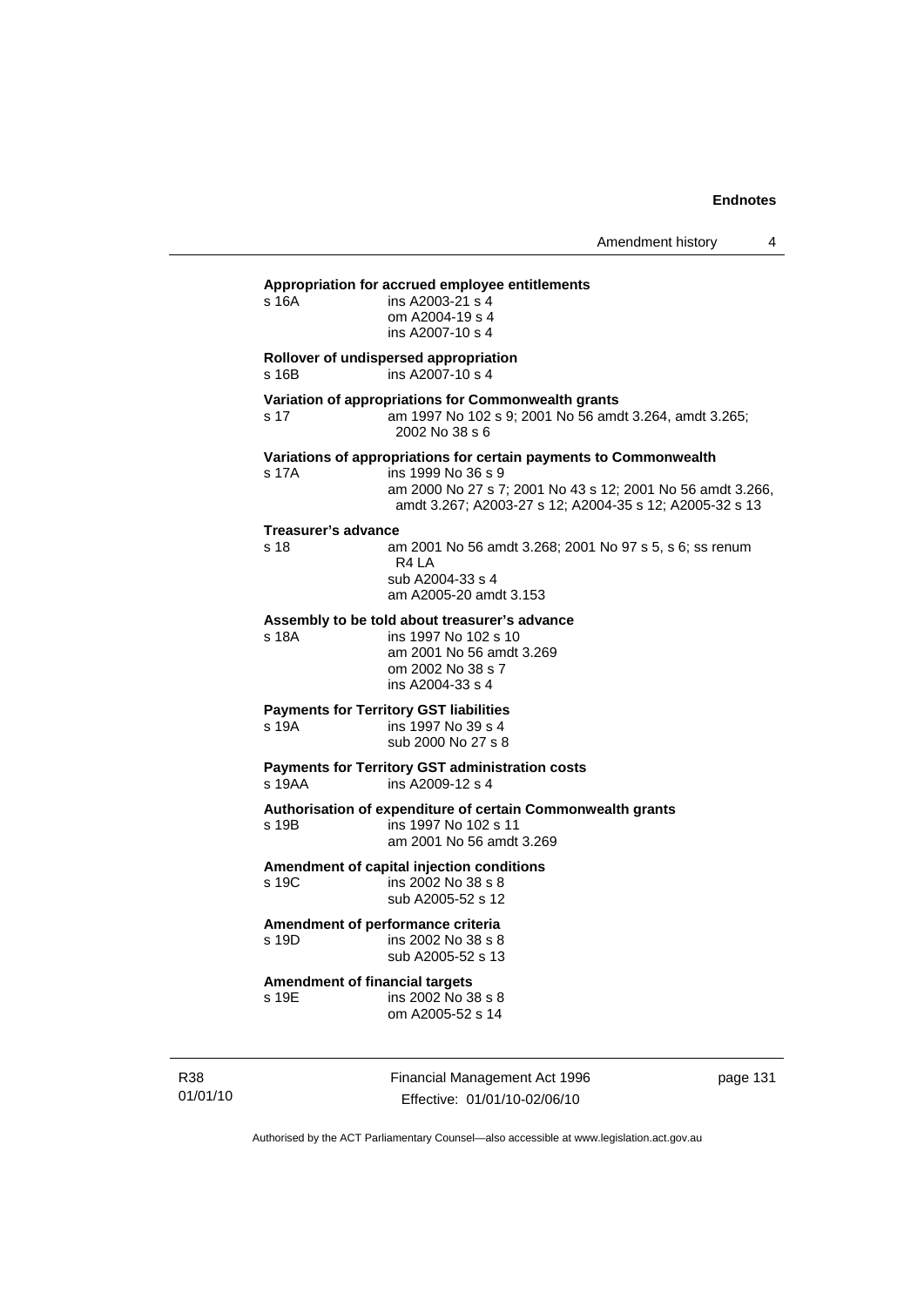**Appropriation for accrued employee entitlements**

s 16A ins A2003-21 s 4
om A2004-19 s 4
ins A2007-10 s 4

**Rollover of undispersed appropriation**

s 16B ins A2007-10 s 4

**Variation of appropriations for Commonwealth grants**

s 17 am 1997 No 102 s 9; 2001 No 56 amdt 3.264, amdt 3.265; 2002 No 38 s 6

**Variations of appropriations for certain payments to Commonwealth**

s 17A ins 1999 No 36 s 9
am 2000 No 27 s 7; 2001 No 43 s 12; 2001 No 56 amdt 3.266, amdt 3.267; A2003-27 s 12; A2004-35 s 12; A2005-32 s 13

**Treasurer's advance**

s 18 am 2001 No 56 amdt 3.268; 2001 No 97 s 5, s 6; ss renum R4 LA
sub A2004-33 s 4
am A2005-20 amdt 3.153

**Assembly to be told about treasurer's advance**

s 18A ins 1997 No 102 s 10
am 2001 No 56 amdt 3.269
om 2002 No 38 s 7
ins A2004-33 s 4

**Payments for Territory GST liabilities**

s 19A ins 1997 No 39 s 4
sub 2000 No 27 s 8

**Payments for Territory GST administration costs**

s 19AA ins A2009-12 s 4

**Authorisation of expenditure of certain Commonwealth grants**

s 19B ins 1997 No 102 s 11
am 2001 No 56 amdt 3.269

**Amendment of capital injection conditions**

s 19C ins 2002 No 38 s 8
sub A2005-52 s 12

**Amendment of performance criteria**

s 19D ins 2002 No 38 s 8
sub A2005-52 s 13

**Amendment of financial targets**

s 19E ins 2002 No 38 s 8
om A2005-52 s 14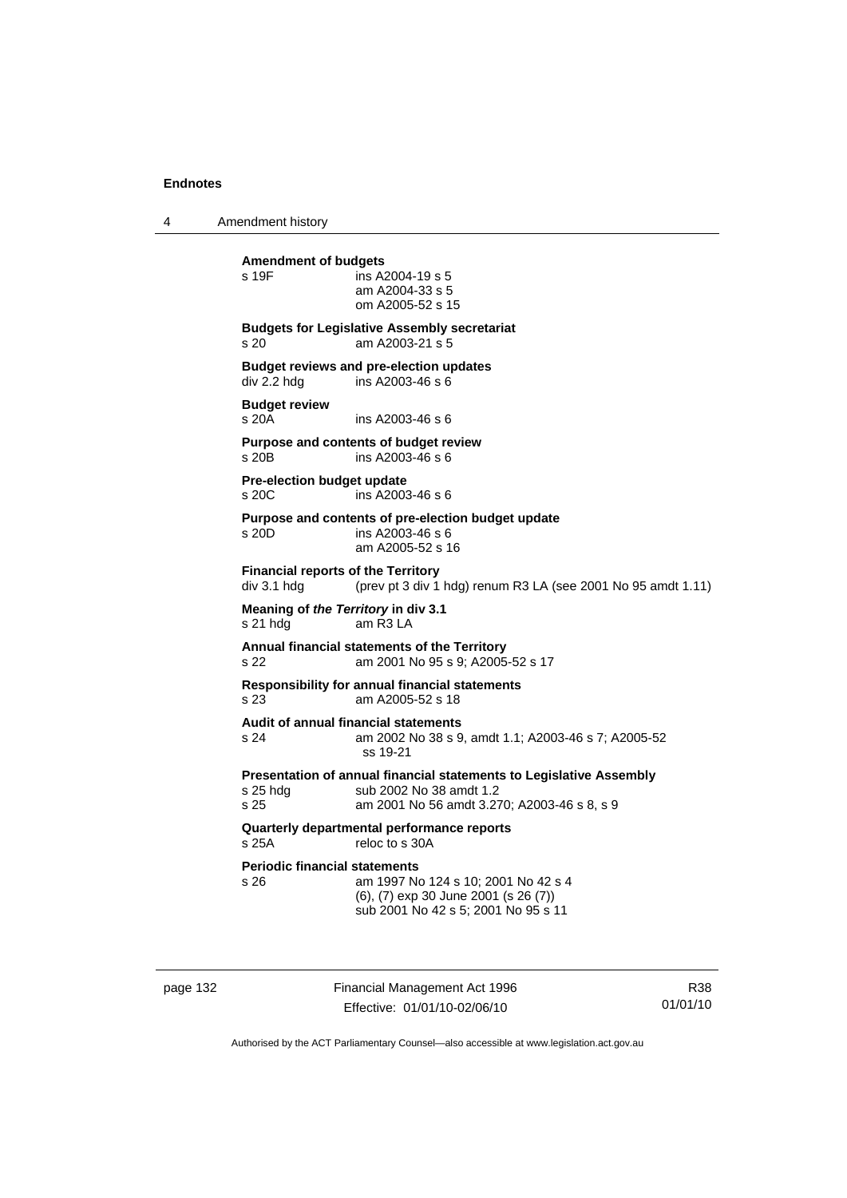**Amendment of budgets**

s 19F ins A2004-19 s 5
am A2004-33 s 5
om A2005-52 s 15

**Budgets for Legislative Assembly secretariat**

s 20 am A2003-21 s 5

**Budget reviews and pre-election updates**

div 2.2 hdg ins A2003-46 s 6

**Budget review**

s 20A ins A2003-46 s 6

**Purpose and contents of budget review**

s 20B ins A2003-46 s 6

**Pre-election budget update**

s 20C ins A2003-46 s 6

**Purpose and contents of pre-election budget update**

s 20D ins A2003-46 s 6
am A2005-52 s 16

**Financial reports of the Territory**

div 3.1 hdg (prev pt 3 div 1 hdg) renum R3 LA (see 2001 No 95 amdt 1.11)

**Meaning of *the Territory* in div 3.1**

s 21 hdg am R3 LA

**Annual financial statements of the Territory**

s 22 am 2001 No 95 s 9; A2005-52 s 17

**Responsibility for annual financial statements**

s 23 am A2005-52 s 18

**Audit of annual financial statements**

s 24 am 2002 No 38 s 9, amdt 1.1; A2003-46 s 7; A2005-52 ss 19-21

**Presentation of annual financial statements to Legislative Assembly**

s 25 hdg sub 2002 No 38 amdt 1.2
s 25 am 2001 No 56 amdt 3.270; A2003-46 s 8, s 9

**Quarterly departmental performance reports**

s 25A reloc to s 30A

**Periodic financial statements**

s 26 am 1997 No 124 s 10; 2001 No 42 s 4
(6), (7) exp 30 June 2001 (s 26 (7))
sub 2001 No 42 s 5; 2001 No 95 s 11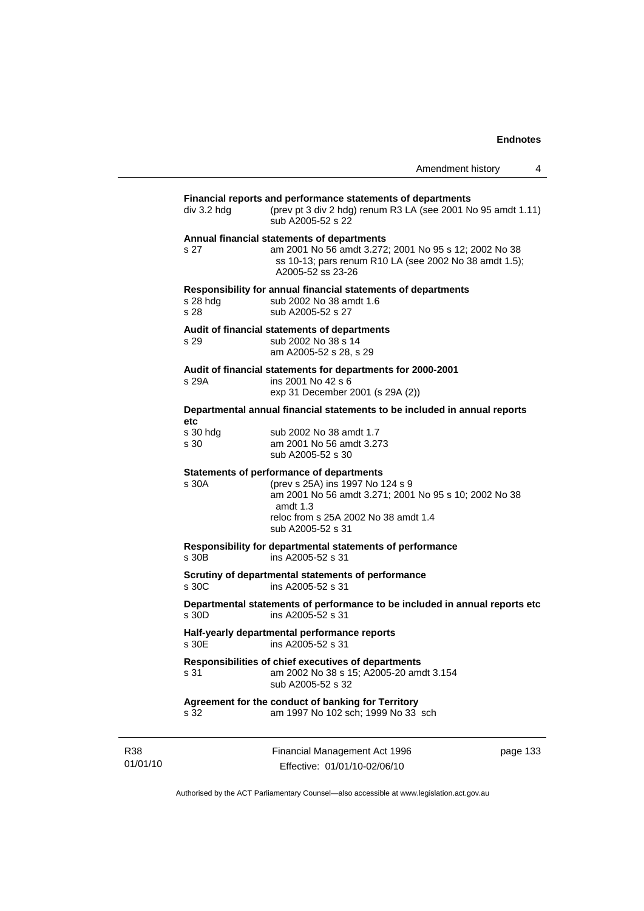**Financial reports and performance statements of departments**

div 3.2 hdg (prev pt 3 div 2 hdg) renum R3 LA (see 2001 No 95 amdt 1.11)
sub A2005-52 s 22

**Annual financial statements of departments**

s 27 am 2001 No 56 amdt 3.272; 2001 No 95 s 12; 2002 No 38 ss 10-13; pars renum R10 LA (see 2002 No 38 amdt 1.5); A2005-52 ss 23-26

**Responsibility for annual financial statements of departments**

s 28 hdg sub 2002 No 38 amdt 1.6
s 28 sub A2005-52 s 27

**Audit of financial statements of departments**

s 29 sub 2002 No 38 s 14
am A2005-52 s 28, s 29

**Audit of financial statements for departments for 2000-2001**

s 29A ins 2001 No 42 s 6
exp 31 December 2001 (s 29A (2))

**Departmental annual financial statements to be included in annual reports etc**

s 30 hdg sub 2002 No 38 amdt 1.7
s 30 am 2001 No 56 amdt 3.273
sub A2005-52 s 30

**Statements of performance of departments**

s 30A (prev s 25A) ins 1997 No 124 s 9
am 2001 No 56 amdt 3.271; 2001 No 95 s 10; 2002 No 38 amdt 1.3
reloc from s 25A 2002 No 38 amdt 1.4
sub A2005-52 s 31

**Responsibility for departmental statements of performance**

s 30B ins A2005-52 s 31

**Scrutiny of departmental statements of performance**

s 30C ins A2005-52 s 31

**Departmental statements of performance to be included in annual reports etc**

s 30D ins A2005-52 s 31

**Half-yearly departmental performance reports**

s 30E ins A2005-52 s 31

**Responsibilities of chief executives of departments**

s 31 am 2002 No 38 s 15; A2005-20 amdt 3.154
sub A2005-52 s 32

**Agreement for the conduct of banking for Territory**

s 32 am 1997 No 102 sch; 1999 No 33 sch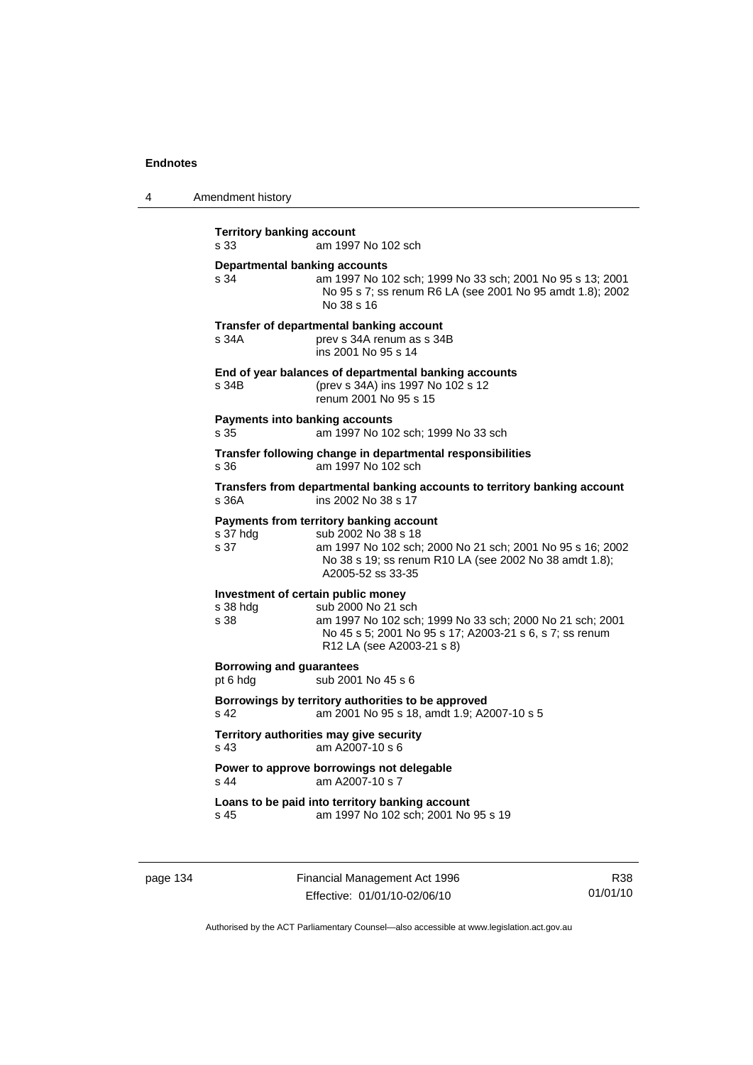**Territory banking account**

s 33 am 1997 No 102 sch

**Departmental banking accounts**

s 34 am 1997 No 102 sch; 1999 No 33 sch; 2001 No 95 s 13; 2001 No 95 s 7; ss renum R6 LA (see 2001 No 95 amdt 1.8); 2002 No 38 s 16

**Transfer of departmental banking account**

s 34A prev s 34A renum as s 34B
ins 2001 No 95 s 14

**End of year balances of departmental banking accounts**

s 34B (prev s 34A) ins 1997 No 102 s 12
renum 2001 No 95 s 15

**Payments into banking accounts**

s 35 am 1997 No 102 sch; 1999 No 33 sch

**Transfer following change in departmental responsibilities**

s 36 am 1997 No 102 sch

**Transfers from departmental banking accounts to territory banking account**

s 36A ins 2002 No 38 s 17

**Payments from territory banking account**

s 37 hdg sub 2002 No 38 s 18
s 37 am 1997 No 102 sch; 2000 No 21 sch; 2001 No 95 s 16; 2002 No 38 s 19; ss renum R10 LA (see 2002 No 38 amdt 1.8); A2005-52 ss 33-35

**Investment of certain public money**

s 38 hdg sub 2000 No 21 sch
s 38 am 1997 No 102 sch; 1999 No 33 sch; 2000 No 21 sch; 2001 No 45 s 5; 2001 No 95 s 17; A2003-21 s 6, s 7; ss renum R12 LA (see A2003-21 s 8)

**Borrowing and guarantees**

pt 6 hdg sub 2001 No 45 s 6

**Borrowings by territory authorities to be approved**

s 42 am 2001 No 95 s 18, amdt 1.9; A2007-10 s 5

**Territory authorities may give security**

s 43 am A2007-10 s 6

**Power to approve borrowings not delegable**

s 44 am A2007-10 s 7

**Loans to be paid into territory banking account**

s 45 am 1997 No 102 sch; 2001 No 95 s 19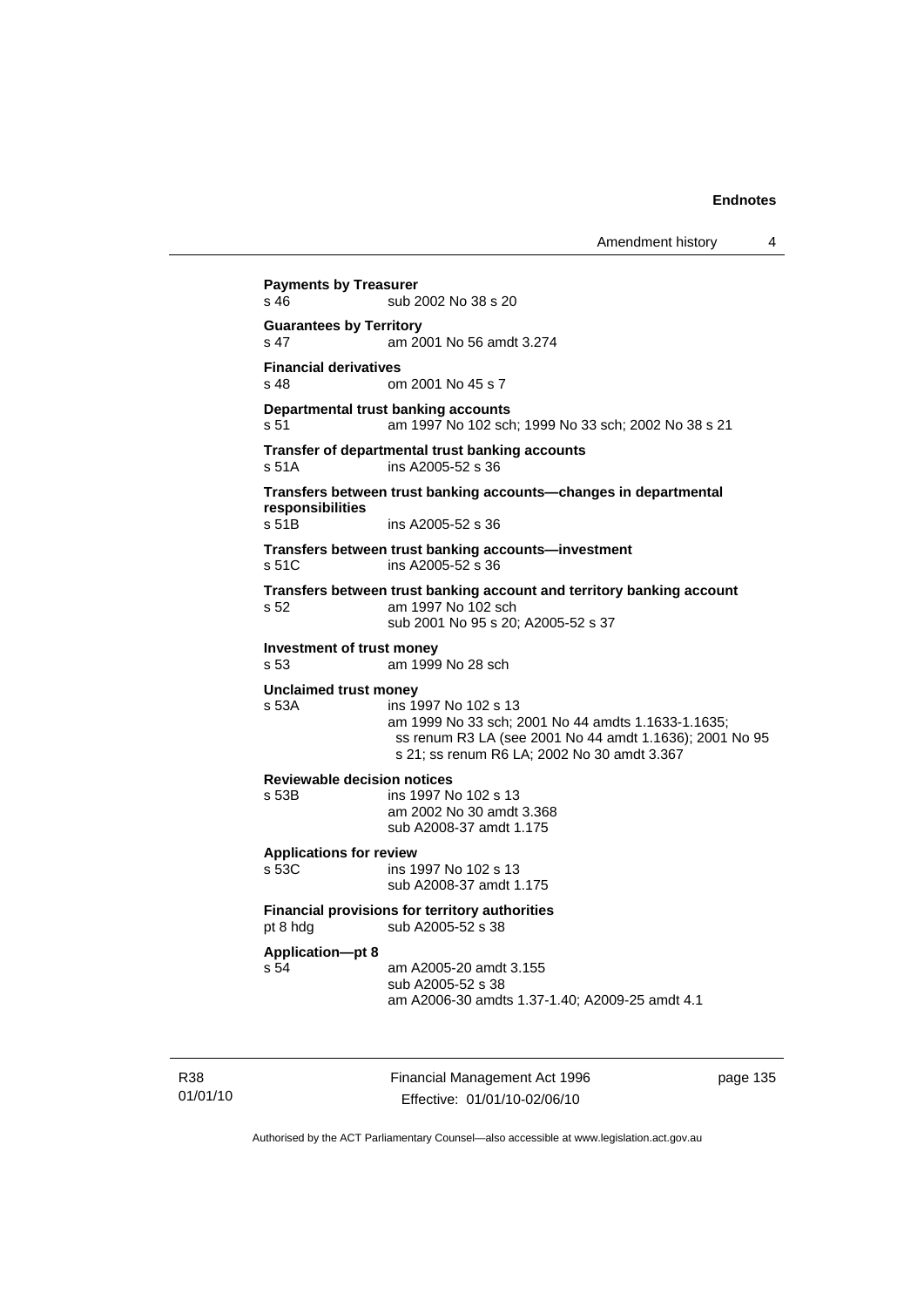**Payments by Treasurer**
s 46 sub 2002 No 38 s 20

**Guarantees by Territory**
s 47 am 2001 No 56 amdt 3.274

**Financial derivatives**
s 48 om 2001 No 45 s 7

**Departmental trust banking accounts**
s 51 am 1997 No 102 sch; 1999 No 33 sch; 2002 No 38 s 21

**Transfer of departmental trust banking accounts**
s 51A ins A2005-52 s 36

**Transfers between trust banking accounts—changes in departmental responsibilities**
s 51B ins A2005-52 s 36

**Transfers between trust banking accounts—investment**
s 51C ins A2005-52 s 36

**Transfers between trust banking account and territory banking account**
s 52 am 1997 No 102 sch
sub 2001 No 95 s 20; A2005-52 s 37

**Investment of trust money**
s 53 am 1999 No 28 sch

**Unclaimed trust money**
s 53A ins 1997 No 102 s 13
am 1999 No 33 sch; 2001 No 44 amdts 1.1633-1.1635;
ss renum R3 LA (see 2001 No 44 amdt 1.1636); 2001 No 95 s 21; ss renum R6 LA; 2002 No 30 amdt 3.367

**Reviewable decision notices**
s 53B ins 1997 No 102 s 13
am 2002 No 30 amdt 3.368
sub A2008-37 amdt 1.175

**Applications for review**
s 53C ins 1997 No 102 s 13
sub A2008-37 amdt 1.175

**Financial provisions for territory authorities**
pt 8 hdg sub A2005-52 s 38

**Application—pt 8**
s 54 am A2005-20 amdt 3.155
sub A2005-52 s 38
am A2006-30 amdts 1.37-1.40; A2009-25 amdt 4.1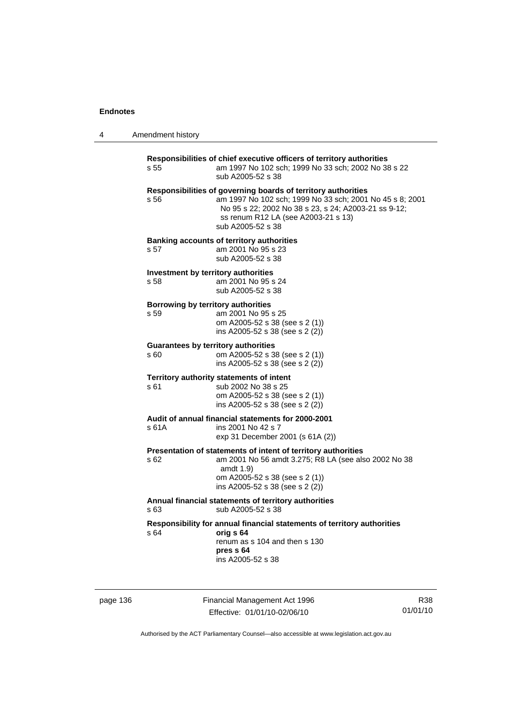**Responsibilities of chief executive officers of territory authorities**

s 55 am 1997 No 102 sch; 1999 No 33 sch; 2002 No 38 s 22
sub A2005-52 s 38

**Responsibilities of governing boards of territory authorities**

s 56 am 1997 No 102 sch; 1999 No 33 sch; 2001 No 45 s 8; 2001 No 95 s 22; 2002 No 38 s 23, s 24; A2003-21 ss 9-12; ss renum R12 LA (see A2003-21 s 13)
sub A2005-52 s 38

**Banking accounts of territory authorities**

s 57 am 2001 No 95 s 23
sub A2005-52 s 38

**Investment by territory authorities**

s 58 am 2001 No 95 s 24
sub A2005-52 s 38

**Borrowing by territory authorities**

s 59 am 2001 No 95 s 25
om A2005-52 s 38 (see s 2 (1))
ins A2005-52 s 38 (see s 2 (2))

**Guarantees by territory authorities**

s 60 om A2005-52 s 38 (see s 2 (1))
ins A2005-52 s 38 (see s 2 (2))

**Territory authority statements of intent**

s 61 sub 2002 No 38 s 25
om A2005-52 s 38 (see s 2 (1))
ins A2005-52 s 38 (see s 2 (2))

**Audit of annual financial statements for 2000-2001**

s 61A ins 2001 No 42 s 7
exp 31 December 2001 (s 61A (2))

**Presentation of statements of intent of territory authorities**

s 62 am 2001 No 56 amdt 3.275; R8 LA (see also 2002 No 38 amdt 1.9)
om A2005-52 s 38 (see s 2 (1))
ins A2005-52 s 38 (see s 2 (2))

**Annual financial statements of territory authorities**

s 63 sub A2005-52 s 38

**Responsibility for annual financial statements of territory authorities**

s 64 **orig s 64**
renum as s 104 and then s 130
**pres s 64**
ins A2005-52 s 38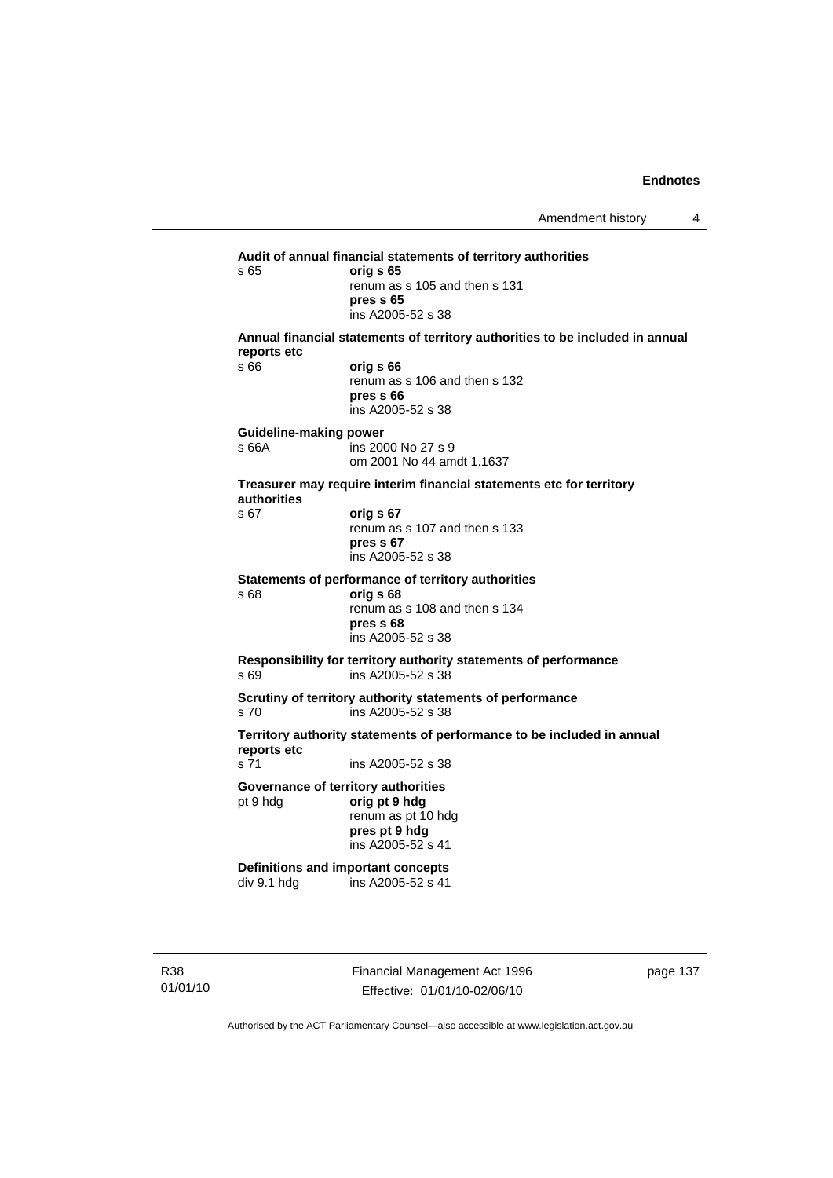**Audit of annual financial statements of territory authorities**

s 65 **orig s 65**
renum as s 105 and then s 131
**pres s 65**
ins A2005-52 s 38

**Annual financial statements of territory authorities to be included in annual reports etc**

s 66 **orig s 66**
renum as s 106 and then s 132
**pres s 66**
ins A2005-52 s 38

**Guideline-making power**

s 66A ins 2000 No 27 s 9
om 2001 No 44 amdt 1.1637

**Treasurer may require interim financial statements etc for territory authorities**

s 67 **orig s 67**
renum as s 107 and then s 133
**pres s 67**
ins A2005-52 s 38

**Statements of performance of territory authorities**

s 68 **orig s 68**
renum as s 108 and then s 134
**pres s 68**
ins A2005-52 s 38

**Responsibility for territory authority statements of performance**

s 69 ins A2005-52 s 38

**Scrutiny of territory authority statements of performance**

s 70 ins A2005-52 s 38

**Territory authority statements of performance to be included in annual reports etc**

s 71 ins A2005-52 s 38

**Governance of territory authorities**

pt 9 hdg **orig pt 9 hdg**
renum as pt 10 hdg
**pres pt 9 hdg**
ins A2005-52 s 41

**Definitions and important concepts**

div 9.1 hdg ins A2005-52 s 41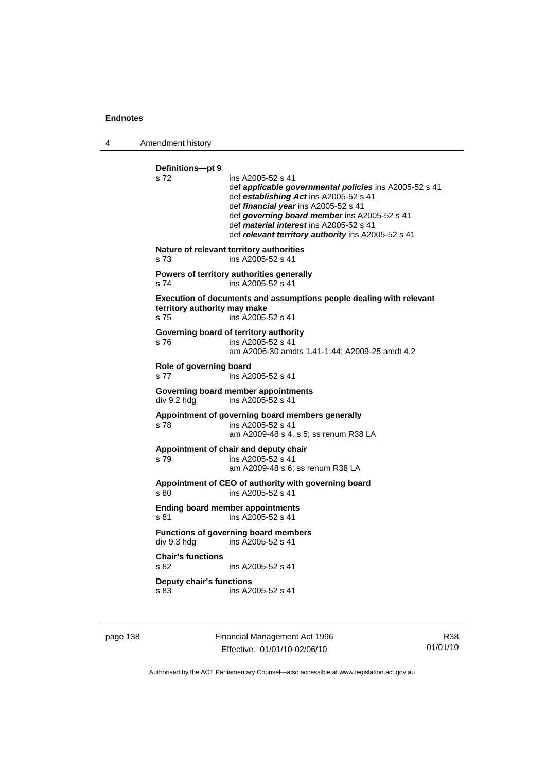**Definitions—pt 9**

s 72 ins A2005-52 s 41

def ***applicable governmental policies*** ins A2005-52 s 41

def ***establishing Act*** ins A2005-52 s 41

def ***financial year*** ins A2005-52 s 41

def ***governing board member*** ins A2005-52 s 41

def ***material interest*** ins A2005-52 s 41

def ***relevant territory authority*** ins A2005-52 s 41

**Nature of relevant territory authorities**

s 73 ins A2005-52 s 41

**Powers of territory authorities generally**

s 74 ins A2005-52 s 41

**Execution of documents and assumptions people dealing with relevant territory authority may make**

s 75 ins A2005-52 s 41

**Governing board of territory authority**

s 76 ins A2005-52 s 41

am A2006-30 amdts 1.41-1.44; A2009-25 amdt 4.2

**Role of governing board**

s 77 ins A2005-52 s 41

**Governing board member appointments**

div 9.2 hdg ins A2005-52 s 41

**Appointment of governing board members generally**

s 78 ins A2005-52 s 41

am A2009-48 s 4, s 5; ss renum R38 LA

**Appointment of chair and deputy chair**

s 79 ins A2005-52 s 41

am A2009-48 s 6; ss renum R38 LA

**Appointment of CEO of authority with governing board**

s 80 ins A2005-52 s 41

**Ending board member appointments**

s 81 ins A2005-52 s 41

**Functions of governing board members**

div 9.3 hdg ins A2005-52 s 41

**Chair's functions**

s 82 ins A2005-52 s 41

**Deputy chair's functions**

s 83 ins A2005-52 s 41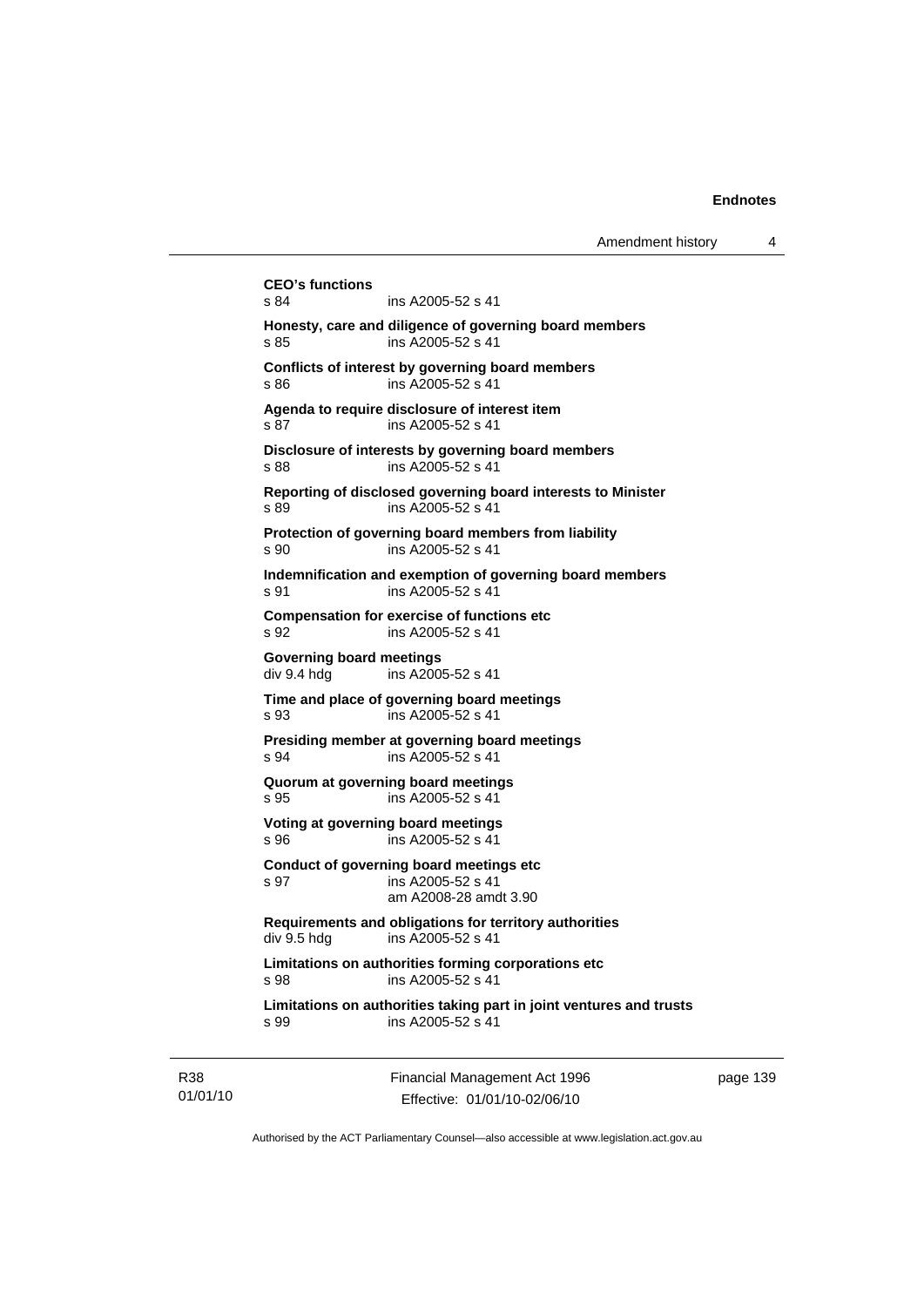**CEO's functions**
s 84 ins A2005-52 s 41

**Honesty, care and diligence of governing board members**
s 85 ins A2005-52 s 41

**Conflicts of interest by governing board members**
s 86 ins A2005-52 s 41

**Agenda to require disclosure of interest item**
s 87 ins A2005-52 s 41

**Disclosure of interests by governing board members**
s 88 ins A2005-52 s 41

**Reporting of disclosed governing board interests to Minister**
s 89 ins A2005-52 s 41

**Protection of governing board members from liability**
s 90 ins A2005-52 s 41

**Indemnification and exemption of governing board members**
s 91 ins A2005-52 s 41

**Compensation for exercise of functions etc**
s 92 ins A2005-52 s 41

**Governing board meetings**
div 9.4 hdg ins A2005-52 s 41

**Time and place of governing board meetings**
s 93 ins A2005-52 s 41

**Presiding member at governing board meetings**
s 94 ins A2005-52 s 41

**Quorum at governing board meetings**
s 95 ins A2005-52 s 41

**Voting at governing board meetings**
s 96 ins A2005-52 s 41

**Conduct of governing board meetings etc**
s 97 ins A2005-52 s 41
am A2008-28 amdt 3.90

**Requirements and obligations for territory authorities**
div 9.5 hdg ins A2005-52 s 41

**Limitations on authorities forming corporations etc**
s 98 ins A2005-52 s 41

**Limitations on authorities taking part in joint ventures and trusts**
s 99 ins A2005-52 s 41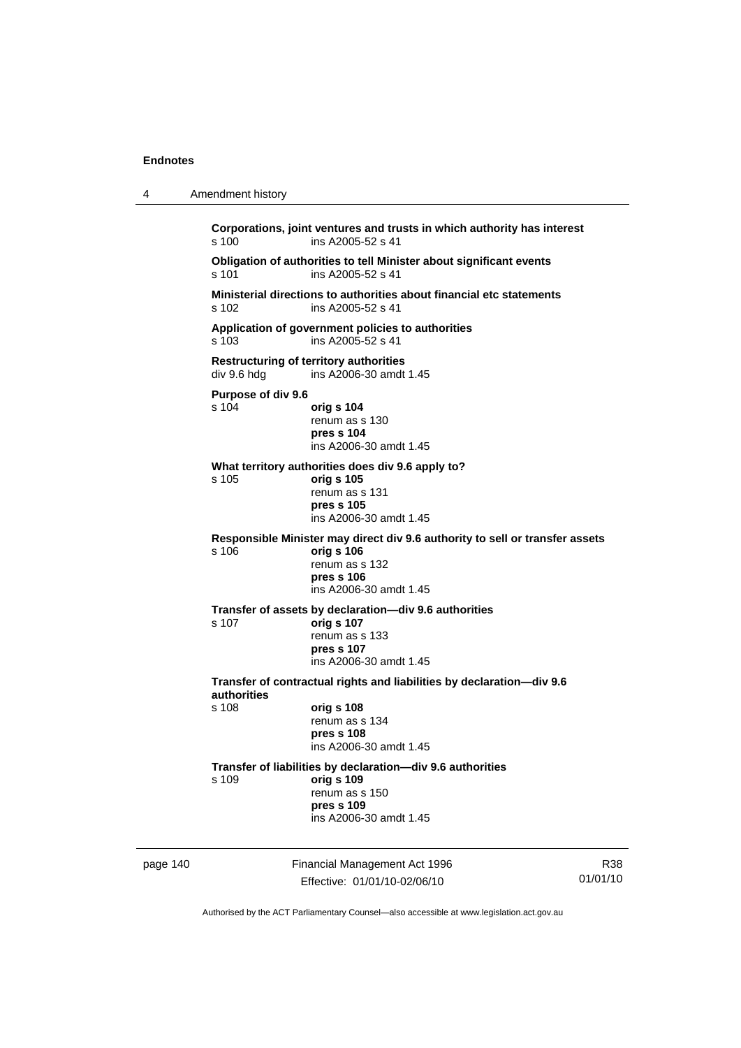**Corporations, joint ventures and trusts in which authority has interest**
s 100 ins A2005-52 s 41

**Obligation of authorities to tell Minister about significant events**
s 101 ins A2005-52 s 41

**Ministerial directions to authorities about financial etc statements**
s 102 ins A2005-52 s 41

**Application of government policies to authorities**
s 103 ins A2005-52 s 41

**Restructuring of territory authorities**
div 9.6 hdg ins A2006-30 amdt 1.45

**Purpose of div 9.6**
s 104 **orig s 104**
renum as s 130
**pres s 104**
ins A2006-30 amdt 1.45

**What territory authorities does div 9.6 apply to?**
s 105 **orig s 105**
renum as s 131
**pres s 105**
ins A2006-30 amdt 1.45

**Responsible Minister may direct div 9.6 authority to sell or transfer assets**
s 106 **orig s 106**
renum as s 132
**pres s 106**
ins A2006-30 amdt 1.45

**Transfer of assets by declaration—div 9.6 authorities**
s 107 **orig s 107**
renum as s 133
**pres s 107**
ins A2006-30 amdt 1.45

**Transfer of contractual rights and liabilities by declaration—div 9.6 authorities**
s 108 **orig s 108**
renum as s 134
**pres s 108**
ins A2006-30 amdt 1.45

**Transfer of liabilities by declaration—div 9.6 authorities**
s 109 **orig s 109**
renum as s 150
**pres s 109**
ins A2006-30 amdt 1.45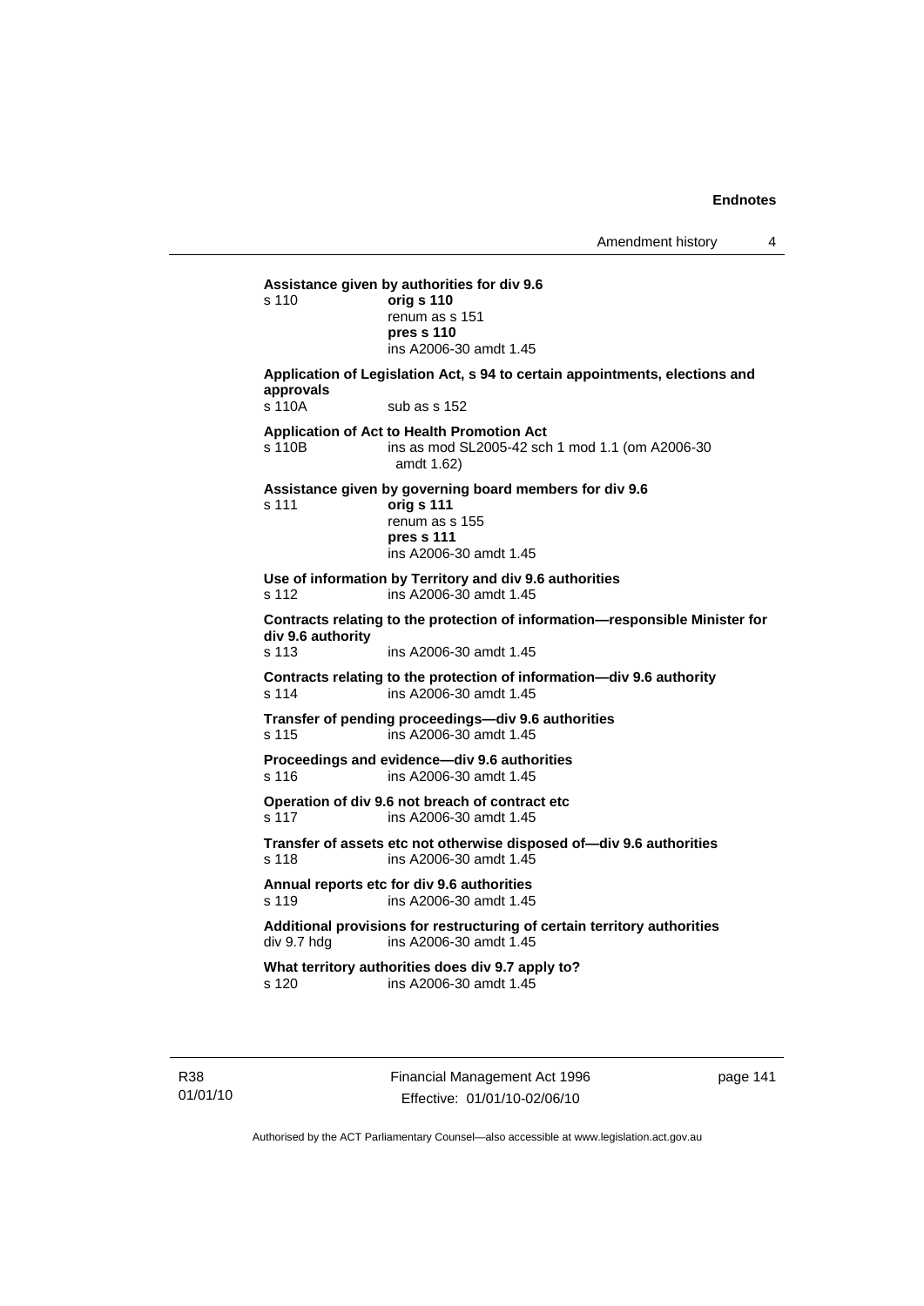**Assistance given by authorities for div 9.6**

s 110 **orig s 110**
renum as s 151
**pres s 110**
ins A2006-30 amdt 1.45

**Application of Legislation Act, s 94 to certain appointments, elections and approvals**

s 110A sub as s 152

**Application of Act to Health Promotion Act**

s 110B ins as mod SL2005-42 sch 1 mod 1.1 (om A2006-30 amdt 1.62)

**Assistance given by governing board members for div 9.6**

s 111 **orig s 111**
renum as s 155
**pres s 111**
ins A2006-30 amdt 1.45

**Use of information by Territory and div 9.6 authorities**

s 112 ins A2006-30 amdt 1.45

**Contracts relating to the protection of information—responsible Minister for div 9.6 authority**

s 113 ins A2006-30 amdt 1.45

**Contracts relating to the protection of information—div 9.6 authority**

s 114 ins A2006-30 amdt 1.45

**Transfer of pending proceedings—div 9.6 authorities**

s 115 ins A2006-30 amdt 1.45

**Proceedings and evidence—div 9.6 authorities**

s 116 ins A2006-30 amdt 1.45

**Operation of div 9.6 not breach of contract etc**

s 117 ins A2006-30 amdt 1.45

**Transfer of assets etc not otherwise disposed of—div 9.6 authorities**

s 118 ins A2006-30 amdt 1.45

**Annual reports etc for div 9.6 authorities**

s 119 ins A2006-30 amdt 1.45

**Additional provisions for restructuring of certain territory authorities**

div 9.7 hdg ins A2006-30 amdt 1.45

**What territory authorities does div 9.7 apply to?**

s 120 ins A2006-30 amdt 1.45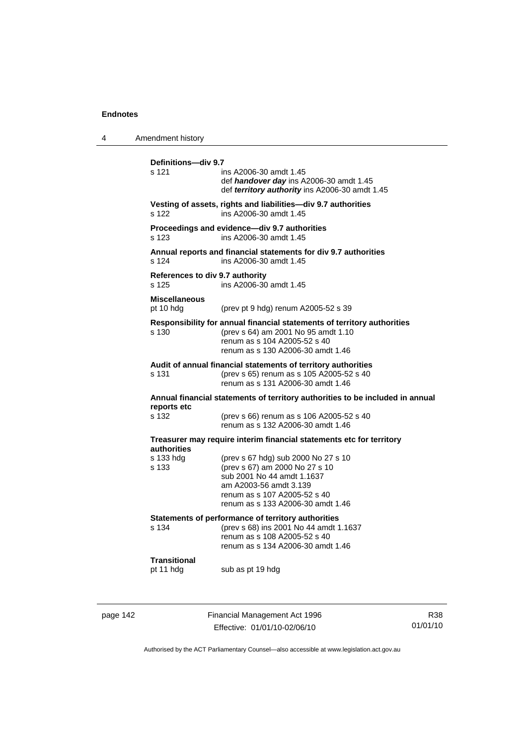**Definitions—div 9.7**

s 121 ins A2006-30 amdt 1.45
def ***handover day*** ins A2006-30 amdt 1.45
def ***territory authority*** ins A2006-30 amdt 1.45

**Vesting of assets, rights and liabilities—div 9.7 authorities**

s 122 ins A2006-30 amdt 1.45

**Proceedings and evidence—div 9.7 authorities**

s 123 ins A2006-30 amdt 1.45

**Annual reports and financial statements for div 9.7 authorities**

s 124 ins A2006-30 amdt 1.45

**References to div 9.7 authority**

s 125 ins A2006-30 amdt 1.45

**Miscellaneous**

pt 10 hdg (prev pt 9 hdg) renum A2005-52 s 39

**Responsibility for annual financial statements of territory authorities**

s 130 (prev s 64) am 2001 No 95 amdt 1.10
renum as s 104 A2005-52 s 40
renum as s 130 A2006-30 amdt 1.46

**Audit of annual financial statements of territory authorities**

s 131 (prev s 65) renum as s 105 A2005-52 s 40
renum as s 131 A2006-30 amdt 1.46

**Annual financial statements of territory authorities to be included in annual reports etc**

s 132 (prev s 66) renum as s 106 A2005-52 s 40
renum as s 132 A2006-30 amdt 1.46

**Treasurer may require interim financial statements etc for territory authorities**

s 133 hdg (prev s 67 hdg) sub 2000 No 27 s 10
s 133 (prev s 67) am 2000 No 27 s 10
sub 2001 No 44 amdt 1.1637
am A2003-56 amdt 3.139
renum as s 107 A2005-52 s 40
renum as s 133 A2006-30 amdt 1.46

**Statements of performance of territory authorities**

s 134 (prev s 68) ins 2001 No 44 amdt 1.1637
renum as s 108 A2005-52 s 40
renum as s 134 A2006-30 amdt 1.46

**Transitional**

pt 11 hdg sub as pt 19 hdg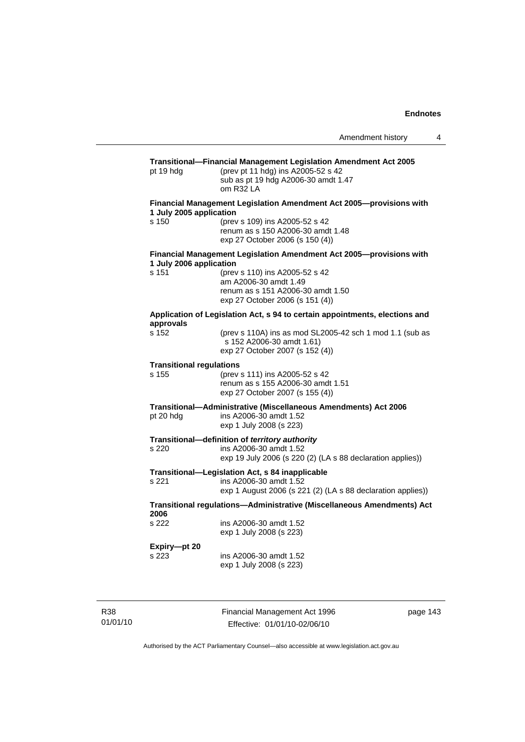**Transitional—Financial Management Legislation Amendment Act 2005**

pt 19 hdg (prev pt 11 hdg) ins A2005-52 s 42
sub as pt 19 hdg A2006-30 amdt 1.47
om R32 LA

**Financial Management Legislation Amendment Act 2005—provisions with 1 July 2005 application**

s 150 (prev s 109) ins A2005-52 s 42
renum as s 150 A2006-30 amdt 1.48
exp 27 October 2006 (s 150 (4))

**Financial Management Legislation Amendment Act 2005—provisions with 1 July 2006 application**

s 151 (prev s 110) ins A2005-52 s 42
am A2006-30 amdt 1.49
renum as s 151 A2006-30 amdt 1.50
exp 27 October 2006 (s 151 (4))

**Application of Legislation Act, s 94 to certain appointments, elections and approvals**

s 152 (prev s 110A) ins as mod SL2005-42 sch 1 mod 1.1 (sub as s 152 A2006-30 amdt 1.61)
exp 27 October 2007 (s 152 (4))

**Transitional regulations**

s 155 (prev s 111) ins A2005-52 s 42
renum as s 155 A2006-30 amdt 1.51
exp 27 October 2007 (s 155 (4))

**Transitional—Administrative (Miscellaneous Amendments) Act 2006**

pt 20 hdg ins A2006-30 amdt 1.52
exp 1 July 2008 (s 223)

**Transitional—definition of *territory authority***

s 220 ins A2006-30 amdt 1.52
exp 19 July 2006 (s 220 (2) (LA s 88 declaration applies))

**Transitional—Legislation Act, s 84 inapplicable**

s 221 ins A2006-30 amdt 1.52
exp 1 August 2006 (s 221 (2) (LA s 88 declaration applies))

**Transitional regulations—Administrative (Miscellaneous Amendments) Act 2006**

s 222 ins A2006-30 amdt 1.52
exp 1 July 2008 (s 223)

**Expiry—pt 20**

s 223 ins A2006-30 amdt 1.52
exp 1 July 2008 (s 223)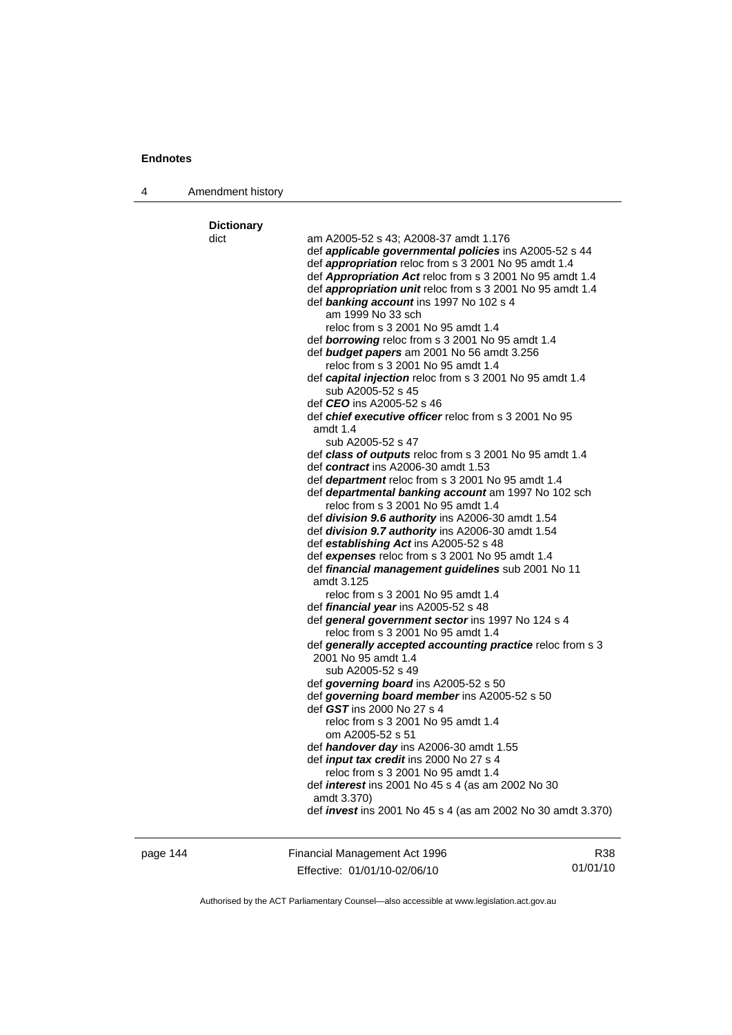**Dictionary**

dict

am A2005-52 s 43; A2008-37 amdt 1.176

def ***applicable governmental policies*** ins A2005-52 s 44

def ***appropriation*** reloc from s 3 2001 No 95 amdt 1.4

def ***Appropriation Act*** reloc from s 3 2001 No 95 amdt 1.4

def ***appropriation unit*** reloc from s 3 2001 No 95 amdt 1.4

def ***banking account*** ins 1997 No 102 s 4
am 1999 No 33 sch
reloc from s 3 2001 No 95 amdt 1.4

def ***borrowing*** reloc from s 3 2001 No 95 amdt 1.4

def ***budget papers*** am 2001 No 56 amdt 3.256
reloc from s 3 2001 No 95 amdt 1.4

def ***capital injection*** reloc from s 3 2001 No 95 amdt 1.4
sub A2005-52 s 45

def ***CEO*** ins A2005-52 s 46

def ***chief executive officer*** reloc from s 3 2001 No 95 amdt 1.4
sub A2005-52 s 47

def ***class of outputs*** reloc from s 3 2001 No 95 amdt 1.4

def ***contract*** ins A2006-30 amdt 1.53

def ***department*** reloc from s 3 2001 No 95 amdt 1.4

def ***departmental banking account*** am 1997 No 102 sch
reloc from s 3 2001 No 95 amdt 1.4

def ***division 9.6 authority*** ins A2006-30 amdt 1.54

def ***division 9.7 authority*** ins A2006-30 amdt 1.54

def ***establishing Act*** ins A2005-52 s 48

def ***expenses*** reloc from s 3 2001 No 95 amdt 1.4

def ***financial management guidelines*** sub 2001 No 11 amdt 3.125
reloc from s 3 2001 No 95 amdt 1.4

def ***financial year*** ins A2005-52 s 48

def ***general government sector*** ins 1997 No 124 s 4
reloc from s 3 2001 No 95 amdt 1.4

def ***generally accepted accounting practice*** reloc from s 3 2001 No 95 amdt 1.4
sub A2005-52 s 49

def ***governing board*** ins A2005-52 s 50

def ***governing board member*** ins A2005-52 s 50

def ***GST*** ins 2000 No 27 s 4
reloc from s 3 2001 No 95 amdt 1.4
om A2005-52 s 51

def ***handover day*** ins A2006-30 amdt 1.55

def ***input tax credit*** ins 2000 No 27 s 4
reloc from s 3 2001 No 95 amdt 1.4

def ***interest*** ins 2001 No 45 s 4 (as am 2002 No 30 amdt 3.370)

def ***invest*** ins 2001 No 45 s 4 (as am 2002 No 30 amdt 3.370)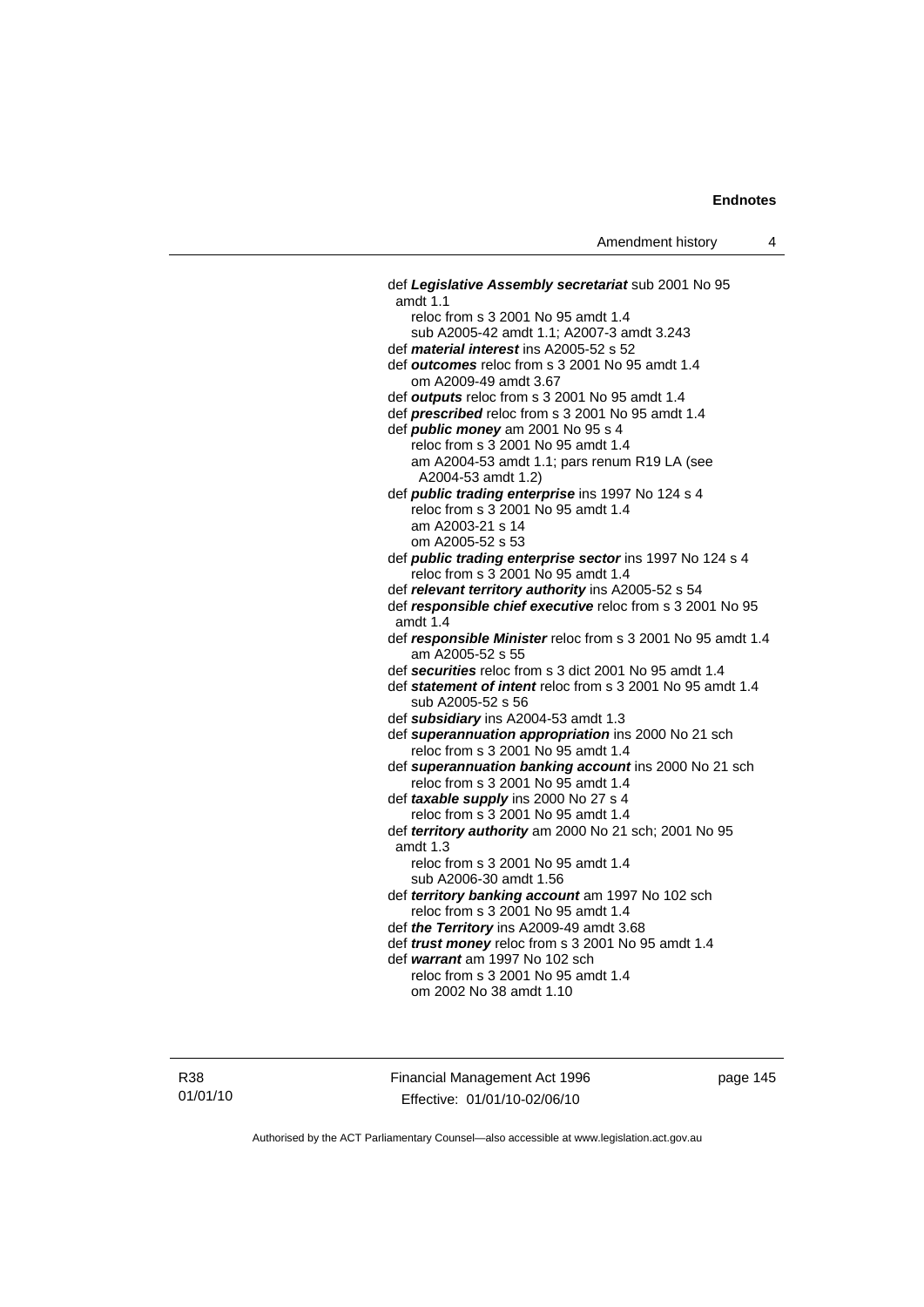def ***Legislative Assembly secretariat*** sub 2001 No 95 amdt 1.1
reloc from s 3 2001 No 95 amdt 1.4
sub A2005-42 amdt 1.1; A2007-3 amdt 3.243

def ***material interest*** ins A2005-52 s 52

def ***outcomes*** reloc from s 3 2001 No 95 amdt 1.4
om A2009-49 amdt 3.67

def ***outputs*** reloc from s 3 2001 No 95 amdt 1.4

def ***prescribed*** reloc from s 3 2001 No 95 amdt 1.4

def ***public money*** am 2001 No 95 s 4
reloc from s 3 2001 No 95 amdt 1.4
am A2004-53 amdt 1.1; pars renum R19 LA (see A2004-53 amdt 1.2)

def ***public trading enterprise*** ins 1997 No 124 s 4
reloc from s 3 2001 No 95 amdt 1.4
am A2003-21 s 14
om A2005-52 s 53

def ***public trading enterprise sector*** ins 1997 No 124 s 4
reloc from s 3 2001 No 95 amdt 1.4

def ***relevant territory authority*** ins A2005-52 s 54

def ***responsible chief executive*** reloc from s 3 2001 No 95 amdt 1.4

def ***responsible Minister*** reloc from s 3 2001 No 95 amdt 1.4
am A2005-52 s 55

def ***securities*** reloc from s 3 dict 2001 No 95 amdt 1.4

def ***statement of intent*** reloc from s 3 2001 No 95 amdt 1.4
sub A2005-52 s 56

def ***subsidiary*** ins A2004-53 amdt 1.3

def ***superannuation appropriation*** ins 2000 No 21 sch
reloc from s 3 2001 No 95 amdt 1.4

def ***superannuation banking account*** ins 2000 No 21 sch
reloc from s 3 2001 No 95 amdt 1.4

def ***taxable supply*** ins 2000 No 27 s 4
reloc from s 3 2001 No 95 amdt 1.4

def ***territory authority*** am 2000 No 21 sch; 2001 No 95 amdt 1.3
reloc from s 3 2001 No 95 amdt 1.4
sub A2006-30 amdt 1.56

def ***territory banking account*** am 1997 No 102 sch
reloc from s 3 2001 No 95 amdt 1.4

def ***the Territory*** ins A2009-49 amdt 3.68

def ***trust money*** reloc from s 3 2001 No 95 amdt 1.4

def ***warrant*** am 1997 No 102 sch
reloc from s 3 2001 No 95 amdt 1.4
om 2002 No 38 amdt 1.10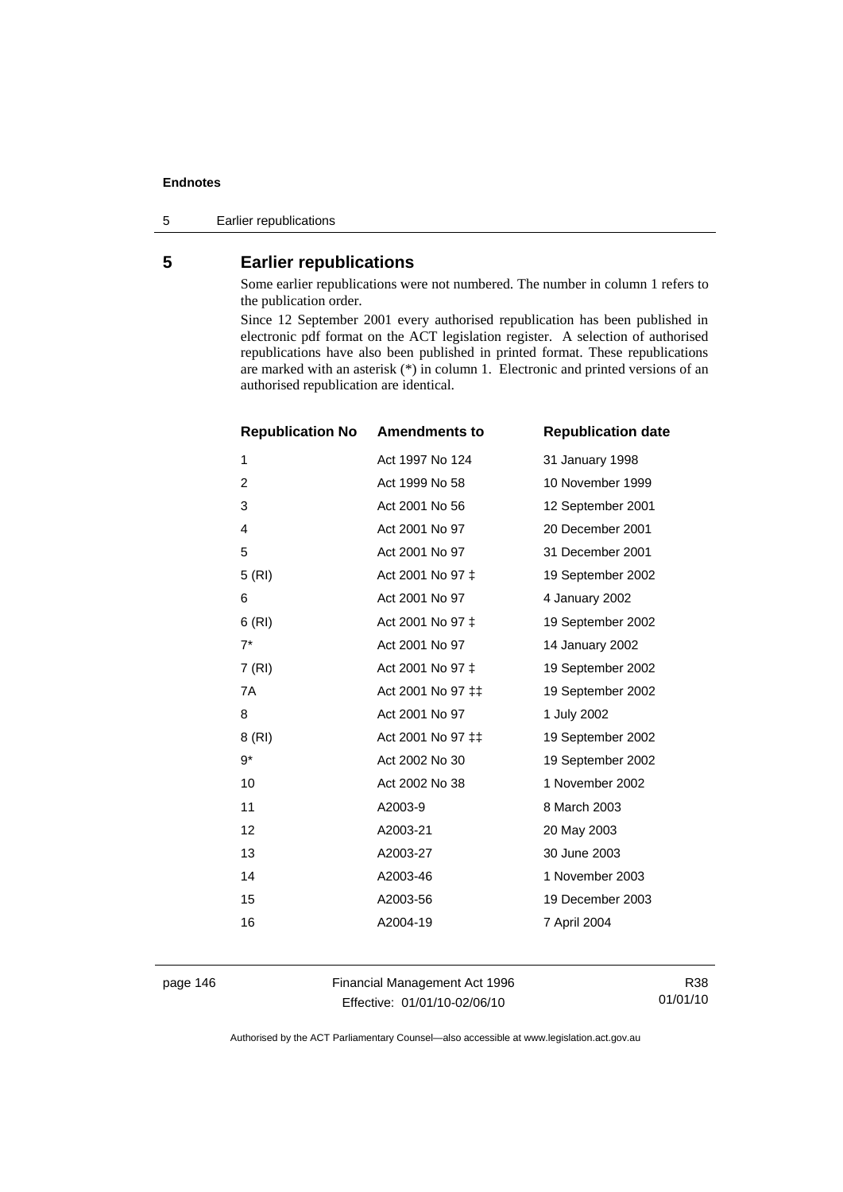## 5 Earlier republications

Some earlier republications were not numbered. The number in column 1 refers to the publication order.

Since 12 September 2001 every authorised republication has been published in electronic pdf format on the ACT legislation register. A selection of authorised republications have also been published in printed format. These republications are marked with an asterisk (*) in column 1. Electronic and printed versions of an authorised republication are identical.

| Republication No | Amendments to | Republication date |
|---|---|---|
| 1 | Act 1997 No 124 | 31 January 1998 |
| 2 | Act 1999 No 58 | 10 November 1999 |
| 3 | Act 2001 No 56 | 12 September 2001 |
| 4 | Act 2001 No 97 | 20 December 2001 |
| 5 | Act 2001 No 97 | 31 December 2001 |
| 5 (RI) | Act 2001 No 97 ‡ | 19 September 2002 |
| 6 | Act 2001 No 97 | 4 January 2002 |
| 6 (RI) | Act 2001 No 97 ‡ | 19 September 2002 |
| 7* | Act 2001 No 97 | 14 January 2002 |
| 7 (RI) | Act 2001 No 97 ‡ | 19 September 2002 |
| 7A | Act 2001 No 97 ‡‡ | 19 September 2002 |
| 8 | Act 2001 No 97 | 1 July 2002 |
| 8 (RI) | Act 2001 No 97 ‡‡ | 19 September 2002 |
| 9* | Act 2002 No 30 | 19 September 2002 |
| 10 | Act 2002 No 38 | 1 November 2002 |
| 11 | A2003-9 | 8 March 2003 |
| 12 | A2003-21 | 20 May 2003 |
| 13 | A2003-27 | 30 June 2003 |
| 14 | A2003-46 | 1 November 2003 |
| 15 | A2003-56 | 19 December 2003 |
| 16 | A2004-19 | 7 April 2004 |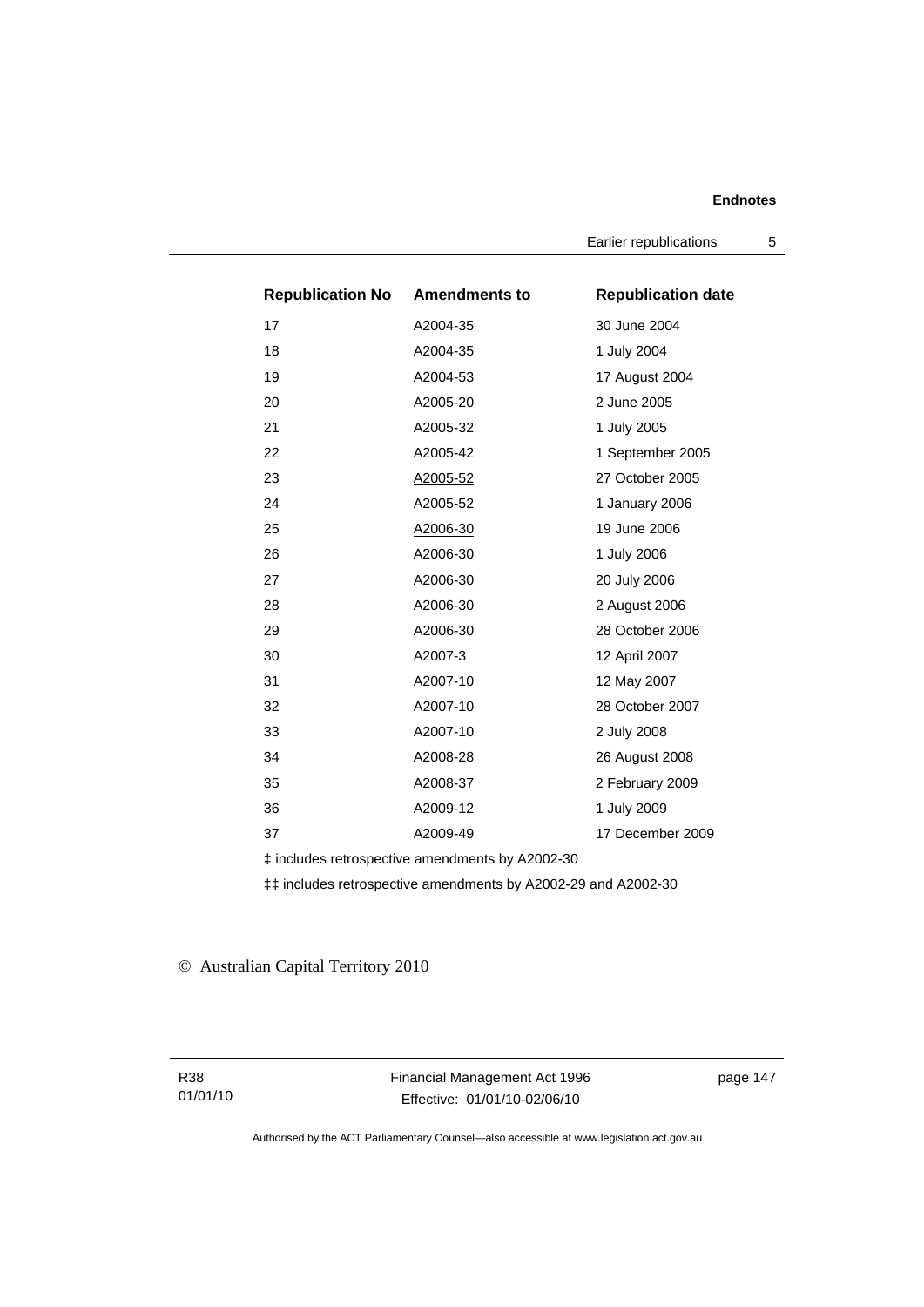| Republication No | Amendments to | Republication date |
| --- | --- | --- |
| 17 | A2004-35 | 30 June 2004 |
| 18 | A2004-35 | 1 July 2004 |
| 19 | A2004-53 | 17 August 2004 |
| 20 | A2005-20 | 2 June 2005 |
| 21 | A2005-32 | 1 July 2005 |
| 22 | A2005-42 | 1 September 2005 |
| 23 | A2005-52 | 27 October 2005 |
| 24 | A2005-52 | 1 January 2006 |
| 25 | A2006-30 | 19 June 2006 |
| 26 | A2006-30 | 1 July 2006 |
| 27 | A2006-30 | 20 July 2006 |
| 28 | A2006-30 | 2 August 2006 |
| 29 | A2006-30 | 28 October 2006 |
| 30 | A2007-3 | 12 April 2007 |
| 31 | A2007-10 | 12 May 2007 |
| 32 | A2007-10 | 28 October 2007 |
| 33 | A2007-10 | 2 July 2008 |
| 34 | A2008-28 | 26 August 2008 |
| 35 | A2008-37 | 2 February 2009 |
| 36 | A2009-12 | 1 July 2009 |
| 37 | A2009-49 | 17 December 2009 |

‡ includes retrospective amendments by A2002-30

‡‡ includes retrospective amendments by A2002-29 and A2002-30

© Australian Capital Territory 2010